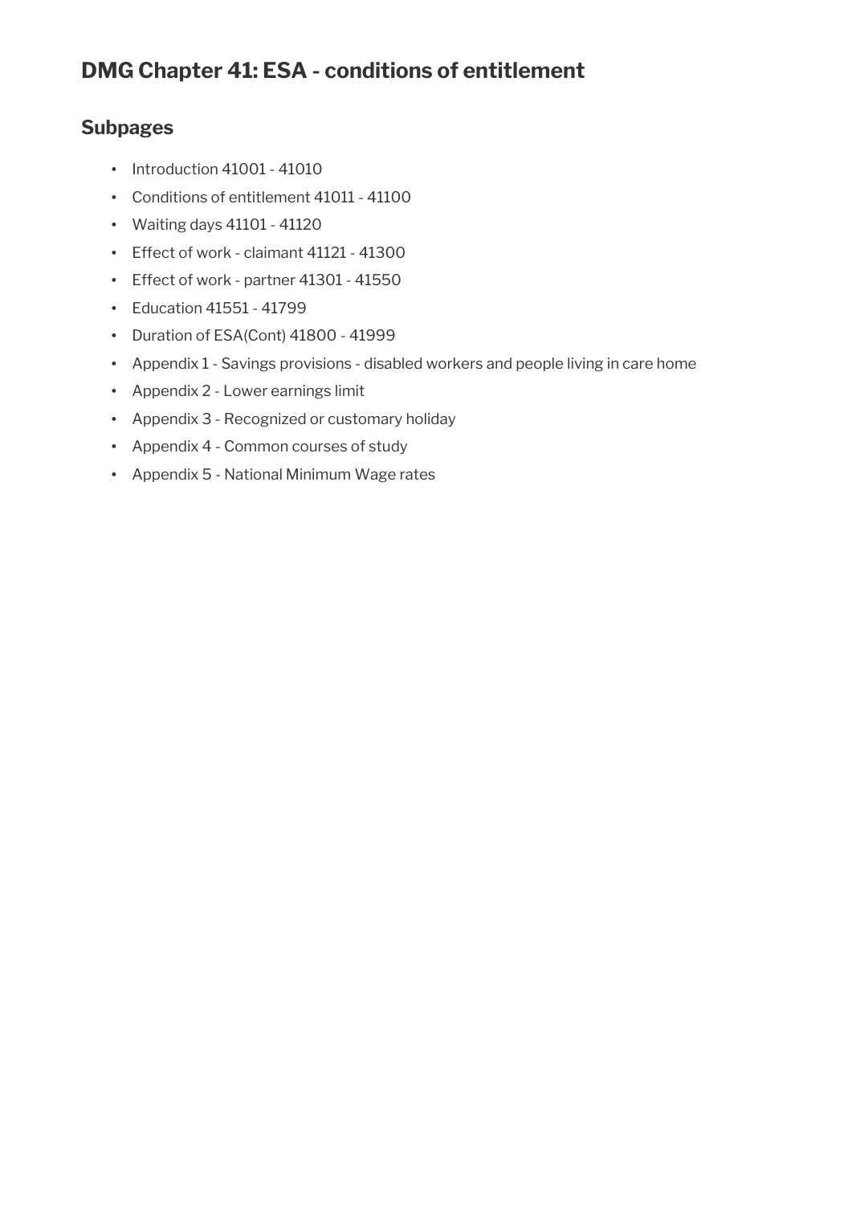# DMG Chapter 41: ESA - conditions of entitlement

## Subpages

- Introduction 41001 - 41010
- Conditions of entitlement 41011 - 41100
- Waiting days 41101 - 41120
- Effect of work - claimant 41121 - 41300
- Effect of work - partner 41301 - 41550
- Education 41551 - 41799
- Duration of ESA(Cont) 41800 - 41999
- Appendix 1 - Savings provisions - disabled workers and people living in care home
- Appendix 2 - Lower earnings limit
- Appendix 3 - Recognized or customary holiday
- Appendix 4 - Common courses of study
- Appendix 5 - National Minimum Wage rates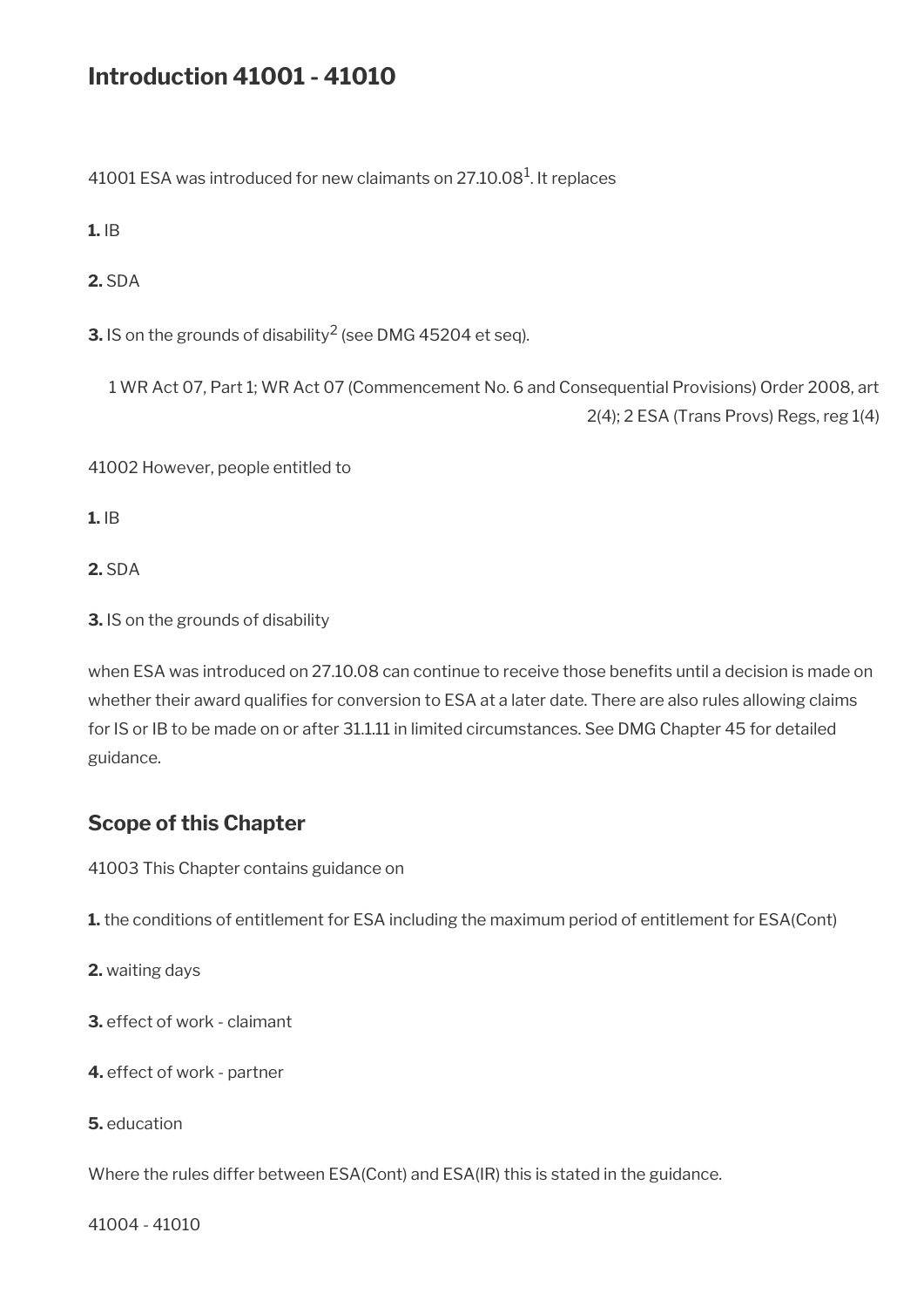## Introduction 41001 - 41010

41001 ESA was introduced for new claimants on 27.10.08[1]. It replaces

**1.** IB

**2.** SDA

**3.** IS on the grounds of disability[2] (see DMG 45204 et seq).

1 WR Act 07, Part 1; WR Act 07 (Commencement No. 6 and Consequential Provisions) Order 2008, art 2(4); 2 ESA (Trans Provs) Regs, reg 1(4)

41002 However, people entitled to

**1.** IB

**2.** SDA

**3.** IS on the grounds of disability

when ESA was introduced on 27.10.08 can continue to receive those benefits until a decision is made on whether their award qualifies for conversion to ESA at a later date. There are also rules allowing claims for IS or IB to be made on or after 31.1.11 in limited circumstances. See DMG Chapter 45 for detailed guidance.

### Scope of this Chapter

41003 This Chapter contains guidance on

**1.** the conditions of entitlement for ESA including the maximum period of entitlement for ESA(Cont)

**2.** waiting days

**3.** effect of work - claimant

**4.** effect of work - partner

**5.** education

Where the rules differ between ESA(Cont) and ESA(IR) this is stated in the guidance.

41004 - 41010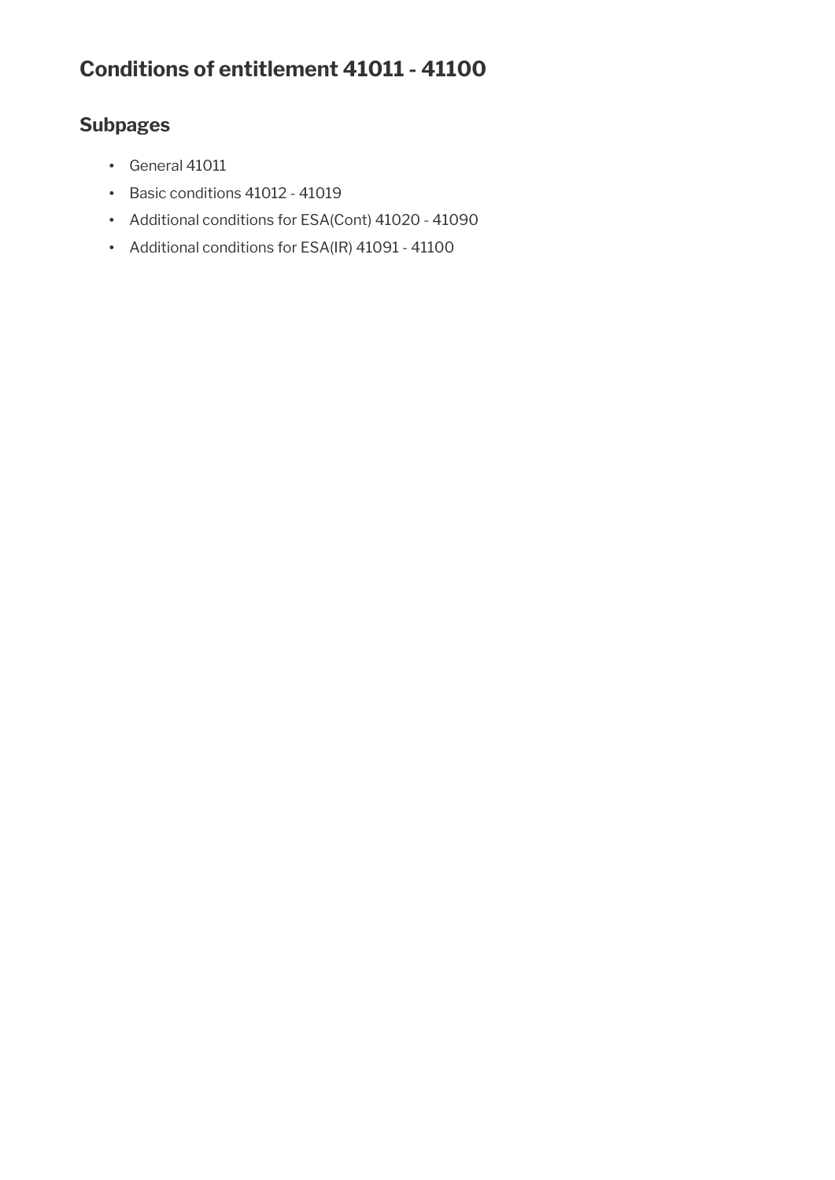## Conditions of entitlement 41011 - 41100

### Subpages

- General 41011
- Basic conditions 41012 - 41019
- Additional conditions for ESA(Cont) 41020 - 41090
- Additional conditions for ESA(IR) 41091 - 41100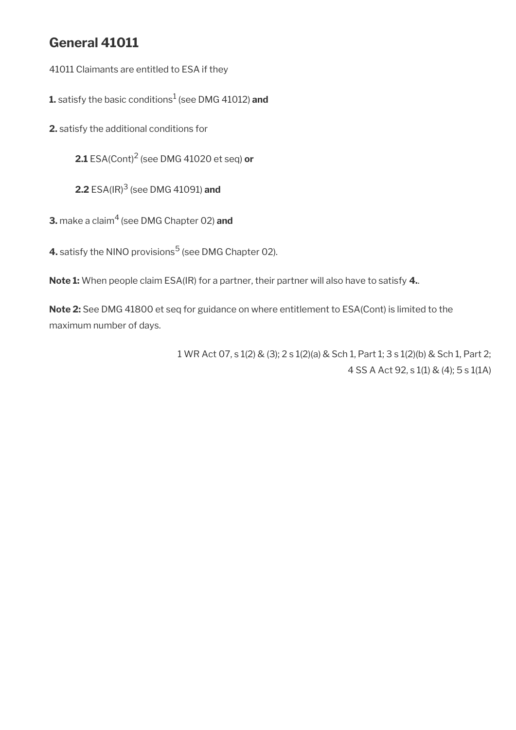## General 41011

41011 Claimants are entitled to ESA if they

**1.** satisfy the basic conditions[1] (see DMG 41012) **and**

**2.** satisfy the additional conditions for

> **2.1** ESA(Cont)[2] (see DMG 41020 et seq) **or**
>
> **2.2** ESA(IR)[3] (see DMG 41091) **and**

**3.** make a claim[4] (see DMG Chapter 02) **and**

**4.** satisfy the NINO provisions[5] (see DMG Chapter 02).

**Note 1:** When people claim ESA(IR) for a partner, their partner will also have to satisfy **4.**.

**Note 2:** See DMG 41800 et seq for guidance on where entitlement to ESA(Cont) is limited to the maximum number of days.

1 WR Act 07, s 1(2) & (3); 2 s 1(2)(a) & Sch 1, Part 1; 3 s 1(2)(b) & Sch 1, Part 2; 4 SS A Act 92, s 1(1) & (4); 5 s 1(1A)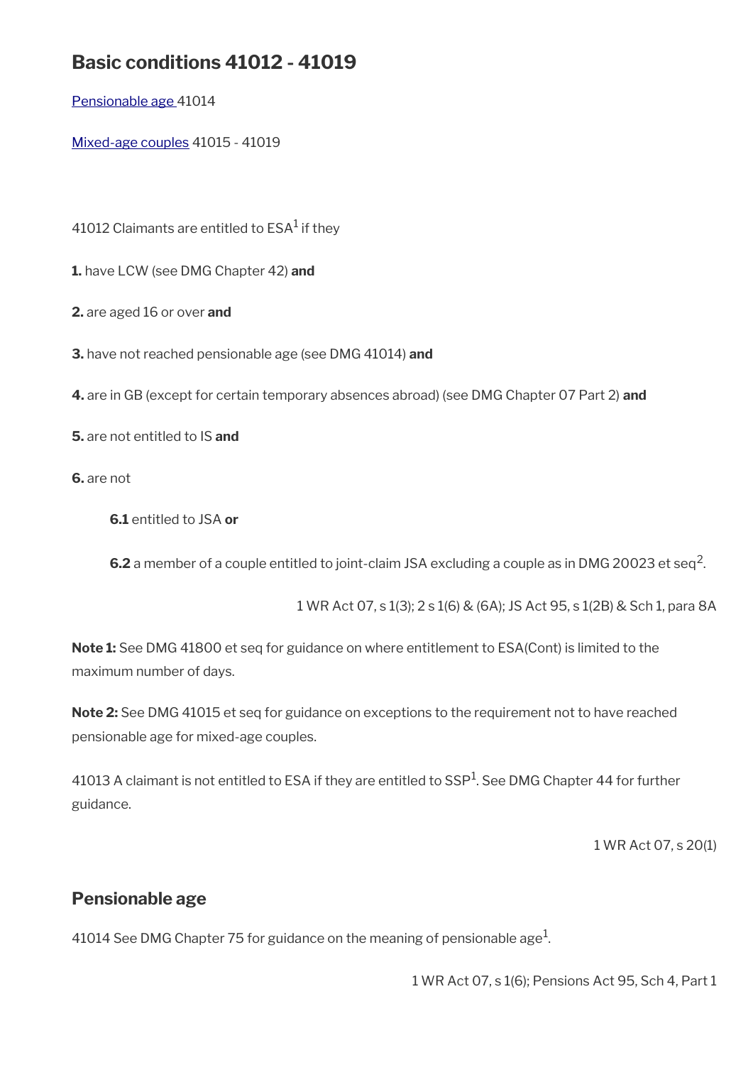## Basic conditions 41012 - 41019

[Pensionable age](#) 41014

[Mixed-age couples](#) 41015 - 41019

41012 Claimants are entitled to ESA[1] if they

**1.** have LCW (see DMG Chapter 42) **and**

**2.** are aged 16 or over **and**

**3.** have not reached pensionable age (see DMG 41014) **and**

**4.** are in GB (except for certain temporary absences abroad) (see DMG Chapter 07 Part 2) **and**

**5.** are not entitled to IS **and**

**6.** are not

> **6.1** entitled to JSA **or**
>
> **6.2** a member of a couple entitled to joint-claim JSA excluding a couple as in DMG 20023 et seq[2].

1 WR Act 07, s 1(3); 2 s 1(6) & (6A); JS Act 95, s 1(2B) & Sch 1, para 8A

**Note 1:** See DMG 41800 et seq for guidance on where entitlement to ESA(Cont) is limited to the maximum number of days.

**Note 2:** See DMG 41015 et seq for guidance on exceptions to the requirement not to have reached pensionable age for mixed-age couples.

41013 A claimant is not entitled to ESA if they are entitled to SSP[1]. See DMG Chapter 44 for further guidance.

1 WR Act 07, s 20(1)

## Pensionable age

41014 See DMG Chapter 75 for guidance on the meaning of pensionable age[1].

1 WR Act 07, s 1(6); Pensions Act 95, Sch 4, Part 1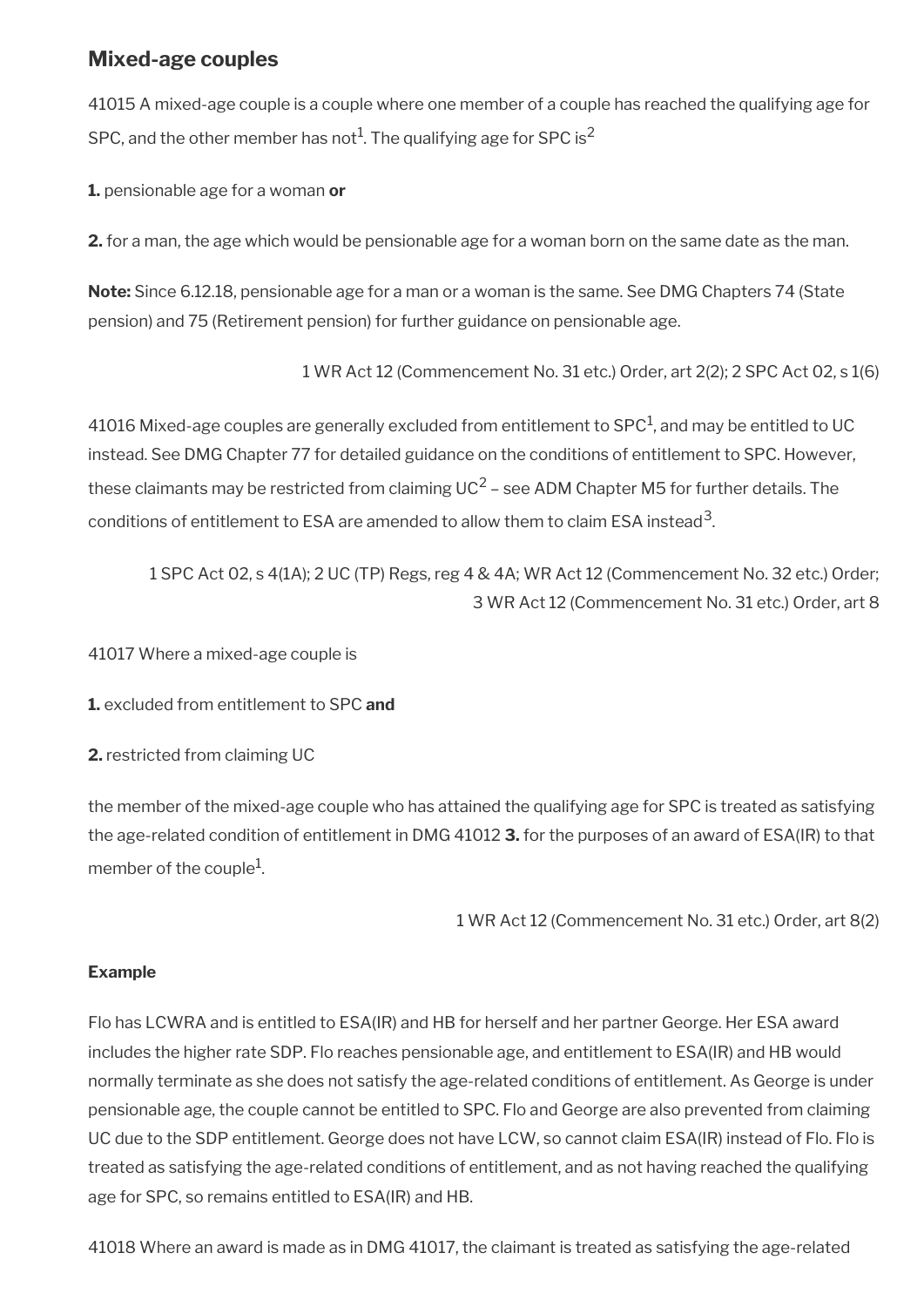## Mixed-age couples

41015 A mixed-age couple is a couple where one member of a couple has reached the qualifying age for SPC, and the other member has not[1]. The qualifying age for SPC is[2]

**1.** pensionable age for a woman **or**

**2.** for a man, the age which would be pensionable age for a woman born on the same date as the man.

**Note:** Since 6.12.18, pensionable age for a man or a woman is the same. See DMG Chapters 74 (State pension) and 75 (Retirement pension) for further guidance on pensionable age.

1 WR Act 12 (Commencement No. 31 etc.) Order, art 2(2); 2 SPC Act 02, s 1(6)

41016 Mixed-age couples are generally excluded from entitlement to SPC[1], and may be entitled to UC instead. See DMG Chapter 77 for detailed guidance on the conditions of entitlement to SPC. However, these claimants may be restricted from claiming UC[2] – see ADM Chapter M5 for further details. The conditions of entitlement to ESA are amended to allow them to claim ESA instead[3].

1 SPC Act 02, s 4(1A); 2 UC (TP) Regs, reg 4 & 4A; WR Act 12 (Commencement No. 32 etc.) Order; 3 WR Act 12 (Commencement No. 31 etc.) Order, art 8

41017 Where a mixed-age couple is

**1.** excluded from entitlement to SPC **and**

**2.** restricted from claiming UC

the member of the mixed-age couple who has attained the qualifying age for SPC is treated as satisfying the age-related condition of entitlement in DMG 41012 **3.** for the purposes of an award of ESA(IR) to that member of the couple[1].

1 WR Act 12 (Commencement No. 31 etc.) Order, art 8(2)

**Example**

Flo has LCWRA and is entitled to ESA(IR) and HB for herself and her partner George. Her ESA award includes the higher rate SDP. Flo reaches pensionable age, and entitlement to ESA(IR) and HB would normally terminate as she does not satisfy the age-related conditions of entitlement. As George is under pensionable age, the couple cannot be entitled to SPC. Flo and George are also prevented from claiming UC due to the SDP entitlement. George does not have LCW, so cannot claim ESA(IR) instead of Flo. Flo is treated as satisfying the age-related conditions of entitlement, and as not having reached the qualifying age for SPC, so remains entitled to ESA(IR) and HB.

41018 Where an award is made as in DMG 41017, the claimant is treated as satisfying the age-related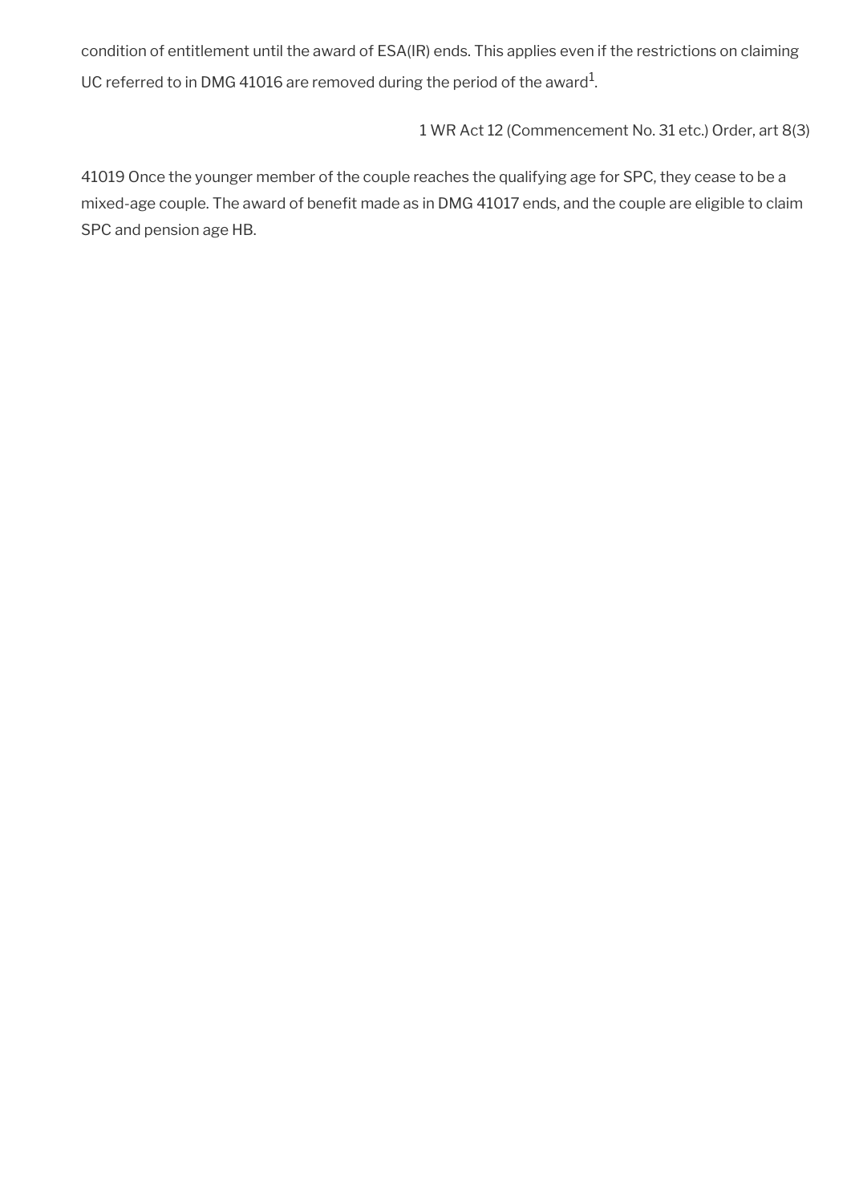condition of entitlement until the award of ESA(IR) ends. This applies even if the restrictions on claiming UC referred to in DMG 41016 are removed during the period of the award[1].

1 WR Act 12 (Commencement No. 31 etc.) Order, art 8(3)

41019 Once the younger member of the couple reaches the qualifying age for SPC, they cease to be a mixed-age couple. The award of benefit made as in DMG 41017 ends, and the couple are eligible to claim SPC and pension age HB.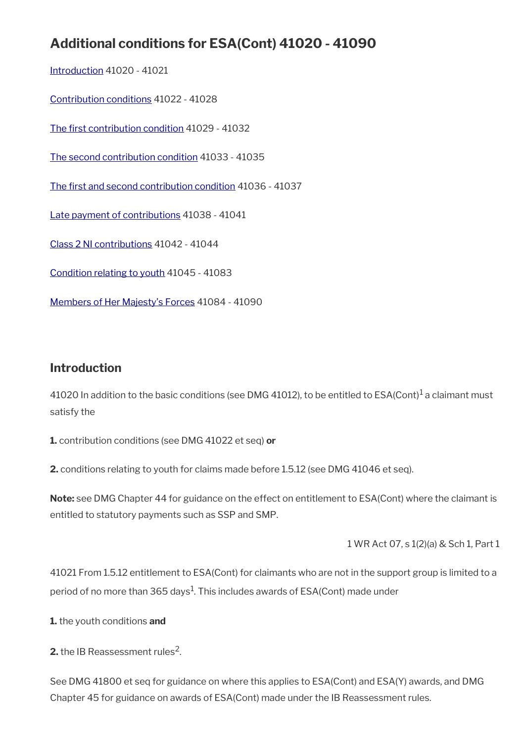## Additional conditions for ESA(Cont) 41020 - 41090

Introduction 41020 - 41021

Contribution conditions 41022 - 41028

The first contribution condition 41029 - 41032

The second contribution condition 41033 - 41035

The first and second contribution condition 41036 - 41037

Late payment of contributions 41038 - 41041

Class 2 NI contributions 41042 - 41044

Condition relating to youth 41045 - 41083

Members of Her Majesty's Forces 41084 - 41090

### Introduction

41020 In addition to the basic conditions (see DMG 41012), to be entitled to ESA(Cont)[1] a claimant must satisfy the

**1.** contribution conditions (see DMG 41022 et seq) **or**

**2.** conditions relating to youth for claims made before 1.5.12 (see DMG 41046 et seq).

**Note:** see DMG Chapter 44 for guidance on the effect on entitlement to ESA(Cont) where the claimant is entitled to statutory payments such as SSP and SMP.

1 WR Act 07, s 1(2)(a) & Sch 1, Part 1

41021 From 1.5.12 entitlement to ESA(Cont) for claimants who are not in the support group is limited to a period of no more than 365 days[1]. This includes awards of ESA(Cont) made under

**1.** the youth conditions **and**

**2.** the IB Reassessment rules[2].

See DMG 41800 et seq for guidance on where this applies to ESA(Cont) and ESA(Y) awards, and DMG Chapter 45 for guidance on awards of ESA(Cont) made under the IB Reassessment rules.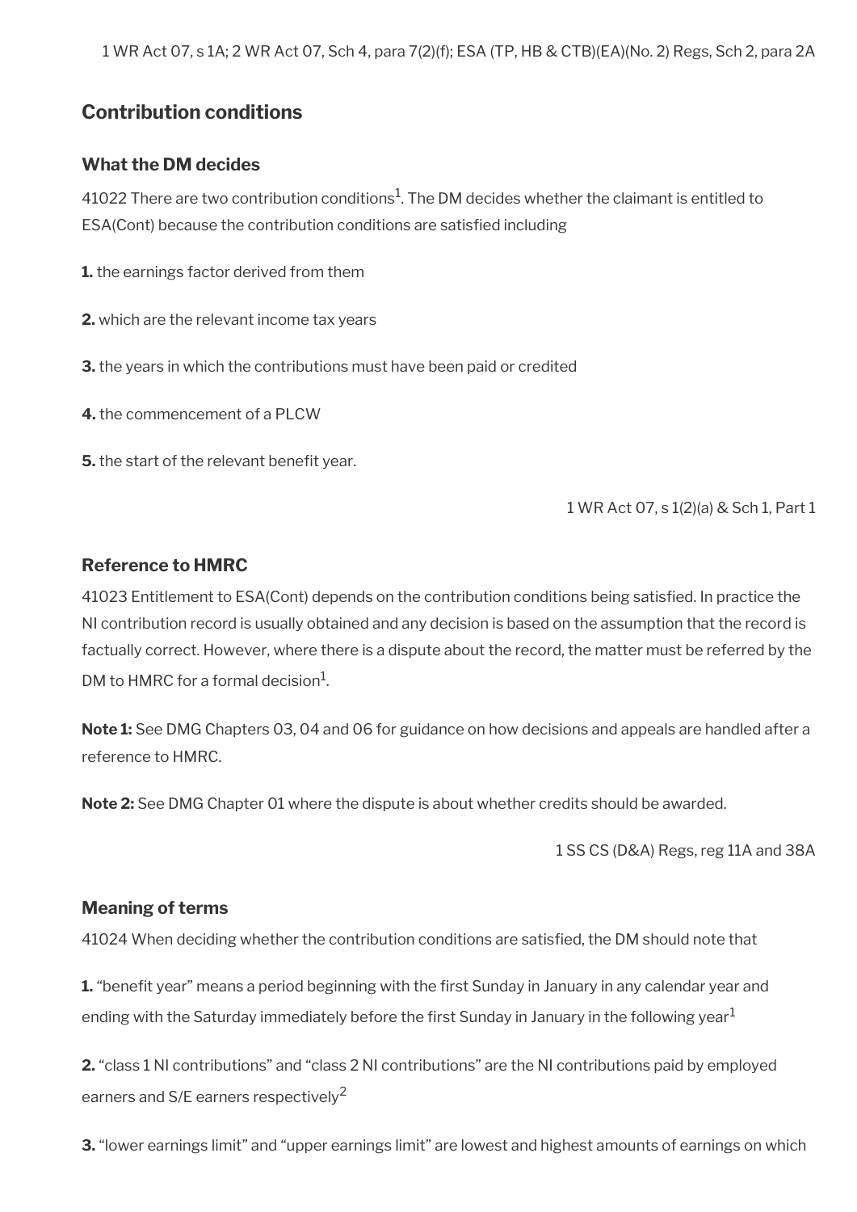1 WR Act 07, s 1A; 2 WR Act 07, Sch 4, para 7(2)(f); ESA (TP, HB & CTB)(EA)(No. 2) Regs, Sch 2, para 2A

## Contribution conditions

### What the DM decides

41022 There are two contribution conditions[1]. The DM decides whether the claimant is entitled to ESA(Cont) because the contribution conditions are satisfied including

**1.** the earnings factor derived from them

**2.** which are the relevant income tax years

**3.** the years in which the contributions must have been paid or credited

**4.** the commencement of a PLCW

**5.** the start of the relevant benefit year.

1 WR Act 07, s 1(2)(a) & Sch 1, Part 1

### Reference to HMRC

41023 Entitlement to ESA(Cont) depends on the contribution conditions being satisfied. In practice the NI contribution record is usually obtained and any decision is based on the assumption that the record is factually correct. However, where there is a dispute about the record, the matter must be referred by the DM to HMRC for a formal decision[1].

**Note 1:** See DMG Chapters 03, 04 and 06 for guidance on how decisions and appeals are handled after a reference to HMRC.

**Note 2:** See DMG Chapter 01 where the dispute is about whether credits should be awarded.

1 SS CS (D&A) Regs, reg 11A and 38A

### Meaning of terms

41024 When deciding whether the contribution conditions are satisfied, the DM should note that

**1.** "benefit year" means a period beginning with the first Sunday in January in any calendar year and ending with the Saturday immediately before the first Sunday in January in the following year[1]

**2.** "class 1 NI contributions" and "class 2 NI contributions" are the NI contributions paid by employed earners and S/E earners respectively[2]

**3.** "lower earnings limit" and "upper earnings limit" are lowest and highest amounts of earnings on which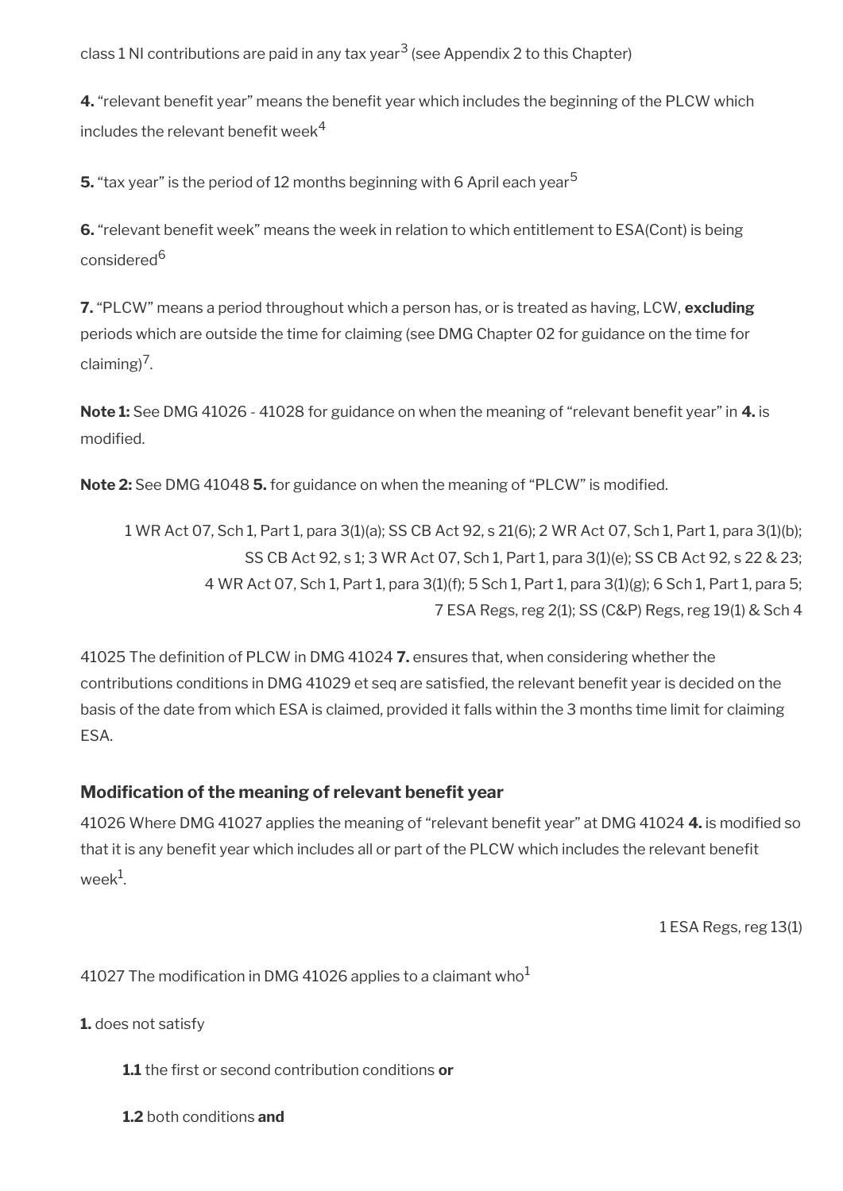class 1 NI contributions are paid in any tax year[3] (see Appendix 2 to this Chapter)

**4.** "relevant benefit year" means the benefit year which includes the beginning of the PLCW which includes the relevant benefit week[4]

**5.** "tax year" is the period of 12 months beginning with 6 April each year[5]

**6.** "relevant benefit week" means the week in relation to which entitlement to ESA(Cont) is being considered[6]

**7.** "PLCW" means a period throughout which a person has, or is treated as having, LCW, **excluding** periods which are outside the time for claiming (see DMG Chapter 02 for guidance on the time for claiming)[7].

**Note 1:** See DMG 41026 - 41028 for guidance on when the meaning of "relevant benefit year" in **4.** is modified.

**Note 2:** See DMG 41048 **5.** for guidance on when the meaning of "PLCW" is modified.

1 WR Act 07, Sch 1, Part 1, para 3(1)(a); SS CB Act 92, s 21(6); 2 WR Act 07, Sch 1, Part 1, para 3(1)(b); SS CB Act 92, s 1; 3 WR Act 07, Sch 1, Part 1, para 3(1)(e); SS CB Act 92, s 22 & 23; 4 WR Act 07, Sch 1, Part 1, para 3(1)(f); 5 Sch 1, Part 1, para 3(1)(g); 6 Sch 1, Part 1, para 5; 7 ESA Regs, reg 2(1); SS (C&P) Regs, reg 19(1) & Sch 4

41025 The definition of PLCW in DMG 41024 **7.** ensures that, when considering whether the contributions conditions in DMG 41029 et seq are satisfied, the relevant benefit year is decided on the basis of the date from which ESA is claimed, provided it falls within the 3 months time limit for claiming ESA.

### Modification of the meaning of relevant benefit year

41026 Where DMG 41027 applies the meaning of "relevant benefit year" at DMG 41024 **4.** is modified so that it is any benefit year which includes all or part of the PLCW which includes the relevant benefit week[1].

1 ESA Regs, reg 13(1)

41027 The modification in DMG 41026 applies to a claimant who[1]

**1.** does not satisfy

**1.1** the first or second contribution conditions **or**

**1.2** both conditions **and**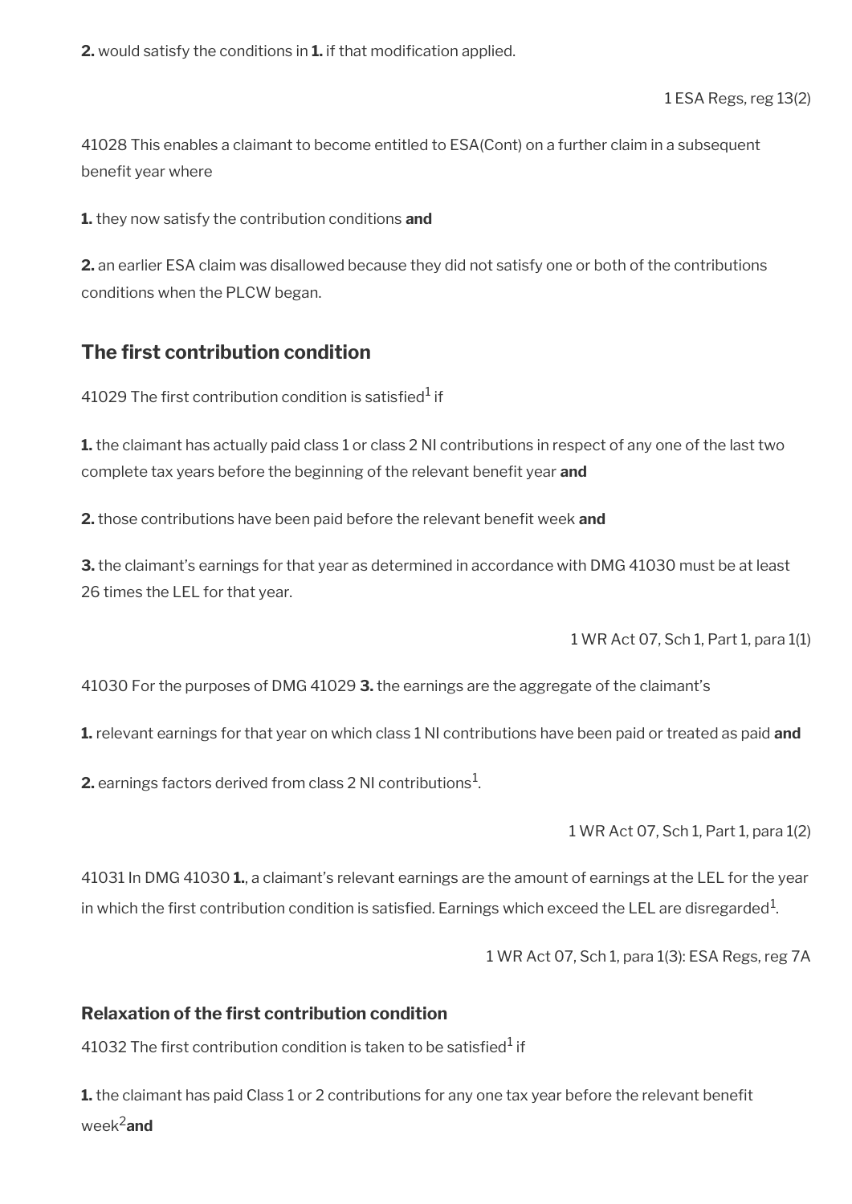**2.** would satisfy the conditions in **1.** if that modification applied.

1 ESA Regs, reg 13(2)

41028 This enables a claimant to become entitled to ESA(Cont) on a further claim in a subsequent benefit year where

**1.** they now satisfy the contribution conditions **and**

**2.** an earlier ESA claim was disallowed because they did not satisfy one or both of the contributions conditions when the PLCW began.

## The first contribution condition

41029 The first contribution condition is satisfied[1] if

**1.** the claimant has actually paid class 1 or class 2 NI contributions in respect of any one of the last two complete tax years before the beginning of the relevant benefit year **and**

**2.** those contributions have been paid before the relevant benefit week **and**

**3.** the claimant's earnings for that year as determined in accordance with DMG 41030 must be at least 26 times the LEL for that year.

1 WR Act 07, Sch 1, Part 1, para 1(1)

41030 For the purposes of DMG 41029 **3.** the earnings are the aggregate of the claimant's

**1.** relevant earnings for that year on which class 1 NI contributions have been paid or treated as paid **and**

**2.** earnings factors derived from class 2 NI contributions[1].

1 WR Act 07, Sch 1, Part 1, para 1(2)

41031 In DMG 41030 **1.**, a claimant's relevant earnings are the amount of earnings at the LEL for the year in which the first contribution condition is satisfied. Earnings which exceed the LEL are disregarded[1].

1 WR Act 07, Sch 1, para 1(3): ESA Regs, reg 7A

### Relaxation of the first contribution condition

41032 The first contribution condition is taken to be satisfied[1] if

**1.** the claimant has paid Class 1 or 2 contributions for any one tax year before the relevant benefit week[2] **and**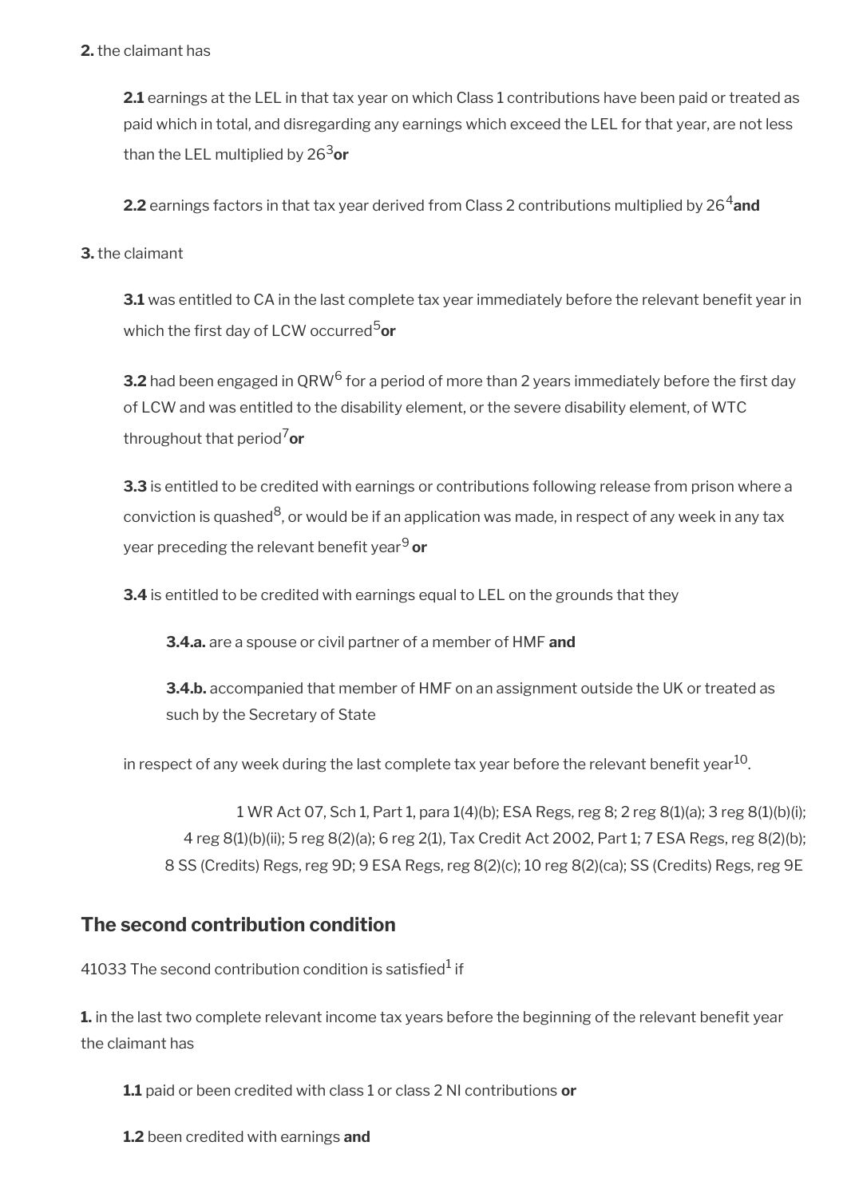**2.** the claimant has

**2.1** earnings at the LEL in that tax year on which Class 1 contributions have been paid or treated as paid which in total, and disregarding any earnings which exceed the LEL for that year, are not less than the LEL multiplied by 26[3] **or**

**2.2** earnings factors in that tax year derived from Class 2 contributions multiplied by 26[4] **and**

**3.** the claimant

**3.1** was entitled to CA in the last complete tax year immediately before the relevant benefit year in which the first day of LCW occurred[5] **or**

**3.2** had been engaged in QRW[6] for a period of more than 2 years immediately before the first day of LCW and was entitled to the disability element, or the severe disability element, of WTC throughout that period[7] **or**

**3.3** is entitled to be credited with earnings or contributions following release from prison where a conviction is quashed[8], or would be if an application was made, in respect of any week in any tax year preceding the relevant benefit year[9] **or**

**3.4** is entitled to be credited with earnings equal to LEL on the grounds that they

**3.4.a.** are a spouse or civil partner of a member of HMF **and**

**3.4.b.** accompanied that member of HMF on an assignment outside the UK or treated as such by the Secretary of State

in respect of any week during the last complete tax year before the relevant benefit year[10].

1 WR Act 07, Sch 1, Part 1, para 1(4)(b); ESA Regs, reg 8; 2 reg 8(1)(a); 3 reg 8(1)(b)(i); 4 reg 8(1)(b)(ii); 5 reg 8(2)(a); 6 reg 2(1), Tax Credit Act 2002, Part 1; 7 ESA Regs, reg 8(2)(b); 8 SS (Credits) Regs, reg 9D; 9 ESA Regs, reg 8(2)(c); 10 reg 8(2)(ca); SS (Credits) Regs, reg 9E

## The second contribution condition

41033 The second contribution condition is satisfied[1] if

**1.** in the last two complete relevant income tax years before the beginning of the relevant benefit year the claimant has

**1.1** paid or been credited with class 1 or class 2 NI contributions **or**

**1.2** been credited with earnings **and**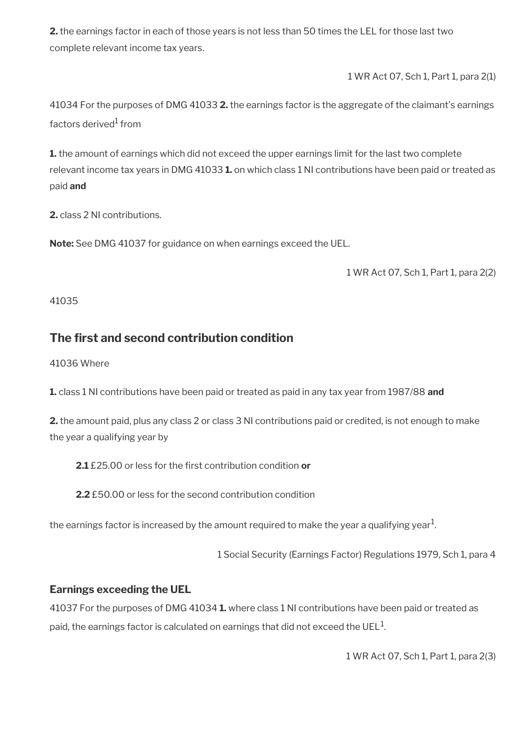**2.** the earnings factor in each of those years is not less than 50 times the LEL for those last two complete relevant income tax years.

1 WR Act 07, Sch 1, Part 1, para 2(1)

41034 For the purposes of DMG 41033 **2.** the earnings factor is the aggregate of the claimant's earnings factors derived[1] from

**1.** the amount of earnings which did not exceed the upper earnings limit for the last two complete relevant income tax years in DMG 41033 **1.** on which class 1 NI contributions have been paid or treated as paid **and**

**2.** class 2 NI contributions.

**Note:** See DMG 41037 for guidance on when earnings exceed the UEL.

1 WR Act 07, Sch 1, Part 1, para 2(2)

41035

## The first and second contribution condition

41036 Where

**1.** class 1 NI contributions have been paid or treated as paid in any tax year from 1987/88 **and**

**2.** the amount paid, plus any class 2 or class 3 NI contributions paid or credited, is not enough to make the year a qualifying year by

**2.1** £25.00 or less for the first contribution condition **or**

**2.2** £50.00 or less for the second contribution condition

the earnings factor is increased by the amount required to make the year a qualifying year[1].

1 Social Security (Earnings Factor) Regulations 1979, Sch 1, para 4

### Earnings exceeding the UEL

41037 For the purposes of DMG 41034 **1.** where class 1 NI contributions have been paid or treated as paid, the earnings factor is calculated on earnings that did not exceed the UEL[1].

1 WR Act 07, Sch 1, Part 1, para 2(3)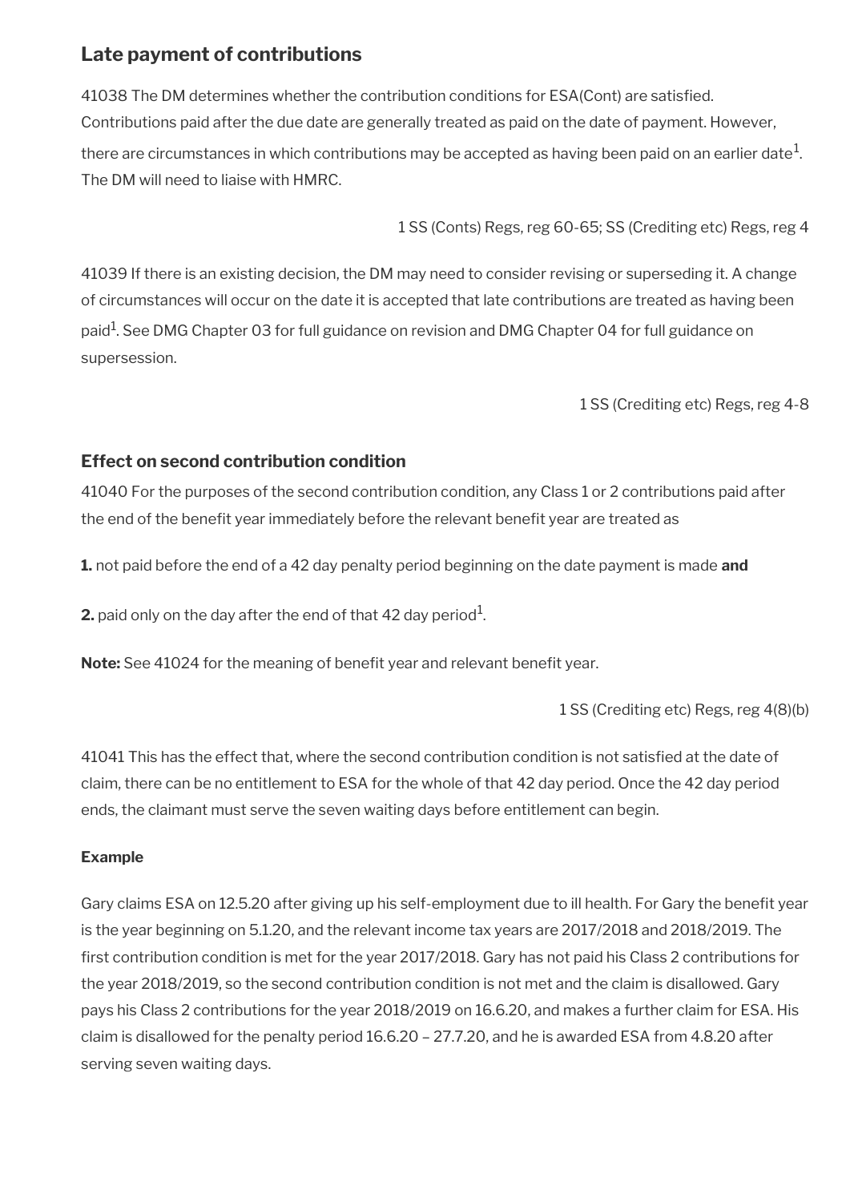## Late payment of contributions

41038 The DM determines whether the contribution conditions for ESA(Cont) are satisfied. Contributions paid after the due date are generally treated as paid on the date of payment. However, there are circumstances in which contributions may be accepted as having been paid on an earlier date[1]. The DM will need to liaise with HMRC.

1 SS (Conts) Regs, reg 60-65; SS (Crediting etc) Regs, reg 4

41039 If there is an existing decision, the DM may need to consider revising or superseding it. A change of circumstances will occur on the date it is accepted that late contributions are treated as having been paid[1]. See DMG Chapter 03 for full guidance on revision and DMG Chapter 04 for full guidance on supersession.

1 SS (Crediting etc) Regs, reg 4-8

### Effect on second contribution condition

41040 For the purposes of the second contribution condition, any Class 1 or 2 contributions paid after the end of the benefit year immediately before the relevant benefit year are treated as

**1.** not paid before the end of a 42 day penalty period beginning on the date payment is made **and**

**2.** paid only on the day after the end of that 42 day period[1].

**Note:** See 41024 for the meaning of benefit year and relevant benefit year.

1 SS (Crediting etc) Regs, reg 4(8)(b)

41041 This has the effect that, where the second contribution condition is not satisfied at the date of claim, there can be no entitlement to ESA for the whole of that 42 day period. Once the 42 day period ends, the claimant must serve the seven waiting days before entitlement can begin.

#### Example

Gary claims ESA on 12.5.20 after giving up his self-employment due to ill health. For Gary the benefit year is the year beginning on 5.1.20, and the relevant income tax years are 2017/2018 and 2018/2019. The first contribution condition is met for the year 2017/2018. Gary has not paid his Class 2 contributions for the year 2018/2019, so the second contribution condition is not met and the claim is disallowed. Gary pays his Class 2 contributions for the year 2018/2019 on 16.6.20, and makes a further claim for ESA. His claim is disallowed for the penalty period 16.6.20 – 27.7.20, and he is awarded ESA from 4.8.20 after serving seven waiting days.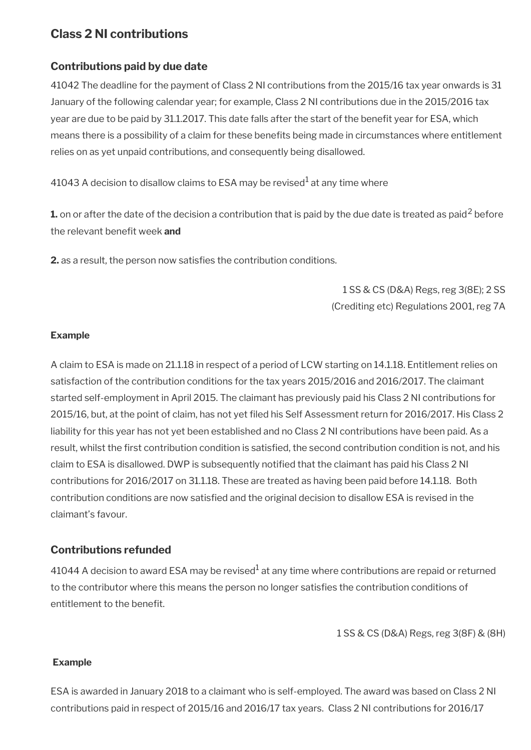## Class 2 NI contributions

### Contributions paid by due date

41042 The deadline for the payment of Class 2 NI contributions from the 2015/16 tax year onwards is 31 January of the following calendar year; for example, Class 2 NI contributions due in the 2015/2016 tax year are due to be paid by 31.1.2017. This date falls after the start of the benefit year for ESA, which means there is a possibility of a claim for these benefits being made in circumstances where entitlement relies on as yet unpaid contributions, and consequently being disallowed.

41043 A decision to disallow claims to ESA may be revised[1] at any time where

**1.** on or after the date of the decision a contribution that is paid by the due date is treated as paid[2] before the relevant benefit week **and**

**2.** as a result, the person now satisfies the contribution conditions.

1 SS & CS (D&A) Regs, reg 3(8E); 2 SS (Crediting etc) Regulations 2001, reg 7A

**Example**

A claim to ESA is made on 21.1.18 in respect of a period of LCW starting on 14.1.18. Entitlement relies on satisfaction of the contribution conditions for the tax years 2015/2016 and 2016/2017. The claimant started self-employment in April 2015. The claimant has previously paid his Class 2 NI contributions for 2015/16, but, at the point of claim, has not yet filed his Self Assessment return for 2016/2017. His Class 2 liability for this year has not yet been established and no Class 2 NI contributions have been paid. As a result, whilst the first contribution condition is satisfied, the second contribution condition is not, and his claim to ESA is disallowed. DWP is subsequently notified that the claimant has paid his Class 2 NI contributions for 2016/2017 on 31.1.18. These are treated as having been paid before 14.1.18. Both contribution conditions are now satisfied and the original decision to disallow ESA is revised in the claimant's favour.

### Contributions refunded

41044 A decision to award ESA may be revised[1] at any time where contributions are repaid or returned to the contributor where this means the person no longer satisfies the contribution conditions of entitlement to the benefit.

1 SS & CS (D&A) Regs, reg 3(8F) & (8H)

**Example**

ESA is awarded in January 2018 to a claimant who is self-employed. The award was based on Class 2 NI contributions paid in respect of 2015/16 and 2016/17 tax years. Class 2 NI contributions for 2016/17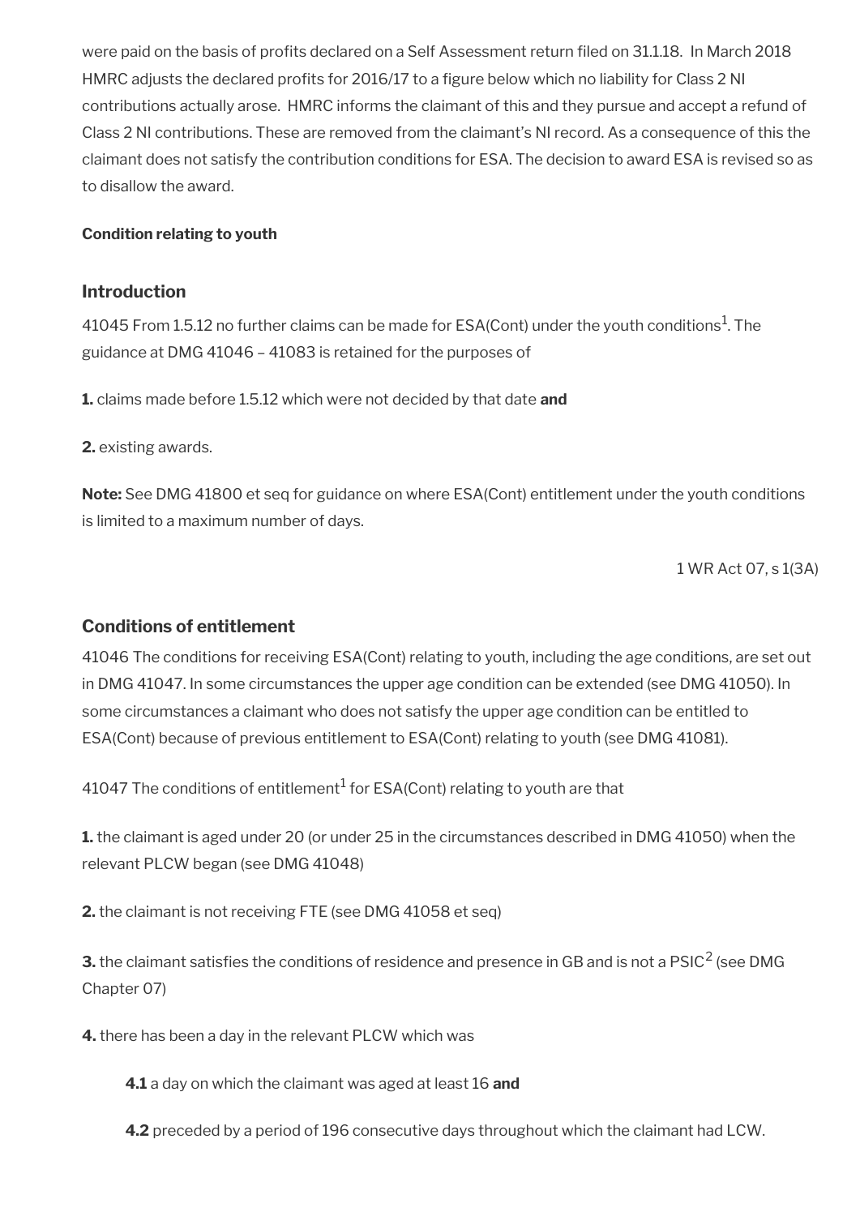were paid on the basis of profits declared on a Self Assessment return filed on 31.1.18. In March 2018 HMRC adjusts the declared profits for 2016/17 to a figure below which no liability for Class 2 NI contributions actually arose. HMRC informs the claimant of this and they pursue and accept a refund of Class 2 NI contributions. These are removed from the claimant's NI record. As a consequence of this the claimant does not satisfy the contribution conditions for ESA. The decision to award ESA is revised so as to disallow the award.

**Condition relating to youth**

### Introduction

41045 From 1.5.12 no further claims can be made for ESA(Cont) under the youth conditions[1]. The guidance at DMG 41046 – 41083 is retained for the purposes of

**1.** claims made before 1.5.12 which were not decided by that date **and**

**2.** existing awards.

**Note:** See DMG 41800 et seq for guidance on where ESA(Cont) entitlement under the youth conditions is limited to a maximum number of days.

1 WR Act 07, s 1(3A)

### Conditions of entitlement

41046 The conditions for receiving ESA(Cont) relating to youth, including the age conditions, are set out in DMG 41047. In some circumstances the upper age condition can be extended (see DMG 41050). In some circumstances a claimant who does not satisfy the upper age condition can be entitled to ESA(Cont) because of previous entitlement to ESA(Cont) relating to youth (see DMG 41081).

41047 The conditions of entitlement[1] for ESA(Cont) relating to youth are that

**1.** the claimant is aged under 20 (or under 25 in the circumstances described in DMG 41050) when the relevant PLCW began (see DMG 41048)

**2.** the claimant is not receiving FTE (see DMG 41058 et seq)

**3.** the claimant satisfies the conditions of residence and presence in GB and is not a PSIC[2] (see DMG Chapter 07)

**4.** there has been a day in the relevant PLCW which was

> **4.1** a day on which the claimant was aged at least 16 **and**
>
> **4.2** preceded by a period of 196 consecutive days throughout which the claimant had LCW.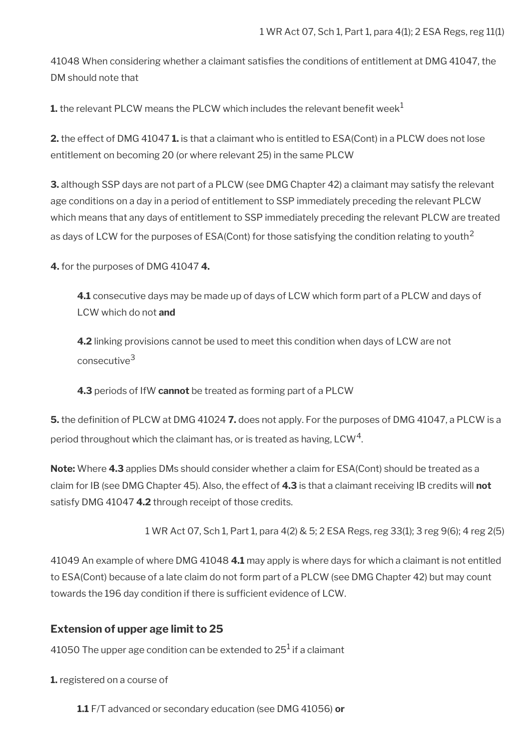1 WR Act 07, Sch 1, Part 1, para 4(1); 2 ESA Regs, reg 11(1)

41048 When considering whether a claimant satisfies the conditions of entitlement at DMG 41047, the DM should note that

**1.** the relevant PLCW means the PLCW which includes the relevant benefit week[1]

**2.** the effect of DMG 41047 **1.** is that a claimant who is entitled to ESA(Cont) in a PLCW does not lose entitlement on becoming 20 (or where relevant 25) in the same PLCW

**3.** although SSP days are not part of a PLCW (see DMG Chapter 42) a claimant may satisfy the relevant age conditions on a day in a period of entitlement to SSP immediately preceding the relevant PLCW which means that any days of entitlement to SSP immediately preceding the relevant PLCW are treated as days of LCW for the purposes of ESA(Cont) for those satisfying the condition relating to youth[2]

**4.** for the purposes of DMG 41047 **4.**

> **4.1** consecutive days may be made up of days of LCW which form part of a PLCW and days of LCW which do not **and**
>
> **4.2** linking provisions cannot be used to meet this condition when days of LCW are not consecutive[3]
>
> **4.3** periods of IfW **cannot** be treated as forming part of a PLCW

**5.** the definition of PLCW at DMG 41024 **7.** does not apply. For the purposes of DMG 41047, a PLCW is a period throughout which the claimant has, or is treated as having, LCW[4].

**Note:** Where **4.3** applies DMs should consider whether a claim for ESA(Cont) should be treated as a claim for IB (see DMG Chapter 45). Also, the effect of **4.3** is that a claimant receiving IB credits will **not** satisfy DMG 41047 **4.2** through receipt of those credits.

1 WR Act 07, Sch 1, Part 1, para 4(2) & 5; 2 ESA Regs, reg 33(1); 3 reg 9(6); 4 reg 2(5)

41049 An example of where DMG 41048 **4.1** may apply is where days for which a claimant is not entitled to ESA(Cont) because of a late claim do not form part of a PLCW (see DMG Chapter 42) but may count towards the 196 day condition if there is sufficient evidence of LCW.

### Extension of upper age limit to 25

41050 The upper age condition can be extended to 25[1] if a claimant

**1.** registered on a course of

> **1.1** F/T advanced or secondary education (see DMG 41056) **or**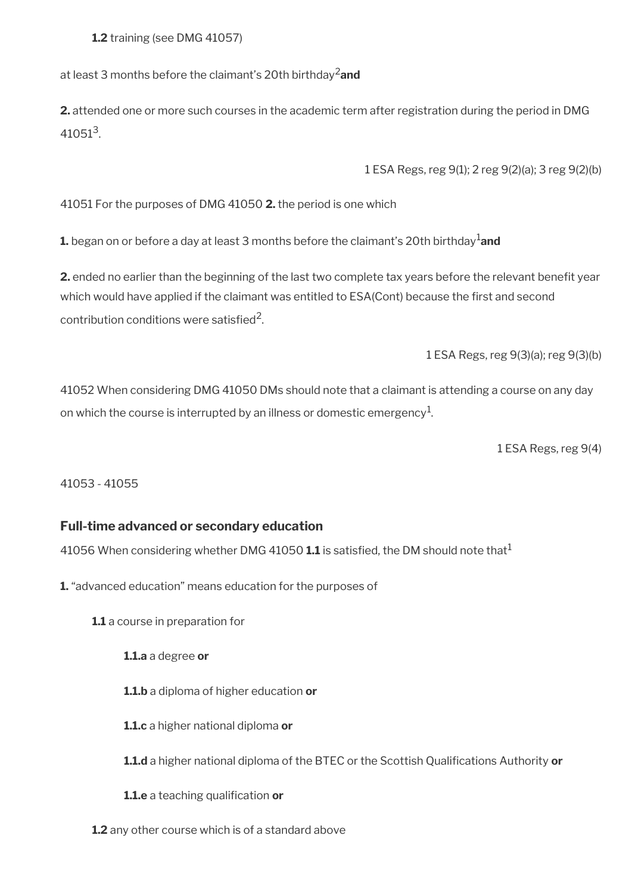**1.2** training (see DMG 41057)

at least 3 months before the claimant's 20th birthday[2] **and**

**2.** attended one or more such courses in the academic term after registration during the period in DMG 41051[3].

1 ESA Regs, reg 9(1); 2 reg 9(2)(a); 3 reg 9(2)(b)

41051 For the purposes of DMG 41050 **2.** the period is one which

**1.** began on or before a day at least 3 months before the claimant's 20th birthday[1] **and**

**2.** ended no earlier than the beginning of the last two complete tax years before the relevant benefit year which would have applied if the claimant was entitled to ESA(Cont) because the first and second contribution conditions were satisfied[2].

1 ESA Regs, reg 9(3)(a); reg 9(3)(b)

41052 When considering DMG 41050 DMs should note that a claimant is attending a course on any day on which the course is interrupted by an illness or domestic emergency[1].

1 ESA Regs, reg 9(4)

41053 - 41055

### Full-time advanced or secondary education

41056 When considering whether DMG 41050 **1.1** is satisfied, the DM should note that[1]

**1.** "advanced education" means education for the purposes of

**1.1** a course in preparation for

**1.1.a** a degree **or**

**1.1.b** a diploma of higher education **or**

**1.1.c** a higher national diploma **or**

**1.1.d** a higher national diploma of the BTEC or the Scottish Qualifications Authority **or**

**1.1.e** a teaching qualification **or**

**1.2** any other course which is of a standard above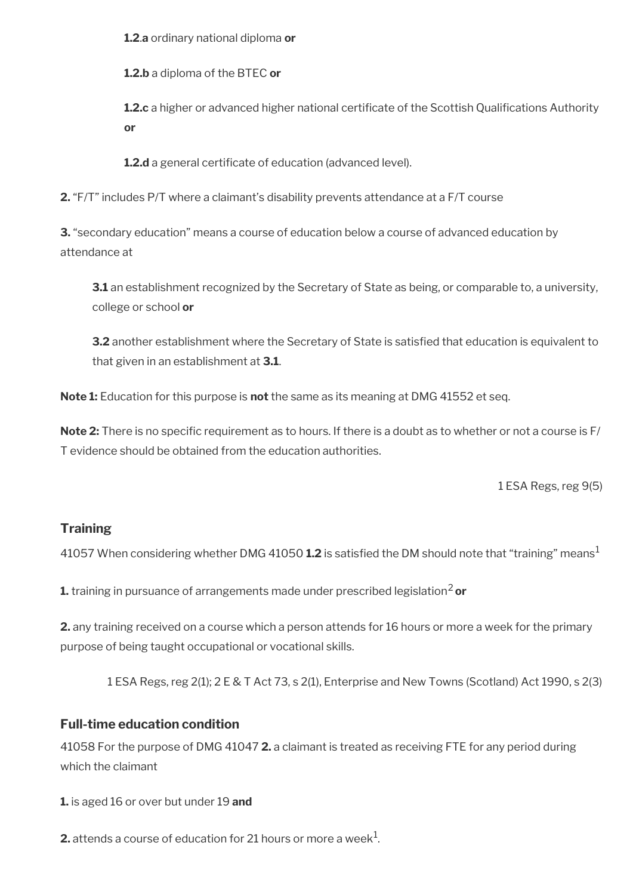**1.2**.**a** ordinary national diploma **or**

**1.2.b** a diploma of the BTEC **or**

**1.2.c** a higher or advanced higher national certificate of the Scottish Qualifications Authority **or**

**1.2.d** a general certificate of education (advanced level).

**2.** "F/T" includes P/T where a claimant's disability prevents attendance at a F/T course

**3.** "secondary education" means a course of education below a course of advanced education by attendance at

**3.1** an establishment recognized by the Secretary of State as being, or comparable to, a university, college or school **or**

**3.2** another establishment where the Secretary of State is satisfied that education is equivalent to that given in an establishment at **3.1**.

**Note 1:** Education for this purpose is **not** the same as its meaning at DMG 41552 et seq.

**Note 2:** There is no specific requirement as to hours. If there is a doubt as to whether or not a course is F/T evidence should be obtained from the education authorities.

1 ESA Regs, reg 9(5)

### Training

41057 When considering whether DMG 41050 **1.2** is satisfied the DM should note that "training" means[1]

**1.** training in pursuance of arrangements made under prescribed legislation[2] **or**

**2.** any training received on a course which a person attends for 16 hours or more a week for the primary purpose of being taught occupational or vocational skills.

1 ESA Regs, reg 2(1); 2 E & T Act 73, s 2(1), Enterprise and New Towns (Scotland) Act 1990, s 2(3)

### Full-time education condition

41058 For the purpose of DMG 41047 **2.** a claimant is treated as receiving FTE for any period during which the claimant

**1.** is aged 16 or over but under 19 **and**

**2.** attends a course of education for 21 hours or more a week[1].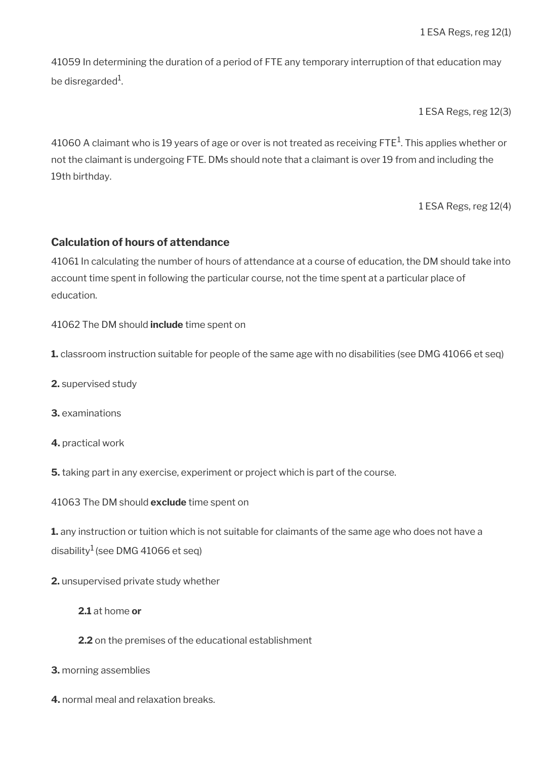1 ESA Regs, reg 12(1)

41059 In determining the duration of a period of FTE any temporary interruption of that education may be disregarded[1].

1 ESA Regs, reg 12(3)

41060 A claimant who is 19 years of age or over is not treated as receiving FTE[1]. This applies whether or not the claimant is undergoing FTE. DMs should note that a claimant is over 19 from and including the 19th birthday.

1 ESA Regs, reg 12(4)

### Calculation of hours of attendance

41061 In calculating the number of hours of attendance at a course of education, the DM should take into account time spent in following the particular course, not the time spent at a particular place of education.

41062 The DM should **include** time spent on

**1.** classroom instruction suitable for people of the same age with no disabilities (see DMG 41066 et seq)

**2.** supervised study

**3.** examinations

**4.** practical work

**5.** taking part in any exercise, experiment or project which is part of the course.

41063 The DM should **exclude** time spent on

**1.** any instruction or tuition which is not suitable for claimants of the same age who does not have a disability[1] (see DMG 41066 et seq)

**2.** unsupervised private study whether

**2.1** at home **or**

**2.2** on the premises of the educational establishment

**3.** morning assemblies

**4.** normal meal and relaxation breaks.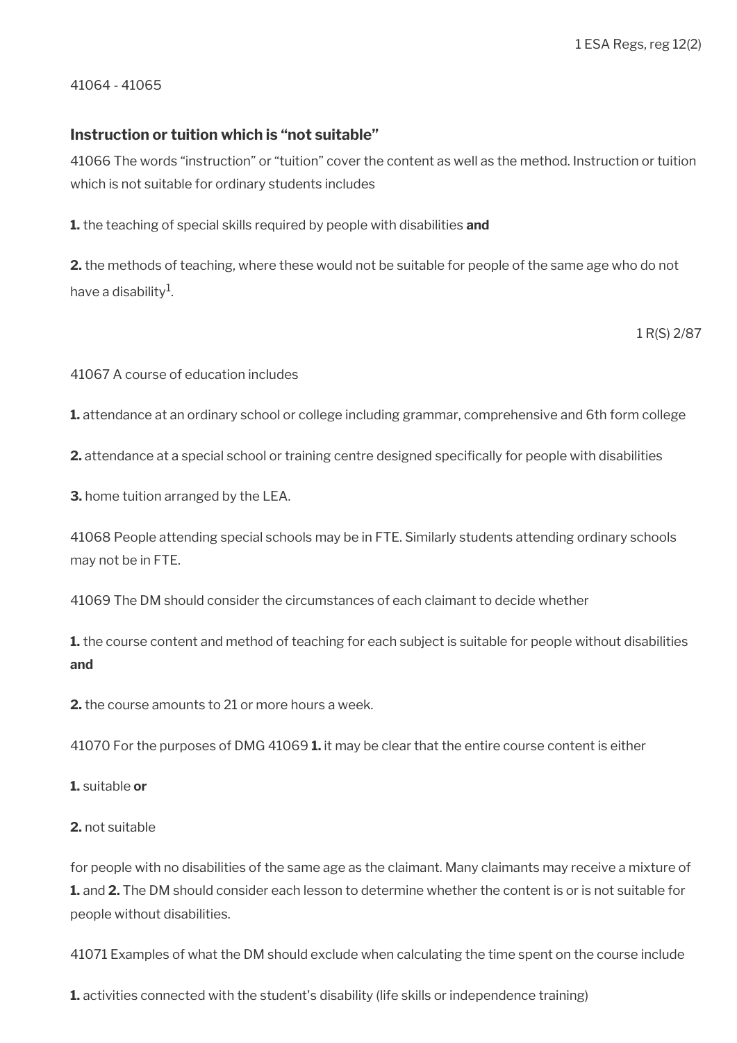1 ESA Regs, reg 12(2)

41064 - 41065

### Instruction or tuition which is "not suitable"

41066 The words "instruction" or "tuition" cover the content as well as the method. Instruction or tuition which is not suitable for ordinary students includes

**1.** the teaching of special skills required by people with disabilities **and**

**2.** the methods of teaching, where these would not be suitable for people of the same age who do not have a disability[1].

1 R(S) 2/87

41067 A course of education includes

**1.** attendance at an ordinary school or college including grammar, comprehensive and 6th form college

**2.** attendance at a special school or training centre designed specifically for people with disabilities

**3.** home tuition arranged by the LEA.

41068 People attending special schools may be in FTE. Similarly students attending ordinary schools may not be in FTE.

41069 The DM should consider the circumstances of each claimant to decide whether

**1.** the course content and method of teaching for each subject is suitable for people without disabilities **and**

**2.** the course amounts to 21 or more hours a week.

41070 For the purposes of DMG 41069 **1.** it may be clear that the entire course content is either

**1.** suitable **or**

**2.** not suitable

for people with no disabilities of the same age as the claimant. Many claimants may receive a mixture of **1.** and **2.** The DM should consider each lesson to determine whether the content is or is not suitable for people without disabilities.

41071 Examples of what the DM should exclude when calculating the time spent on the course include

**1.** activities connected with the student's disability (life skills or independence training)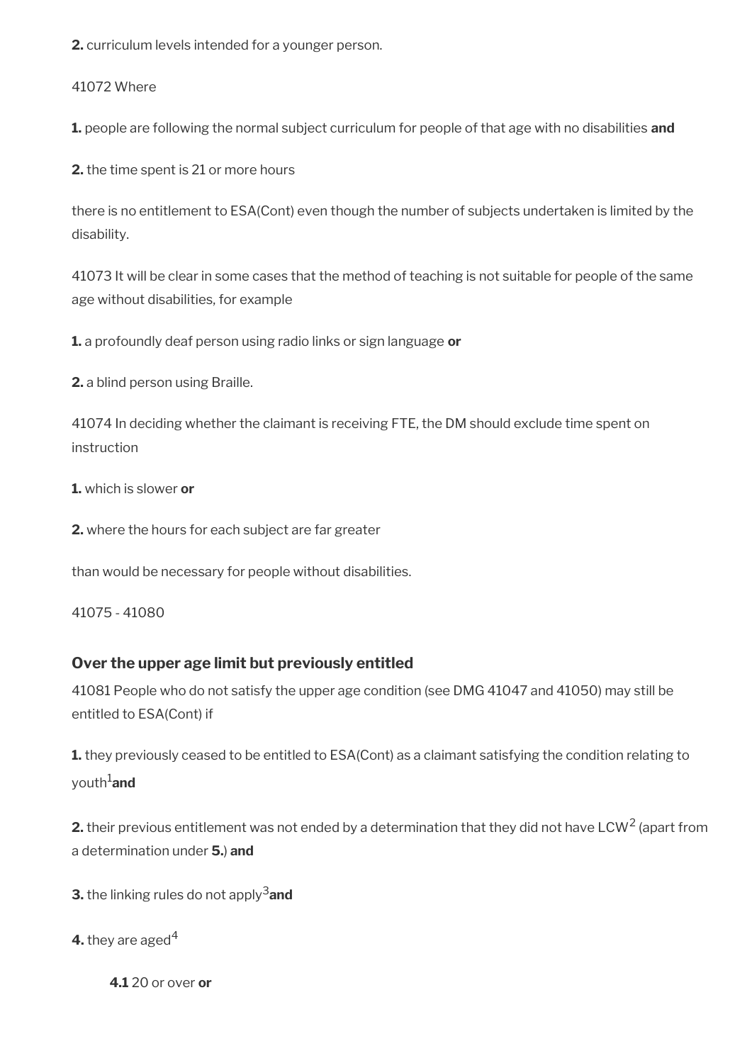**2.** curriculum levels intended for a younger person.

41072 Where

**1.** people are following the normal subject curriculum for people of that age with no disabilities **and**

**2.** the time spent is 21 or more hours

there is no entitlement to ESA(Cont) even though the number of subjects undertaken is limited by the disability.

41073 It will be clear in some cases that the method of teaching is not suitable for people of the same age without disabilities, for example

**1.** a profoundly deaf person using radio links or sign language **or**

**2.** a blind person using Braille.

41074 In deciding whether the claimant is receiving FTE, the DM should exclude time spent on instruction

**1.** which is slower **or**

**2.** where the hours for each subject are far greater

than would be necessary for people without disabilities.

41075 - 41080

### Over the upper age limit but previously entitled

41081 People who do not satisfy the upper age condition (see DMG 41047 and 41050) may still be entitled to ESA(Cont) if

**1.** they previously ceased to be entitled to ESA(Cont) as a claimant satisfying the condition relating to youth[1]**and**

**2.** their previous entitlement was not ended by a determination that they did not have LCW[2] (apart from a determination under **5.**) **and**

**3.** the linking rules do not apply[3]**and**

**4.** they are aged[4]

> **4.1** 20 or over **or**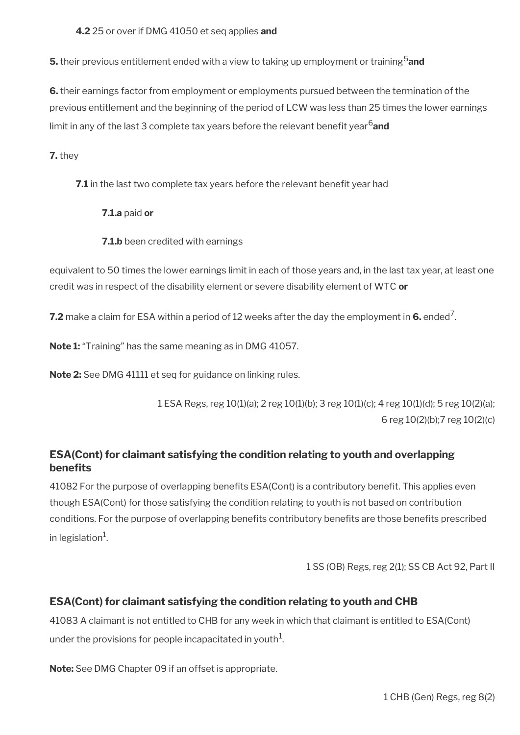**4.2** 25 or over if DMG 41050 et seq applies **and**

**5.** their previous entitlement ended with a view to taking up employment or training[5] **and**

**6.** their earnings factor from employment or employments pursued between the termination of the previous entitlement and the beginning of the period of LCW was less than 25 times the lower earnings limit in any of the last 3 complete tax years before the relevant benefit year[6] **and**

**7.** they

**7.1** in the last two complete tax years before the relevant benefit year had

**7.1.a** paid **or**

**7.1.b** been credited with earnings

equivalent to 50 times the lower earnings limit in each of those years and, in the last tax year, at least one credit was in respect of the disability element or severe disability element of WTC **or**

**7.2** make a claim for ESA within a period of 12 weeks after the day the employment in **6.** ended[7].

**Note 1:** "Training" has the same meaning as in DMG 41057.

**Note 2:** See DMG 41111 et seq for guidance on linking rules.

1 ESA Regs, reg 10(1)(a); 2 reg 10(1)(b); 3 reg 10(1)(c); 4 reg 10(1)(d); 5 reg 10(2)(a); 6 reg 10(2)(b);7 reg 10(2)(c)

### ESA(Cont) for claimant satisfying the condition relating to youth and overlapping benefits

41082 For the purpose of overlapping benefits ESA(Cont) is a contributory benefit. This applies even though ESA(Cont) for those satisfying the condition relating to youth is not based on contribution conditions. For the purpose of overlapping benefits contributory benefits are those benefits prescribed in legislation[1].

1 SS (OB) Regs, reg 2(1); SS CB Act 92, Part II

### ESA(Cont) for claimant satisfying the condition relating to youth and CHB

41083 A claimant is not entitled to CHB for any week in which that claimant is entitled to ESA(Cont) under the provisions for people incapacitated in youth[1].

**Note:** See DMG Chapter 09 if an offset is appropriate.

1 CHB (Gen) Regs, reg 8(2)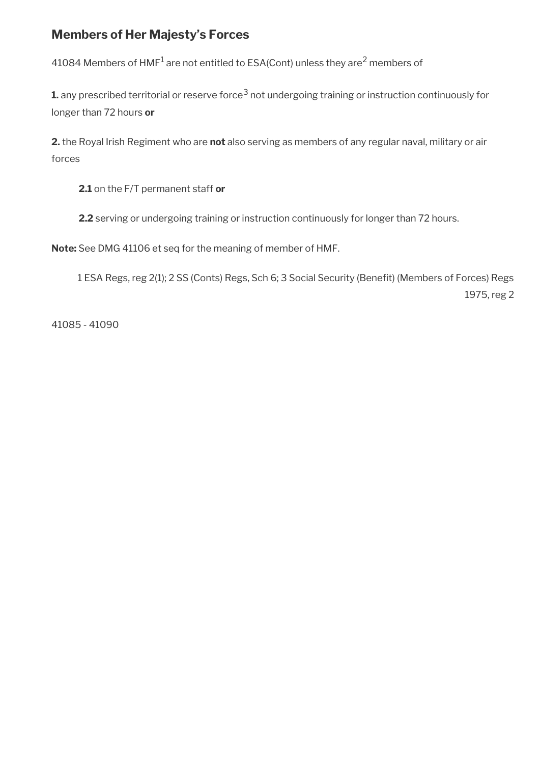## Members of Her Majesty's Forces

41084 Members of HMF[1] are not entitled to ESA(Cont) unless they are[2] members of

**1.** any prescribed territorial or reserve force[3] not undergoing training or instruction continuously for longer than 72 hours **or**

**2.** the Royal Irish Regiment who are **not** also serving as members of any regular naval, military or air forces

> **2.1** on the F/T permanent staff **or**
>
> **2.2** serving or undergoing training or instruction continuously for longer than 72 hours.

**Note:** See DMG 41106 et seq for the meaning of member of HMF.

1 ESA Regs, reg 2(1); 2 SS (Conts) Regs, Sch 6; 3 Social Security (Benefit) (Members of Forces) Regs 1975, reg 2

41085 - 41090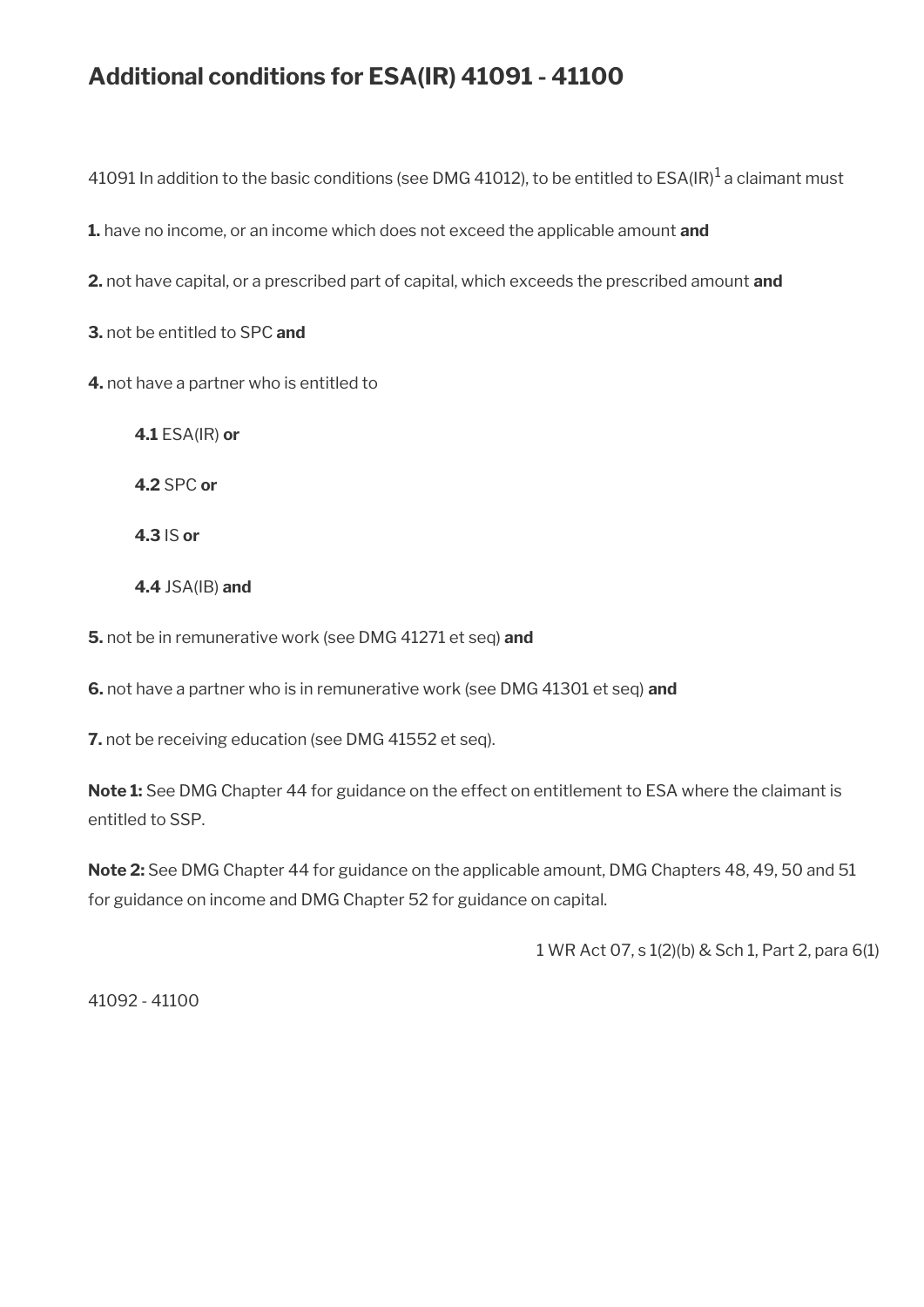## Additional conditions for ESA(IR) 41091 - 41100

41091 In addition to the basic conditions (see DMG 41012), to be entitled to ESA(IR)[1] a claimant must

**1.** have no income, or an income which does not exceed the applicable amount **and**

**2.** not have capital, or a prescribed part of capital, which exceeds the prescribed amount **and**

**3.** not be entitled to SPC **and**

**4.** not have a partner who is entitled to

> **4.1** ESA(IR) **or**
>
> **4.2** SPC **or**
>
> **4.3** IS **or**
>
> **4.4** JSA(IB) **and**

**5.** not be in remunerative work (see DMG 41271 et seq) **and**

**6.** not have a partner who is in remunerative work (see DMG 41301 et seq) **and**

**7.** not be receiving education (see DMG 41552 et seq).

**Note 1:** See DMG Chapter 44 for guidance on the effect on entitlement to ESA where the claimant is entitled to SSP.

**Note 2:** See DMG Chapter 44 for guidance on the applicable amount, DMG Chapters 48, 49, 50 and 51 for guidance on income and DMG Chapter 52 for guidance on capital.

1 WR Act 07, s 1(2)(b) & Sch 1, Part 2, para 6(1)

41092 - 41100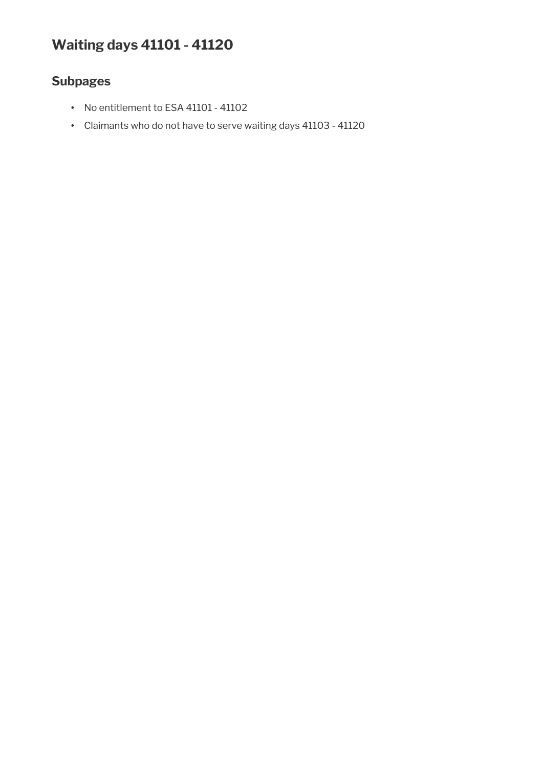# Waiting days 41101 - 41120

## Subpages

- No entitlement to ESA 41101 - 41102
- Claimants who do not have to serve waiting days 41103 - 41120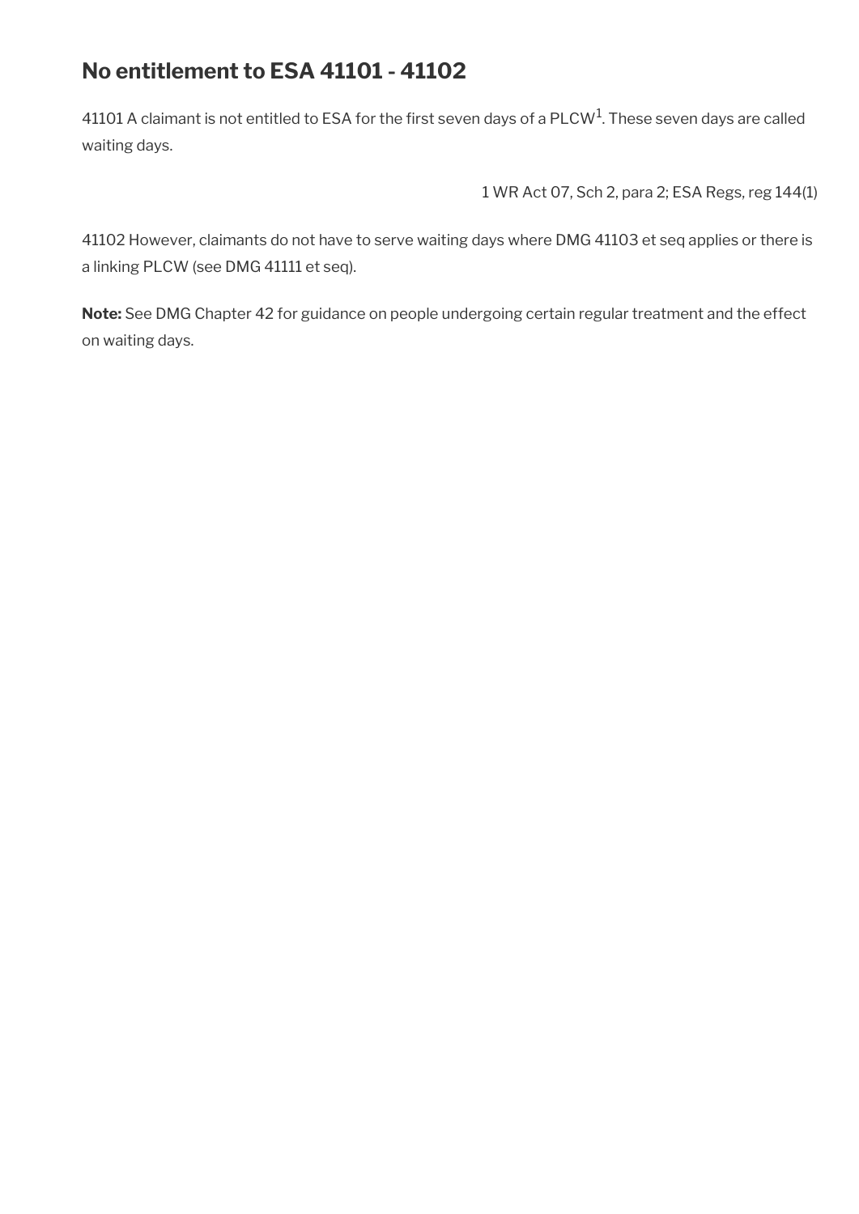## No entitlement to ESA 41101 - 41102

41101 A claimant is not entitled to ESA for the first seven days of a PLCW[1]. These seven days are called waiting days.

1 WR Act 07, Sch 2, para 2; ESA Regs, reg 144(1)

41102 However, claimants do not have to serve waiting days where DMG 41103 et seq applies or there is a linking PLCW (see DMG 41111 et seq).

**Note:** See DMG Chapter 42 for guidance on people undergoing certain regular treatment and the effect on waiting days.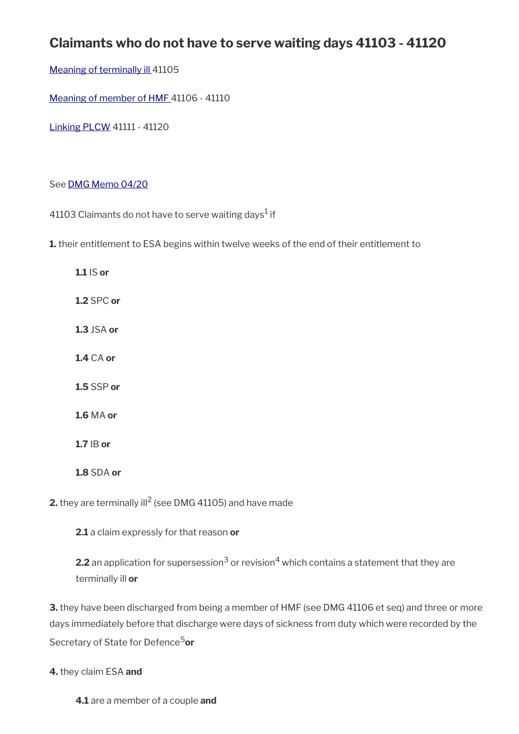## Claimants who do not have to serve waiting days 41103 - 41120

[Meaning of terminally ill ]41105

[Meaning of member of HMF ]41106 - 41110

[Linking PLCW] 41111 - 41120

See [DMG Memo 04/20]

41103 Claimants do not have to serve waiting days[1] if

**1.** their entitlement to ESA begins within twelve weeks of the end of their entitlement to

> **1.1** IS **or**
>
> **1.2** SPC **or**
>
> **1.3** JSA **or**
>
> **1.4** CA **or**
>
> **1.5** SSP **or**
>
> **1.6** MA **or**
>
> **1.7** IB **or**
>
> **1.8** SDA **or**

**2.** they are terminally ill[2] (see DMG 41105) and have made

> **2.1** a claim expressly for that reason **or**
>
> **2.2** an application for supersession[3] or revision[4] which contains a statement that they are terminally ill **or**

**3.** they have been discharged from being a member of HMF (see DMG 41106 et seq) and three or more days immediately before that discharge were days of sickness from duty which were recorded by the Secretary of State for Defence[5] **or**

**4.** they claim ESA **and**

> **4.1** are a member of a couple **and**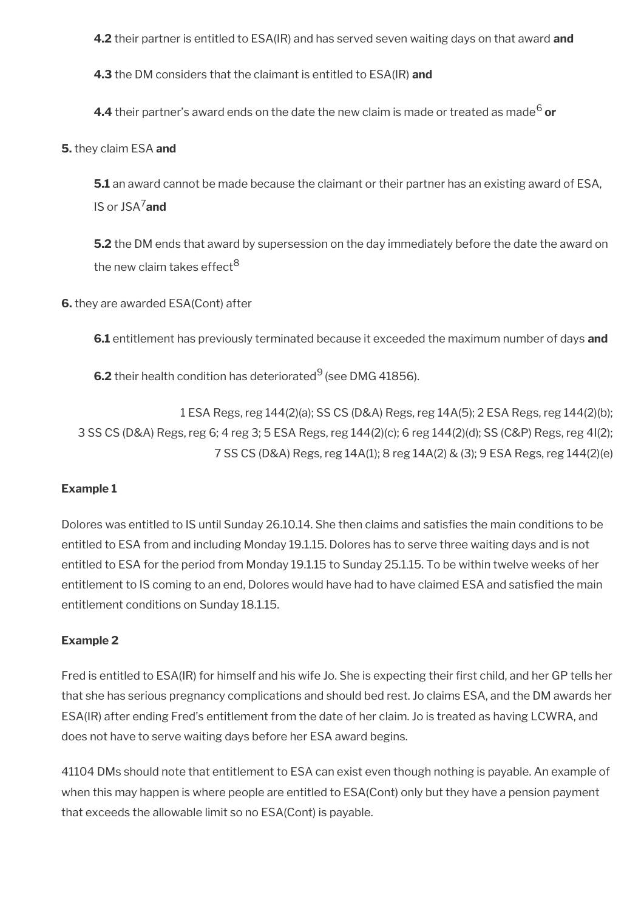**4.2** their partner is entitled to ESA(IR) and has served seven waiting days on that award **and**

**4.3** the DM considers that the claimant is entitled to ESA(IR) **and**

**4.4** their partner's award ends on the date the new claim is made or treated as made[6] **or**

**5.** they claim ESA **and**

**5.1** an award cannot be made because the claimant or their partner has an existing award of ESA, IS or JSA[7] **and**

**5.2** the DM ends that award by supersession on the day immediately before the date the award on the new claim takes effect[8]

**6.** they are awarded ESA(Cont) after

**6.1** entitlement has previously terminated because it exceeded the maximum number of days **and**

**6.2** their health condition has deteriorated[9] (see DMG 41856).

1 ESA Regs, reg 144(2)(a); SS CS (D&A) Regs, reg 14A(5); 2 ESA Regs, reg 144(2)(b); 3 SS CS (D&A) Regs, reg 6; 4 reg 3; 5 ESA Regs, reg 144(2)(c); 6 reg 144(2)(d); SS (C&P) Regs, reg 4I(2); 7 SS CS (D&A) Regs, reg 14A(1); 8 reg 14A(2) & (3); 9 ESA Regs, reg 144(2)(e)

**Example 1**

Dolores was entitled to IS until Sunday 26.10.14. She then claims and satisfies the main conditions to be entitled to ESA from and including Monday 19.1.15. Dolores has to serve three waiting days and is not entitled to ESA for the period from Monday 19.1.15 to Sunday 25.1.15. To be within twelve weeks of her entitlement to IS coming to an end, Dolores would have had to have claimed ESA and satisfied the main entitlement conditions on Sunday 18.1.15.

**Example 2**

Fred is entitled to ESA(IR) for himself and his wife Jo. She is expecting their first child, and her GP tells her that she has serious pregnancy complications and should bed rest. Jo claims ESA, and the DM awards her ESA(IR) after ending Fred's entitlement from the date of her claim. Jo is treated as having LCWRA, and does not have to serve waiting days before her ESA award begins.

41104 DMs should note that entitlement to ESA can exist even though nothing is payable. An example of when this may happen is where people are entitled to ESA(Cont) only but they have a pension payment that exceeds the allowable limit so no ESA(Cont) is payable.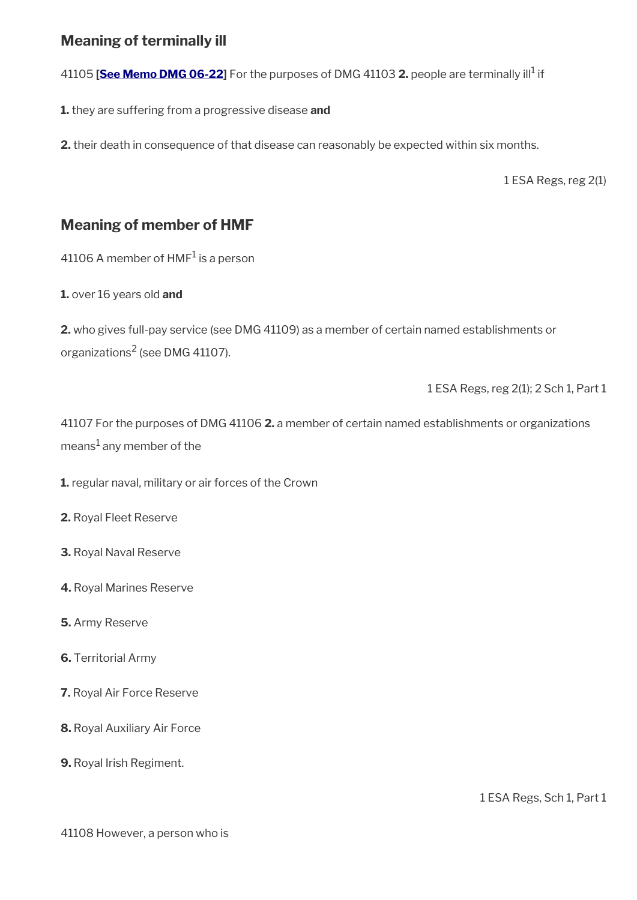## Meaning of terminally ill

41105 **[See Memo DMG 06-22]** For the purposes of DMG 41103 **2.** people are terminally ill[1] if

**1.** they are suffering from a progressive disease **and**

**2.** their death in consequence of that disease can reasonably be expected within six months.

1 ESA Regs, reg 2(1)

## Meaning of member of HMF

41106 A member of HMF[1] is a person

**1.** over 16 years old **and**

**2.** who gives full-pay service (see DMG 41109) as a member of certain named establishments or organizations[2] (see DMG 41107).

1 ESA Regs, reg 2(1); 2 Sch 1, Part 1

41107 For the purposes of DMG 41106 **2.** a member of certain named establishments or organizations means[1] any member of the

**1.** regular naval, military or air forces of the Crown

**2.** Royal Fleet Reserve

**3.** Royal Naval Reserve

**4.** Royal Marines Reserve

**5.** Army Reserve

**6.** Territorial Army

**7.** Royal Air Force Reserve

**8.** Royal Auxiliary Air Force

**9.** Royal Irish Regiment.

1 ESA Regs, Sch 1, Part 1

41108 However, a person who is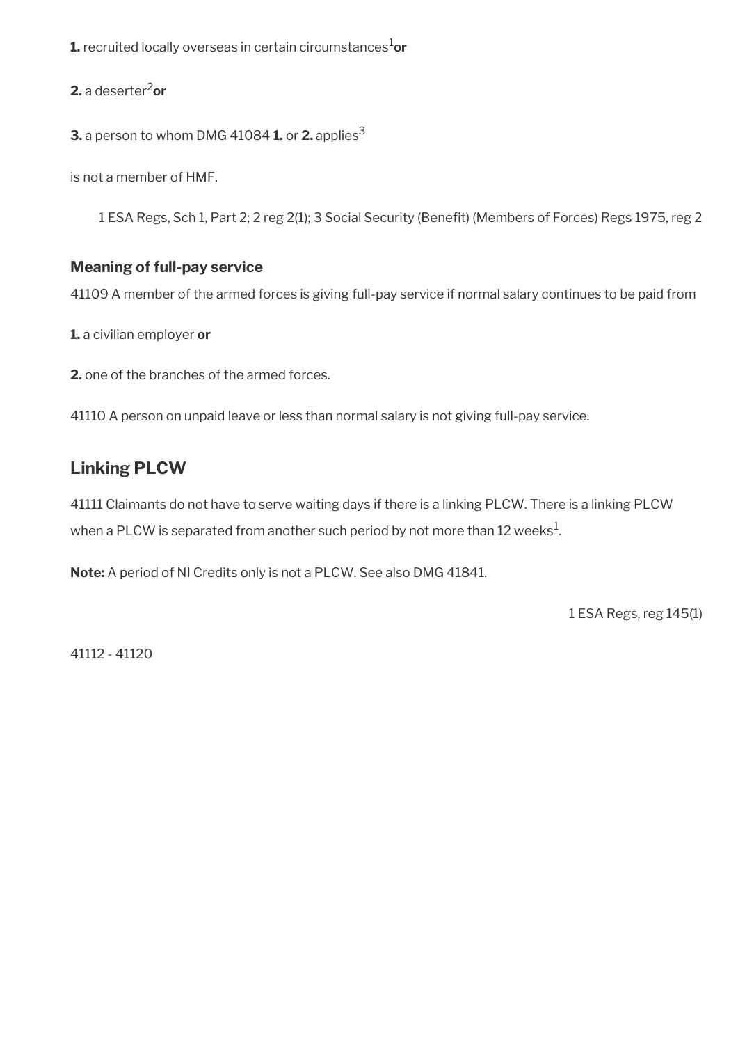**1.** recruited locally overseas in certain circumstances[1] **or**

**2.** a deserter[2] **or**

**3.** a person to whom DMG 41084 **1.** or **2.** applies[3]

is not a member of HMF.

1 ESA Regs, Sch 1, Part 2; 2 reg 2(1); 3 Social Security (Benefit) (Members of Forces) Regs 1975, reg 2

### Meaning of full-pay service

41109 A member of the armed forces is giving full-pay service if normal salary continues to be paid from

**1.** a civilian employer **or**

**2.** one of the branches of the armed forces.

41110 A person on unpaid leave or less than normal salary is not giving full-pay service.

## Linking PLCW

41111 Claimants do not have to serve waiting days if there is a linking PLCW. There is a linking PLCW when a PLCW is separated from another such period by not more than 12 weeks[1].

**Note:** A period of NI Credits only is not a PLCW. See also DMG 41841.

1 ESA Regs, reg 145(1)

41112 - 41120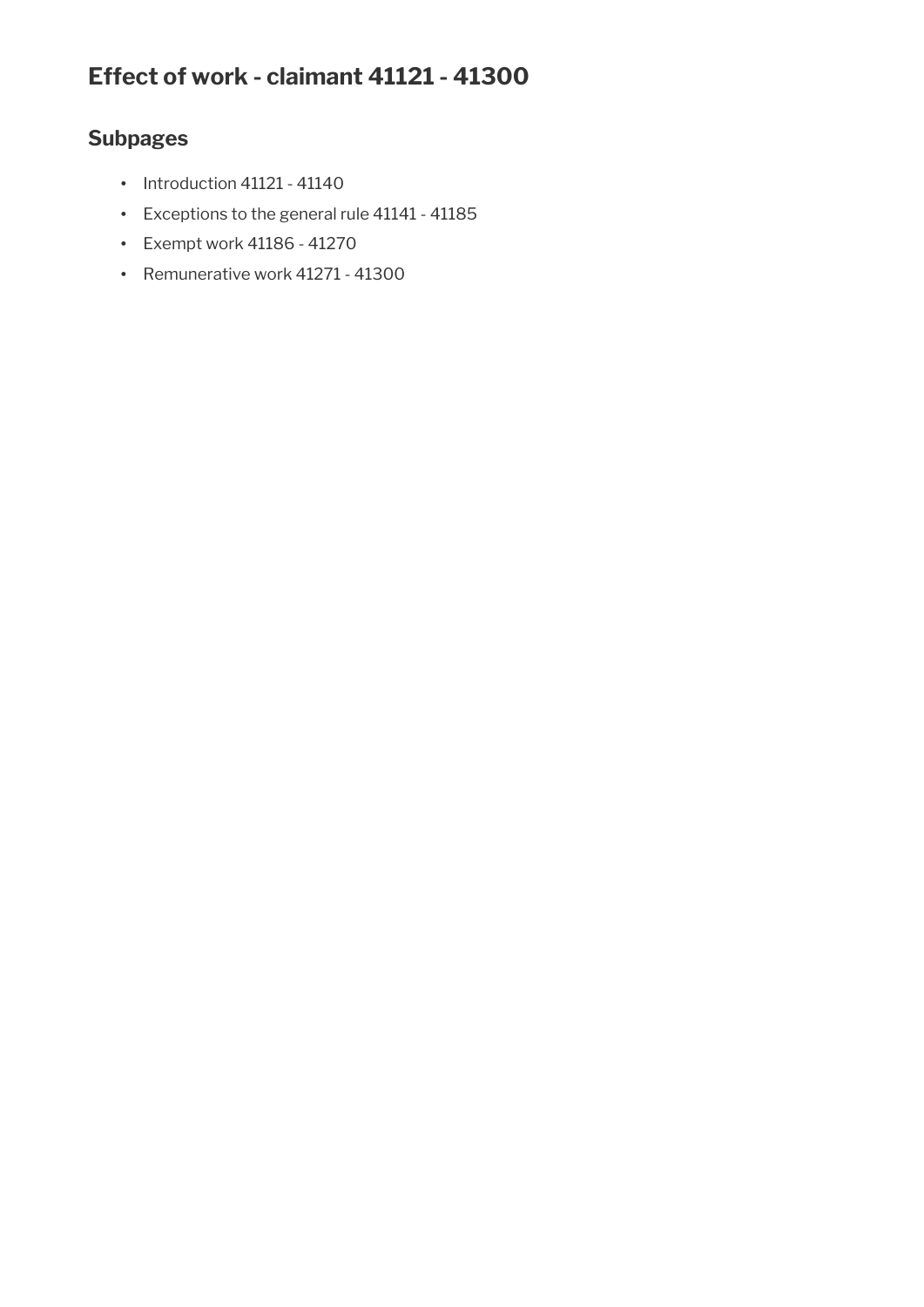# Effect of work - claimant 41121 - 41300

## Subpages

- Introduction 41121 - 41140
- Exceptions to the general rule 41141 - 41185
- Exempt work 41186 - 41270
- Remunerative work 41271 - 41300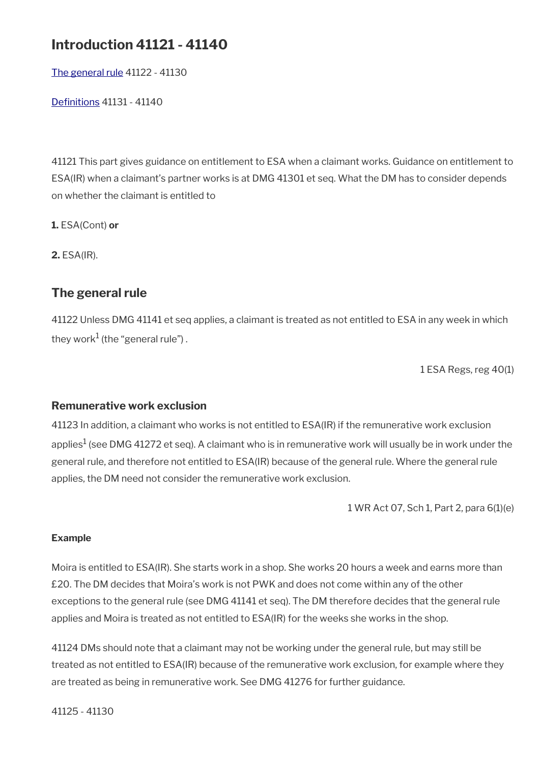# Introduction 41121 - 41140

[The general rule](#) 41122 - 41130

[Definitions](#) 41131 - 41140

41121 This part gives guidance on entitlement to ESA when a claimant works. Guidance on entitlement to ESA(IR) when a claimant's partner works is at DMG 41301 et seq. What the DM has to consider depends on whether the claimant is entitled to

**1.** ESA(Cont) **or**

**2.** ESA(IR).

## The general rule

41122 Unless DMG 41141 et seq applies, a claimant is treated as not entitled to ESA in any week in which they work[1] (the "general rule") .

1 ESA Regs, reg 40(1)

### Remunerative work exclusion

41123 In addition, a claimant who works is not entitled to ESA(IR) if the remunerative work exclusion applies[1] (see DMG 41272 et seq). A claimant who is in remunerative work will usually be in work under the general rule, and therefore not entitled to ESA(IR) because of the general rule. Where the general rule applies, the DM need not consider the remunerative work exclusion.

1 WR Act 07, Sch 1, Part 2, para 6(1)(e)

#### Example

Moira is entitled to ESA(IR). She starts work in a shop. She works 20 hours a week and earns more than £20. The DM decides that Moira's work is not PWK and does not come within any of the other exceptions to the general rule (see DMG 41141 et seq). The DM therefore decides that the general rule applies and Moira is treated as not entitled to ESA(IR) for the weeks she works in the shop.

41124 DMs should note that a claimant may not be working under the general rule, but may still be treated as not entitled to ESA(IR) because of the remunerative work exclusion, for example where they are treated as being in remunerative work. See DMG 41276 for further guidance.

41125 - 41130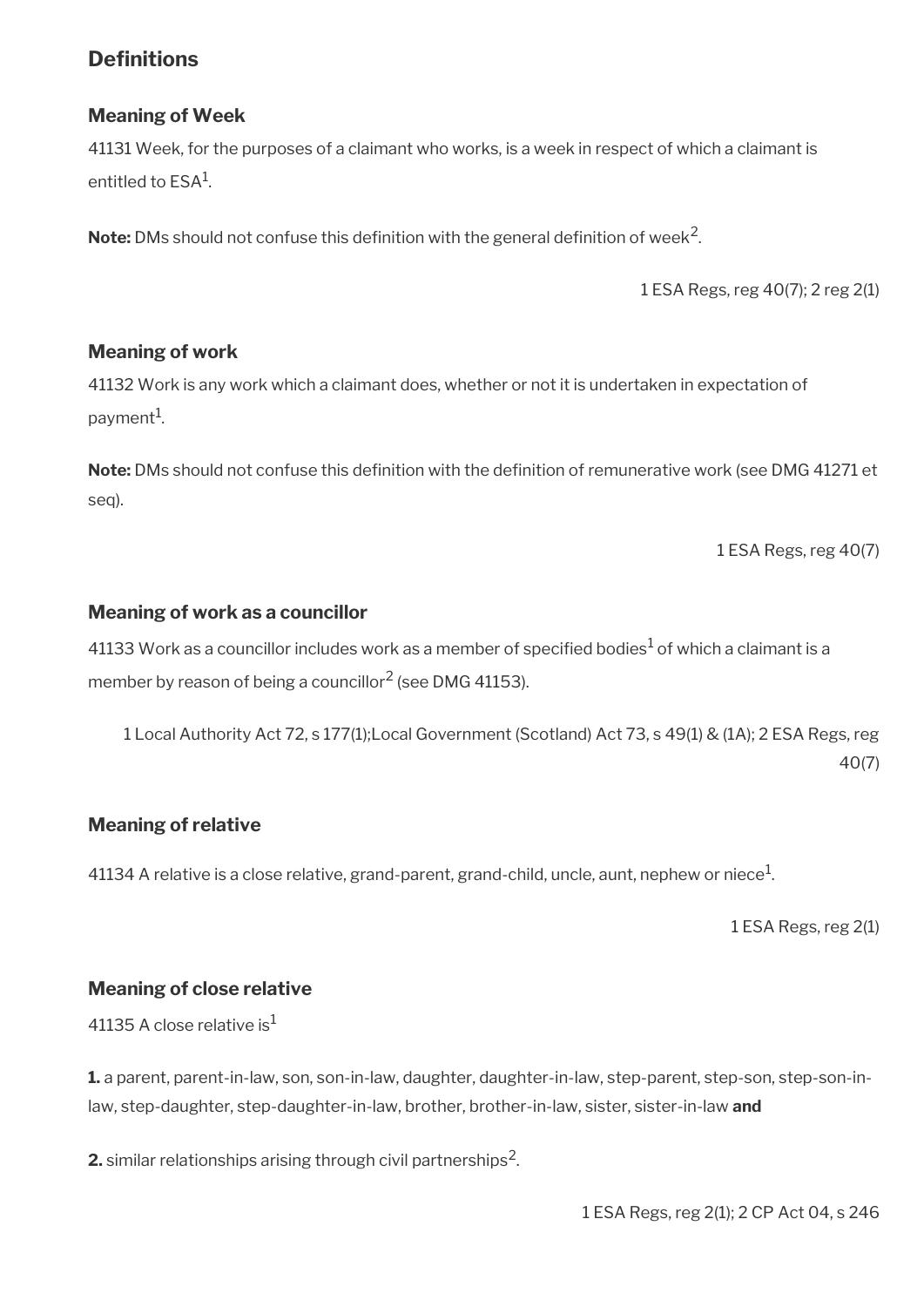## Definitions

### Meaning of Week

41131 Week, for the purposes of a claimant who works, is a week in respect of which a claimant is entitled to ESA[1].

**Note:** DMs should not confuse this definition with the general definition of week[2].

1 ESA Regs, reg 40(7); 2 reg 2(1)

### Meaning of work

41132 Work is any work which a claimant does, whether or not it is undertaken in expectation of payment[1].

**Note:** DMs should not confuse this definition with the definition of remunerative work (see DMG 41271 et seq).

1 ESA Regs, reg 40(7)

### Meaning of work as a councillor

41133 Work as a councillor includes work as a member of specified bodies[1] of which a claimant is a member by reason of being a councillor[2] (see DMG 41153).

1 Local Authority Act 72, s 177(1);Local Government (Scotland) Act 73, s 49(1) & (1A); 2 ESA Regs, reg 40(7)

### Meaning of relative

41134 A relative is a close relative, grand-parent, grand-child, uncle, aunt, nephew or niece[1].

1 ESA Regs, reg 2(1)

### Meaning of close relative

41135 A close relative is[1]

**1.** a parent, parent-in-law, son, son-in-law, daughter, daughter-in-law, step-parent, step-son, step-son-in-law, step-daughter, step-daughter-in-law, brother, brother-in-law, sister, sister-in-law **and**

**2.** similar relationships arising through civil partnerships[2].

1 ESA Regs, reg 2(1); 2 CP Act 04, s 246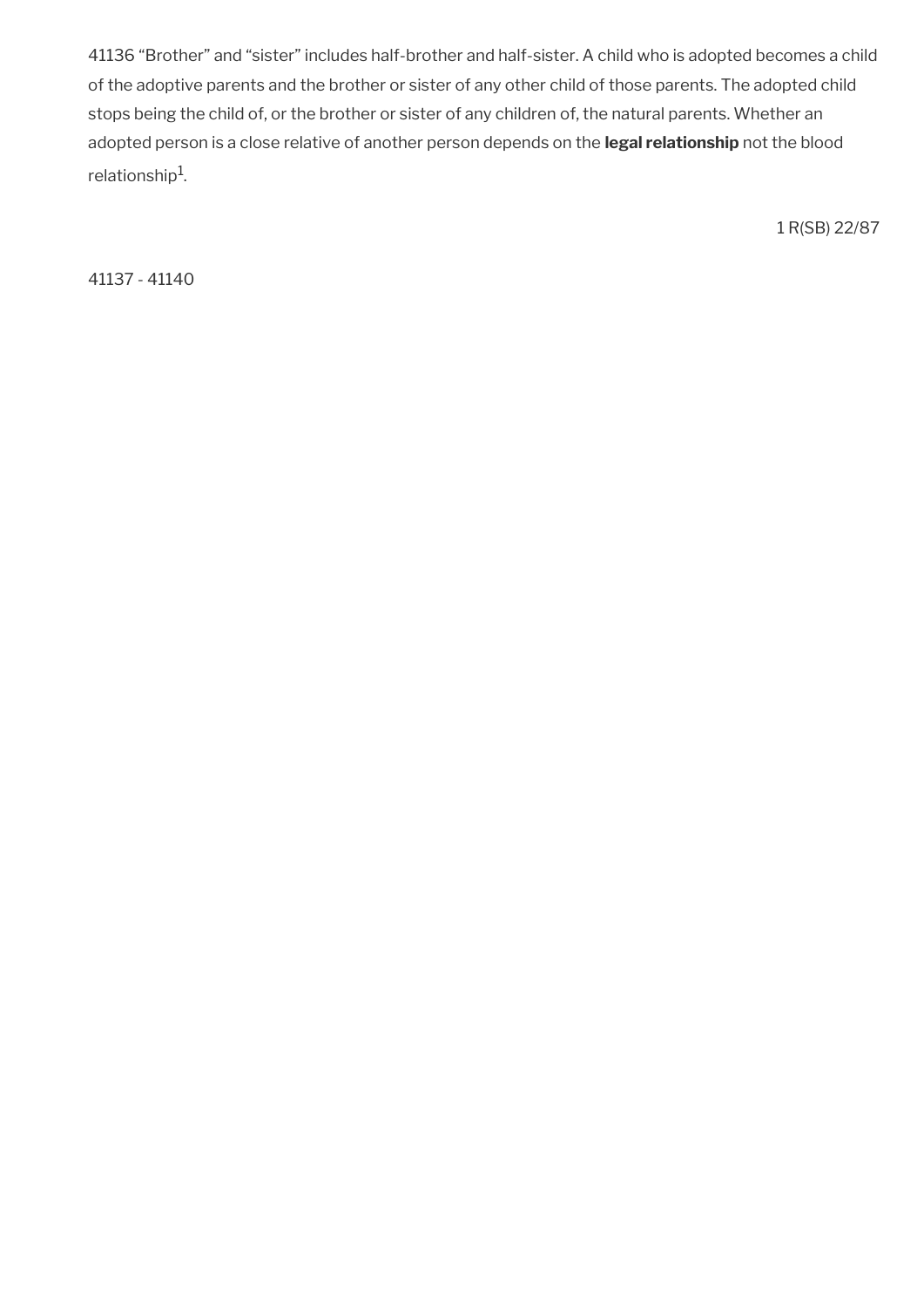41136 “Brother” and “sister” includes half-brother and half-sister. A child who is adopted becomes a child of the adoptive parents and the brother or sister of any other child of those parents. The adopted child stops being the child of, or the brother or sister of any children of, the natural parents. Whether an adopted person is a close relative of another person depends on the **legal relationship** not the blood relationship[1].

1 R(SB) 22/87

41137 - 41140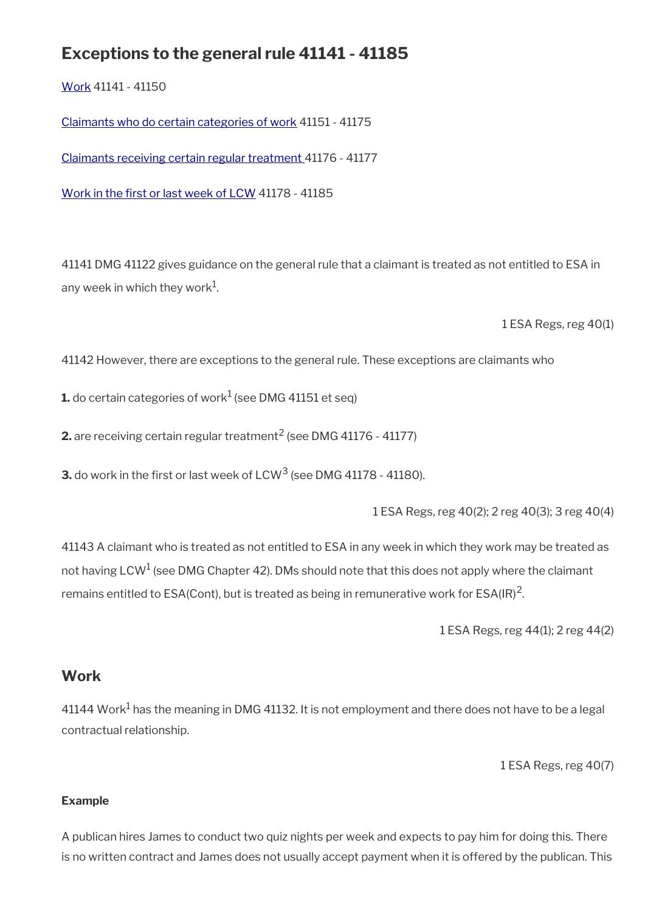## Exceptions to the general rule 41141 - 41185

Work 41141 - 41150

Claimants who do certain categories of work 41151 - 41175

Claimants receiving certain regular treatment 41176 - 41177

Work in the first or last week of LCW 41178 - 41185

41141 DMG 41122 gives guidance on the general rule that a claimant is treated as not entitled to ESA in any week in which they work[1].

1 ESA Regs, reg 40(1)

41142 However, there are exceptions to the general rule. These exceptions are claimants who

**1.** do certain categories of work[1] (see DMG 41151 et seq)

**2.** are receiving certain regular treatment[2] (see DMG 41176 - 41177)

**3.** do work in the first or last week of LCW[3] (see DMG 41178 - 41180).

1 ESA Regs, reg 40(2); 2 reg 40(3); 3 reg 40(4)

41143 A claimant who is treated as not entitled to ESA in any week in which they work may be treated as not having LCW[1] (see DMG Chapter 42). DMs should note that this does not apply where the claimant remains entitled to ESA(Cont), but is treated as being in remunerative work for ESA(IR)[2].

1 ESA Regs, reg 44(1); 2 reg 44(2)

## Work

41144 Work[1] has the meaning in DMG 41132. It is not employment and there does not have to be a legal contractual relationship.

1 ESA Regs, reg 40(7)

**Example**

A publican hires James to conduct two quiz nights per week and expects to pay him for doing this. There is no written contract and James does not usually accept payment when it is offered by the publican. This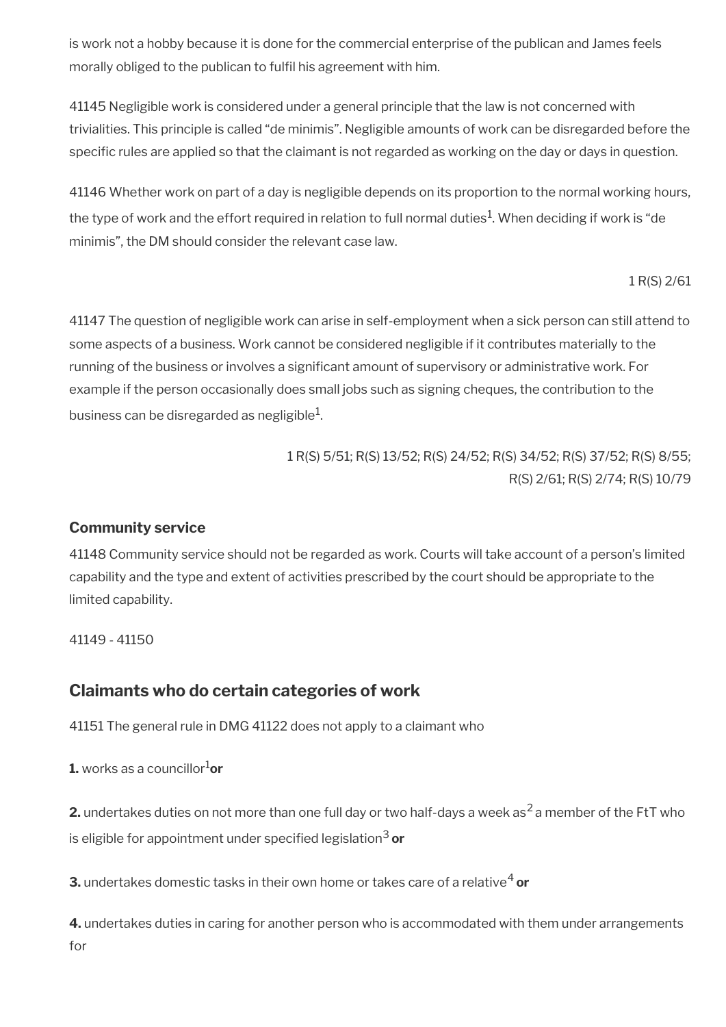is work not a hobby because it is done for the commercial enterprise of the publican and James feels morally obliged to the publican to fulfil his agreement with him.

41145 Negligible work is considered under a general principle that the law is not concerned with trivialities. This principle is called "de minimis". Negligible amounts of work can be disregarded before the specific rules are applied so that the claimant is not regarded as working on the day or days in question.

41146 Whether work on part of a day is negligible depends on its proportion to the normal working hours, the type of work and the effort required in relation to full normal duties[1]. When deciding if work is "de minimis", the DM should consider the relevant case law.

1 R(S) 2/61

41147 The question of negligible work can arise in self-employment when a sick person can still attend to some aspects of a business. Work cannot be considered negligible if it contributes materially to the running of the business or involves a significant amount of supervisory or administrative work. For example if the person occasionally does small jobs such as signing cheques, the contribution to the business can be disregarded as negligible[1].

1 R(S) 5/51; R(S) 13/52; R(S) 24/52; R(S) 34/52; R(S) 37/52; R(S) 8/55; R(S) 2/61; R(S) 2/74; R(S) 10/79

### Community service

41148 Community service should not be regarded as work. Courts will take account of a person's limited capability and the type and extent of activities prescribed by the court should be appropriate to the limited capability.

41149 - 41150

## Claimants who do certain categories of work

41151 The general rule in DMG 41122 does not apply to a claimant who

**1.** works as a councillor[1] **or**

**2.** undertakes duties on not more than one full day or two half-days a week as[2] a member of the FtT who is eligible for appointment under specified legislation[3] **or**

**3.** undertakes domestic tasks in their own home or takes care of a relative[4] **or**

**4.** undertakes duties in caring for another person who is accommodated with them under arrangements for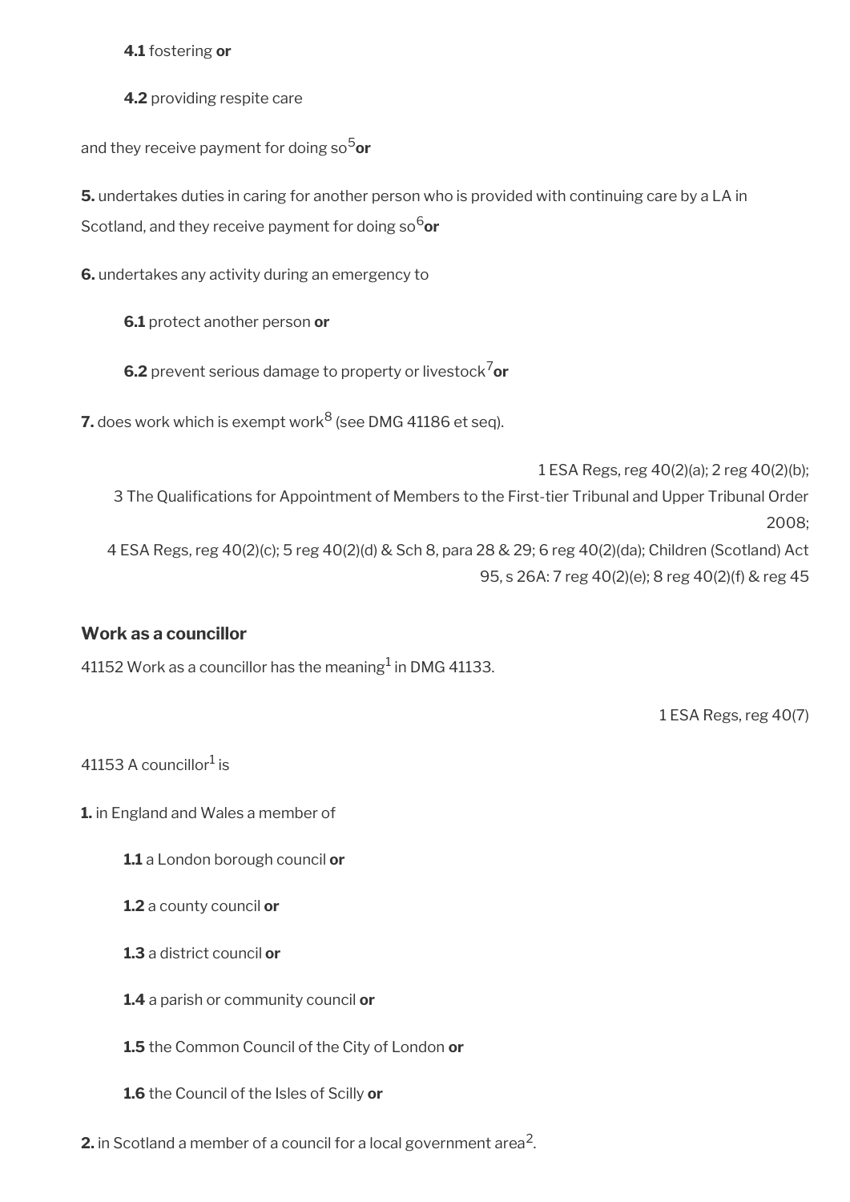**4.1** fostering **or**

**4.2** providing respite care

and they receive payment for doing so[5] **or**

**5.** undertakes duties in caring for another person who is provided with continuing care by a LA in Scotland, and they receive payment for doing so[6] **or**

**6.** undertakes any activity during an emergency to

**6.1** protect another person **or**

**6.2** prevent serious damage to property or livestock[7] **or**

**7.** does work which is exempt work[8] (see DMG 41186 et seq).

1 ESA Regs, reg 40(2)(a); 2 reg 40(2)(b);
3 The Qualifications for Appointment of Members to the First-tier Tribunal and Upper Tribunal Order 2008;
4 ESA Regs, reg 40(2)(c); 5 reg 40(2)(d) & Sch 8, para 28 & 29; 6 reg 40(2)(da); Children (Scotland) Act 95, s 26A: 7 reg 40(2)(e); 8 reg 40(2)(f) & reg 45

### Work as a councillor

41152 Work as a councillor has the meaning[1] in DMG 41133.

1 ESA Regs, reg 40(7)

41153 A councillor[1] is

**1.** in England and Wales a member of

**1.1** a London borough council **or**

**1.2** a county council **or**

**1.3** a district council **or**

**1.4** a parish or community council **or**

**1.5** the Common Council of the City of London **or**

**1.6** the Council of the Isles of Scilly **or**

**2.** in Scotland a member of a council for a local government area[2].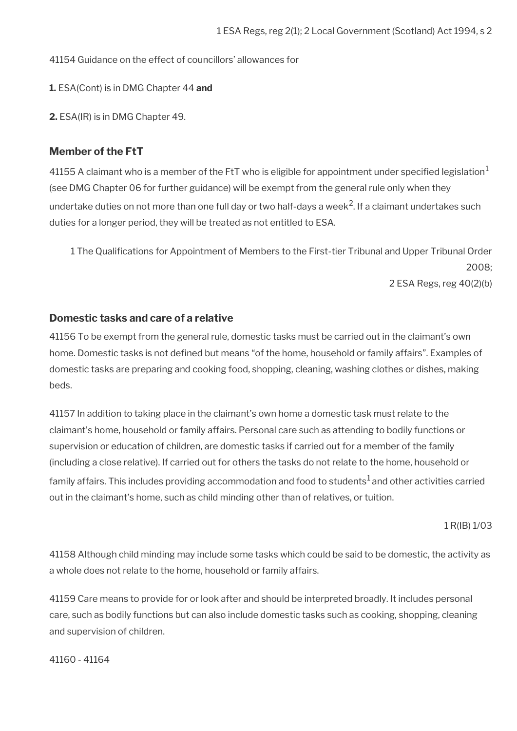1 ESA Regs, reg 2(1); 2 Local Government (Scotland) Act 1994, s 2

41154 Guidance on the effect of councillors' allowances for

**1.** ESA(Cont) is in DMG Chapter 44 **and**

**2.** ESA(IR) is in DMG Chapter 49.

### Member of the FtT

41155 A claimant who is a member of the FtT who is eligible for appointment under specified legislation[1] (see DMG Chapter 06 for further guidance) will be exempt from the general rule only when they undertake duties on not more than one full day or two half-days a week[2]. If a claimant undertakes such duties for a longer period, they will be treated as not entitled to ESA.

1 The Qualifications for Appointment of Members to the First-tier Tribunal and Upper Tribunal Order 2008;
2 ESA Regs, reg 40(2)(b)

### Domestic tasks and care of a relative

41156 To be exempt from the general rule, domestic tasks must be carried out in the claimant's own home. Domestic tasks is not defined but means "of the home, household or family affairs". Examples of domestic tasks are preparing and cooking food, shopping, cleaning, washing clothes or dishes, making beds.

41157 In addition to taking place in the claimant's own home a domestic task must relate to the claimant's home, household or family affairs. Personal care such as attending to bodily functions or supervision or education of children, are domestic tasks if carried out for a member of the family (including a close relative). If carried out for others the tasks do not relate to the home, household or family affairs. This includes providing accommodation and food to students[1] and other activities carried out in the claimant's home, such as child minding other than of relatives, or tuition.

1 R(IB) 1/03

41158 Although child minding may include some tasks which could be said to be domestic, the activity as a whole does not relate to the home, household or family affairs.

41159 Care means to provide for or look after and should be interpreted broadly. It includes personal care, such as bodily functions but can also include domestic tasks such as cooking, shopping, cleaning and supervision of children.

41160 - 41164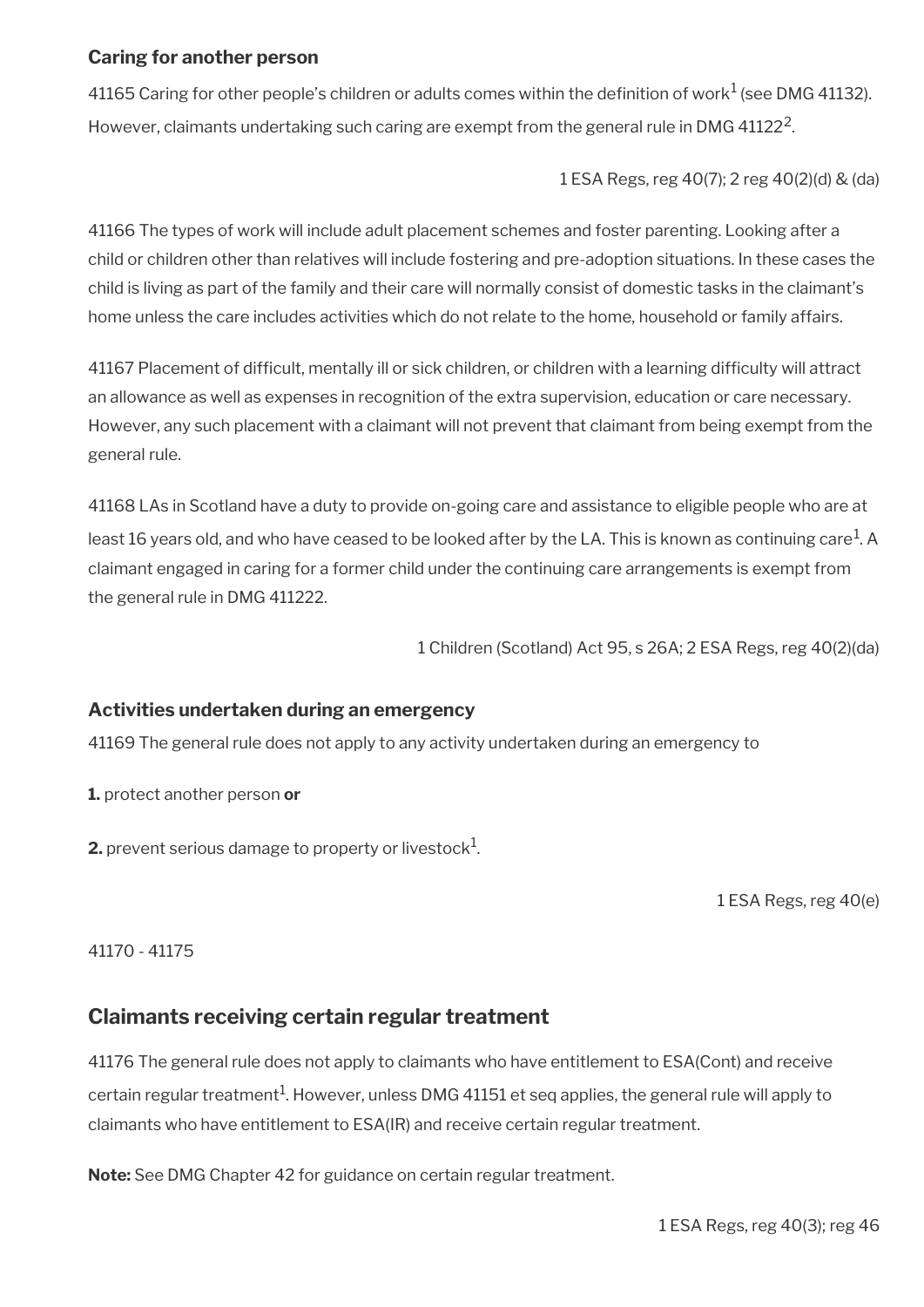### Caring for another person

41165 Caring for other people's children or adults comes within the definition of work[1] (see DMG 41132). However, claimants undertaking such caring are exempt from the general rule in DMG 41122[2].

1 ESA Regs, reg 40(7); 2 reg 40(2)(d) & (da)

41166 The types of work will include adult placement schemes and foster parenting. Looking after a child or children other than relatives will include fostering and pre-adoption situations. In these cases the child is living as part of the family and their care will normally consist of domestic tasks in the claimant's home unless the care includes activities which do not relate to the home, household or family affairs.

41167 Placement of difficult, mentally ill or sick children, or children with a learning difficulty will attract an allowance as well as expenses in recognition of the extra supervision, education or care necessary. However, any such placement with a claimant will not prevent that claimant from being exempt from the general rule.

41168 LAs in Scotland have a duty to provide on-going care and assistance to eligible people who are at least 16 years old, and who have ceased to be looked after by the LA. This is known as continuing care[1]. A claimant engaged in caring for a former child under the continuing care arrangements is exempt from the general rule in DMG 411222.

1 Children (Scotland) Act 95, s 26A; 2 ESA Regs, reg 40(2)(da)

### Activities undertaken during an emergency

41169 The general rule does not apply to any activity undertaken during an emergency to

**1.** protect another person **or**

**2.** prevent serious damage to property or livestock[1].

1 ESA Regs, reg 40(e)

41170 - 41175

## Claimants receiving certain regular treatment

41176 The general rule does not apply to claimants who have entitlement to ESA(Cont) and receive certain regular treatment[1]. However, unless DMG 41151 et seq applies, the general rule will apply to claimants who have entitlement to ESA(IR) and receive certain regular treatment.

**Note:** See DMG Chapter 42 for guidance on certain regular treatment.

1 ESA Regs, reg 40(3); reg 46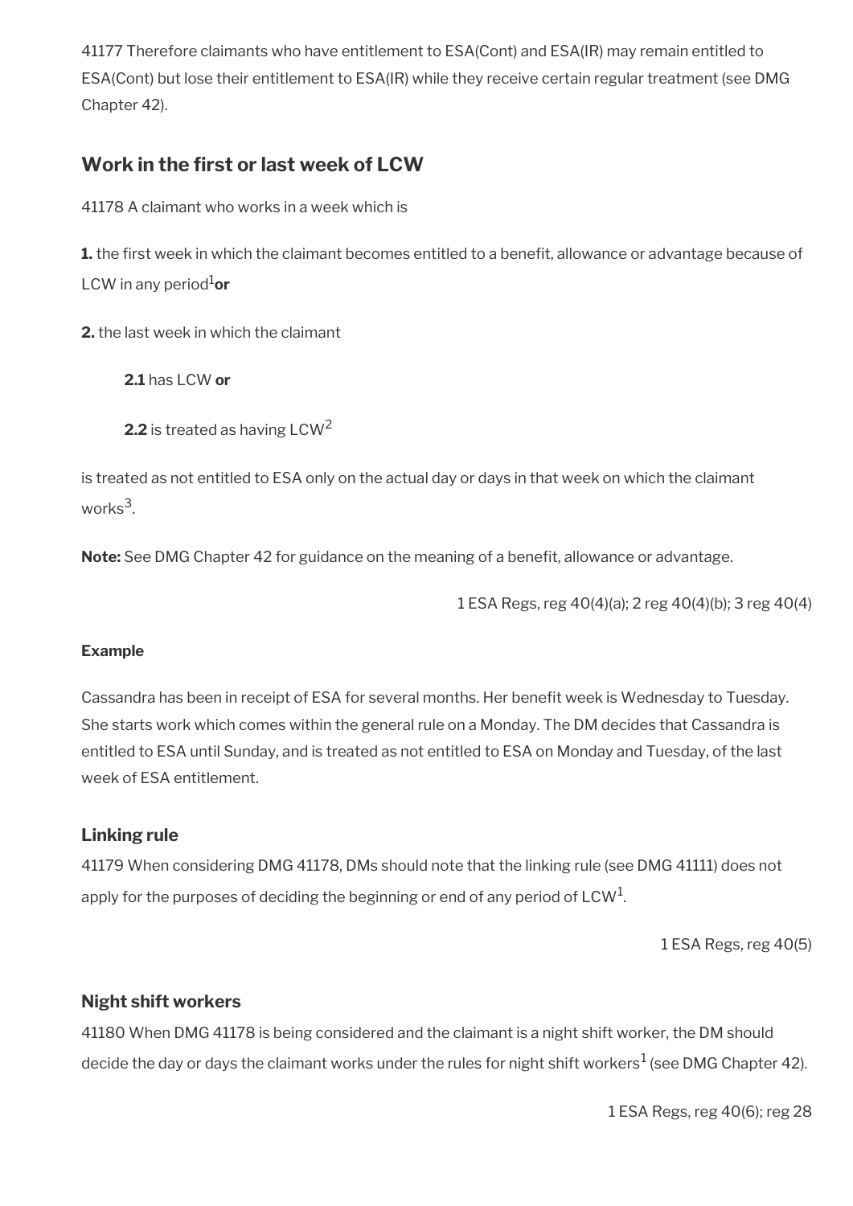41177 Therefore claimants who have entitlement to ESA(Cont) and ESA(IR) may remain entitled to ESA(Cont) but lose their entitlement to ESA(IR) while they receive certain regular treatment (see DMG Chapter 42).

## Work in the first or last week of LCW

41178 A claimant who works in a week which is

**1.** the first week in which the claimant becomes entitled to a benefit, allowance or advantage because of LCW in any period[1] **or**

**2.** the last week in which the claimant

> **2.1** has LCW **or**
>
> **2.2** is treated as having LCW[2]

is treated as not entitled to ESA only on the actual day or days in that week on which the claimant works[3].

**Note:** See DMG Chapter 42 for guidance on the meaning of a benefit, allowance or advantage.

1 ESA Regs, reg 40(4)(a); 2 reg 40(4)(b); 3 reg 40(4)

#### Example

Cassandra has been in receipt of ESA for several months. Her benefit week is Wednesday to Tuesday. She starts work which comes within the general rule on a Monday. The DM decides that Cassandra is entitled to ESA until Sunday, and is treated as not entitled to ESA on Monday and Tuesday, of the last week of ESA entitlement.

### Linking rule

41179 When considering DMG 41178, DMs should note that the linking rule (see DMG 41111) does not apply for the purposes of deciding the beginning or end of any period of LCW[1].

1 ESA Regs, reg 40(5)

### Night shift workers

41180 When DMG 41178 is being considered and the claimant is a night shift worker, the DM should decide the day or days the claimant works under the rules for night shift workers[1] (see DMG Chapter 42).

1 ESA Regs, reg 40(6); reg 28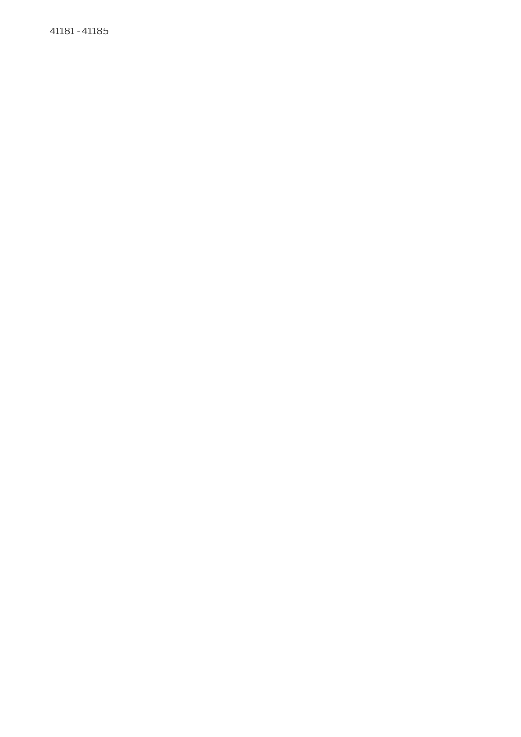41181 - 41185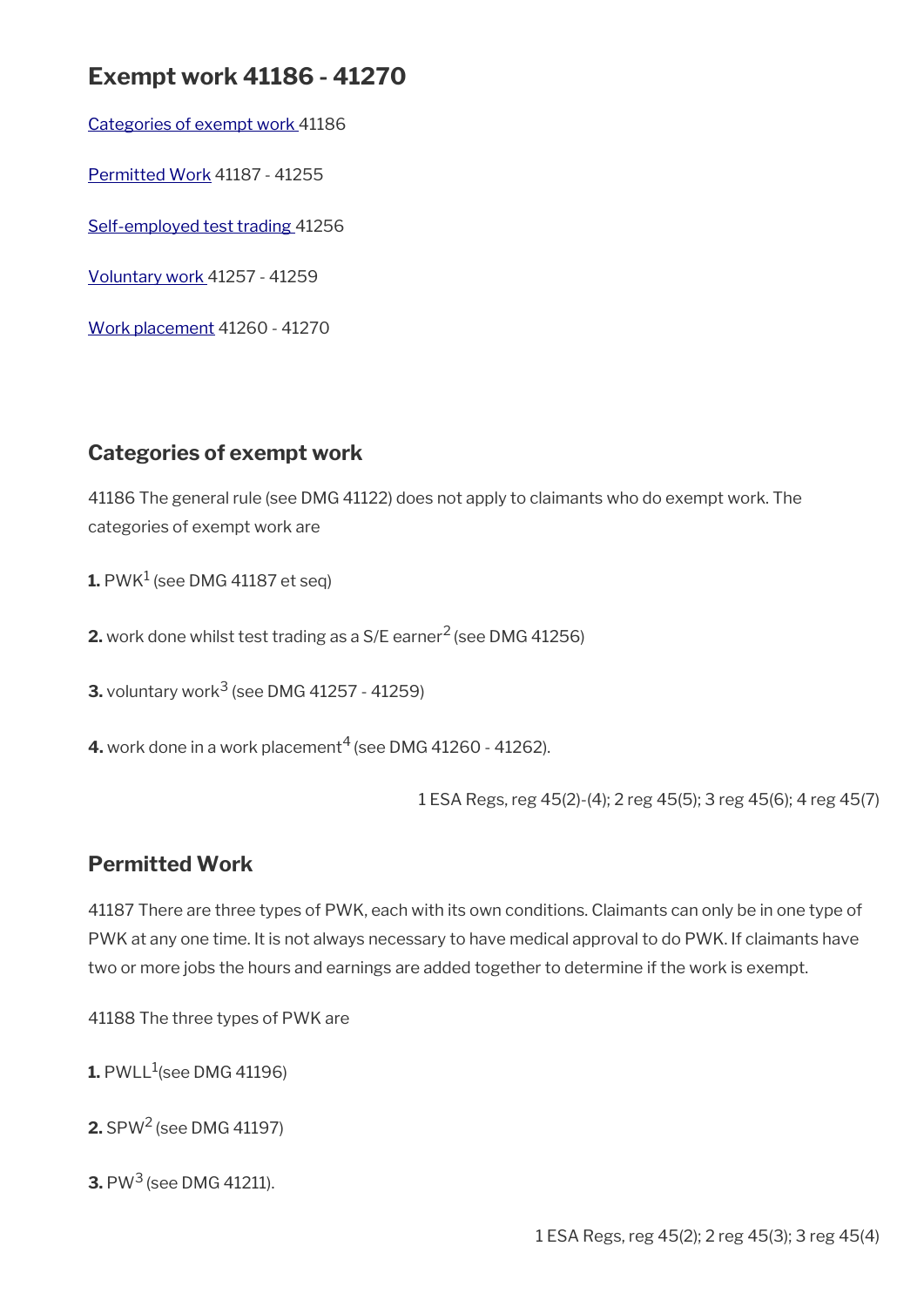# Exempt work 41186 - 41270

[Categories of exempt work](#) 41186

[Permitted Work](#) 41187 - 41255

[Self-employed test trading](#) 41256

[Voluntary work](#) 41257 - 41259

[Work placement](#) 41260 - 41270

## Categories of exempt work

41186 The general rule (see DMG 41122) does not apply to claimants who do exempt work. The categories of exempt work are

**1.** PWK[1] (see DMG 41187 et seq)

**2.** work done whilst test trading as a S/E earner[2] (see DMG 41256)

**3.** voluntary work[3] (see DMG 41257 - 41259)

**4.** work done in a work placement[4] (see DMG 41260 - 41262).

1 ESA Regs, reg 45(2)-(4); 2 reg 45(5); 3 reg 45(6); 4 reg 45(7)

## Permitted Work

41187 There are three types of PWK, each with its own conditions. Claimants can only be in one type of PWK at any one time. It is not always necessary to have medical approval to do PWK. If claimants have two or more jobs the hours and earnings are added together to determine if the work is exempt.

41188 The three types of PWK are

**1.** PWLL[1](see DMG 41196)

**2.** SPW[2] (see DMG 41197)

**3.** PW[3] (see DMG 41211).

1 ESA Regs, reg 45(2); 2 reg 45(3); 3 reg 45(4)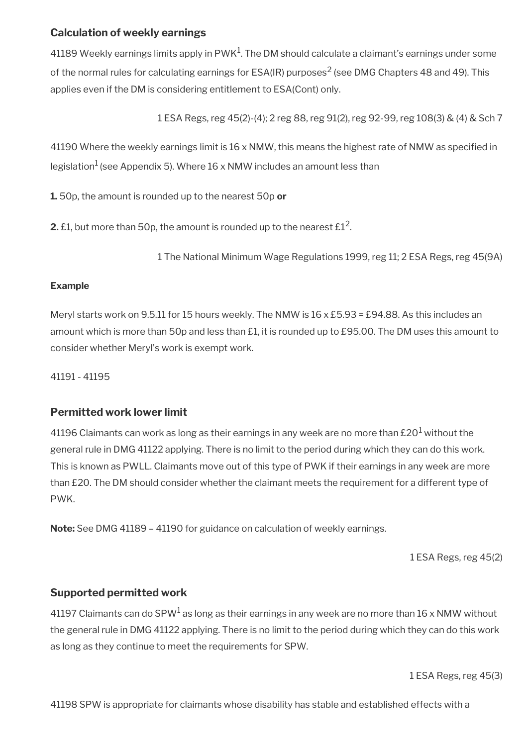### Calculation of weekly earnings

41189 Weekly earnings limits apply in PWK[1]. The DM should calculate a claimant's earnings under some of the normal rules for calculating earnings for ESA(IR) purposes[2] (see DMG Chapters 48 and 49). This applies even if the DM is considering entitlement to ESA(Cont) only.

1 ESA Regs, reg 45(2)-(4); 2 reg 88, reg 91(2), reg 92-99, reg 108(3) & (4) & Sch 7

41190 Where the weekly earnings limit is 16 x NMW, this means the highest rate of NMW as specified in legislation[1] (see Appendix 5). Where 16 x NMW includes an amount less than

**1.** 50p, the amount is rounded up to the nearest 50p **or**

**2.** £1, but more than 50p, the amount is rounded up to the nearest £1[2].

1 The National Minimum Wage Regulations 1999, reg 11; 2 ESA Regs, reg 45(9A)

**Example**

Meryl starts work on 9.5.11 for 15 hours weekly. The NMW is 16 x £5.93 = £94.88. As this includes an amount which is more than 50p and less than £1, it is rounded up to £95.00. The DM uses this amount to consider whether Meryl's work is exempt work.

41191 - 41195

### Permitted work lower limit

41196 Claimants can work as long as their earnings in any week are no more than £20[1] without the general rule in DMG 41122 applying. There is no limit to the period during which they can do this work. This is known as PWLL. Claimants move out of this type of PWK if their earnings in any week are more than £20. The DM should consider whether the claimant meets the requirement for a different type of PWK.

**Note:** See DMG 41189 – 41190 for guidance on calculation of weekly earnings.

1 ESA Regs, reg 45(2)

### Supported permitted work

41197 Claimants can do SPW[1] as long as their earnings in any week are no more than 16 x NMW without the general rule in DMG 41122 applying. There is no limit to the period during which they can do this work as long as they continue to meet the requirements for SPW.

1 ESA Regs, reg 45(3)

41198 SPW is appropriate for claimants whose disability has stable and established effects with a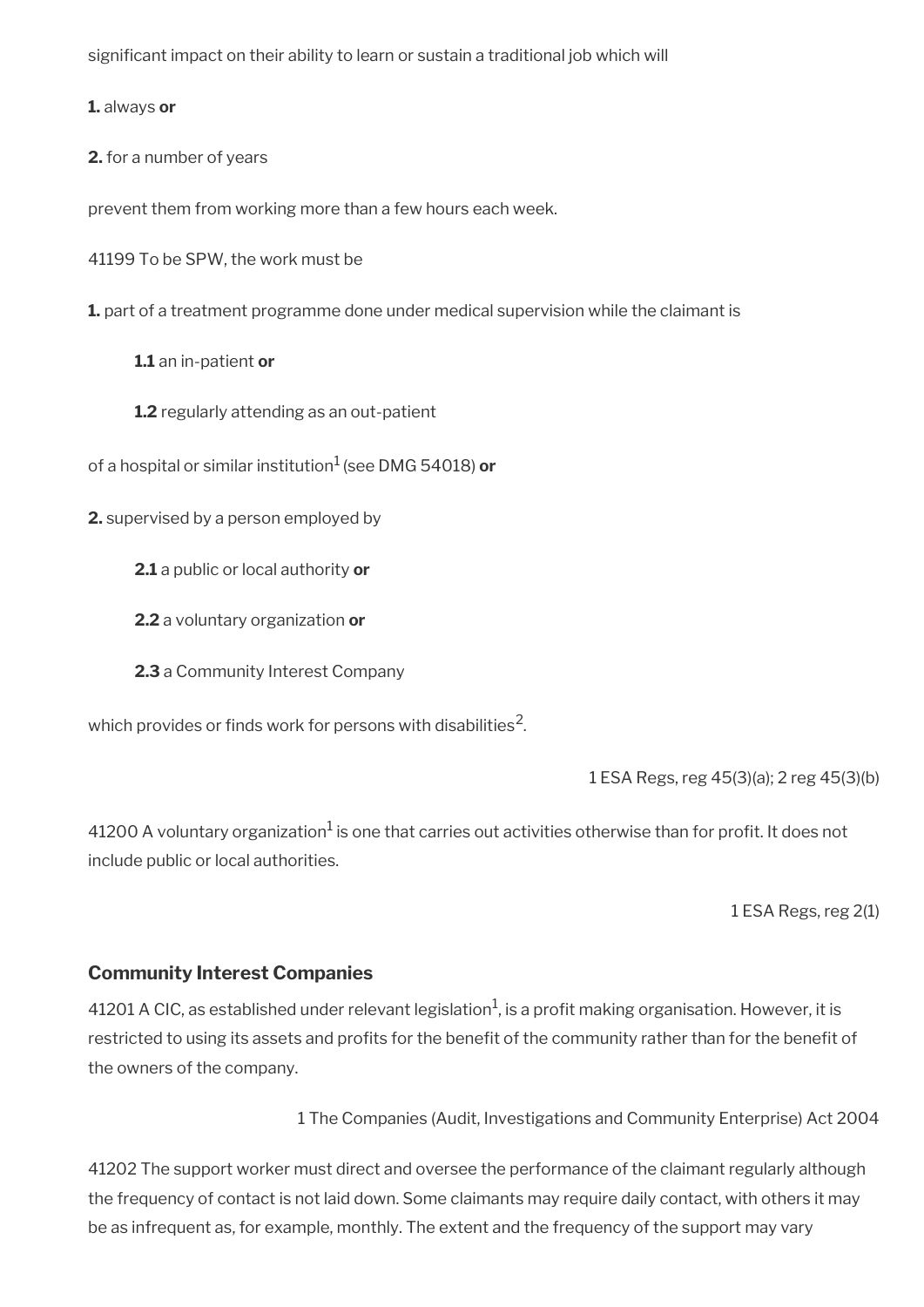significant impact on their ability to learn or sustain a traditional job which will

**1.** always **or**

**2.** for a number of years

prevent them from working more than a few hours each week.

41199 To be SPW, the work must be

**1.** part of a treatment programme done under medical supervision while the claimant is

> **1.1** an in-patient **or**
>
> **1.2** regularly attending as an out-patient

of a hospital or similar institution[1] (see DMG 54018) **or**

**2.** supervised by a person employed by

> **2.1** a public or local authority **or**
>
> **2.2** a voluntary organization **or**
>
> **2.3** a Community Interest Company

which provides or finds work for persons with disabilities[2].

1 ESA Regs, reg 45(3)(a); 2 reg 45(3)(b)

41200 A voluntary organization[1] is one that carries out activities otherwise than for profit. It does not include public or local authorities.

1 ESA Regs, reg 2(1)

### Community Interest Companies

41201 A CIC, as established under relevant legislation[1], is a profit making organisation. However, it is restricted to using its assets and profits for the benefit of the community rather than for the benefit of the owners of the company.

1 The Companies (Audit, Investigations and Community Enterprise) Act 2004

41202 The support worker must direct and oversee the performance of the claimant regularly although the frequency of contact is not laid down. Some claimants may require daily contact, with others it may be as infrequent as, for example, monthly. The extent and the frequency of the support may vary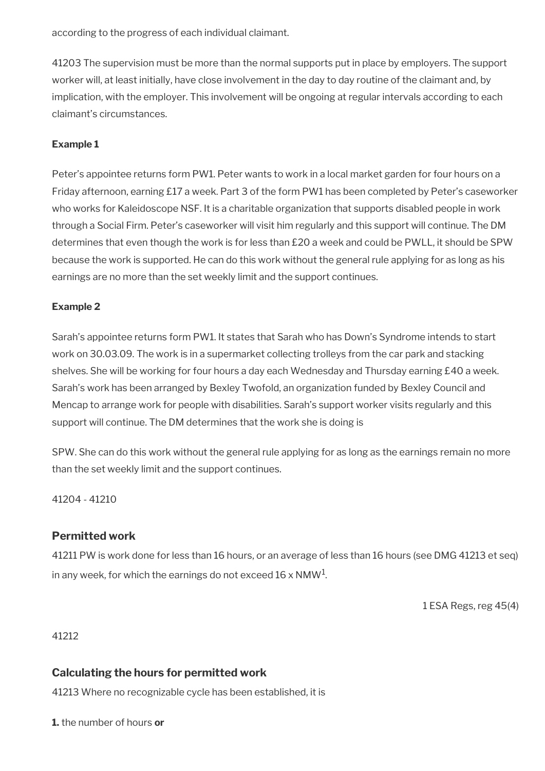according to the progress of each individual claimant.

41203 The supervision must be more than the normal supports put in place by employers. The support worker will, at least initially, have close involvement in the day to day routine of the claimant and, by implication, with the employer. This involvement will be ongoing at regular intervals according to each claimant's circumstances.

**Example 1**

Peter's appointee returns form PW1. Peter wants to work in a local market garden for four hours on a Friday afternoon, earning £17 a week. Part 3 of the form PW1 has been completed by Peter's caseworker who works for Kaleidoscope NSF. It is a charitable organization that supports disabled people in work through a Social Firm. Peter's caseworker will visit him regularly and this support will continue. The DM determines that even though the work is for less than £20 a week and could be PWLL, it should be SPW because the work is supported. He can do this work without the general rule applying for as long as his earnings are no more than the set weekly limit and the support continues.

**Example 2**

Sarah's appointee returns form PW1. It states that Sarah who has Down's Syndrome intends to start work on 30.03.09. The work is in a supermarket collecting trolleys from the car park and stacking shelves. She will be working for four hours a day each Wednesday and Thursday earning £40 a week. Sarah's work has been arranged by Bexley Twofold, an organization funded by Bexley Council and Mencap to arrange work for people with disabilities. Sarah's support worker visits regularly and this support will continue. The DM determines that the work she is doing is

SPW. She can do this work without the general rule applying for as long as the earnings remain no more than the set weekly limit and the support continues.

41204 - 41210

### Permitted work

41211 PW is work done for less than 16 hours, or an average of less than 16 hours (see DMG 41213 et seq) in any week, for which the earnings do not exceed 16 x NMW[1].

1 ESA Regs, reg 45(4)

41212

### Calculating the hours for permitted work

41213 Where no recognizable cycle has been established, it is

**1.** the number of hours **or**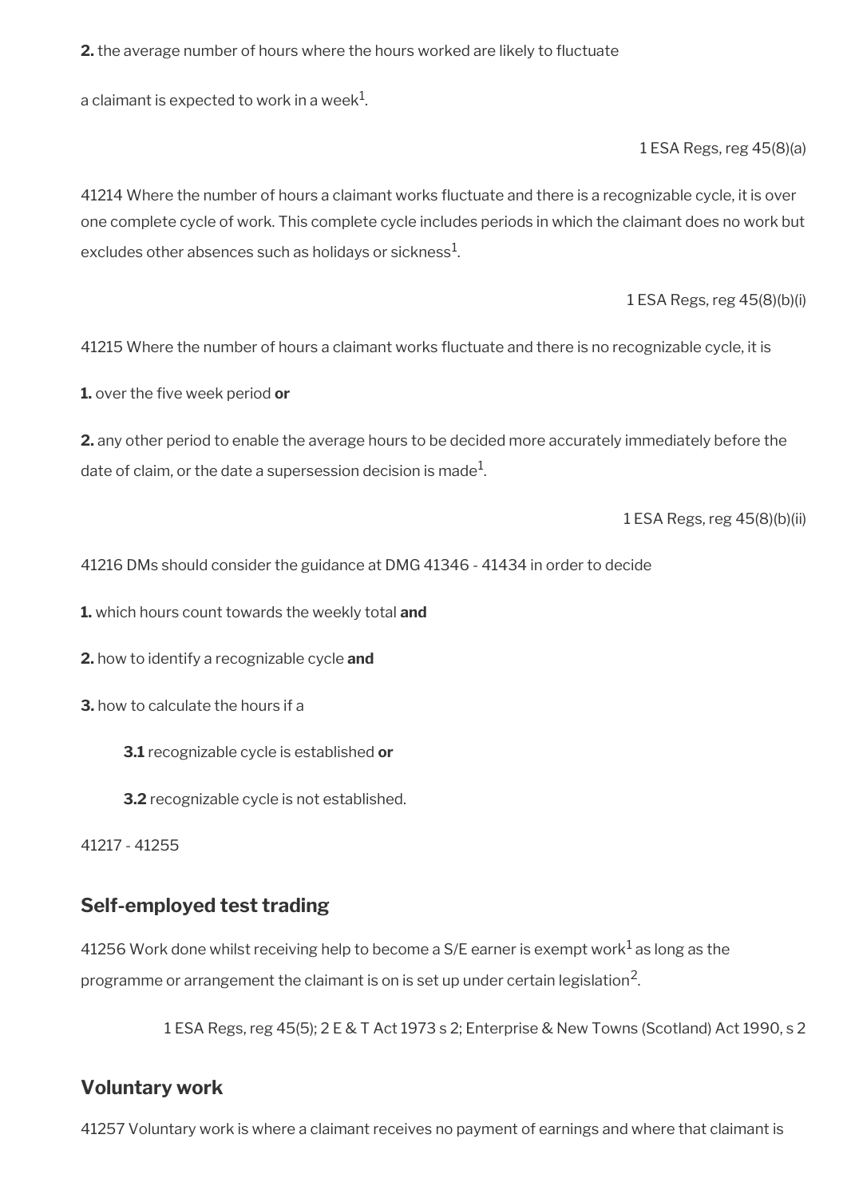**2.** the average number of hours where the hours worked are likely to fluctuate

a claimant is expected to work in a week[1].

1 ESA Regs, reg 45(8)(a)

41214 Where the number of hours a claimant works fluctuate and there is a recognizable cycle, it is over one complete cycle of work. This complete cycle includes periods in which the claimant does no work but excludes other absences such as holidays or sickness[1].

1 ESA Regs, reg 45(8)(b)(i)

41215 Where the number of hours a claimant works fluctuate and there is no recognizable cycle, it is

**1.** over the five week period **or**

**2.** any other period to enable the average hours to be decided more accurately immediately before the date of claim, or the date a supersession decision is made[1].

1 ESA Regs, reg 45(8)(b)(ii)

41216 DMs should consider the guidance at DMG 41346 - 41434 in order to decide

**1.** which hours count towards the weekly total **and**

**2.** how to identify a recognizable cycle **and**

**3.** how to calculate the hours if a

**3.1** recognizable cycle is established **or**

**3.2** recognizable cycle is not established.

41217 - 41255

## Self-employed test trading

41256 Work done whilst receiving help to become a S/E earner is exempt work[1] as long as the programme or arrangement the claimant is on is set up under certain legislation[2].

1 ESA Regs, reg 45(5); 2 E & T Act 1973 s 2; Enterprise & New Towns (Scotland) Act 1990, s 2

## Voluntary work

41257 Voluntary work is where a claimant receives no payment of earnings and where that claimant is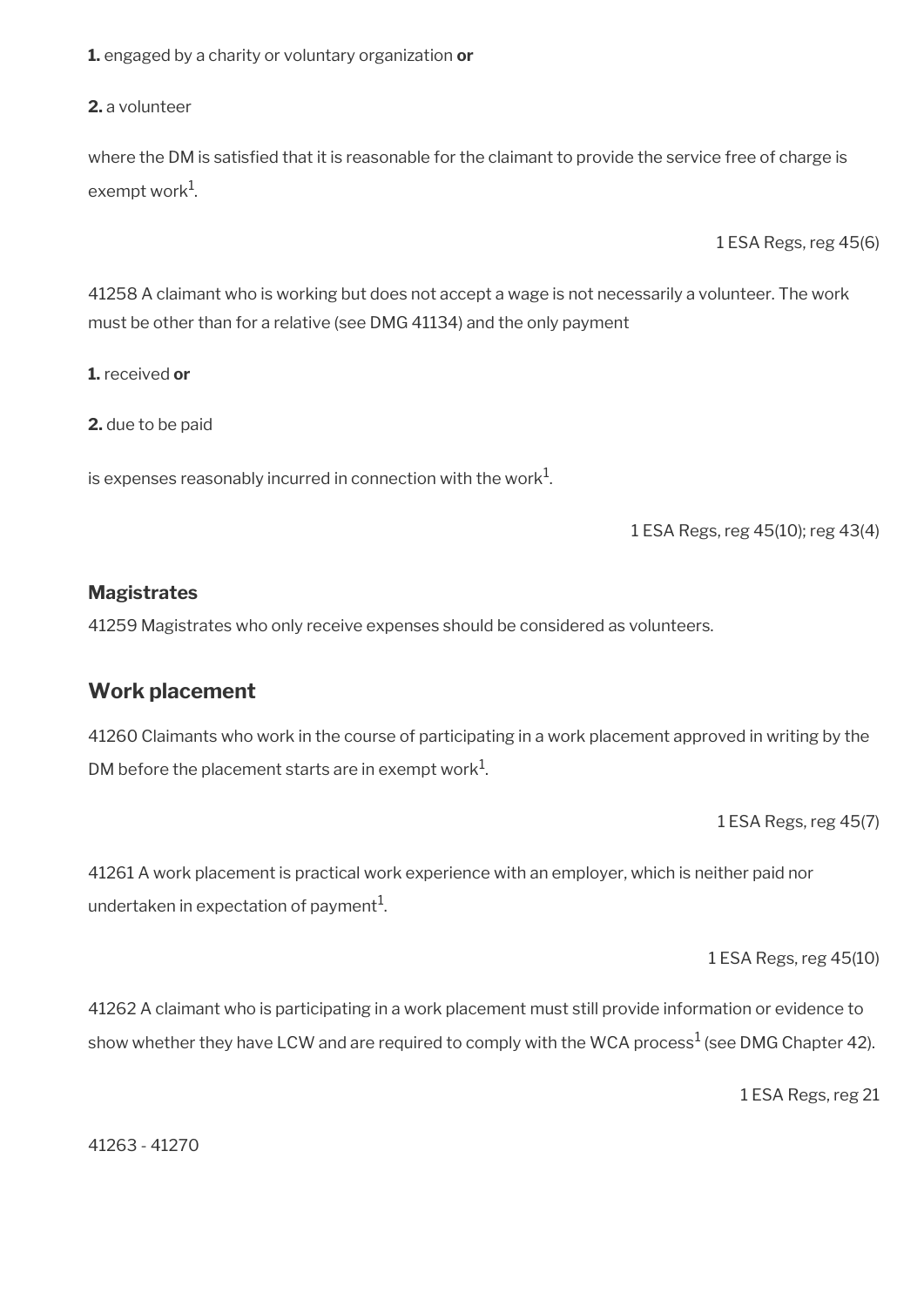**1.** engaged by a charity or voluntary organization **or**

**2.** a volunteer

where the DM is satisfied that it is reasonable for the claimant to provide the service free of charge is exempt work[1].

1 ESA Regs, reg 45(6)

41258 A claimant who is working but does not accept a wage is not necessarily a volunteer. The work must be other than for a relative (see DMG 41134) and the only payment

**1.** received **or**

**2.** due to be paid

is expenses reasonably incurred in connection with the work[1].

1 ESA Regs, reg 45(10); reg 43(4)

### Magistrates

41259 Magistrates who only receive expenses should be considered as volunteers.

## Work placement

41260 Claimants who work in the course of participating in a work placement approved in writing by the DM before the placement starts are in exempt work[1].

1 ESA Regs, reg 45(7)

41261 A work placement is practical work experience with an employer, which is neither paid nor undertaken in expectation of payment[1].

1 ESA Regs, reg 45(10)

41262 A claimant who is participating in a work placement must still provide information or evidence to show whether they have LCW and are required to comply with the WCA process[1] (see DMG Chapter 42).

1 ESA Regs, reg 21

41263 - 41270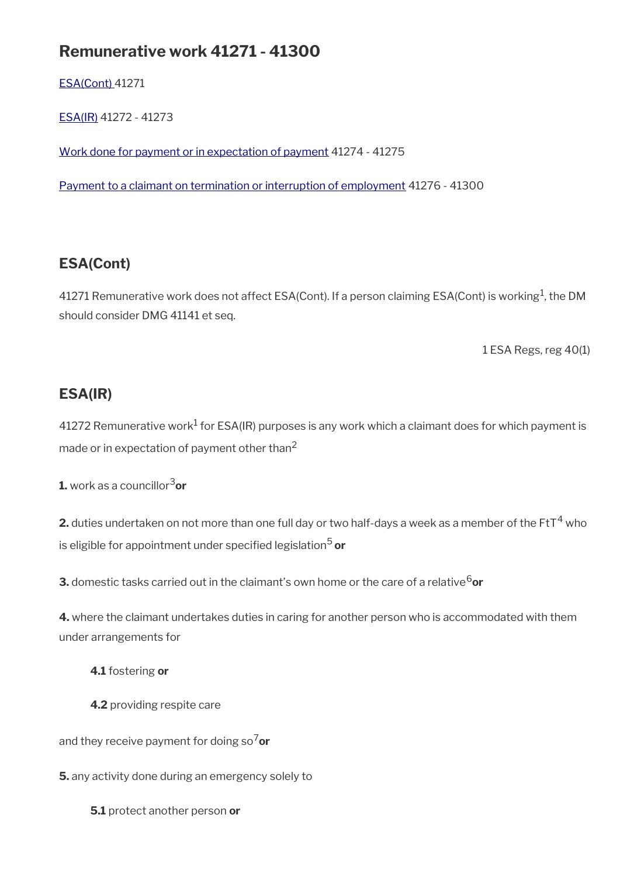## Remunerative work 41271 - 41300

[ESA(Cont)](#) 41271

[ESA(IR)](#) 41272 - 41273

[Work done for payment or in expectation of payment](#) 41274 - 41275

[Payment to a claimant on termination or interruption of employment](#) 41276 - 41300

### ESA(Cont)

41271 Remunerative work does not affect ESA(Cont). If a person claiming ESA(Cont) is working[1], the DM should consider DMG 41141 et seq.

1 ESA Regs, reg 40(1)

### ESA(IR)

41272 Remunerative work[1] for ESA(IR) purposes is any work which a claimant does for which payment is made or in expectation of payment other than[2]

**1.** work as a councillor[3] **or**

**2.** duties undertaken on not more than one full day or two half-days a week as a member of the FtT[4] who is eligible for appointment under specified legislation[5] **or**

**3.** domestic tasks carried out in the claimant's own home or the care of a relative[6] **or**

**4.** where the claimant undertakes duties in caring for another person who is accommodated with them under arrangements for

> **4.1** fostering **or**
>
> **4.2** providing respite care

and they receive payment for doing so[7] **or**

**5.** any activity done during an emergency solely to

> **5.1** protect another person **or**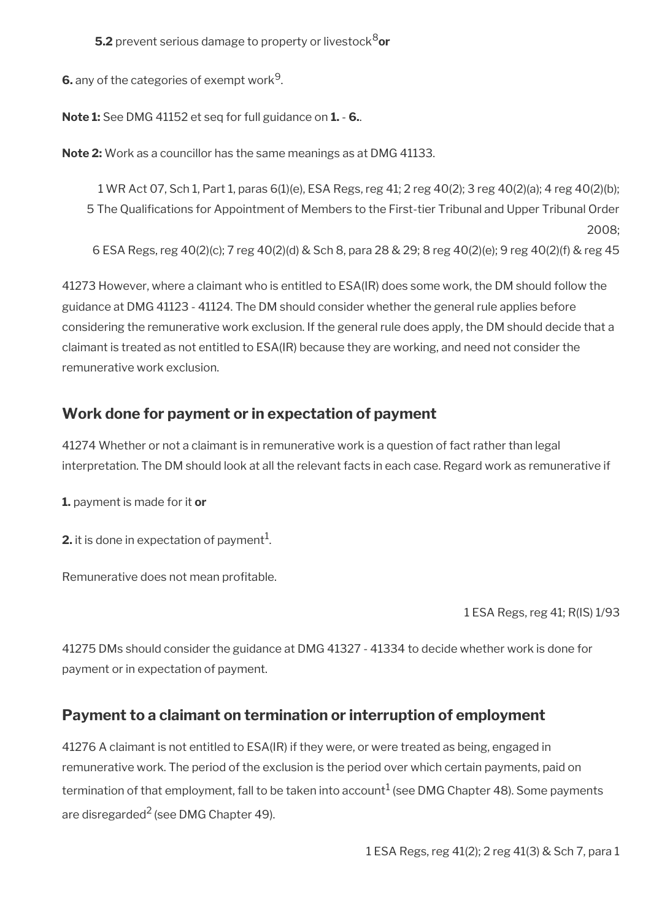**5.2** prevent serious damage to property or livestock[8] **or**

**6.** any of the categories of exempt work[9].

**Note 1:** See DMG 41152 et seq for full guidance on **1.** - **6.**.

**Note 2:** Work as a councillor has the same meanings as at DMG 41133.

1 WR Act 07, Sch 1, Part 1, paras 6(1)(e), ESA Regs, reg 41; 2 reg 40(2); 3 reg 40(2)(a); 4 reg 40(2)(b); 5 The Qualifications for Appointment of Members to the First-tier Tribunal and Upper Tribunal Order 2008; 6 ESA Regs, reg 40(2)(c); 7 reg 40(2)(d) & Sch 8, para 28 & 29; 8 reg 40(2)(e); 9 reg 40(2)(f) & reg 45

41273 However, where a claimant who is entitled to ESA(IR) does some work, the DM should follow the guidance at DMG 41123 - 41124. The DM should consider whether the general rule applies before considering the remunerative work exclusion. If the general rule does apply, the DM should decide that a claimant is treated as not entitled to ESA(IR) because they are working, and need not consider the remunerative work exclusion.

## Work done for payment or in expectation of payment

41274 Whether or not a claimant is in remunerative work is a question of fact rather than legal interpretation. The DM should look at all the relevant facts in each case. Regard work as remunerative if

**1.** payment is made for it **or**

**2.** it is done in expectation of payment[1].

Remunerative does not mean profitable.

1 ESA Regs, reg 41; R(IS) 1/93

41275 DMs should consider the guidance at DMG 41327 - 41334 to decide whether work is done for payment or in expectation of payment.

## Payment to a claimant on termination or interruption of employment

41276 A claimant is not entitled to ESA(IR) if they were, or were treated as being, engaged in remunerative work. The period of the exclusion is the period over which certain payments, paid on termination of that employment, fall to be taken into account[1] (see DMG Chapter 48). Some payments are disregarded[2] (see DMG Chapter 49).

1 ESA Regs, reg 41(2); 2 reg 41(3) & Sch 7, para 1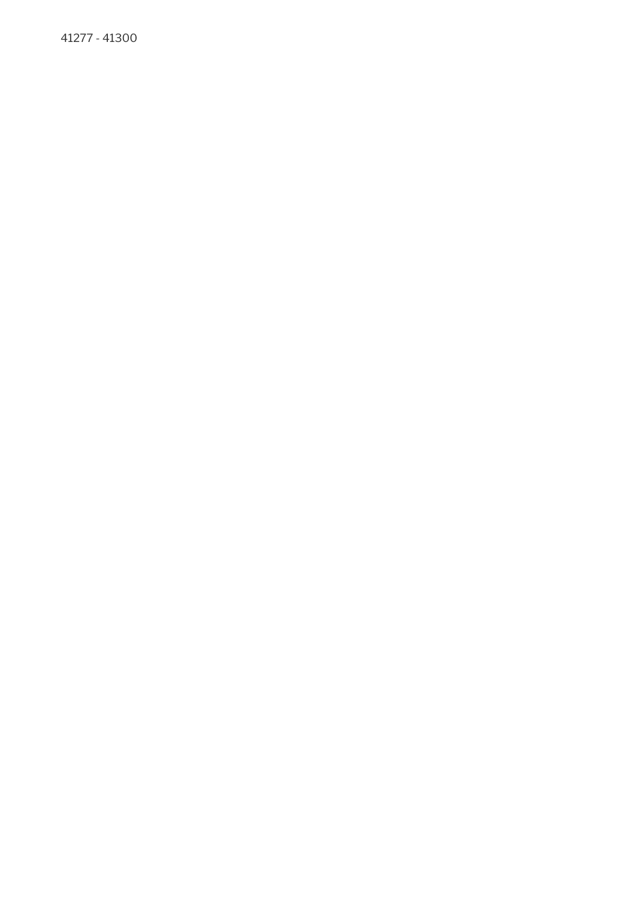41277 - 41300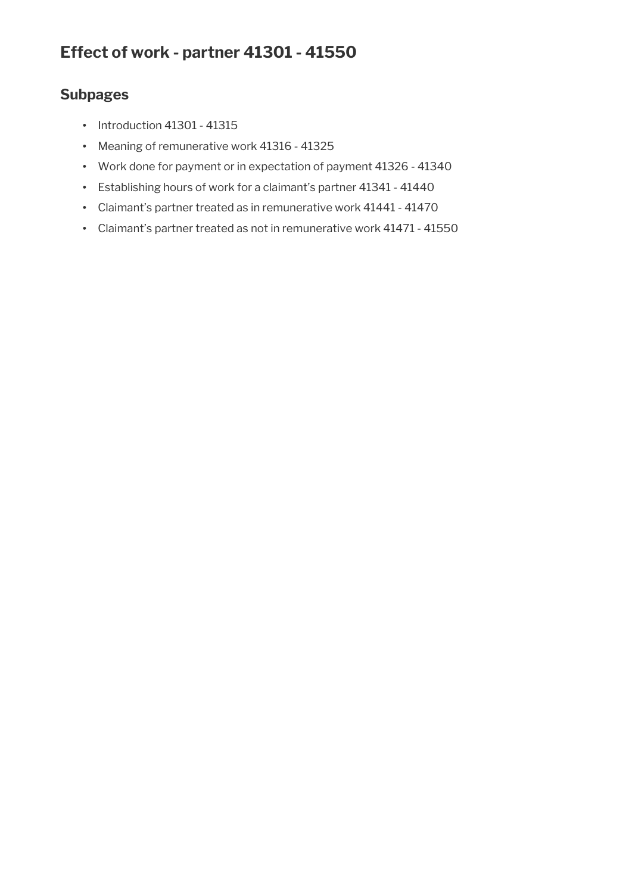# Effect of work - partner 41301 - 41550

## Subpages

- Introduction 41301 - 41315
- Meaning of remunerative work 41316 - 41325
- Work done for payment or in expectation of payment 41326 - 41340
- Establishing hours of work for a claimant's partner 41341 - 41440
- Claimant's partner treated as in remunerative work 41441 - 41470
- Claimant's partner treated as not in remunerative work 41471 - 41550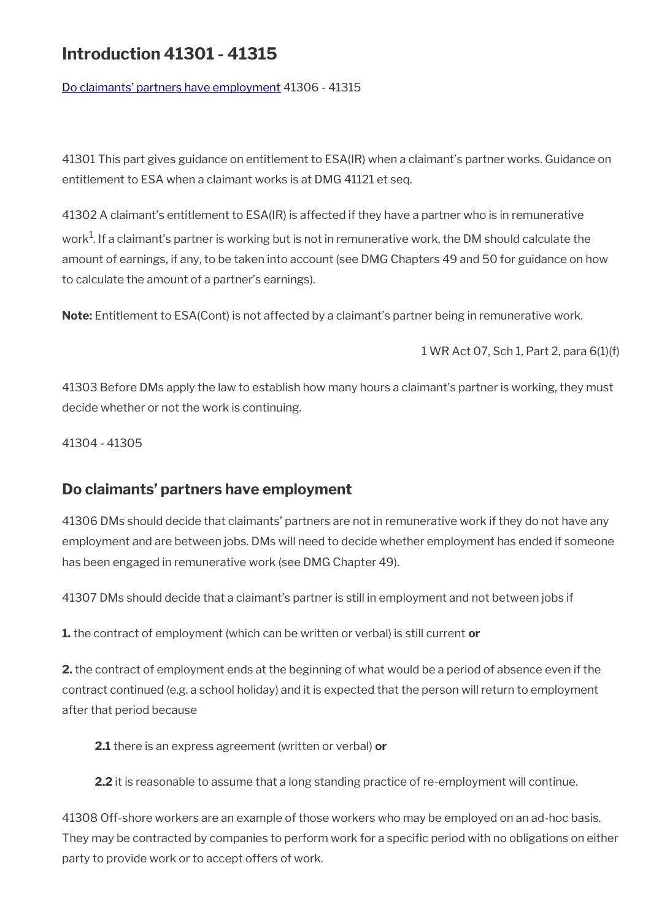## Introduction 41301 - 41315

Do claimants' partners have employment 41306 - 41315

41301 This part gives guidance on entitlement to ESA(IR) when a claimant's partner works. Guidance on entitlement to ESA when a claimant works is at DMG 41121 et seq.

41302 A claimant's entitlement to ESA(IR) is affected if they have a partner who is in remunerative work[1]. If a claimant's partner is working but is not in remunerative work, the DM should calculate the amount of earnings, if any, to be taken into account (see DMG Chapters 49 and 50 for guidance on how to calculate the amount of a partner's earnings).

**Note:** Entitlement to ESA(Cont) is not affected by a claimant's partner being in remunerative work.

1 WR Act 07, Sch 1, Part 2, para 6(1)(f)

41303 Before DMs apply the law to establish how many hours a claimant's partner is working, they must decide whether or not the work is continuing.

41304 - 41305

## Do claimants' partners have employment

41306 DMs should decide that claimants' partners are not in remunerative work if they do not have any employment and are between jobs. DMs will need to decide whether employment has ended if someone has been engaged in remunerative work (see DMG Chapter 49).

41307 DMs should decide that a claimant's partner is still in employment and not between jobs if

**1.** the contract of employment (which can be written or verbal) is still current **or**

**2.** the contract of employment ends at the beginning of what would be a period of absence even if the contract continued (e.g. a school holiday) and it is expected that the person will return to employment after that period because

> **2.1** there is an express agreement (written or verbal) **or**
>
> **2.2** it is reasonable to assume that a long standing practice of re-employment will continue.

41308 Off-shore workers are an example of those workers who may be employed on an ad-hoc basis. They may be contracted by companies to perform work for a specific period with no obligations on either party to provide work or to accept offers of work.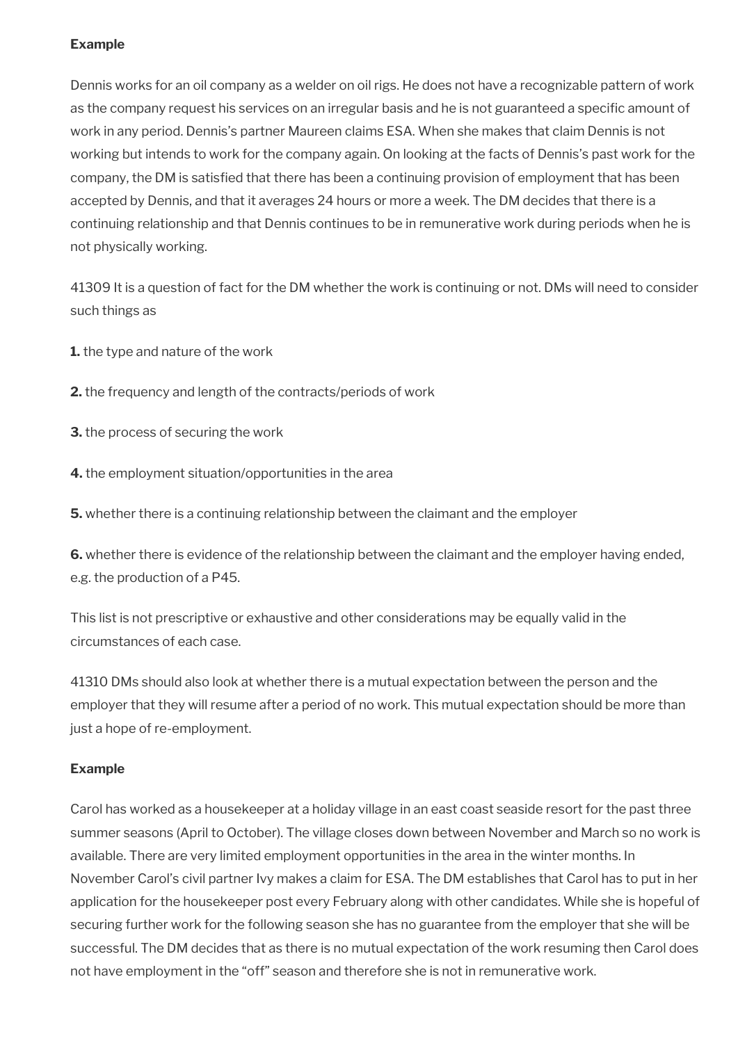**Example**

Dennis works for an oil company as a welder on oil rigs. He does not have a recognizable pattern of work as the company request his services on an irregular basis and he is not guaranteed a specific amount of work in any period. Dennis's partner Maureen claims ESA. When she makes that claim Dennis is not working but intends to work for the company again. On looking at the facts of Dennis's past work for the company, the DM is satisfied that there has been a continuing provision of employment that has been accepted by Dennis, and that it averages 24 hours or more a week. The DM decides that there is a continuing relationship and that Dennis continues to be in remunerative work during periods when he is not physically working.

41309 It is a question of fact for the DM whether the work is continuing or not. DMs will need to consider such things as

**1.** the type and nature of the work

**2.** the frequency and length of the contracts/periods of work

**3.** the process of securing the work

**4.** the employment situation/opportunities in the area

**5.** whether there is a continuing relationship between the claimant and the employer

**6.** whether there is evidence of the relationship between the claimant and the employer having ended, e.g. the production of a P45.

This list is not prescriptive or exhaustive and other considerations may be equally valid in the circumstances of each case.

41310 DMs should also look at whether there is a mutual expectation between the person and the employer that they will resume after a period of no work. This mutual expectation should be more than just a hope of re-employment.

**Example**

Carol has worked as a housekeeper at a holiday village in an east coast seaside resort for the past three summer seasons (April to October). The village closes down between November and March so no work is available. There are very limited employment opportunities in the area in the winter months. In November Carol's civil partner Ivy makes a claim for ESA. The DM establishes that Carol has to put in her application for the housekeeper post every February along with other candidates. While she is hopeful of securing further work for the following season she has no guarantee from the employer that she will be successful. The DM decides that as there is no mutual expectation of the work resuming then Carol does not have employment in the "off" season and therefore she is not in remunerative work.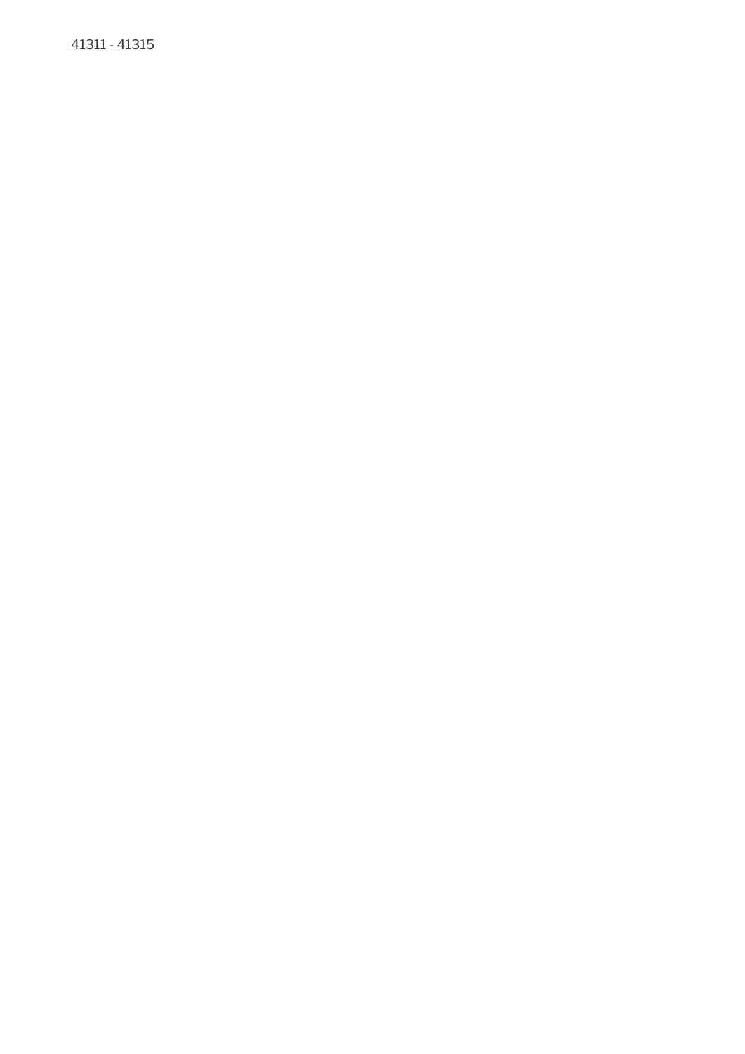41311 - 41315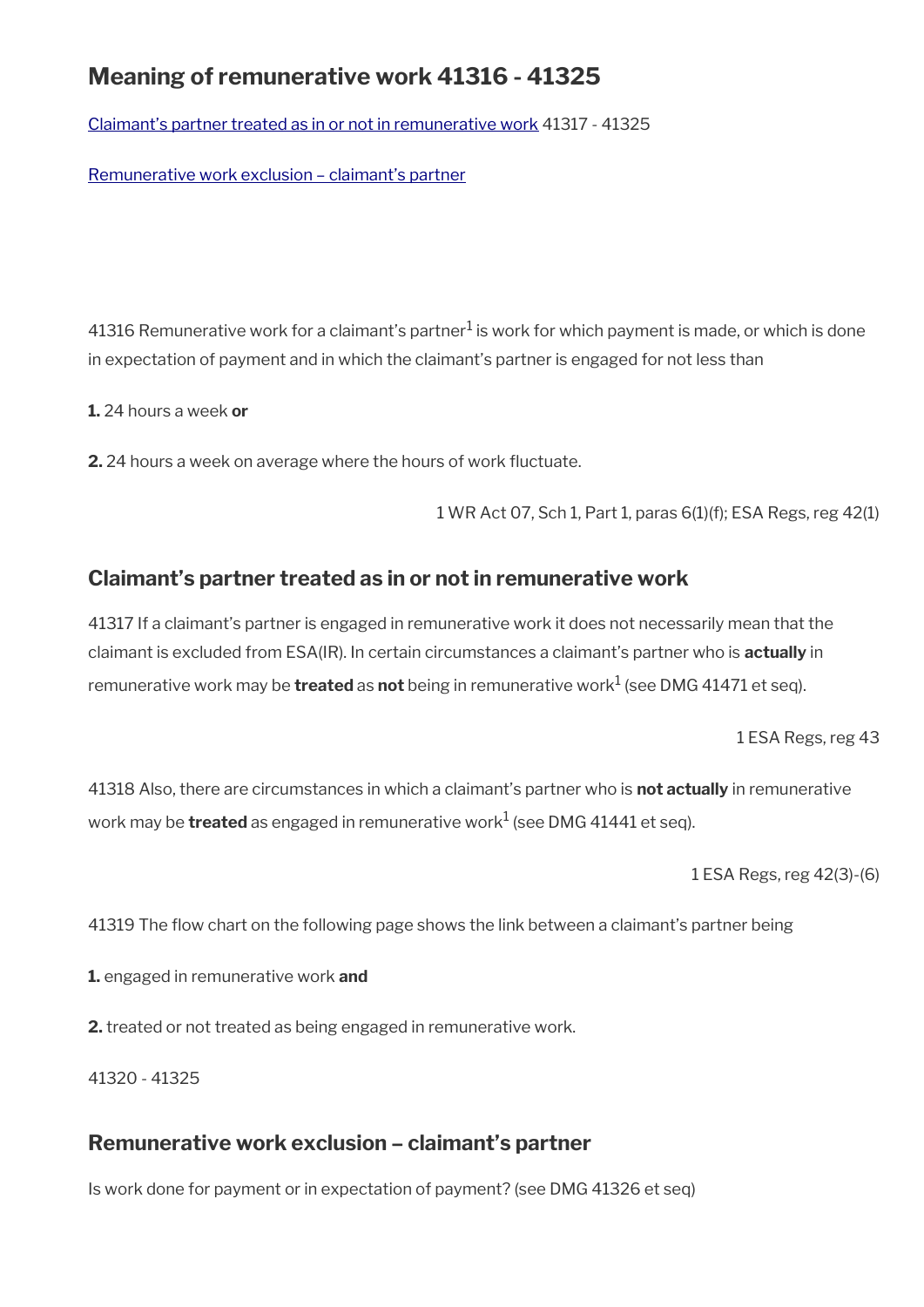## Meaning of remunerative work 41316 - 41325

Claimant's partner treated as in or not in remunerative work 41317 - 41325

Remunerative work exclusion – claimant's partner

41316 Remunerative work for a claimant's partner[1] is work for which payment is made, or which is done in expectation of payment and in which the claimant's partner is engaged for not less than

**1.** 24 hours a week **or**

**2.** 24 hours a week on average where the hours of work fluctuate.

1 WR Act 07, Sch 1, Part 1, paras 6(1)(f); ESA Regs, reg 42(1)

### Claimant's partner treated as in or not in remunerative work

41317 If a claimant's partner is engaged in remunerative work it does not necessarily mean that the claimant is excluded from ESA(IR). In certain circumstances a claimant's partner who is **actually** in remunerative work may be **treated** as **not** being in remunerative work[1] (see DMG 41471 et seq).

1 ESA Regs, reg 43

41318 Also, there are circumstances in which a claimant's partner who is **not actually** in remunerative work may be **treated** as engaged in remunerative work[1] (see DMG 41441 et seq).

1 ESA Regs, reg 42(3)-(6)

41319 The flow chart on the following page shows the link between a claimant's partner being

**1.** engaged in remunerative work **and**

**2.** treated or not treated as being engaged in remunerative work.

41320 - 41325

### Remunerative work exclusion – claimant's partner

Is work done for payment or in expectation of payment? (see DMG 41326 et seq)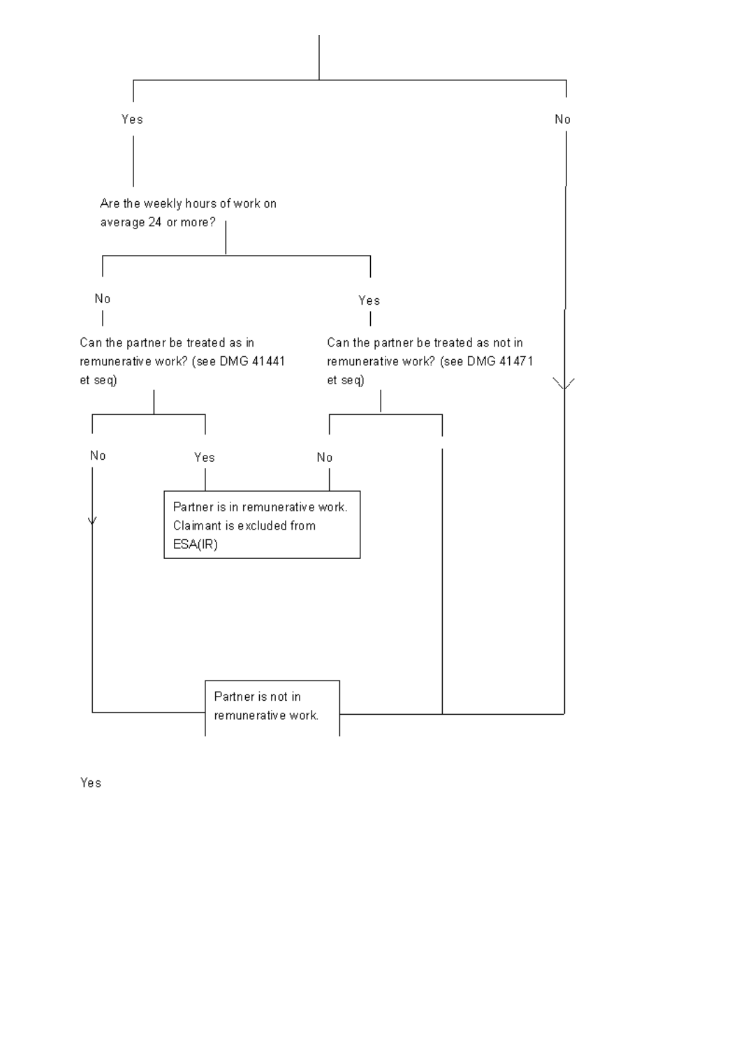Yes

No

Are the weekly hours of work on average 24 or more?

No

Yes

Can the partner be treated as in remunerative work? (see DMG 41441 et seq)

Can the partner be treated as not in remunerative work? (see DMG 41471 et seq)

No

Yes

No

Partner is in remunerative work. Claimant is excluded from ESA(IR)

Partner is not in remunerative work.

Yes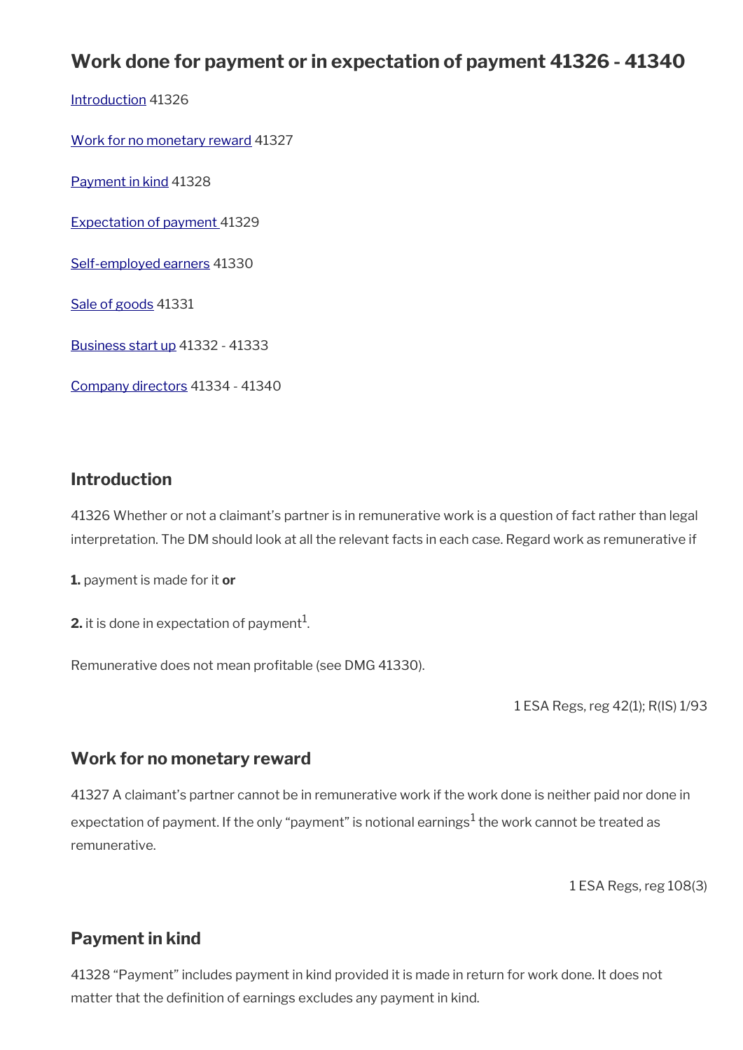## Work done for payment or in expectation of payment 41326 - 41340

Introduction 41326

Work for no monetary reward 41327

Payment in kind 41328

Expectation of payment 41329

Self-employed earners 41330

Sale of goods 41331

Business start up 41332 - 41333

Company directors 41334 - 41340

### Introduction

41326 Whether or not a claimant's partner is in remunerative work is a question of fact rather than legal interpretation. The DM should look at all the relevant facts in each case. Regard work as remunerative if

**1.** payment is made for it **or**

**2.** it is done in expectation of payment[1].

Remunerative does not mean profitable (see DMG 41330).

1 ESA Regs, reg 42(1); R(IS) 1/93

### Work for no monetary reward

41327 A claimant's partner cannot be in remunerative work if the work done is neither paid nor done in expectation of payment. If the only "payment" is notional earnings[1] the work cannot be treated as remunerative.

1 ESA Regs, reg 108(3)

### Payment in kind

41328 "Payment" includes payment in kind provided it is made in return for work done. It does not matter that the definition of earnings excludes any payment in kind.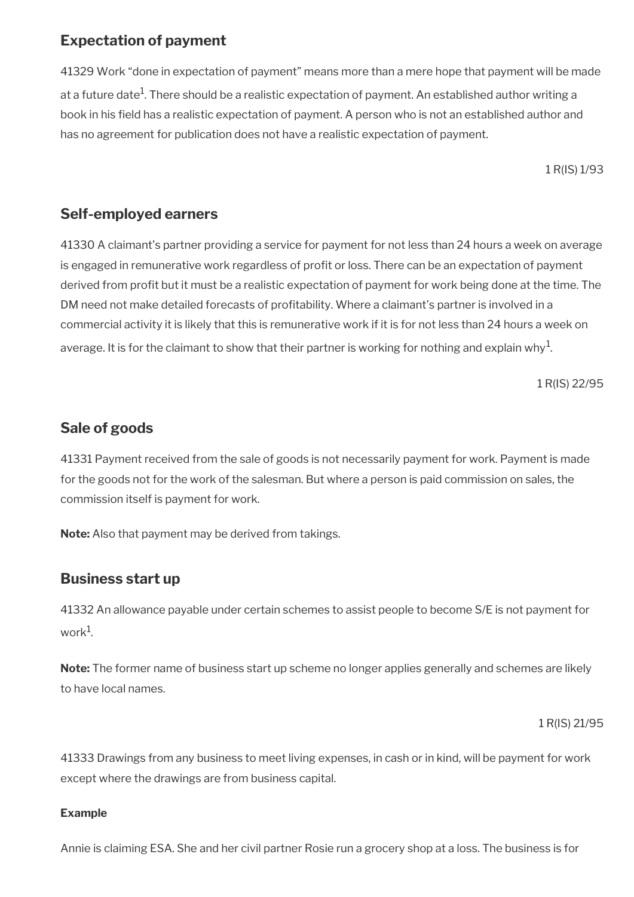## Expectation of payment

41329 Work "done in expectation of payment" means more than a mere hope that payment will be made at a future date[1]. There should be a realistic expectation of payment. An established author writing a book in his field has a realistic expectation of payment. A person who is not an established author and has no agreement for publication does not have a realistic expectation of payment.

1 R(IS) 1/93

## Self-employed earners

41330 A claimant's partner providing a service for payment for not less than 24 hours a week on average is engaged in remunerative work regardless of profit or loss. There can be an expectation of payment derived from profit but it must be a realistic expectation of payment for work being done at the time. The DM need not make detailed forecasts of profitability. Where a claimant's partner is involved in a commercial activity it is likely that this is remunerative work if it is for not less than 24 hours a week on average. It is for the claimant to show that their partner is working for nothing and explain why[1].

1 R(IS) 22/95

## Sale of goods

41331 Payment received from the sale of goods is not necessarily payment for work. Payment is made for the goods not for the work of the salesman. But where a person is paid commission on sales, the commission itself is payment for work.

**Note:** Also that payment may be derived from takings.

## Business start up

41332 An allowance payable under certain schemes to assist people to become S/E is not payment for work[1].

**Note:** The former name of business start up scheme no longer applies generally and schemes are likely to have local names.

1 R(IS) 21/95

41333 Drawings from any business to meet living expenses, in cash or in kind, will be payment for work except where the drawings are from business capital.

**Example**

Annie is claiming ESA. She and her civil partner Rosie run a grocery shop at a loss. The business is for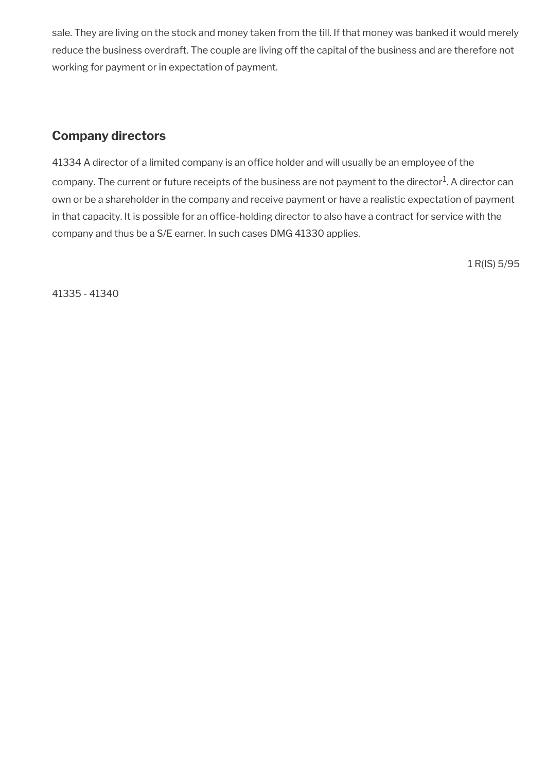sale. They are living on the stock and money taken from the till. If that money was banked it would merely reduce the business overdraft. The couple are living off the capital of the business and are therefore not working for payment or in expectation of payment.

## Company directors

41334 A director of a limited company is an office holder and will usually be an employee of the company. The current or future receipts of the business are not payment to the director[1]. A director can own or be a shareholder in the company and receive payment or have a realistic expectation of payment in that capacity. It is possible for an office-holding director to also have a contract for service with the company and thus be a S/E earner. In such cases DMG 41330 applies.

1 R(IS) 5/95

41335 - 41340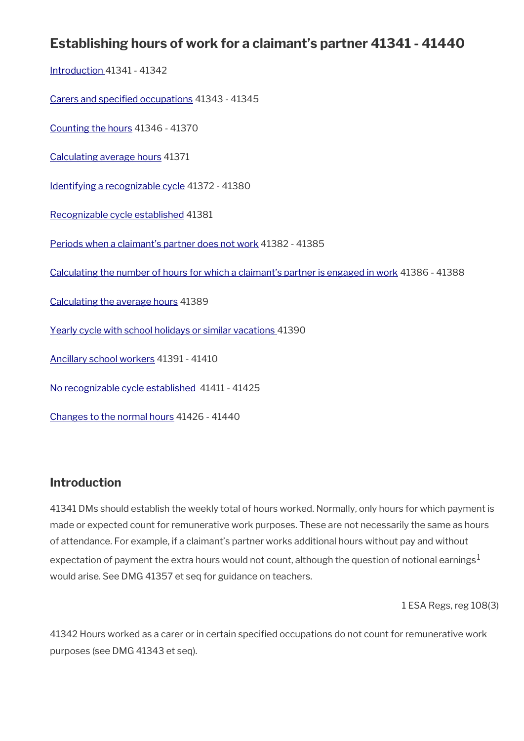## Establishing hours of work for a claimant's partner 41341 - 41440

Introduction 41341 - 41342

Carers and specified occupations 41343 - 41345

Counting the hours 41346 - 41370

Calculating average hours 41371

Identifying a recognizable cycle 41372 - 41380

Recognizable cycle established 41381

Periods when a claimant's partner does not work 41382 - 41385

Calculating the number of hours for which a claimant's partner is engaged in work 41386 - 41388

Calculating the average hours 41389

Yearly cycle with school holidays or similar vacations 41390

Ancillary school workers 41391 - 41410

No recognizable cycle established 41411 - 41425

Changes to the normal hours 41426 - 41440

### Introduction

41341 DMs should establish the weekly total of hours worked. Normally, only hours for which payment is made or expected count for remunerative work purposes. These are not necessarily the same as hours of attendance. For example, if a claimant's partner works additional hours without pay and without expectation of payment the extra hours would not count, although the question of notional earnings[1] would arise. See DMG 41357 et seq for guidance on teachers.

1 ESA Regs, reg 108(3)

41342 Hours worked as a carer or in certain specified occupations do not count for remunerative work purposes (see DMG 41343 et seq).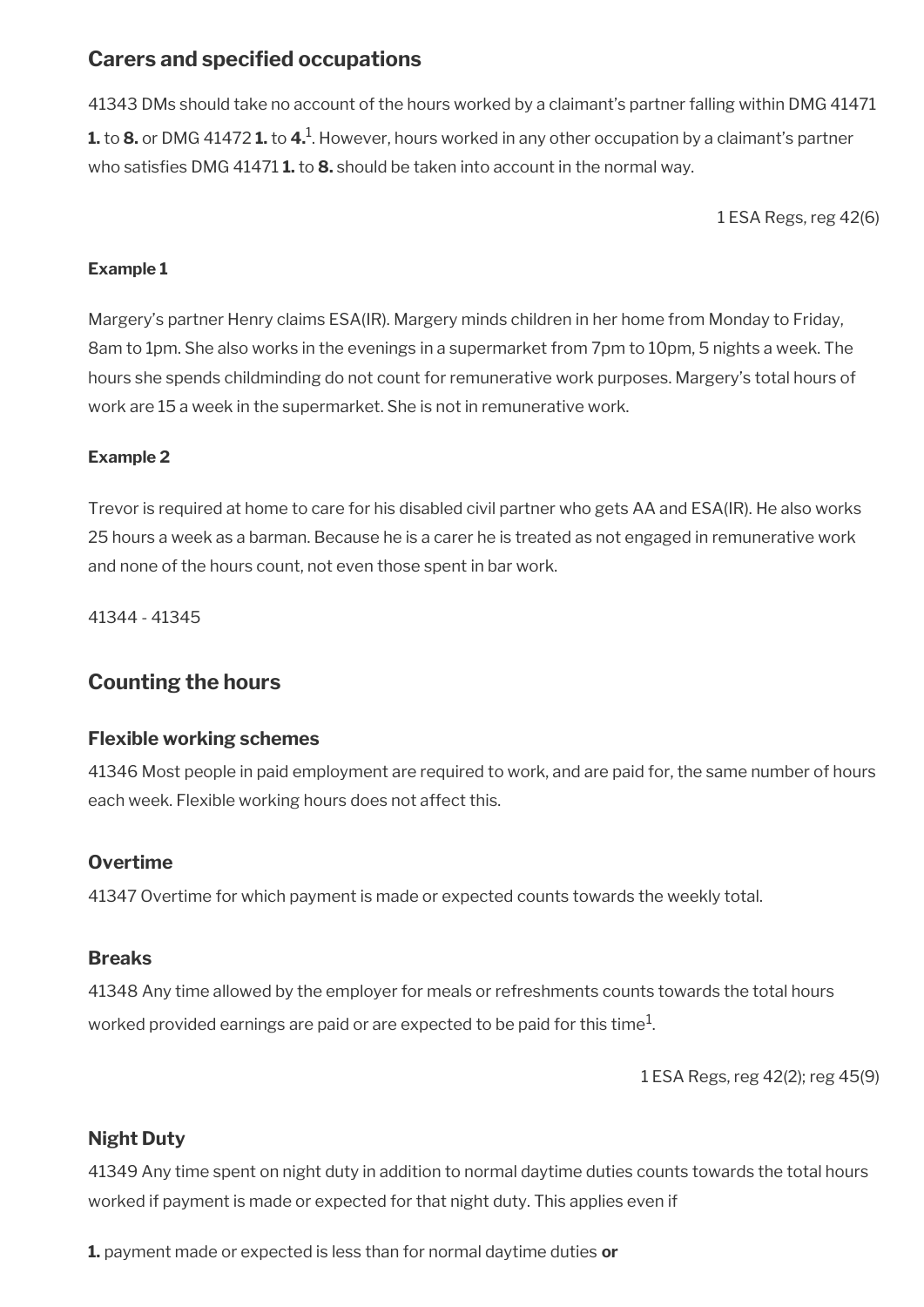## Carers and specified occupations

41343 DMs should take no account of the hours worked by a claimant's partner falling within DMG 41471 **1.** to **8.** or DMG 41472 **1.** to **4.**[1]. However, hours worked in any other occupation by a claimant's partner who satisfies DMG 41471 **1.** to **8.** should be taken into account in the normal way.

1 ESA Regs, reg 42(6)

**Example 1**

Margery's partner Henry claims ESA(IR). Margery minds children in her home from Monday to Friday, 8am to 1pm. She also works in the evenings in a supermarket from 7pm to 10pm, 5 nights a week. The hours she spends childminding do not count for remunerative work purposes. Margery's total hours of work are 15 a week in the supermarket. She is not in remunerative work.

**Example 2**

Trevor is required at home to care for his disabled civil partner who gets AA and ESA(IR). He also works 25 hours a week as a barman. Because he is a carer he is treated as not engaged in remunerative work and none of the hours count, not even those spent in bar work.

41344 - 41345

## Counting the hours

### Flexible working schemes

41346 Most people in paid employment are required to work, and are paid for, the same number of hours each week. Flexible working hours does not affect this.

### Overtime

41347 Overtime for which payment is made or expected counts towards the weekly total.

### Breaks

41348 Any time allowed by the employer for meals or refreshments counts towards the total hours worked provided earnings are paid or are expected to be paid for this time[1].

1 ESA Regs, reg 42(2); reg 45(9)

### Night Duty

41349 Any time spent on night duty in addition to normal daytime duties counts towards the total hours worked if payment is made or expected for that night duty. This applies even if

**1.** payment made or expected is less than for normal daytime duties **or**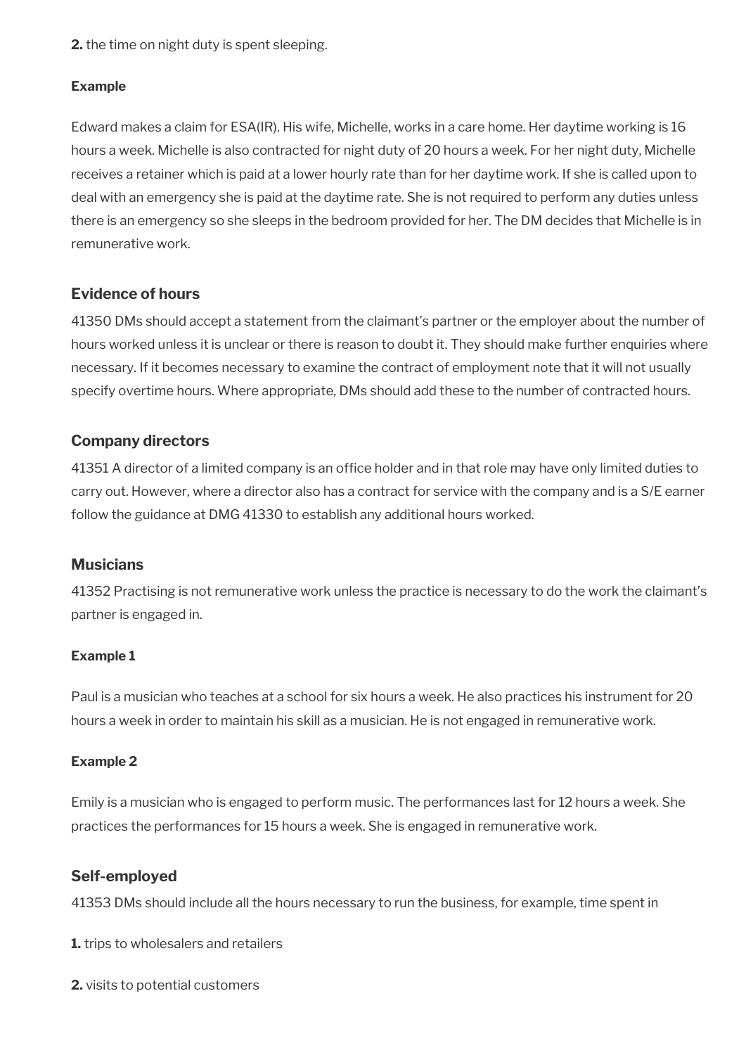**2.** the time on night duty is spent sleeping.

**Example**

Edward makes a claim for ESA(IR). His wife, Michelle, works in a care home. Her daytime working is 16 hours a week. Michelle is also contracted for night duty of 20 hours a week. For her night duty, Michelle receives a retainer which is paid at a lower hourly rate than for her daytime work. If she is called upon to deal with an emergency she is paid at the daytime rate. She is not required to perform any duties unless there is an emergency so she sleeps in the bedroom provided for her. The DM decides that Michelle is in remunerative work.

### Evidence of hours

41350 DMs should accept a statement from the claimant's partner or the employer about the number of hours worked unless it is unclear or there is reason to doubt it. They should make further enquiries where necessary. If it becomes necessary to examine the contract of employment note that it will not usually specify overtime hours. Where appropriate, DMs should add these to the number of contracted hours.

### Company directors

41351 A director of a limited company is an office holder and in that role may have only limited duties to carry out. However, where a director also has a contract for service with the company and is a S/E earner follow the guidance at DMG 41330 to establish any additional hours worked.

### Musicians

41352 Practising is not remunerative work unless the practice is necessary to do the work the claimant's partner is engaged in.

**Example 1**

Paul is a musician who teaches at a school for six hours a week. He also practices his instrument for 20 hours a week in order to maintain his skill as a musician. He is not engaged in remunerative work.

**Example 2**

Emily is a musician who is engaged to perform music. The performances last for 12 hours a week. She practices the performances for 15 hours a week. She is engaged in remunerative work.

### Self-employed

41353 DMs should include all the hours necessary to run the business, for example, time spent in

**1.** trips to wholesalers and retailers

**2.** visits to potential customers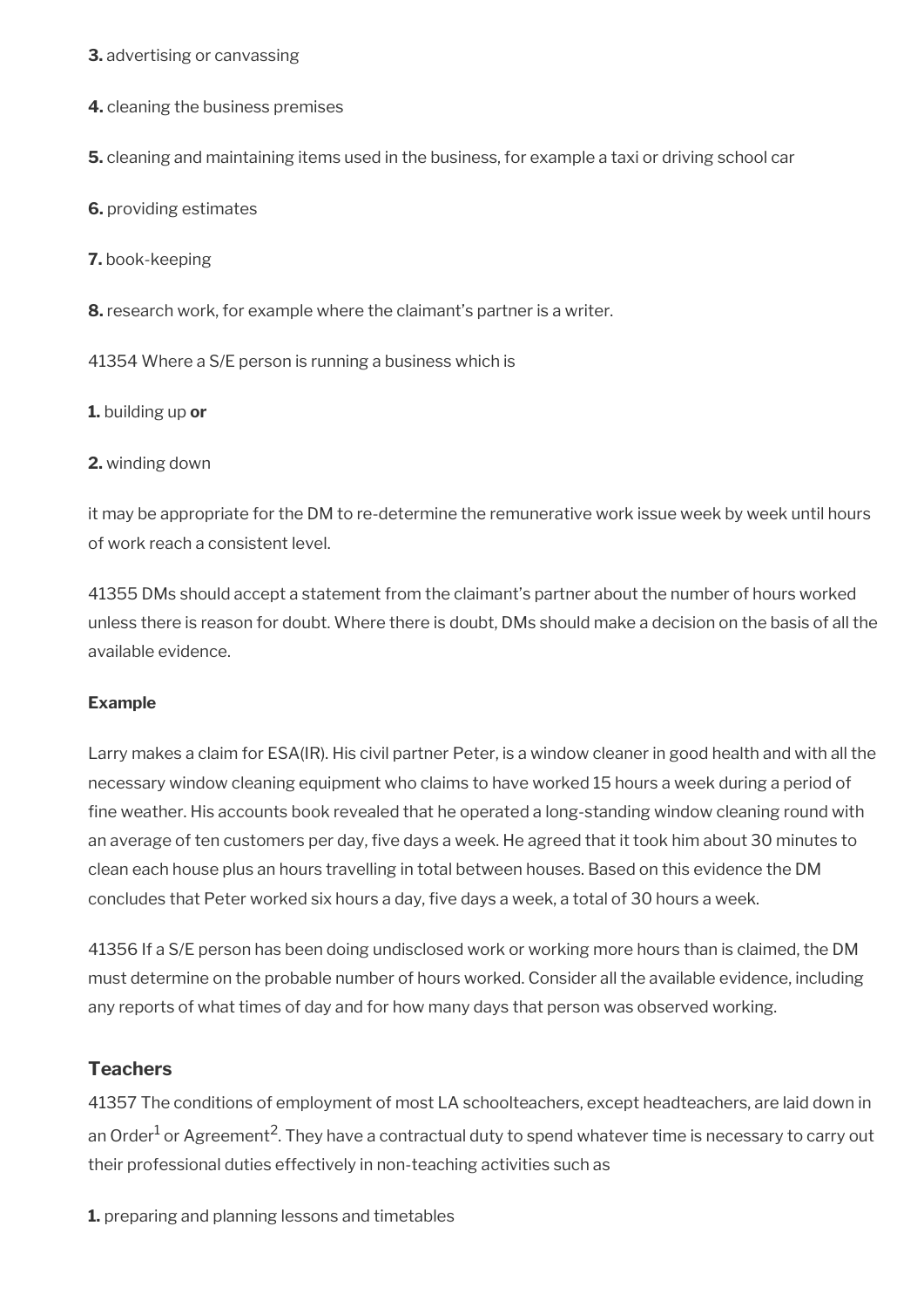**3.** advertising or canvassing

**4.** cleaning the business premises

**5.** cleaning and maintaining items used in the business, for example a taxi or driving school car

**6.** providing estimates

**7.** book-keeping

**8.** research work, for example where the claimant's partner is a writer.

41354 Where a S/E person is running a business which is

**1.** building up **or**

**2.** winding down

it may be appropriate for the DM to re-determine the remunerative work issue week by week until hours of work reach a consistent level.

41355 DMs should accept a statement from the claimant's partner about the number of hours worked unless there is reason for doubt. Where there is doubt, DMs should make a decision on the basis of all the available evidence.

**Example**

Larry makes a claim for ESA(IR). His civil partner Peter, is a window cleaner in good health and with all the necessary window cleaning equipment who claims to have worked 15 hours a week during a period of fine weather. His accounts book revealed that he operated a long-standing window cleaning round with an average of ten customers per day, five days a week. He agreed that it took him about 30 minutes to clean each house plus an hours travelling in total between houses. Based on this evidence the DM concludes that Peter worked six hours a day, five days a week, a total of 30 hours a week.

41356 If a S/E person has been doing undisclosed work or working more hours than is claimed, the DM must determine on the probable number of hours worked. Consider all the available evidence, including any reports of what times of day and for how many days that person was observed working.

## Teachers

41357 The conditions of employment of most LA schoolteachers, except headteachers, are laid down in an Order[1] or Agreement[2]. They have a contractual duty to spend whatever time is necessary to carry out their professional duties effectively in non-teaching activities such as

**1.** preparing and planning lessons and timetables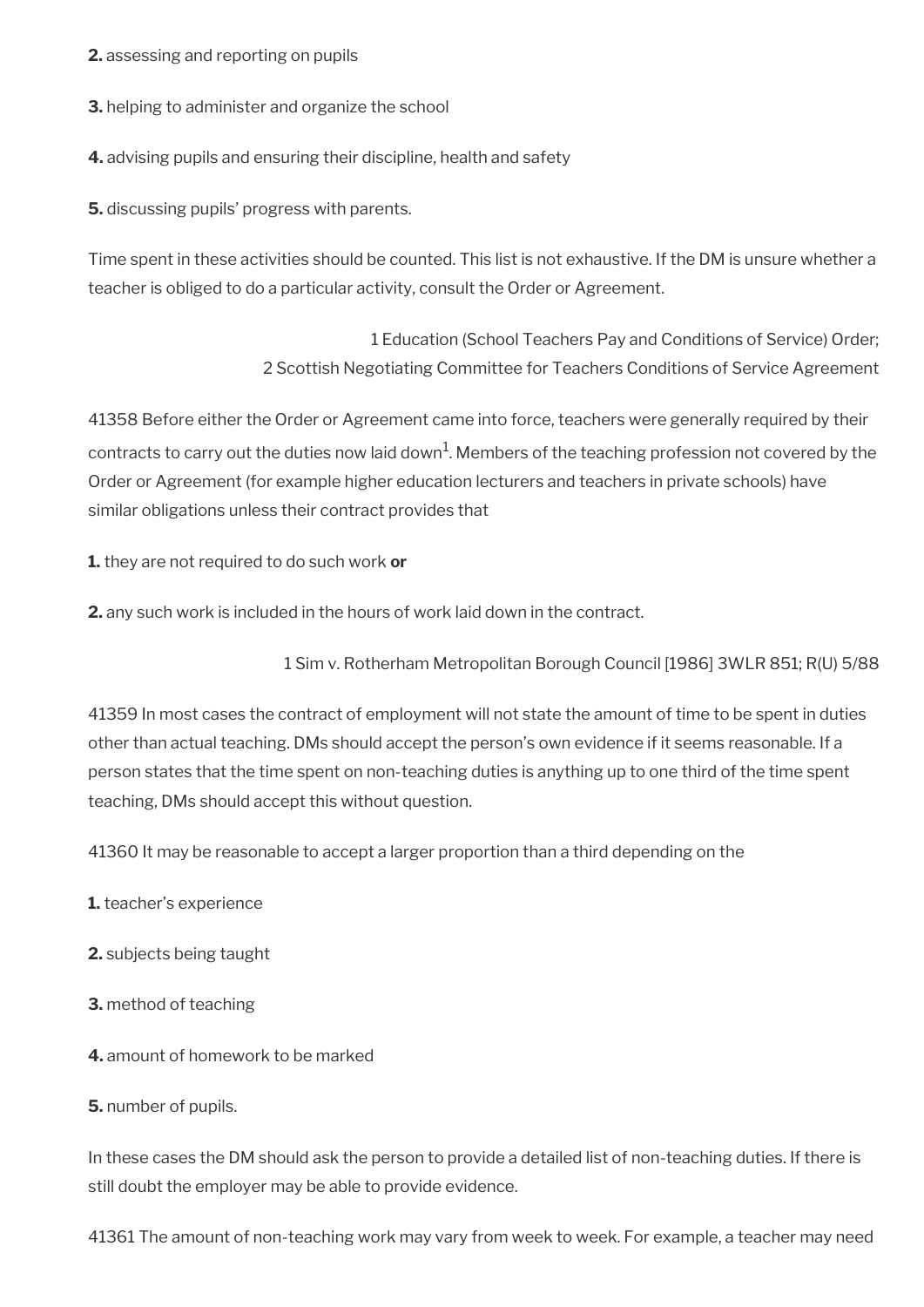**2.** assessing and reporting on pupils

**3.** helping to administer and organize the school

**4.** advising pupils and ensuring their discipline, health and safety

**5.** discussing pupils' progress with parents.

Time spent in these activities should be counted. This list is not exhaustive. If the DM is unsure whether a teacher is obliged to do a particular activity, consult the Order or Agreement.

1 Education (School Teachers Pay and Conditions of Service) Order;
2 Scottish Negotiating Committee for Teachers Conditions of Service Agreement

41358 Before either the Order or Agreement came into force, teachers were generally required by their contracts to carry out the duties now laid down[1]. Members of the teaching profession not covered by the Order or Agreement (for example higher education lecturers and teachers in private schools) have similar obligations unless their contract provides that

**1.** they are not required to do such work **or**

**2.** any such work is included in the hours of work laid down in the contract.

1 Sim v. Rotherham Metropolitan Borough Council [1986] 3WLR 851; R(U) 5/88

41359 In most cases the contract of employment will not state the amount of time to be spent in duties other than actual teaching. DMs should accept the person's own evidence if it seems reasonable. If a person states that the time spent on non-teaching duties is anything up to one third of the time spent teaching, DMs should accept this without question.

41360 It may be reasonable to accept a larger proportion than a third depending on the

**1.** teacher's experience

**2.** subjects being taught

**3.** method of teaching

**4.** amount of homework to be marked

**5.** number of pupils.

In these cases the DM should ask the person to provide a detailed list of non-teaching duties. If there is still doubt the employer may be able to provide evidence.

41361 The amount of non-teaching work may vary from week to week. For example, a teacher may need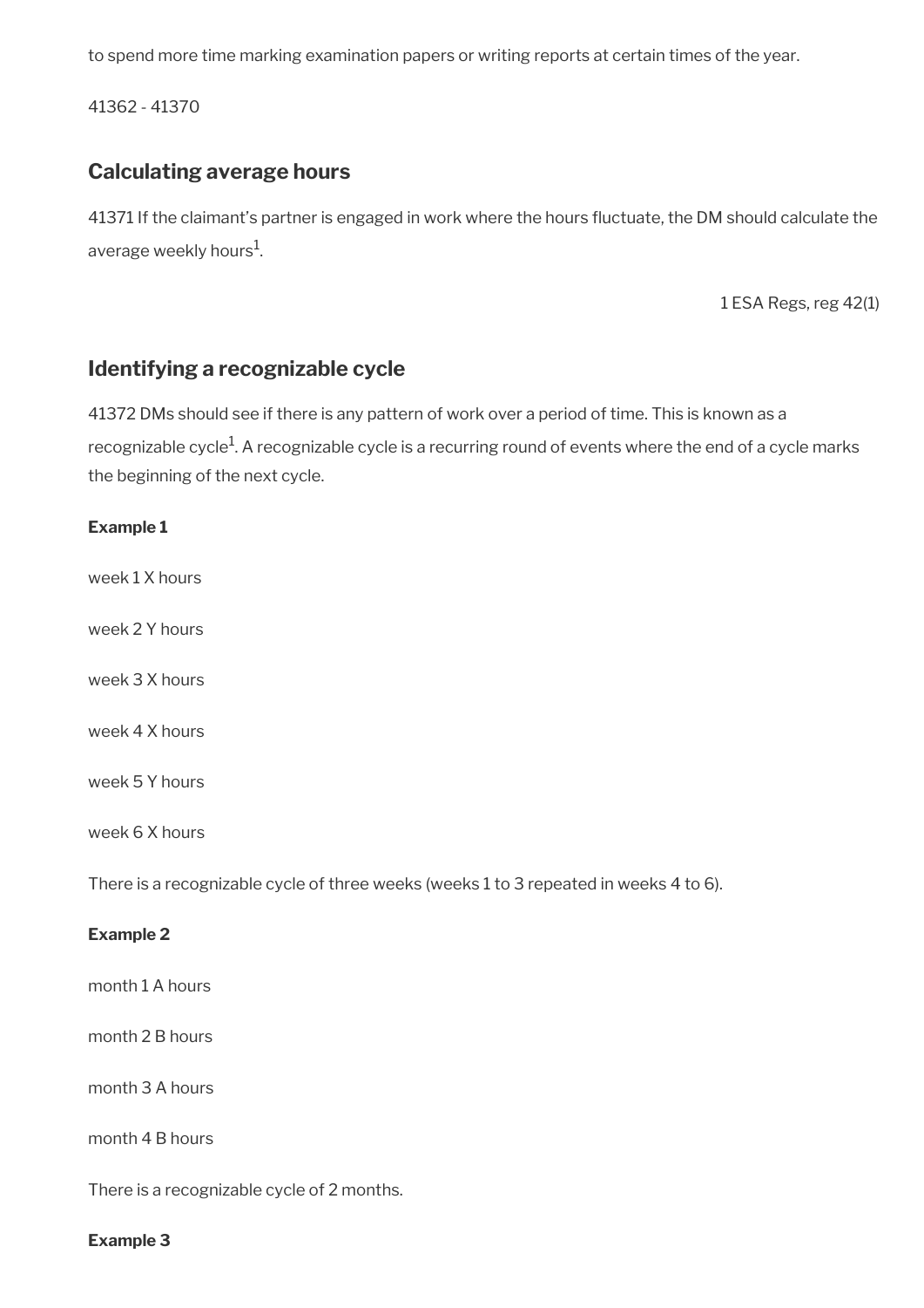to spend more time marking examination papers or writing reports at certain times of the year.

41362 - 41370

## Calculating average hours

41371 If the claimant's partner is engaged in work where the hours fluctuate, the DM should calculate the average weekly hours[1].

1 ESA Regs, reg 42(1)

## Identifying a recognizable cycle

41372 DMs should see if there is any pattern of work over a period of time. This is known as a recognizable cycle[1]. A recognizable cycle is a recurring round of events where the end of a cycle marks the beginning of the next cycle.

**Example 1**

week 1 X hours

week 2 Y hours

week 3 X hours

week 4 X hours

week 5 Y hours

week 6 X hours

There is a recognizable cycle of three weeks (weeks 1 to 3 repeated in weeks 4 to 6).

**Example 2**

month 1 A hours

month 2 B hours

month 3 A hours

month 4 B hours

There is a recognizable cycle of 2 months.

**Example 3**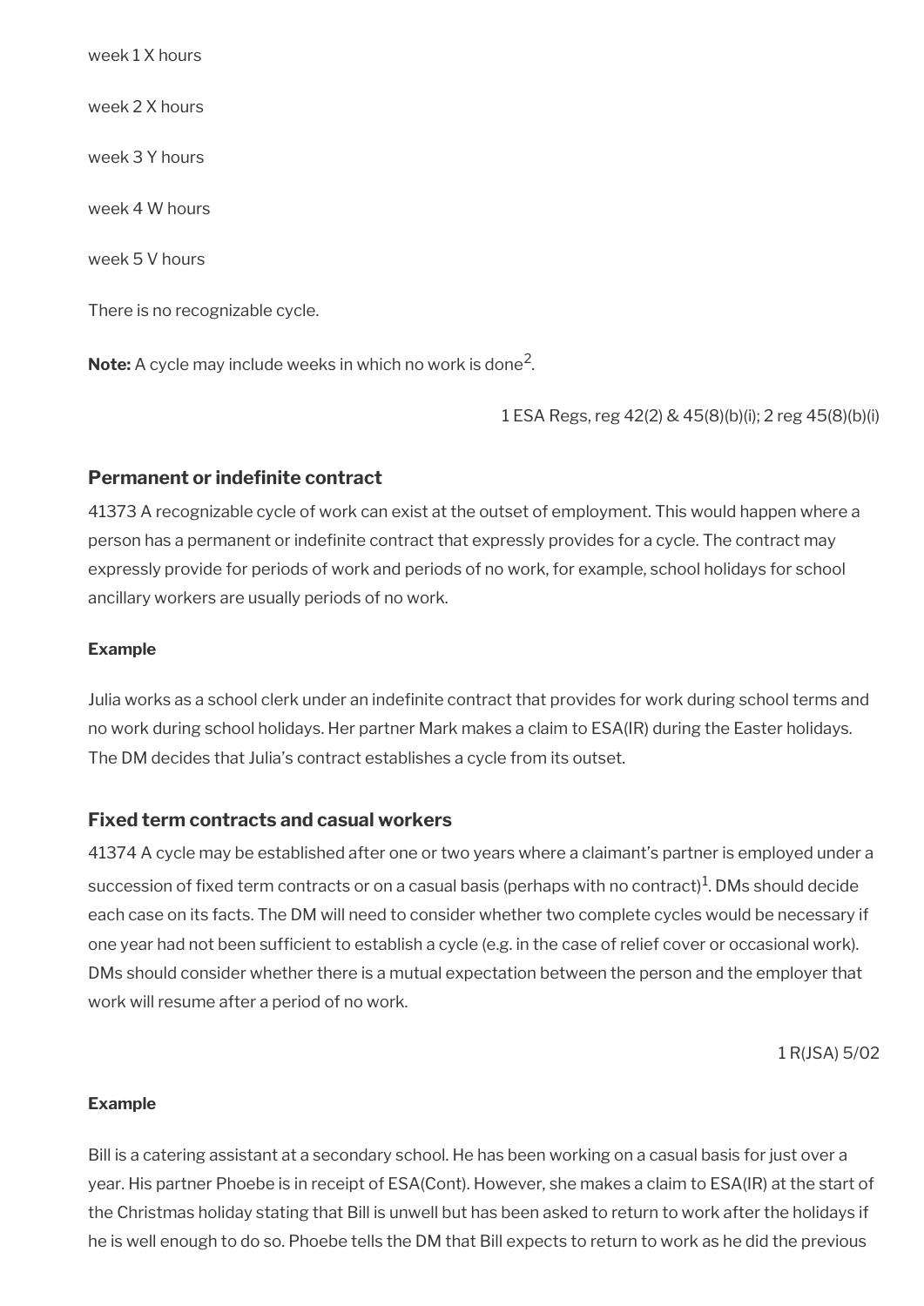week 1 X hours

week 2 X hours

week 3 Y hours

week 4 W hours

week 5 V hours

There is no recognizable cycle.

**Note:** A cycle may include weeks in which no work is done[2].

1 ESA Regs, reg 42(2) & 45(8)(b)(i); 2 reg 45(8)(b)(i)

### Permanent or indefinite contract

41373 A recognizable cycle of work can exist at the outset of employment. This would happen where a person has a permanent or indefinite contract that expressly provides for a cycle. The contract may expressly provide for periods of work and periods of no work, for example, school holidays for school ancillary workers are usually periods of no work.

**Example**

Julia works as a school clerk under an indefinite contract that provides for work during school terms and no work during school holidays. Her partner Mark makes a claim to ESA(IR) during the Easter holidays. The DM decides that Julia's contract establishes a cycle from its outset.

### Fixed term contracts and casual workers

41374 A cycle may be established after one or two years where a claimant's partner is employed under a succession of fixed term contracts or on a casual basis (perhaps with no contract)[1]. DMs should decide each case on its facts. The DM will need to consider whether two complete cycles would be necessary if one year had not been sufficient to establish a cycle (e.g. in the case of relief cover or occasional work). DMs should consider whether there is a mutual expectation between the person and the employer that work will resume after a period of no work.

1 R(JSA) 5/02

**Example**

Bill is a catering assistant at a secondary school. He has been working on a casual basis for just over a year. His partner Phoebe is in receipt of ESA(Cont). However, she makes a claim to ESA(IR) at the start of the Christmas holiday stating that Bill is unwell but has been asked to return to work after the holidays if he is well enough to do so. Phoebe tells the DM that Bill expects to return to work as he did the previous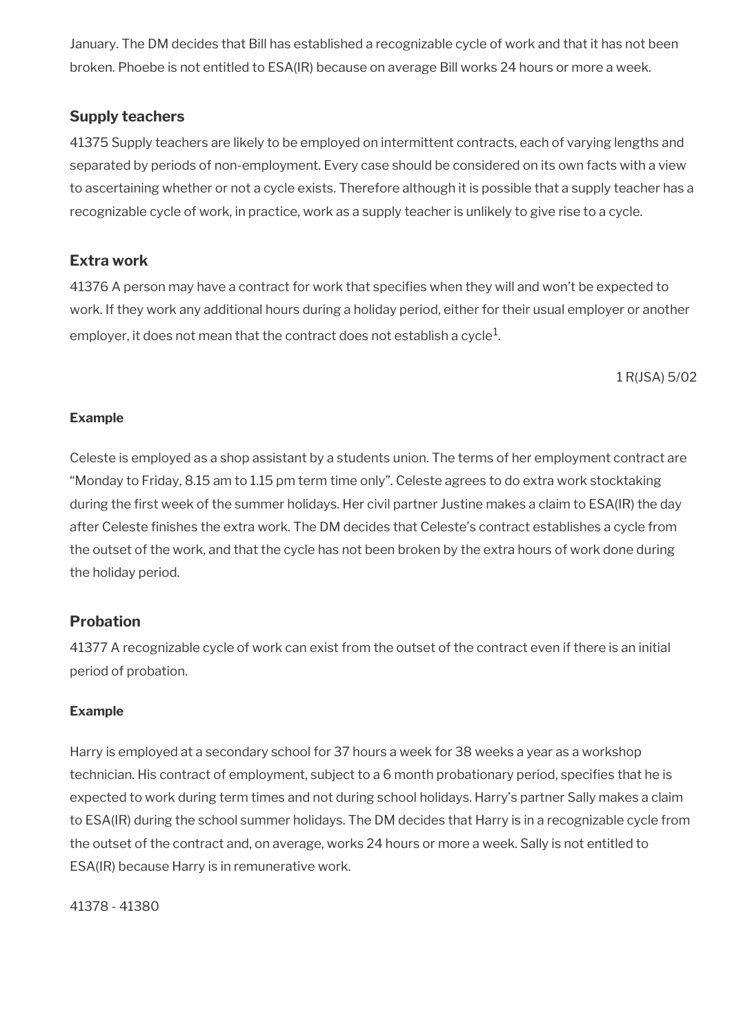January. The DM decides that Bill has established a recognizable cycle of work and that it has not been broken. Phoebe is not entitled to ESA(IR) because on average Bill works 24 hours or more a week.

### Supply teachers

41375 Supply teachers are likely to be employed on intermittent contracts, each of varying lengths and separated by periods of non-employment. Every case should be considered on its own facts with a view to ascertaining whether or not a cycle exists. Therefore although it is possible that a supply teacher has a recognizable cycle of work, in practice, work as a supply teacher is unlikely to give rise to a cycle.

### Extra work

41376 A person may have a contract for work that specifies when they will and won't be expected to work. If they work any additional hours during a holiday period, either for their usual employer or another employer, it does not mean that the contract does not establish a cycle[1].

1 R(JSA) 5/02

**Example**

Celeste is employed as a shop assistant by a students union. The terms of her employment contract are "Monday to Friday, 8.15 am to 1.15 pm term time only". Celeste agrees to do extra work stocktaking during the first week of the summer holidays. Her civil partner Justine makes a claim to ESA(IR) the day after Celeste finishes the extra work. The DM decides that Celeste's contract establishes a cycle from the outset of the work, and that the cycle has not been broken by the extra hours of work done during the holiday period.

### Probation

41377 A recognizable cycle of work can exist from the outset of the contract even if there is an initial period of probation.

**Example**

Harry is employed at a secondary school for 37 hours a week for 38 weeks a year as a workshop technician. His contract of employment, subject to a 6 month probationary period, specifies that he is expected to work during term times and not during school holidays. Harry's partner Sally makes a claim to ESA(IR) during the school summer holidays. The DM decides that Harry is in a recognizable cycle from the outset of the contract and, on average, works 24 hours or more a week. Sally is not entitled to ESA(IR) because Harry is in remunerative work.

41378 - 41380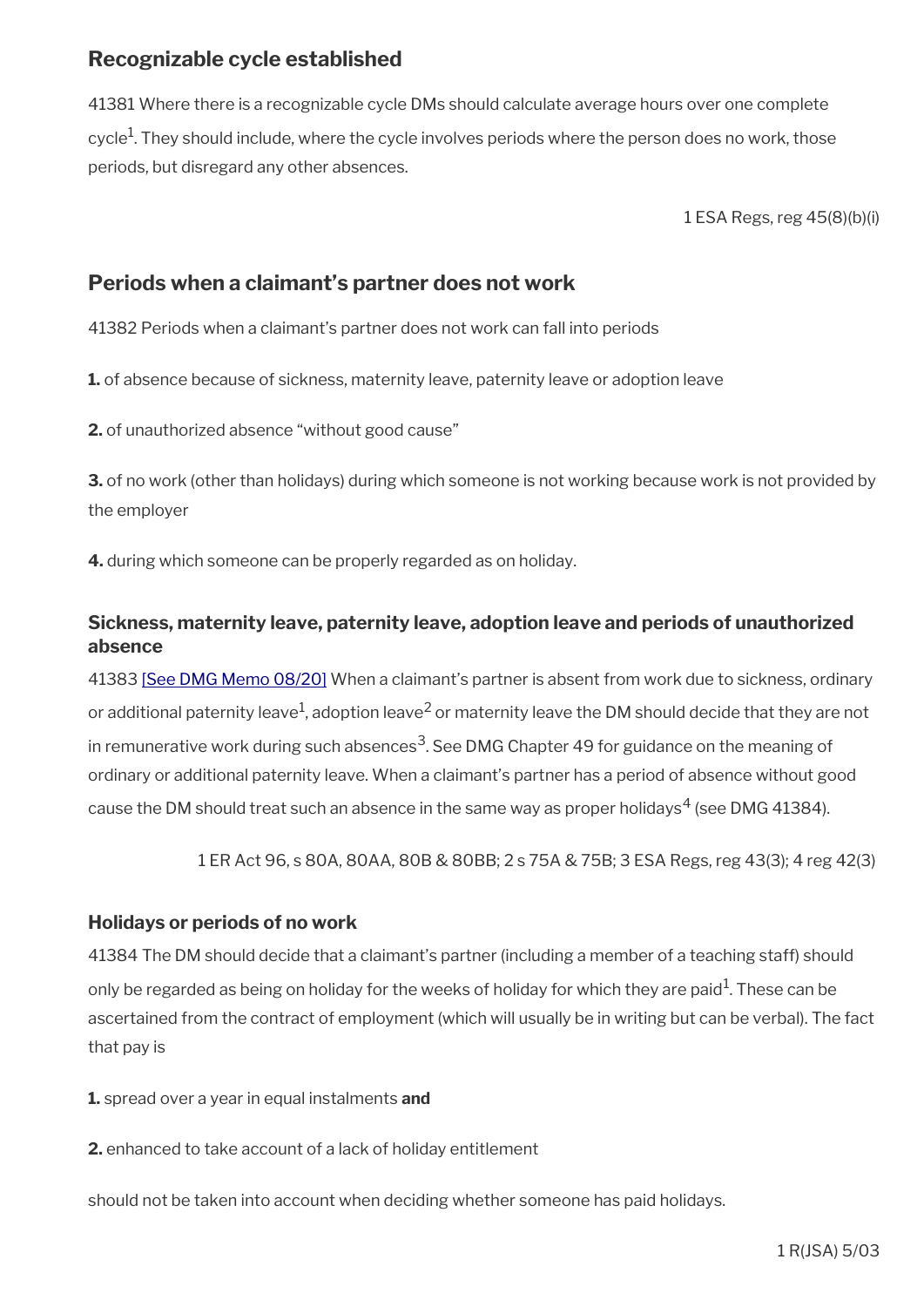## Recognizable cycle established

41381 Where there is a recognizable cycle DMs should calculate average hours over one complete cycle[1]. They should include, where the cycle involves periods where the person does no work, those periods, but disregard any other absences.

1 ESA Regs, reg 45(8)(b)(i)

## Periods when a claimant's partner does not work

41382 Periods when a claimant's partner does not work can fall into periods

**1.** of absence because of sickness, maternity leave, paternity leave or adoption leave

**2.** of unauthorized absence "without good cause"

**3.** of no work (other than holidays) during which someone is not working because work is not provided by the employer

**4.** during which someone can be properly regarded as on holiday.

### Sickness, maternity leave, paternity leave, adoption leave and periods of unauthorized absence

41383 [See DMG Memo 08/20] When a claimant's partner is absent from work due to sickness, ordinary or additional paternity leave[1], adoption leave[2] or maternity leave the DM should decide that they are not in remunerative work during such absences[3]. See DMG Chapter 49 for guidance on the meaning of ordinary or additional paternity leave. When a claimant's partner has a period of absence without good cause the DM should treat such an absence in the same way as proper holidays[4] (see DMG 41384).

1 ER Act 96, s 80A, 80AA, 80B & 80BB; 2 s 75A & 75B; 3 ESA Regs, reg 43(3); 4 reg 42(3)

### Holidays or periods of no work

41384 The DM should decide that a claimant's partner (including a member of a teaching staff) should only be regarded as being on holiday for the weeks of holiday for which they are paid[1]. These can be ascertained from the contract of employment (which will usually be in writing but can be verbal). The fact that pay is

**1.** spread over a year in equal instalments **and**

**2.** enhanced to take account of a lack of holiday entitlement

should not be taken into account when deciding whether someone has paid holidays.

1 R(JSA) 5/03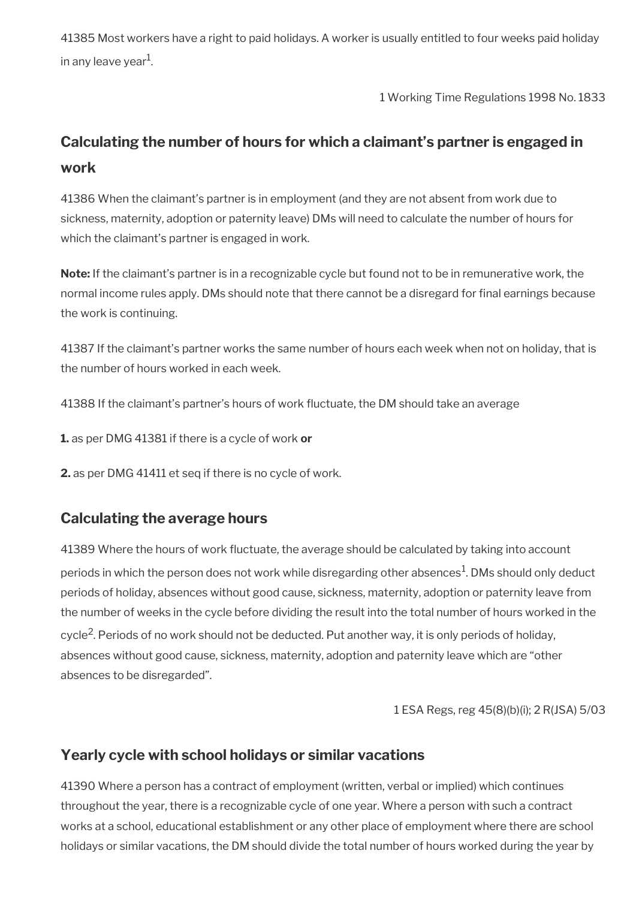41385 Most workers have a right to paid holidays. A worker is usually entitled to four weeks paid holiday in any leave year[1].

1 Working Time Regulations 1998 No. 1833

## Calculating the number of hours for which a claimant's partner is engaged in work

41386 When the claimant's partner is in employment (and they are not absent from work due to sickness, maternity, adoption or paternity leave) DMs will need to calculate the number of hours for which the claimant's partner is engaged in work.

**Note:** If the claimant's partner is in a recognizable cycle but found not to be in remunerative work, the normal income rules apply. DMs should note that there cannot be a disregard for final earnings because the work is continuing.

41387 If the claimant's partner works the same number of hours each week when not on holiday, that is the number of hours worked in each week.

41388 If the claimant's partner's hours of work fluctuate, the DM should take an average

**1.** as per DMG 41381 if there is a cycle of work **or**

**2.** as per DMG 41411 et seq if there is no cycle of work.

## Calculating the average hours

41389 Where the hours of work fluctuate, the average should be calculated by taking into account periods in which the person does not work while disregarding other absences[1]. DMs should only deduct periods of holiday, absences without good cause, sickness, maternity, adoption or paternity leave from the number of weeks in the cycle before dividing the result into the total number of hours worked in the cycle[2]. Periods of no work should not be deducted. Put another way, it is only periods of holiday, absences without good cause, sickness, maternity, adoption and paternity leave which are "other absences to be disregarded".

1 ESA Regs, reg 45(8)(b)(i); 2 R(JSA) 5/03

## Yearly cycle with school holidays or similar vacations

41390 Where a person has a contract of employment (written, verbal or implied) which continues throughout the year, there is a recognizable cycle of one year. Where a person with such a contract works at a school, educational establishment or any other place of employment where there are school holidays or similar vacations, the DM should divide the total number of hours worked during the year by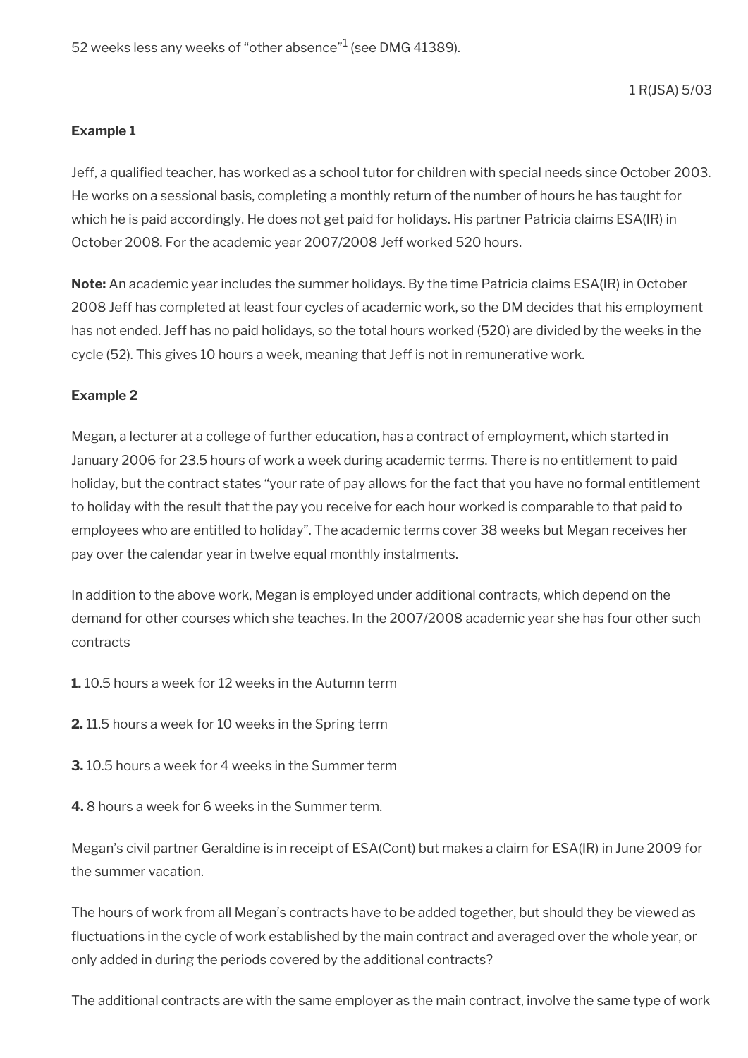52 weeks less any weeks of “other absence”[1] (see DMG 41389).

1 R(JSA) 5/03

**Example 1**

Jeff, a qualified teacher, has worked as a school tutor for children with special needs since October 2003. He works on a sessional basis, completing a monthly return of the number of hours he has taught for which he is paid accordingly. He does not get paid for holidays. His partner Patricia claims ESA(IR) in October 2008. For the academic year 2007/2008 Jeff worked 520 hours.

**Note:** An academic year includes the summer holidays. By the time Patricia claims ESA(IR) in October 2008 Jeff has completed at least four cycles of academic work, so the DM decides that his employment has not ended. Jeff has no paid holidays, so the total hours worked (520) are divided by the weeks in the cycle (52). This gives 10 hours a week, meaning that Jeff is not in remunerative work.

**Example 2**

Megan, a lecturer at a college of further education, has a contract of employment, which started in January 2006 for 23.5 hours of work a week during academic terms. There is no entitlement to paid holiday, but the contract states “your rate of pay allows for the fact that you have no formal entitlement to holiday with the result that the pay you receive for each hour worked is comparable to that paid to employees who are entitled to holiday”. The academic terms cover 38 weeks but Megan receives her pay over the calendar year in twelve equal monthly instalments.

In addition to the above work, Megan is employed under additional contracts, which depend on the demand for other courses which she teaches. In the 2007/2008 academic year she has four other such contracts

**1.** 10.5 hours a week for 12 weeks in the Autumn term

**2.** 11.5 hours a week for 10 weeks in the Spring term

**3.** 10.5 hours a week for 4 weeks in the Summer term

**4.** 8 hours a week for 6 weeks in the Summer term.

Megan’s civil partner Geraldine is in receipt of ESA(Cont) but makes a claim for ESA(IR) in June 2009 for the summer vacation.

The hours of work from all Megan’s contracts have to be added together, but should they be viewed as fluctuations in the cycle of work established by the main contract and averaged over the whole year, or only added in during the periods covered by the additional contracts?

The additional contracts are with the same employer as the main contract, involve the same type of work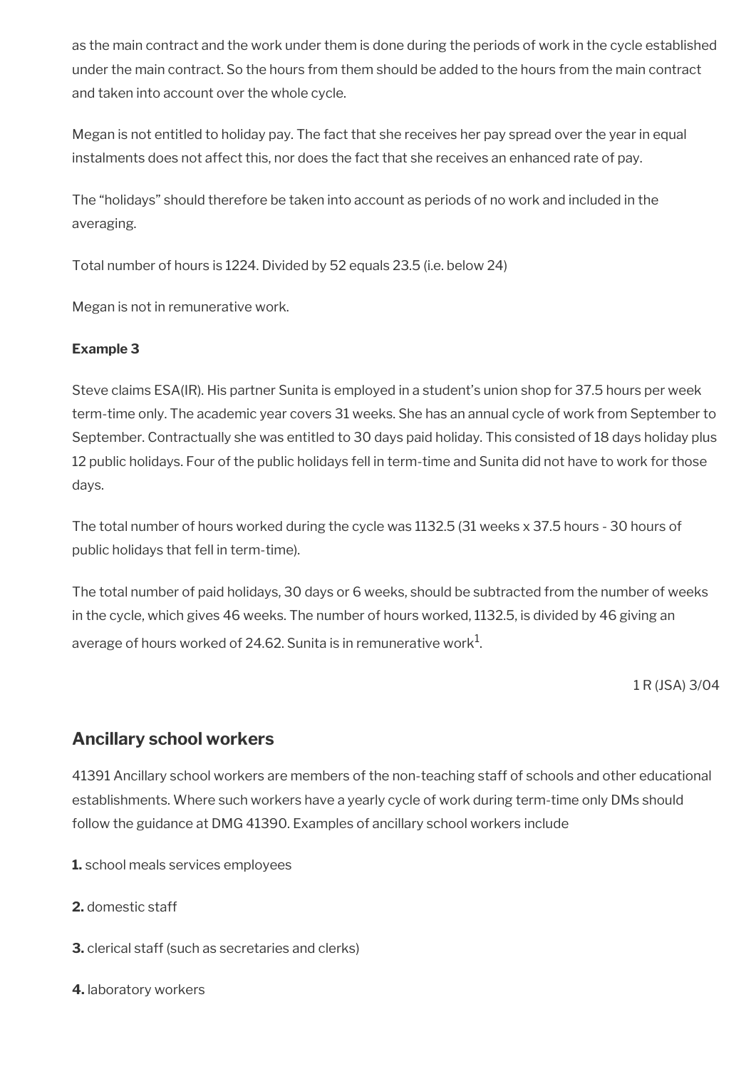as the main contract and the work under them is done during the periods of work in the cycle established under the main contract. So the hours from them should be added to the hours from the main contract and taken into account over the whole cycle.

Megan is not entitled to holiday pay. The fact that she receives her pay spread over the year in equal instalments does not affect this, nor does the fact that she receives an enhanced rate of pay.

The "holidays" should therefore be taken into account as periods of no work and included in the averaging.

Total number of hours is 1224. Divided by 52 equals 23.5 (i.e. below 24)

Megan is not in remunerative work.

**Example 3**

Steve claims ESA(IR). His partner Sunita is employed in a student's union shop for 37.5 hours per week term-time only. The academic year covers 31 weeks. She has an annual cycle of work from September to September. Contractually she was entitled to 30 days paid holiday. This consisted of 18 days holiday plus 12 public holidays. Four of the public holidays fell in term-time and Sunita did not have to work for those days.

The total number of hours worked during the cycle was 1132.5 (31 weeks x 37.5 hours - 30 hours of public holidays that fell in term-time).

The total number of paid holidays, 30 days or 6 weeks, should be subtracted from the number of weeks in the cycle, which gives 46 weeks. The number of hours worked, 1132.5, is divided by 46 giving an average of hours worked of 24.62. Sunita is in remunerative work[1].

1 R (JSA) 3/04

## Ancillary school workers

41391 Ancillary school workers are members of the non-teaching staff of schools and other educational establishments. Where such workers have a yearly cycle of work during term-time only DMs should follow the guidance at DMG 41390. Examples of ancillary school workers include

**1.** school meals services employees

**2.** domestic staff

**3.** clerical staff (such as secretaries and clerks)

**4.** laboratory workers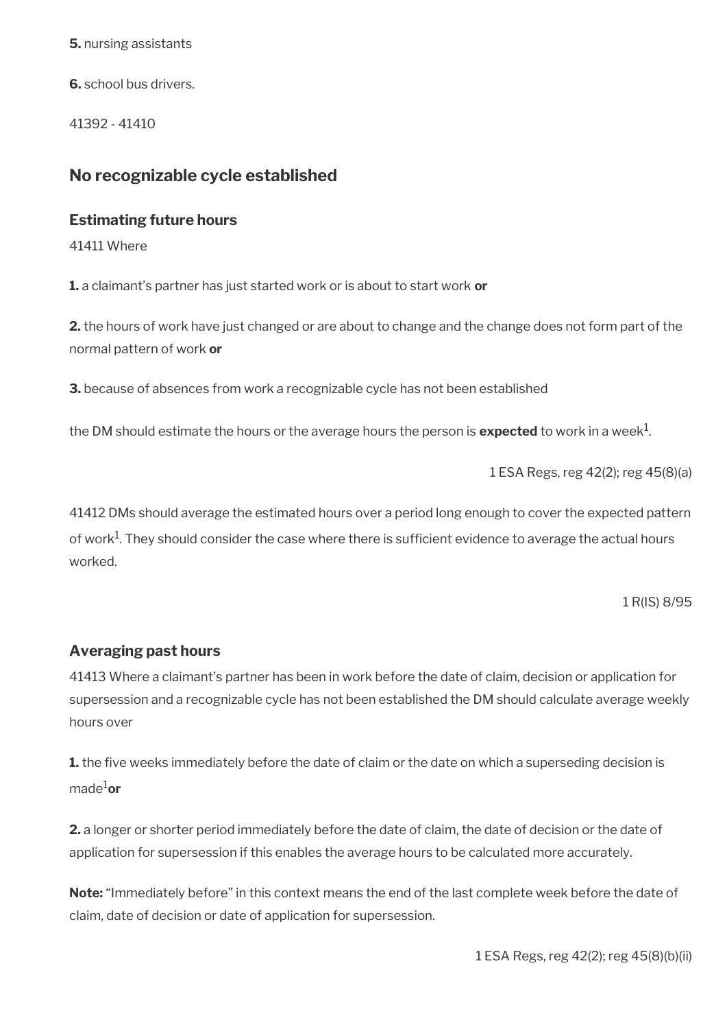**5.** nursing assistants

**6.** school bus drivers.

41392 - 41410

## No recognizable cycle established

### Estimating future hours

41411 Where

**1.** a claimant's partner has just started work or is about to start work **or**

**2.** the hours of work have just changed or are about to change and the change does not form part of the normal pattern of work **or**

**3.** because of absences from work a recognizable cycle has not been established

the DM should estimate the hours or the average hours the person is **expected** to work in a week[1].

1 ESA Regs, reg 42(2); reg 45(8)(a)

41412 DMs should average the estimated hours over a period long enough to cover the expected pattern of work[1]. They should consider the case where there is sufficient evidence to average the actual hours worked.

1 R(IS) 8/95

### Averaging past hours

41413 Where a claimant's partner has been in work before the date of claim, decision or application for supersession and a recognizable cycle has not been established the DM should calculate average weekly hours over

**1.** the five weeks immediately before the date of claim or the date on which a superseding decision is made[1] **or**

**2.** a longer or shorter period immediately before the date of claim, the date of decision or the date of application for supersession if this enables the average hours to be calculated more accurately.

**Note:** "Immediately before" in this context means the end of the last complete week before the date of claim, date of decision or date of application for supersession.

1 ESA Regs, reg 42(2); reg 45(8)(b)(ii)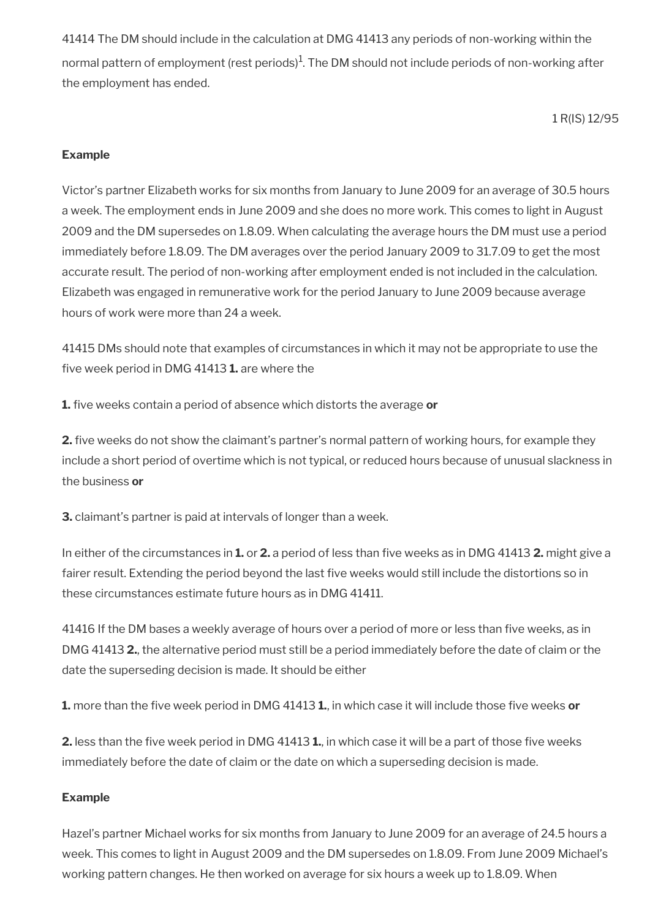41414 The DM should include in the calculation at DMG 41413 any periods of non-working within the normal pattern of employment (rest periods)[1]. The DM should not include periods of non-working after the employment has ended.

1 R(IS) 12/95

**Example**

Victor's partner Elizabeth works for six months from January to June 2009 for an average of 30.5 hours a week. The employment ends in June 2009 and she does no more work. This comes to light in August 2009 and the DM supersedes on 1.8.09. When calculating the average hours the DM must use a period immediately before 1.8.09. The DM averages over the period January 2009 to 31.7.09 to get the most accurate result. The period of non-working after employment ended is not included in the calculation. Elizabeth was engaged in remunerative work for the period January to June 2009 because average hours of work were more than 24 a week.

41415 DMs should note that examples of circumstances in which it may not be appropriate to use the five week period in DMG 41413 **1.** are where the

**1.** five weeks contain a period of absence which distorts the average **or**

**2.** five weeks do not show the claimant's partner's normal pattern of working hours, for example they include a short period of overtime which is not typical, or reduced hours because of unusual slackness in the business **or**

**3.** claimant's partner is paid at intervals of longer than a week.

In either of the circumstances in **1.** or **2.** a period of less than five weeks as in DMG 41413 **2.** might give a fairer result. Extending the period beyond the last five weeks would still include the distortions so in these circumstances estimate future hours as in DMG 41411.

41416 If the DM bases a weekly average of hours over a period of more or less than five weeks, as in DMG 41413 **2.**, the alternative period must still be a period immediately before the date of claim or the date the superseding decision is made. It should be either

**1.** more than the five week period in DMG 41413 **1.**, in which case it will include those five weeks **or**

**2.** less than the five week period in DMG 41413 **1.**, in which case it will be a part of those five weeks immediately before the date of claim or the date on which a superseding decision is made.

**Example**

Hazel's partner Michael works for six months from January to June 2009 for an average of 24.5 hours a week. This comes to light in August 2009 and the DM supersedes on 1.8.09. From June 2009 Michael's working pattern changes. He then worked on average for six hours a week up to 1.8.09. When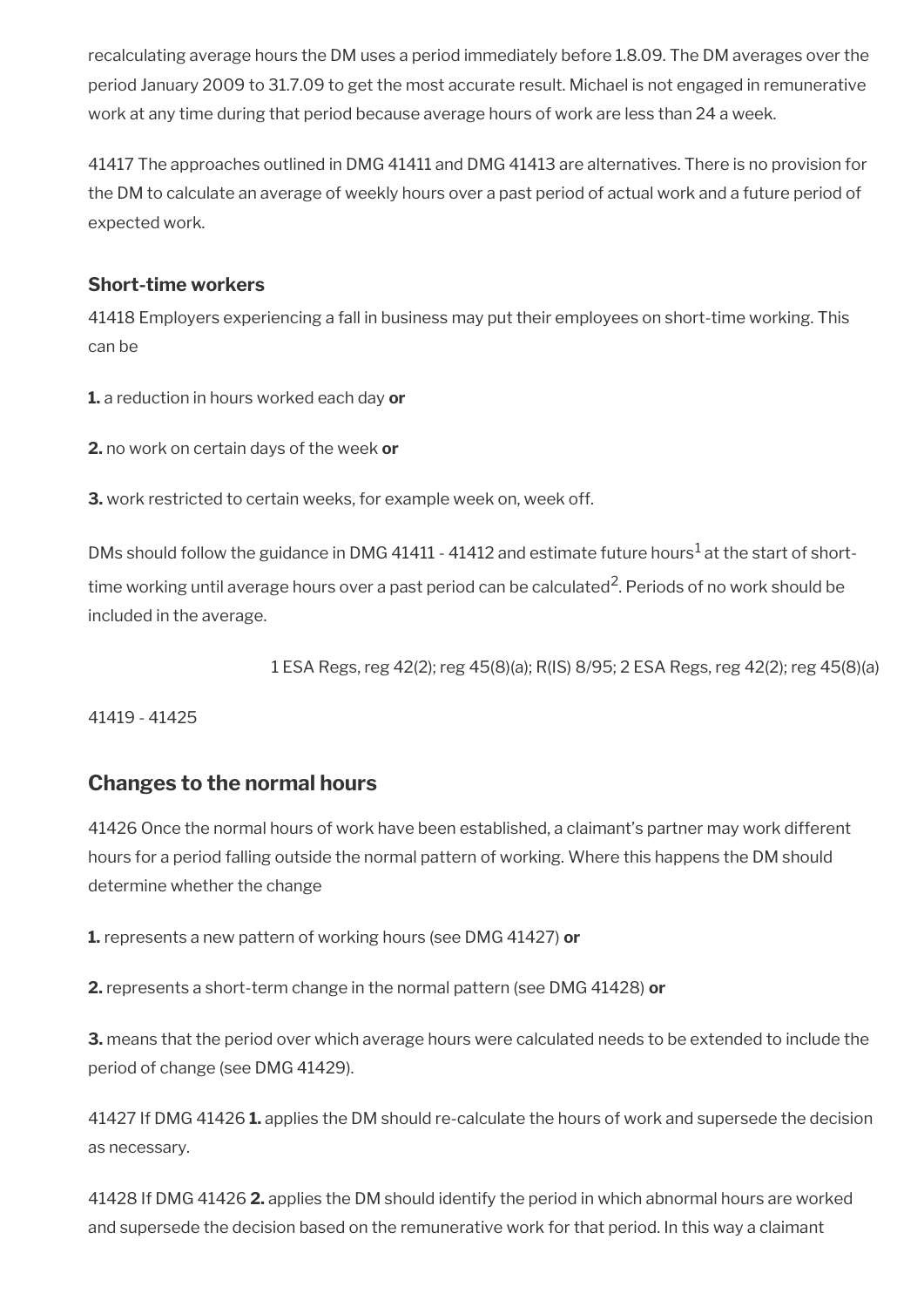recalculating average hours the DM uses a period immediately before 1.8.09. The DM averages over the period January 2009 to 31.7.09 to get the most accurate result. Michael is not engaged in remunerative work at any time during that period because average hours of work are less than 24 a week.

41417 The approaches outlined in DMG 41411 and DMG 41413 are alternatives. There is no provision for the DM to calculate an average of weekly hours over a past period of actual work and a future period of expected work.

### Short-time workers

41418 Employers experiencing a fall in business may put their employees on short-time working. This can be

**1.** a reduction in hours worked each day **or**

**2.** no work on certain days of the week **or**

**3.** work restricted to certain weeks, for example week on, week off.

DMs should follow the guidance in DMG 41411 - 41412 and estimate future hours[1] at the start of short-time working until average hours over a past period can be calculated[2]. Periods of no work should be included in the average.

1 ESA Regs, reg 42(2); reg 45(8)(a); R(IS) 8/95; 2 ESA Regs, reg 42(2); reg 45(8)(a)

41419 - 41425

## Changes to the normal hours

41426 Once the normal hours of work have been established, a claimant's partner may work different hours for a period falling outside the normal pattern of working. Where this happens the DM should determine whether the change

**1.** represents a new pattern of working hours (see DMG 41427) **or**

**2.** represents a short-term change in the normal pattern (see DMG 41428) **or**

**3.** means that the period over which average hours were calculated needs to be extended to include the period of change (see DMG 41429).

41427 If DMG 41426 **1.** applies the DM should re-calculate the hours of work and supersede the decision as necessary.

41428 If DMG 41426 **2.** applies the DM should identify the period in which abnormal hours are worked and supersede the decision based on the remunerative work for that period. In this way a claimant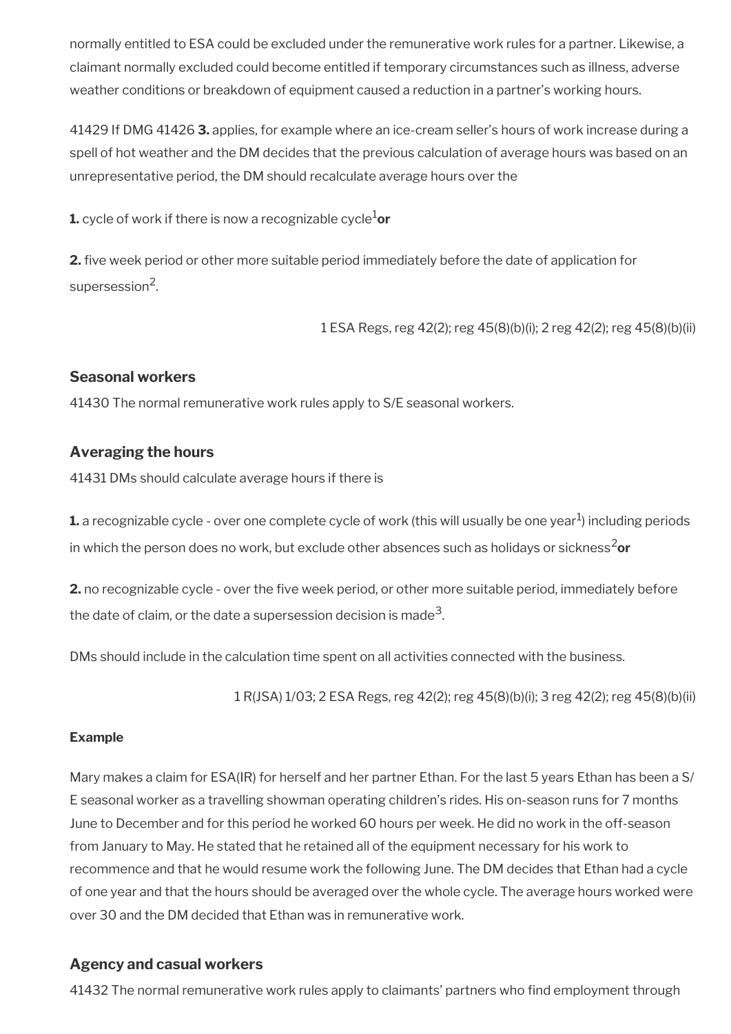normally entitled to ESA could be excluded under the remunerative work rules for a partner. Likewise, a claimant normally excluded could become entitled if temporary circumstances such as illness, adverse weather conditions or breakdown of equipment caused a reduction in a partner's working hours.

41429 If DMG 41426 **3.** applies, for example where an ice-cream seller's hours of work increase during a spell of hot weather and the DM decides that the previous calculation of average hours was based on an unrepresentative period, the DM should recalculate average hours over the

**1.** cycle of work if there is now a recognizable cycle[1] **or**

**2.** five week period or other more suitable period immediately before the date of application for supersession[2].

1 ESA Regs, reg 42(2); reg 45(8)(b)(i); 2 reg 42(2); reg 45(8)(b)(ii)

### Seasonal workers

41430 The normal remunerative work rules apply to S/E seasonal workers.

### Averaging the hours

41431 DMs should calculate average hours if there is

**1.** a recognizable cycle - over one complete cycle of work (this will usually be one year[1]) including periods in which the person does no work, but exclude other absences such as holidays or sickness[2] **or**

**2.** no recognizable cycle - over the five week period, or other more suitable period, immediately before the date of claim, or the date a supersession decision is made[3].

DMs should include in the calculation time spent on all activities connected with the business.

1 R(JSA) 1/03; 2 ESA Regs, reg 42(2); reg 45(8)(b)(i); 3 reg 42(2); reg 45(8)(b)(ii)

#### Example

Mary makes a claim for ESA(IR) for herself and her partner Ethan. For the last 5 years Ethan has been a S/E seasonal worker as a travelling showman operating children's rides. His on-season runs for 7 months June to December and for this period he worked 60 hours per week. He did no work in the off-season from January to May. He stated that he retained all of the equipment necessary for his work to recommence and that he would resume work the following June. The DM decides that Ethan had a cycle of one year and that the hours should be averaged over the whole cycle. The average hours worked were over 30 and the DM decided that Ethan was in remunerative work.

### Agency and casual workers

41432 The normal remunerative work rules apply to claimants' partners who find employment through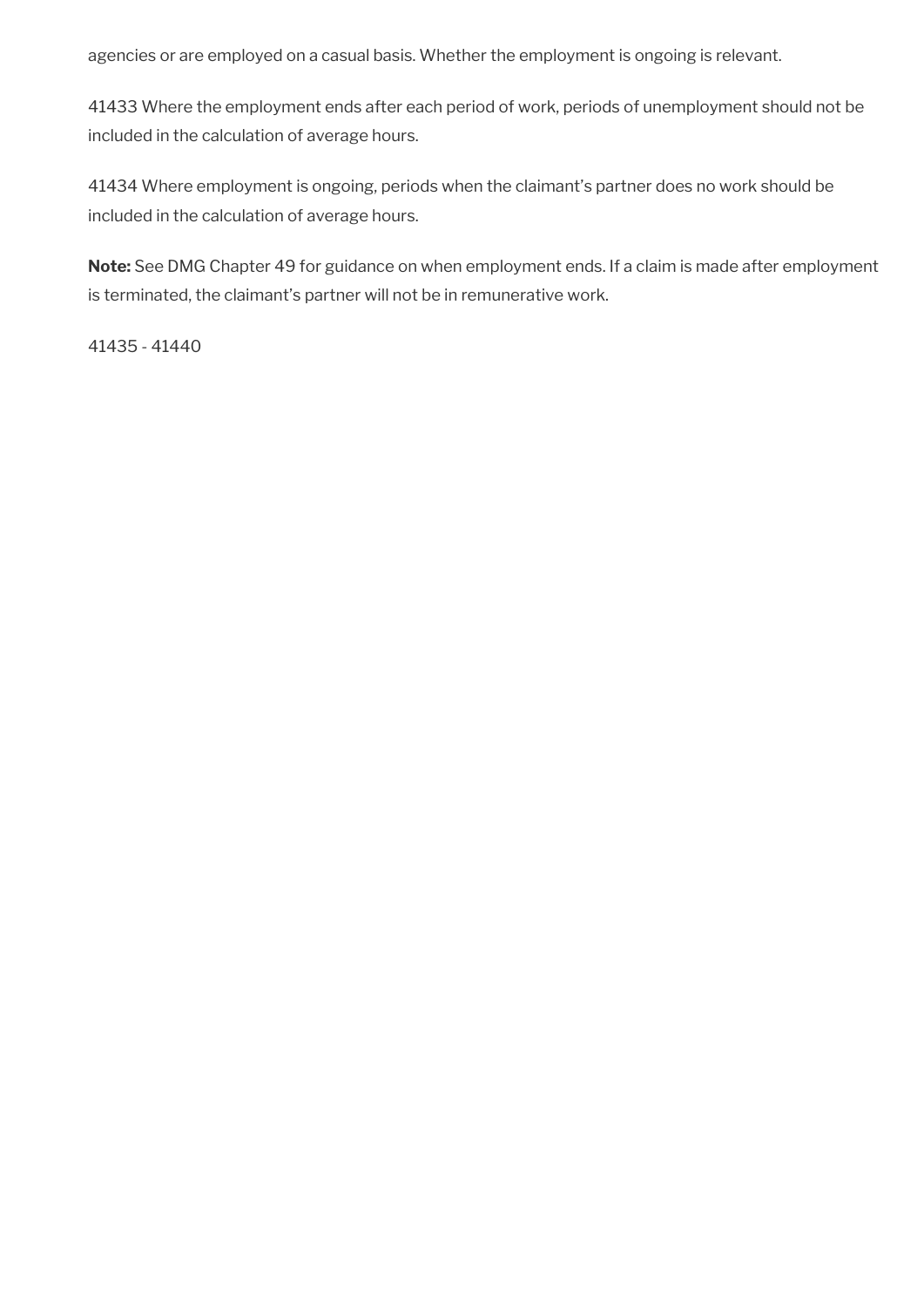agencies or are employed on a casual basis. Whether the employment is ongoing is relevant.

41433 Where the employment ends after each period of work, periods of unemployment should not be included in the calculation of average hours.

41434 Where employment is ongoing, periods when the claimant's partner does no work should be included in the calculation of average hours.

**Note:** See DMG Chapter 49 for guidance on when employment ends. If a claim is made after employment is terminated, the claimant's partner will not be in remunerative work.

41435 - 41440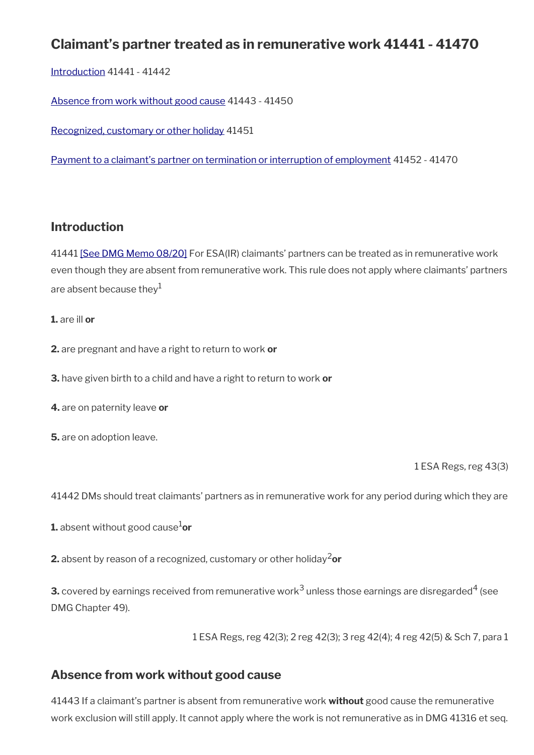## Claimant's partner treated as in remunerative work 41441 - 41470

[Introduction](#) 41441 - 41442

[Absence from work without good cause](#) 41443 - 41450

[Recognized, customary or other holiday](#) 41451

[Payment to a claimant's partner on termination or interruption of employment](#) 41452 - 41470

### Introduction

41441 [See DMG Memo 08/20] For ESA(IR) claimants' partners can be treated as in remunerative work even though they are absent from remunerative work. This rule does not apply where claimants' partners are absent because they[1]

**1.** are ill **or**

**2.** are pregnant and have a right to return to work **or**

**3.** have given birth to a child and have a right to return to work **or**

**4.** are on paternity leave **or**

**5.** are on adoption leave.

1 ESA Regs, reg 43(3)

41442 DMs should treat claimants' partners as in remunerative work for any period during which they are

**1.** absent without good cause[1] **or**

**2.** absent by reason of a recognized, customary or other holiday[2] **or**

**3.** covered by earnings received from remunerative work[3] unless those earnings are disregarded[4] (see DMG Chapter 49).

1 ESA Regs, reg 42(3); 2 reg 42(3); 3 reg 42(4); 4 reg 42(5) & Sch 7, para 1

### Absence from work without good cause

41443 If a claimant's partner is absent from remunerative work **without** good cause the remunerative work exclusion will still apply. It cannot apply where the work is not remunerative as in DMG 41316 et seq.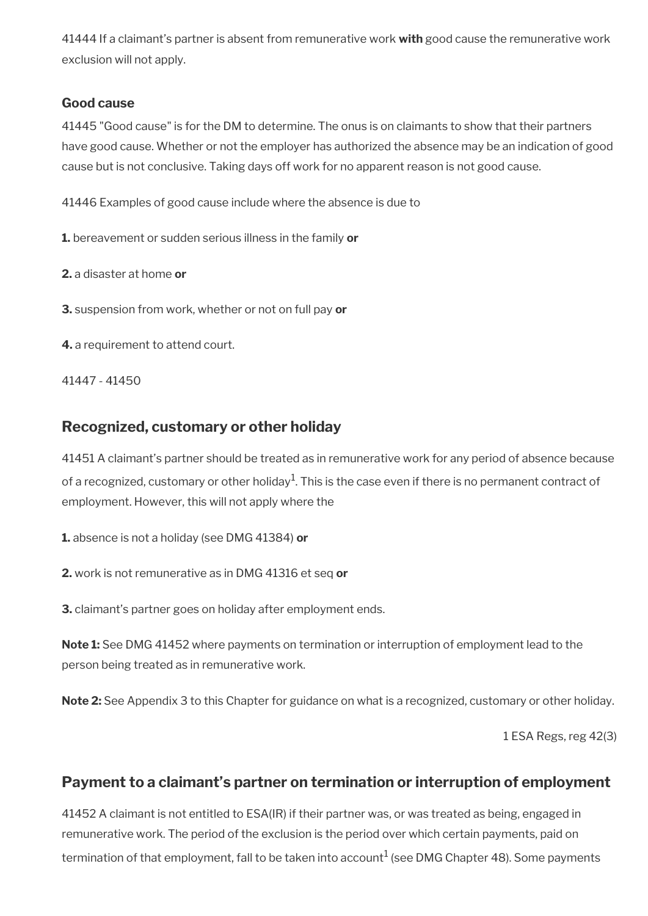41444 If a claimant's partner is absent from remunerative work **with** good cause the remunerative work exclusion will not apply.

### Good cause

41445 "Good cause" is for the DM to determine. The onus is on claimants to show that their partners have good cause. Whether or not the employer has authorized the absence may be an indication of good cause but is not conclusive. Taking days off work for no apparent reason is not good cause.

41446 Examples of good cause include where the absence is due to

**1.** bereavement or sudden serious illness in the family **or**

**2.** a disaster at home **or**

**3.** suspension from work, whether or not on full pay **or**

**4.** a requirement to attend court.

41447 - 41450

## Recognized, customary or other holiday

41451 A claimant's partner should be treated as in remunerative work for any period of absence because of a recognized, customary or other holiday[1]. This is the case even if there is no permanent contract of employment. However, this will not apply where the

**1.** absence is not a holiday (see DMG 41384) **or**

**2.** work is not remunerative as in DMG 41316 et seq **or**

**3.** claimant's partner goes on holiday after employment ends.

**Note 1:** See DMG 41452 where payments on termination or interruption of employment lead to the person being treated as in remunerative work.

**Note 2:** See Appendix 3 to this Chapter for guidance on what is a recognized, customary or other holiday.

1 ESA Regs, reg 42(3)

## Payment to a claimant's partner on termination or interruption of employment

41452 A claimant is not entitled to ESA(IR) if their partner was, or was treated as being, engaged in remunerative work. The period of the exclusion is the period over which certain payments, paid on termination of that employment, fall to be taken into account[1] (see DMG Chapter 48). Some payments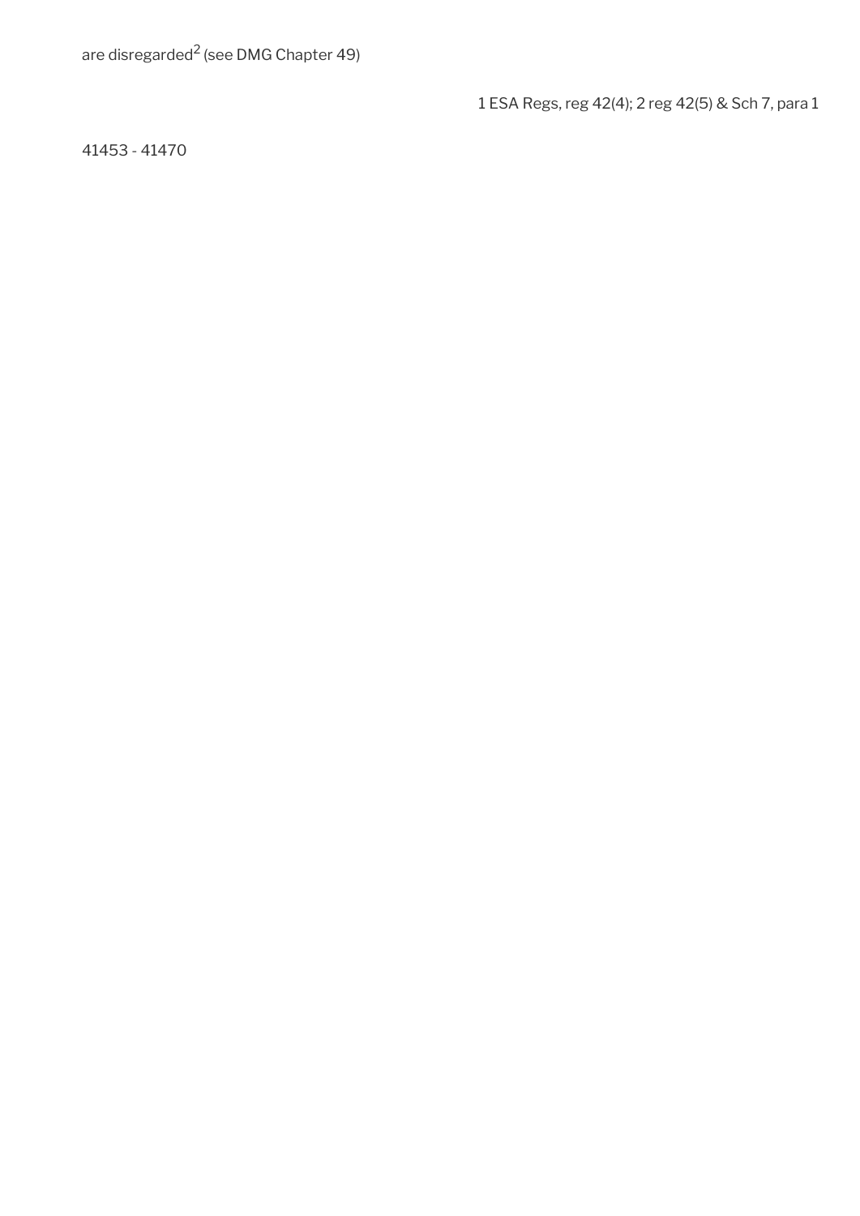are disregarded[2] (see DMG Chapter 49)

1 ESA Regs, reg 42(4); 2 reg 42(5) & Sch 7, para 1

41453 - 41470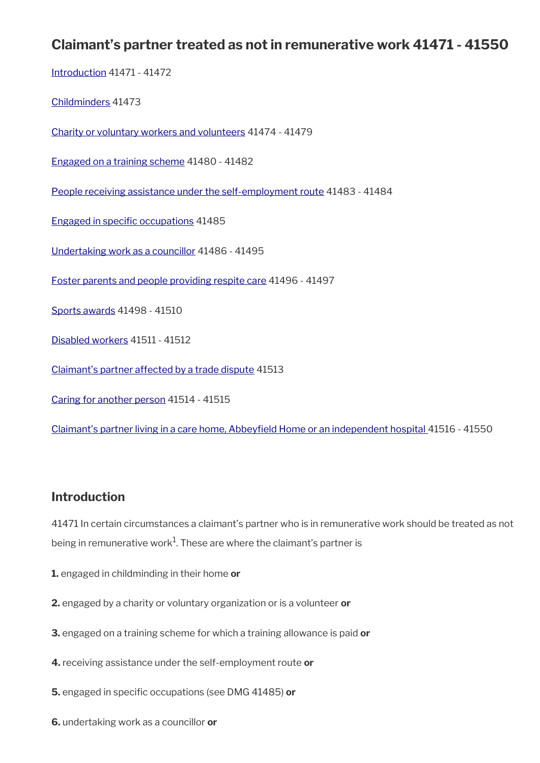## Claimant's partner treated as not in remunerative work 41471 - 41550

Introduction 41471 - 41472

Childminders 41473

Charity or voluntary workers and volunteers 41474 - 41479

Engaged on a training scheme 41480 - 41482

People receiving assistance under the self-employment route 41483 - 41484

Engaged in specific occupations 41485

Undertaking work as a councillor 41486 - 41495

Foster parents and people providing respite care 41496 - 41497

Sports awards 41498 - 41510

Disabled workers 41511 - 41512

Claimant's partner affected by a trade dispute 41513

Caring for another person 41514 - 41515

Claimant's partner living in a care home, Abbeyfield Home or an independent hospital 41516 - 41550

### Introduction

41471 In certain circumstances a claimant's partner who is in remunerative work should be treated as not being in remunerative work[1]. These are where the claimant's partner is

**1.** engaged in childminding in their home **or**

**2.** engaged by a charity or voluntary organization or is a volunteer **or**

**3.** engaged on a training scheme for which a training allowance is paid **or**

**4.** receiving assistance under the self-employment route **or**

**5.** engaged in specific occupations (see DMG 41485) **or**

**6.** undertaking work as a councillor **or**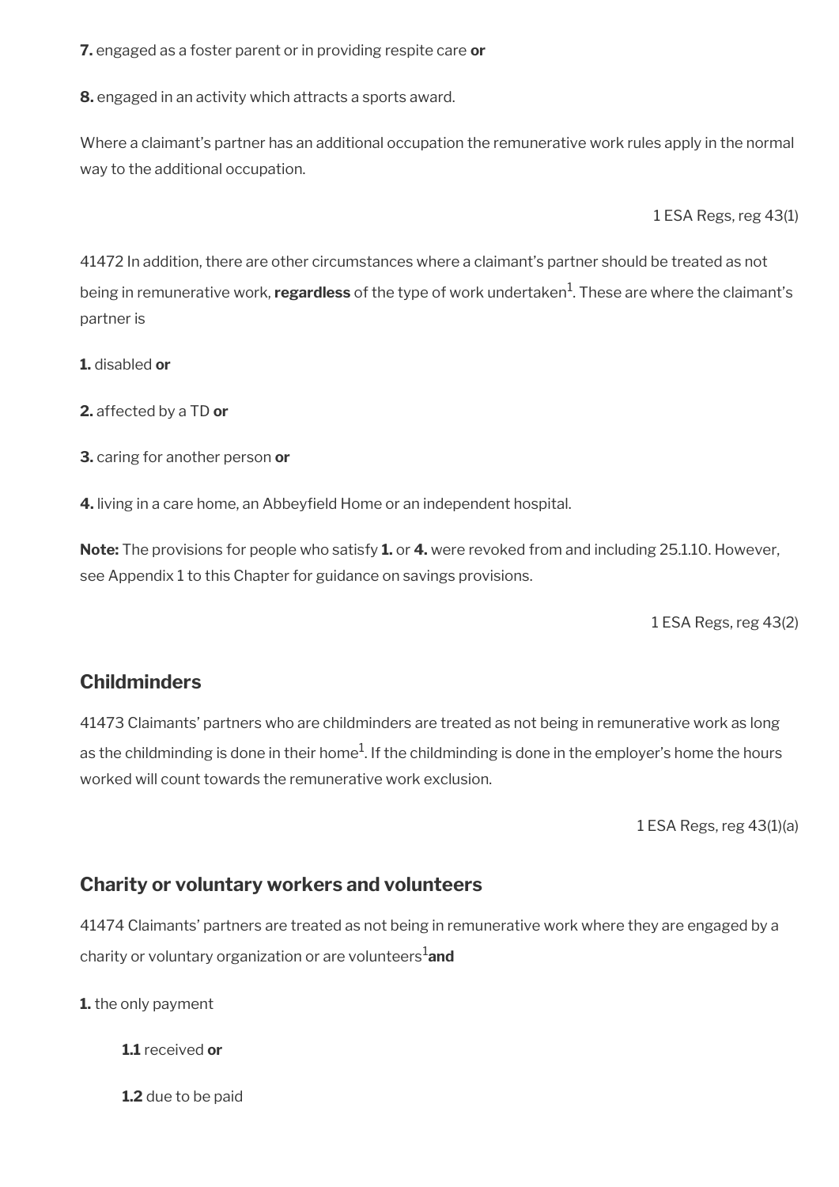**7.** engaged as a foster parent or in providing respite care **or**

**8.** engaged in an activity which attracts a sports award.

Where a claimant's partner has an additional occupation the remunerative work rules apply in the normal way to the additional occupation.

1 ESA Regs, reg 43(1)

41472 In addition, there are other circumstances where a claimant's partner should be treated as not being in remunerative work, **regardless** of the type of work undertaken[1]. These are where the claimant's partner is

**1.** disabled **or**

**2.** affected by a TD **or**

**3.** caring for another person **or**

**4.** living in a care home, an Abbeyfield Home or an independent hospital.

**Note:** The provisions for people who satisfy **1.** or **4.** were revoked from and including 25.1.10. However, see Appendix 1 to this Chapter for guidance on savings provisions.

1 ESA Regs, reg 43(2)

## Childminders

41473 Claimants' partners who are childminders are treated as not being in remunerative work as long as the childminding is done in their home[1]. If the childminding is done in the employer's home the hours worked will count towards the remunerative work exclusion.

1 ESA Regs, reg 43(1)(a)

## Charity or voluntary workers and volunteers

41474 Claimants' partners are treated as not being in remunerative work where they are engaged by a charity or voluntary organization or are volunteers[1]**and**

**1.** the only payment

**1.1** received **or**

**1.2** due to be paid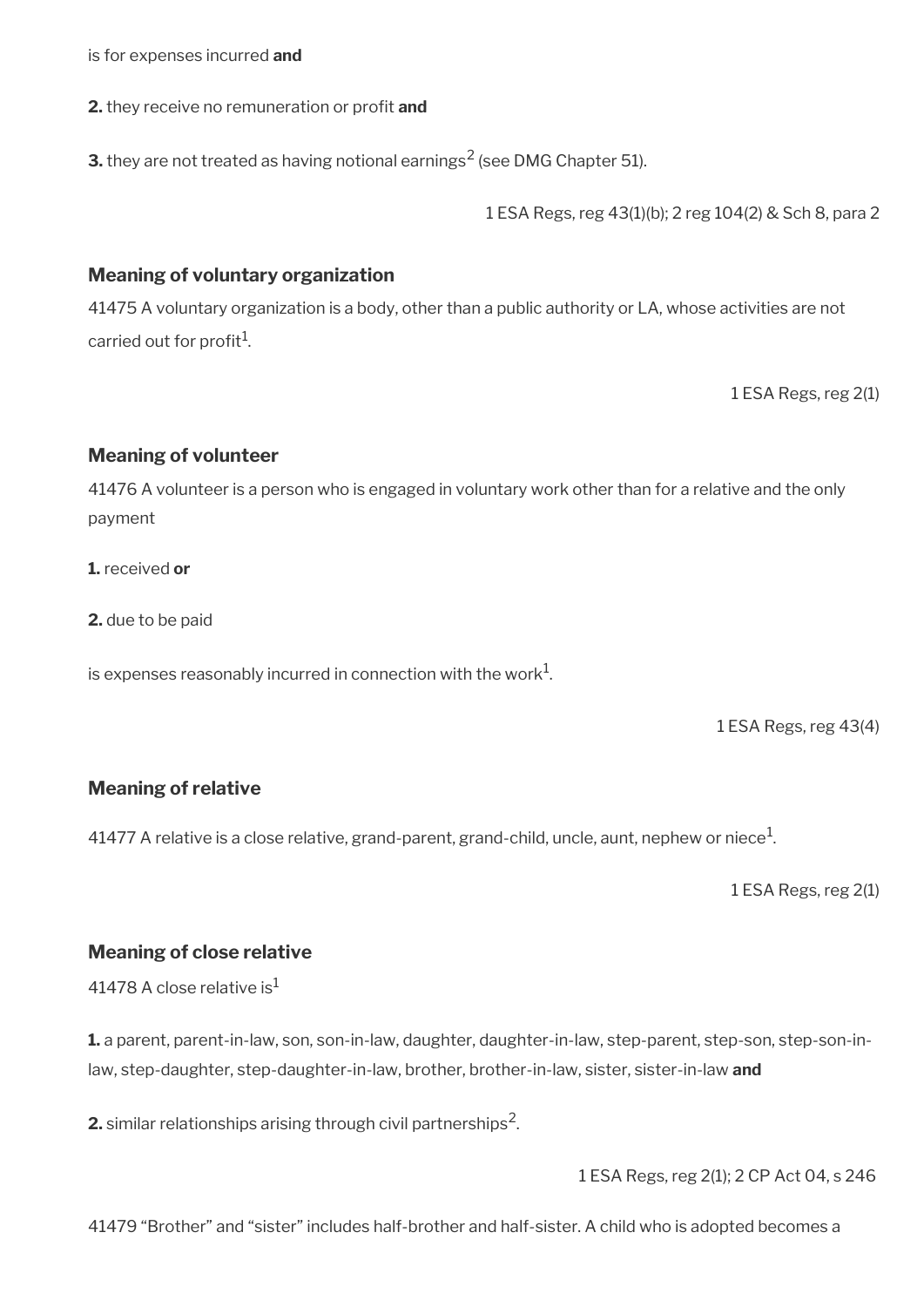is for expenses incurred **and**

**2.** they receive no remuneration or profit **and**

**3.** they are not treated as having notional earnings[2] (see DMG Chapter 51).

1 ESA Regs, reg 43(1)(b); 2 reg 104(2) & Sch 8, para 2

### Meaning of voluntary organization

41475 A voluntary organization is a body, other than a public authority or LA, whose activities are not carried out for profit[1].

1 ESA Regs, reg 2(1)

### Meaning of volunteer

41476 A volunteer is a person who is engaged in voluntary work other than for a relative and the only payment

**1.** received **or**

**2.** due to be paid

is expenses reasonably incurred in connection with the work[1].

1 ESA Regs, reg 43(4)

### Meaning of relative

41477 A relative is a close relative, grand-parent, grand-child, uncle, aunt, nephew or niece[1].

1 ESA Regs, reg 2(1)

### Meaning of close relative

41478 A close relative is[1]

**1.** a parent, parent-in-law, son, son-in-law, daughter, daughter-in-law, step-parent, step-son, step-son-in-law, step-daughter, step-daughter-in-law, brother, brother-in-law, sister, sister-in-law **and**

**2.** similar relationships arising through civil partnerships[2].

1 ESA Regs, reg 2(1); 2 CP Act 04, s 246

41479 "Brother" and "sister" includes half-brother and half-sister. A child who is adopted becomes a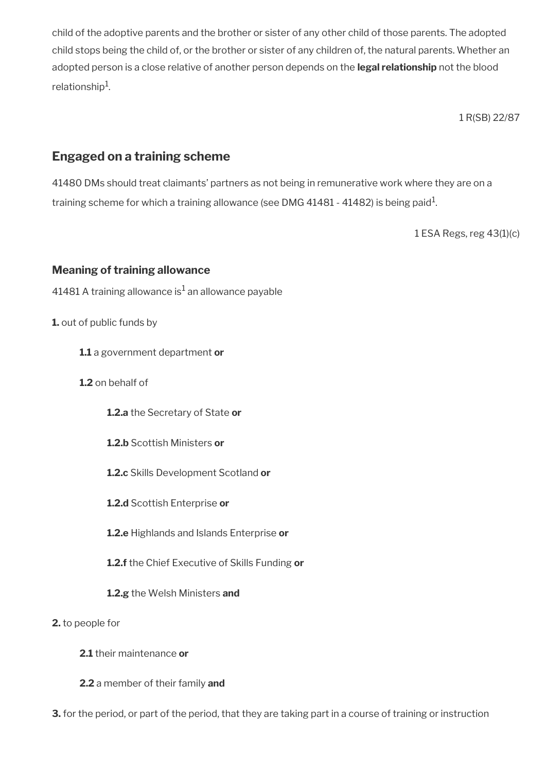child of the adoptive parents and the brother or sister of any other child of those parents. The adopted child stops being the child of, or the brother or sister of any children of, the natural parents. Whether an adopted person is a close relative of another person depends on the **legal relationship** not the blood relationship[1].

1 R(SB) 22/87

## Engaged on a training scheme

41480 DMs should treat claimants' partners as not being in remunerative work where they are on a training scheme for which a training allowance (see DMG 41481 - 41482) is being paid[1].

1 ESA Regs, reg 43(1)(c)

### Meaning of training allowance

41481 A training allowance is[1] an allowance payable

**1.** out of public funds by

**1.1** a government department **or**

**1.2** on behalf of

**1.2.a** the Secretary of State **or**

**1.2.b** Scottish Ministers **or**

**1.2.c** Skills Development Scotland **or**

**1.2.d** Scottish Enterprise **or**

**1.2.e** Highlands and Islands Enterprise **or**

**1.2.f** the Chief Executive of Skills Funding **or**

**1.2.g** the Welsh Ministers **and**

**2.** to people for

**2.1** their maintenance **or**

**2.2** a member of their family **and**

**3.** for the period, or part of the period, that they are taking part in a course of training or instruction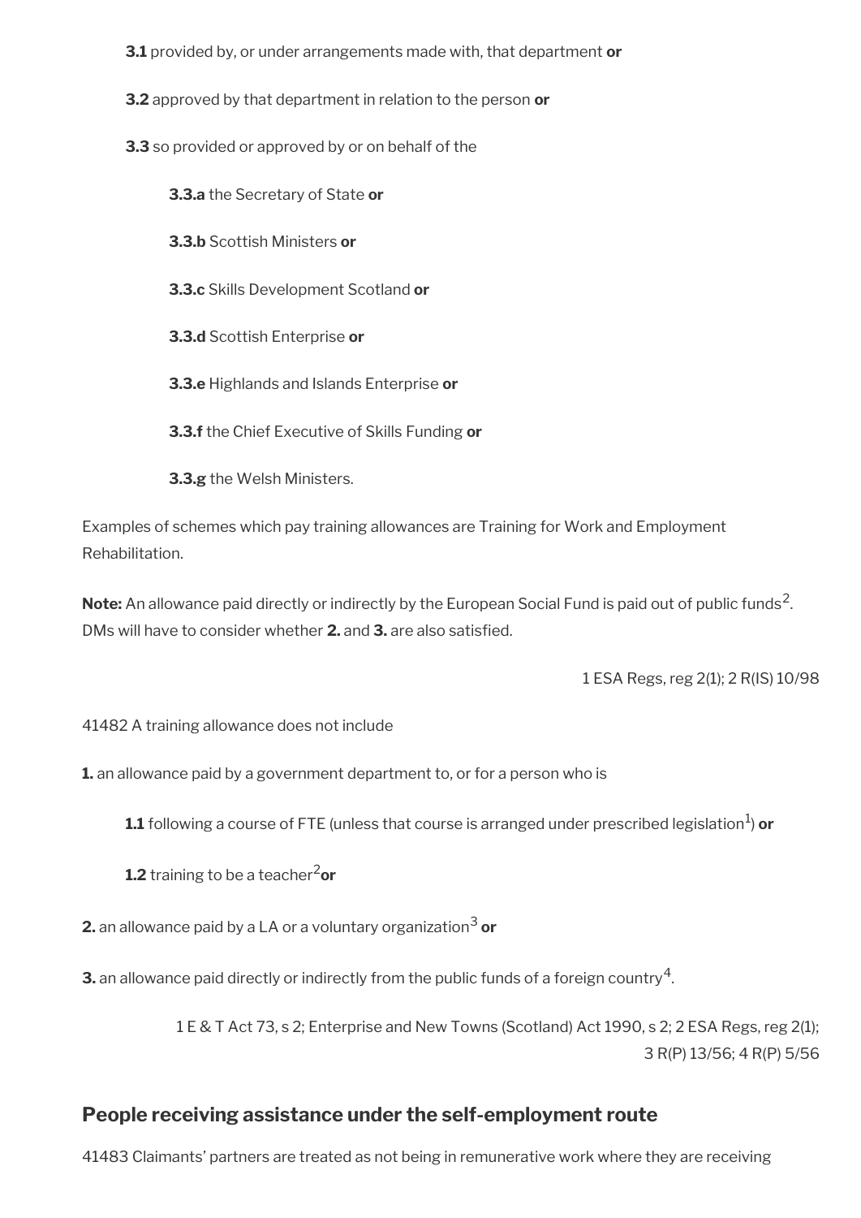**3.1** provided by, or under arrangements made with, that department **or**

**3.2** approved by that department in relation to the person **or**

**3.3** so provided or approved by or on behalf of the

**3.3.a** the Secretary of State **or**

**3.3.b** Scottish Ministers **or**

**3.3.c** Skills Development Scotland **or**

**3.3.d** Scottish Enterprise **or**

**3.3.e** Highlands and Islands Enterprise **or**

**3.3.f** the Chief Executive of Skills Funding **or**

**3.3.g** the Welsh Ministers.

Examples of schemes which pay training allowances are Training for Work and Employment Rehabilitation.

**Note:** An allowance paid directly or indirectly by the European Social Fund is paid out of public funds[2]. DMs will have to consider whether **2.** and **3.** are also satisfied.

1 ESA Regs, reg 2(1); 2 R(IS) 10/98

41482 A training allowance does not include

**1.** an allowance paid by a government department to, or for a person who is

**1.1** following a course of FTE (unless that course is arranged under prescribed legislation[1]) **or**

**1.2** training to be a teacher[2] **or**

**2.** an allowance paid by a LA or a voluntary organization[3] **or**

**3.** an allowance paid directly or indirectly from the public funds of a foreign country[4].

1 E & T Act 73, s 2; Enterprise and New Towns (Scotland) Act 1990, s 2; 2 ESA Regs, reg 2(1); 3 R(P) 13/56; 4 R(P) 5/56

## People receiving assistance under the self-employment route

41483 Claimants' partners are treated as not being in remunerative work where they are receiving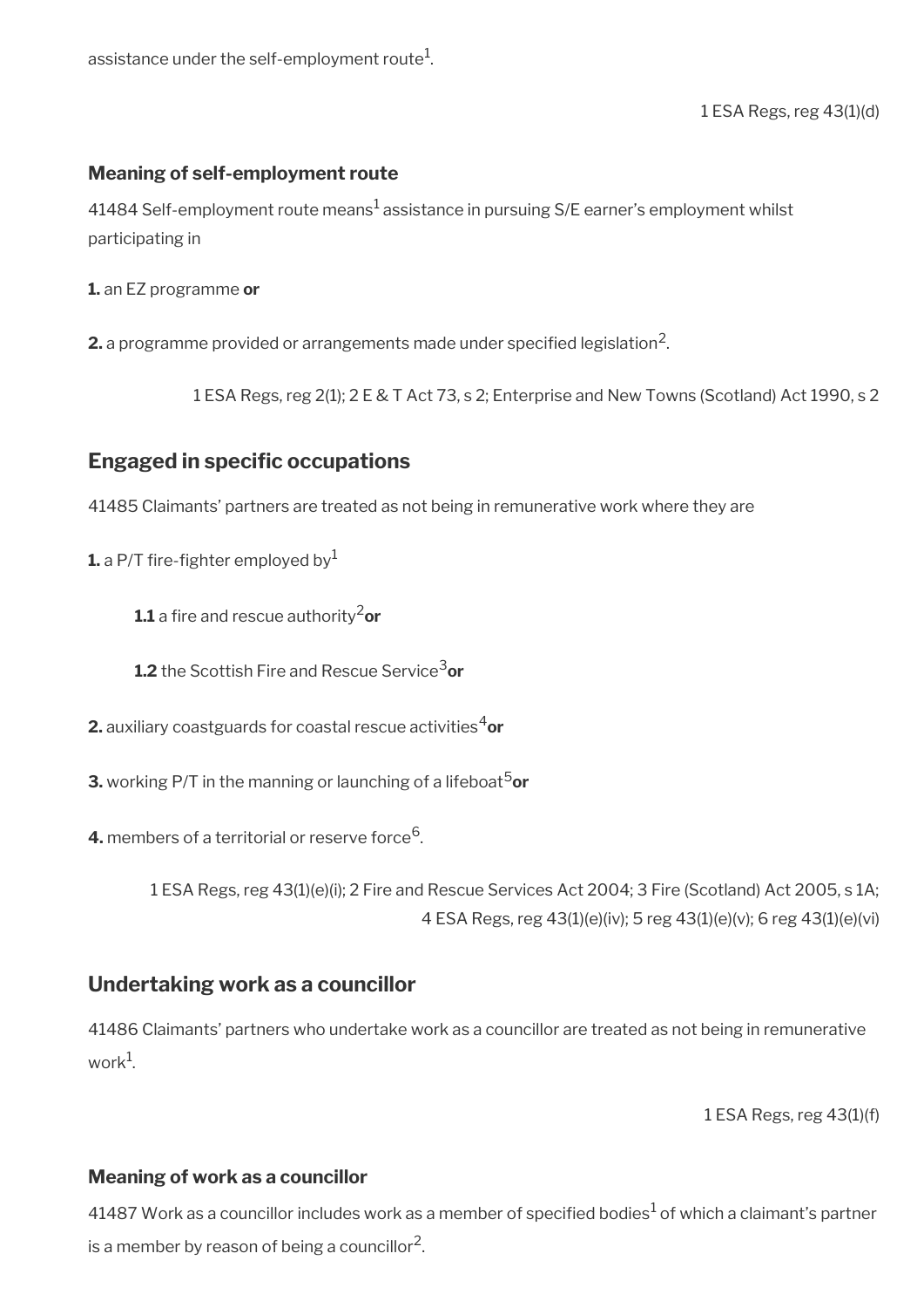assistance under the self-employment route[1].

1 ESA Regs, reg 43(1)(d)

### Meaning of self-employment route

41484 Self-employment route means[1] assistance in pursuing S/E earner's employment whilst participating in

**1.** an EZ programme **or**

**2.** a programme provided or arrangements made under specified legislation[2].

1 ESA Regs, reg 2(1); 2 E & T Act 73, s 2; Enterprise and New Towns (Scotland) Act 1990, s 2

## Engaged in specific occupations

41485 Claimants' partners are treated as not being in remunerative work where they are

**1.** a P/T fire-fighter employed by[1]

**1.1** a fire and rescue authority[2] **or**

**1.2** the Scottish Fire and Rescue Service[3] **or**

**2.** auxiliary coastguards for coastal rescue activities[4] **or**

**3.** working P/T in the manning or launching of a lifeboat[5] **or**

**4.** members of a territorial or reserve force[6].

1 ESA Regs, reg 43(1)(e)(i); 2 Fire and Rescue Services Act 2004; 3 Fire (Scotland) Act 2005, s 1A; 4 ESA Regs, reg 43(1)(e)(iv); 5 reg 43(1)(e)(v); 6 reg 43(1)(e)(vi)

## Undertaking work as a councillor

41486 Claimants' partners who undertake work as a councillor are treated as not being in remunerative work[1].

1 ESA Regs, reg 43(1)(f)

### Meaning of work as a councillor

41487 Work as a councillor includes work as a member of specified bodies[1] of which a claimant's partner is a member by reason of being a councillor[2].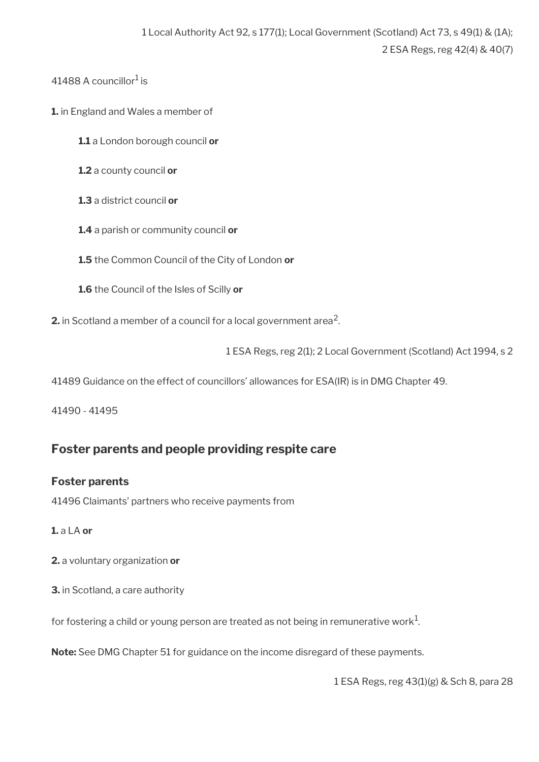1 Local Authority Act 92, s 177(1); Local Government (Scotland) Act 73, s 49(1) & (1A); 2 ESA Regs, reg 42(4) & 40(7)

41488 A councillor[1] is

**1.** in England and Wales a member of

**1.1** a London borough council **or**

**1.2** a county council **or**

**1.3** a district council **or**

**1.4** a parish or community council **or**

**1.5** the Common Council of the City of London **or**

**1.6** the Council of the Isles of Scilly **or**

**2.** in Scotland a member of a council for a local government area[2].

1 ESA Regs, reg 2(1); 2 Local Government (Scotland) Act 1994, s 2

41489 Guidance on the effect of councillors' allowances for ESA(IR) is in DMG Chapter 49.

41490 - 41495

## Foster parents and people providing respite care

### Foster parents

41496 Claimants' partners who receive payments from

**1.** a LA **or**

**2.** a voluntary organization **or**

**3.** in Scotland, a care authority

for fostering a child or young person are treated as not being in remunerative work[1].

**Note:** See DMG Chapter 51 for guidance on the income disregard of these payments.

1 ESA Regs, reg 43(1)(g) & Sch 8, para 28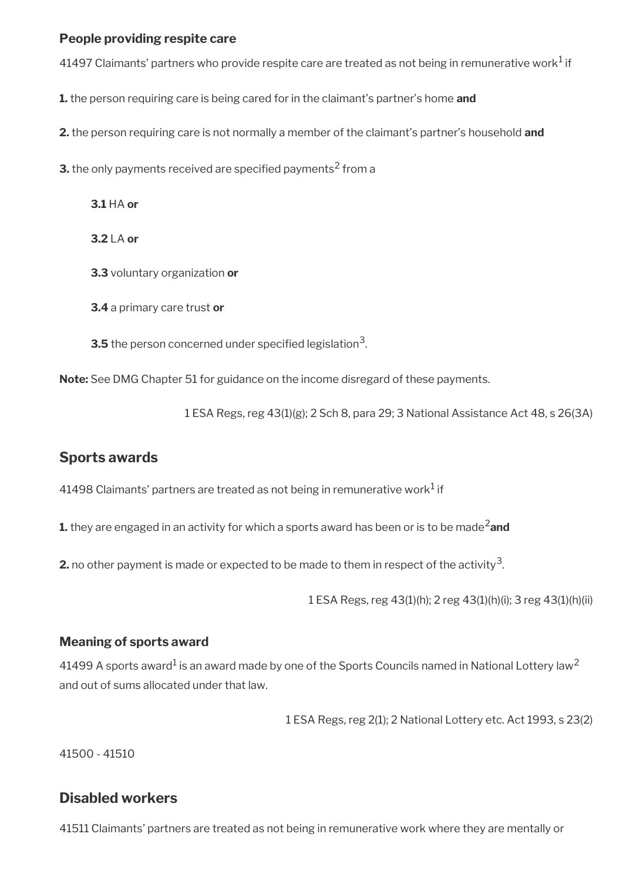### People providing respite care

41497 Claimants' partners who provide respite care are treated as not being in remunerative work[1] if

**1.** the person requiring care is being cared for in the claimant's partner's home **and**

**2.** the person requiring care is not normally a member of the claimant's partner's household **and**

**3.** the only payments received are specified payments[2] from a

> **3.1** HA **or**
>
> **3.2** LA **or**
>
> **3.3** voluntary organization **or**
>
> **3.4** a primary care trust **or**
>
> **3.5** the person concerned under specified legislation[3].

**Note:** See DMG Chapter 51 for guidance on the income disregard of these payments.

1 ESA Regs, reg 43(1)(g); 2 Sch 8, para 29; 3 National Assistance Act 48, s 26(3A)

## Sports awards

41498 Claimants' partners are treated as not being in remunerative work[1] if

**1.** they are engaged in an activity for which a sports award has been or is to be made[2] **and**

**2.** no other payment is made or expected to be made to them in respect of the activity[3].

1 ESA Regs, reg 43(1)(h); 2 reg 43(1)(h)(i); 3 reg 43(1)(h)(ii)

### Meaning of sports award

41499 A sports award[1] is an award made by one of the Sports Councils named in National Lottery law[2] and out of sums allocated under that law.

1 ESA Regs, reg 2(1); 2 National Lottery etc. Act 1993, s 23(2)

41500 - 41510

## Disabled workers

41511 Claimants' partners are treated as not being in remunerative work where they are mentally or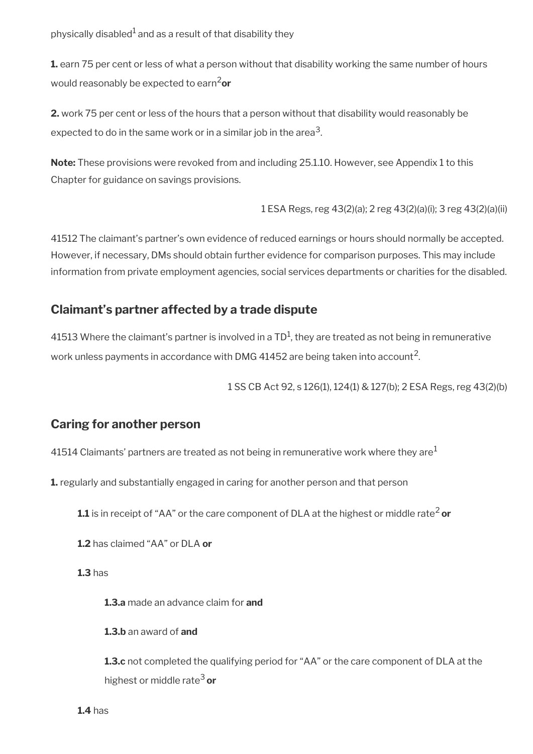physically disabled[1] and as a result of that disability they

**1.** earn 75 per cent or less of what a person without that disability working the same number of hours would reasonably be expected to earn[2] **or**

**2.** work 75 per cent or less of the hours that a person without that disability would reasonably be expected to do in the same work or in a similar job in the area[3].

**Note:** These provisions were revoked from and including 25.1.10. However, see Appendix 1 to this Chapter for guidance on savings provisions.

1 ESA Regs, reg 43(2)(a); 2 reg 43(2)(a)(i); 3 reg 43(2)(a)(ii)

41512 The claimant's partner's own evidence of reduced earnings or hours should normally be accepted. However, if necessary, DMs should obtain further evidence for comparison purposes. This may include information from private employment agencies, social services departments or charities for the disabled.

## Claimant's partner affected by a trade dispute

41513 Where the claimant's partner is involved in a TD[1], they are treated as not being in remunerative work unless payments in accordance with DMG 41452 are being taken into account[2].

1 SS CB Act 92, s 126(1), 124(1) & 127(b); 2 ESA Regs, reg 43(2)(b)

## Caring for another person

41514 Claimants' partners are treated as not being in remunerative work where they are[1]

**1.** regularly and substantially engaged in caring for another person and that person

**1.1** is in receipt of "AA" or the care component of DLA at the highest or middle rate[2] **or**

**1.2** has claimed "AA" or DLA **or**

**1.3** has

**1.3.a** made an advance claim for **and**

**1.3.b** an award of **and**

**1.3.c** not completed the qualifying period for "AA" or the care component of DLA at the highest or middle rate[3] **or**

**1.4** has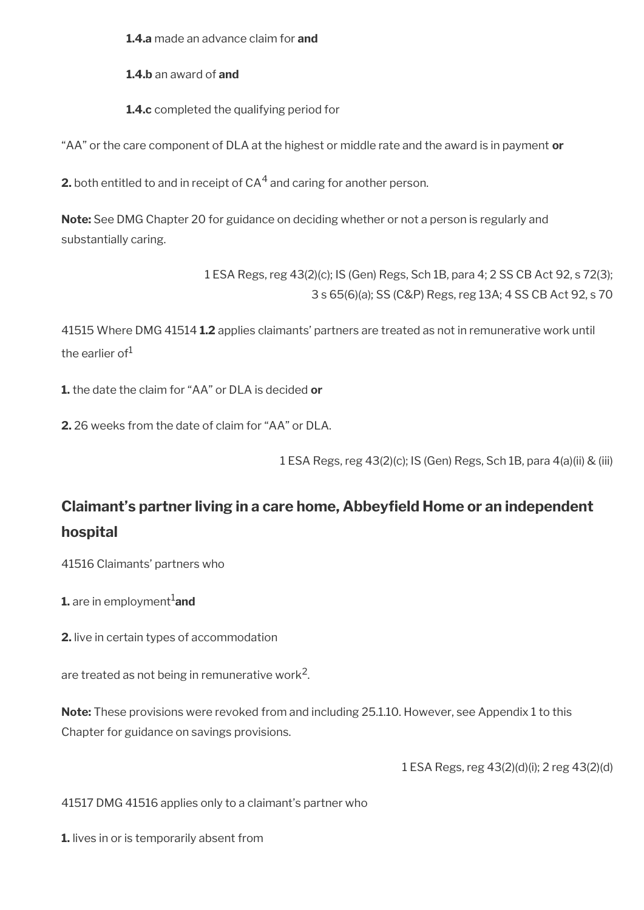**1.4.a** made an advance claim for **and**

**1.4.b** an award of **and**

**1.4.c** completed the qualifying period for

“AA” or the care component of DLA at the highest or middle rate and the award is in payment **or**

**2.** both entitled to and in receipt of CA[4] and caring for another person.

**Note:** See DMG Chapter 20 for guidance on deciding whether or not a person is regularly and substantially caring.

1 ESA Regs, reg 43(2)(c); IS (Gen) Regs, Sch 1B, para 4; 2 SS CB Act 92, s 72(3); 3 s 65(6)(a); SS (C&P) Regs, reg 13A; 4 SS CB Act 92, s 70

41515 Where DMG 41514 **1.2** applies claimants' partners are treated as not in remunerative work until the earlier of[1]

**1.** the date the claim for “AA” or DLA is decided **or**

**2.** 26 weeks from the date of claim for “AA” or DLA.

1 ESA Regs, reg 43(2)(c); IS (Gen) Regs, Sch 1B, para 4(a)(ii) & (iii)

## Claimant's partner living in a care home, Abbeyfield Home or an independent hospital

41516 Claimants' partners who

**1.** are in employment[1] **and**

**2.** live in certain types of accommodation

are treated as not being in remunerative work[2].

**Note:** These provisions were revoked from and including 25.1.10. However, see Appendix 1 to this Chapter for guidance on savings provisions.

1 ESA Regs, reg 43(2)(d)(i); 2 reg 43(2)(d)

41517 DMG 41516 applies only to a claimant's partner who

**1.** lives in or is temporarily absent from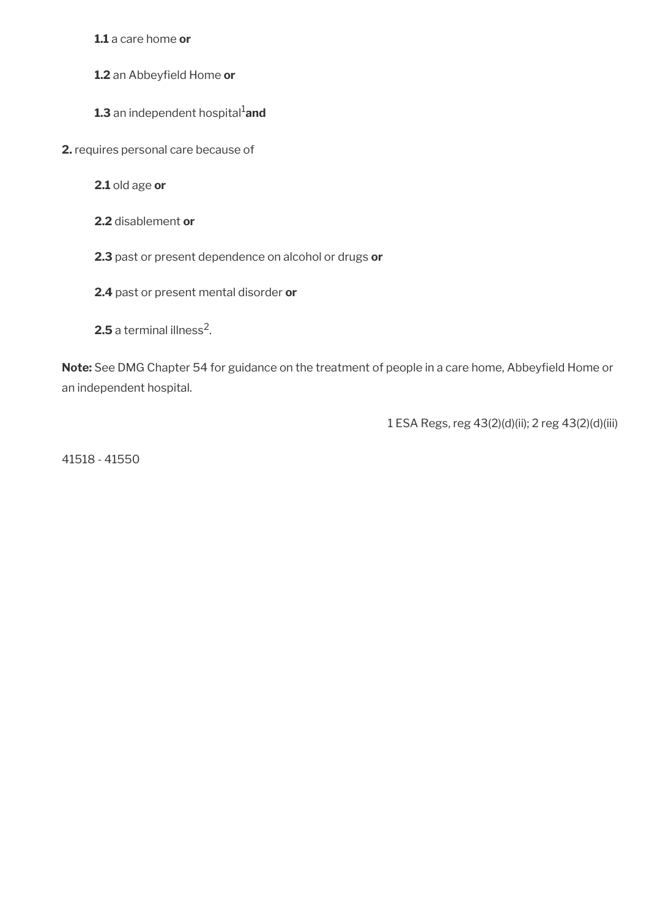**1.1** a care home **or**

**1.2** an Abbeyfield Home **or**

**1.3** an independent hospital[1] **and**

**2.** requires personal care because of

**2.1** old age **or**

**2.2** disablement **or**

**2.3** past or present dependence on alcohol or drugs **or**

**2.4** past or present mental disorder **or**

**2.5** a terminal illness[2].

**Note:** See DMG Chapter 54 for guidance on the treatment of people in a care home, Abbeyfield Home or an independent hospital.

1 ESA Regs, reg 43(2)(d)(ii); 2 reg 43(2)(d)(iii)

41518 - 41550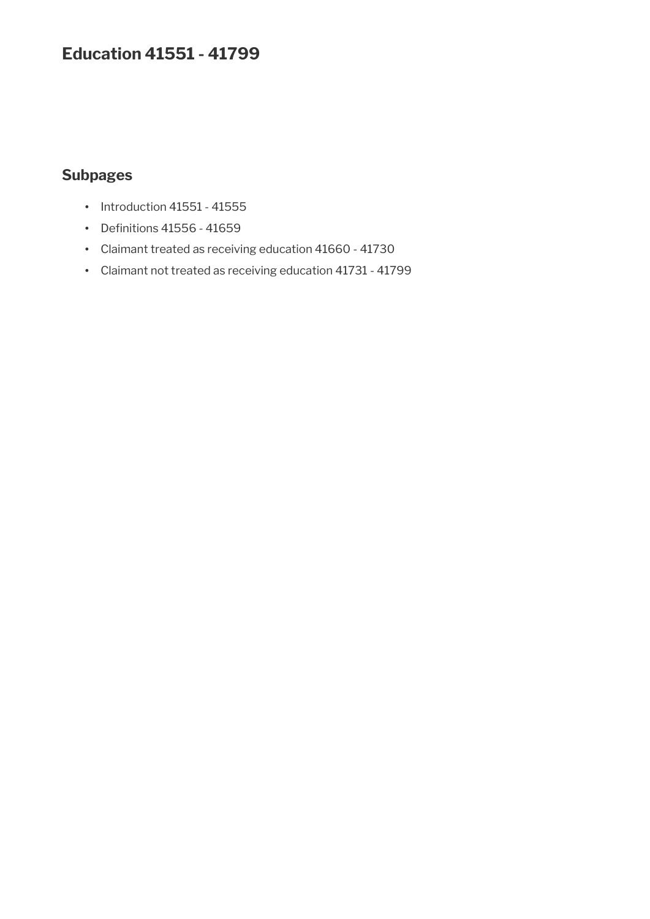# Education 41551 - 41799

## Subpages

- Introduction 41551 - 41555
- Definitions 41556 - 41659
- Claimant treated as receiving education 41660 - 41730
- Claimant not treated as receiving education 41731 - 41799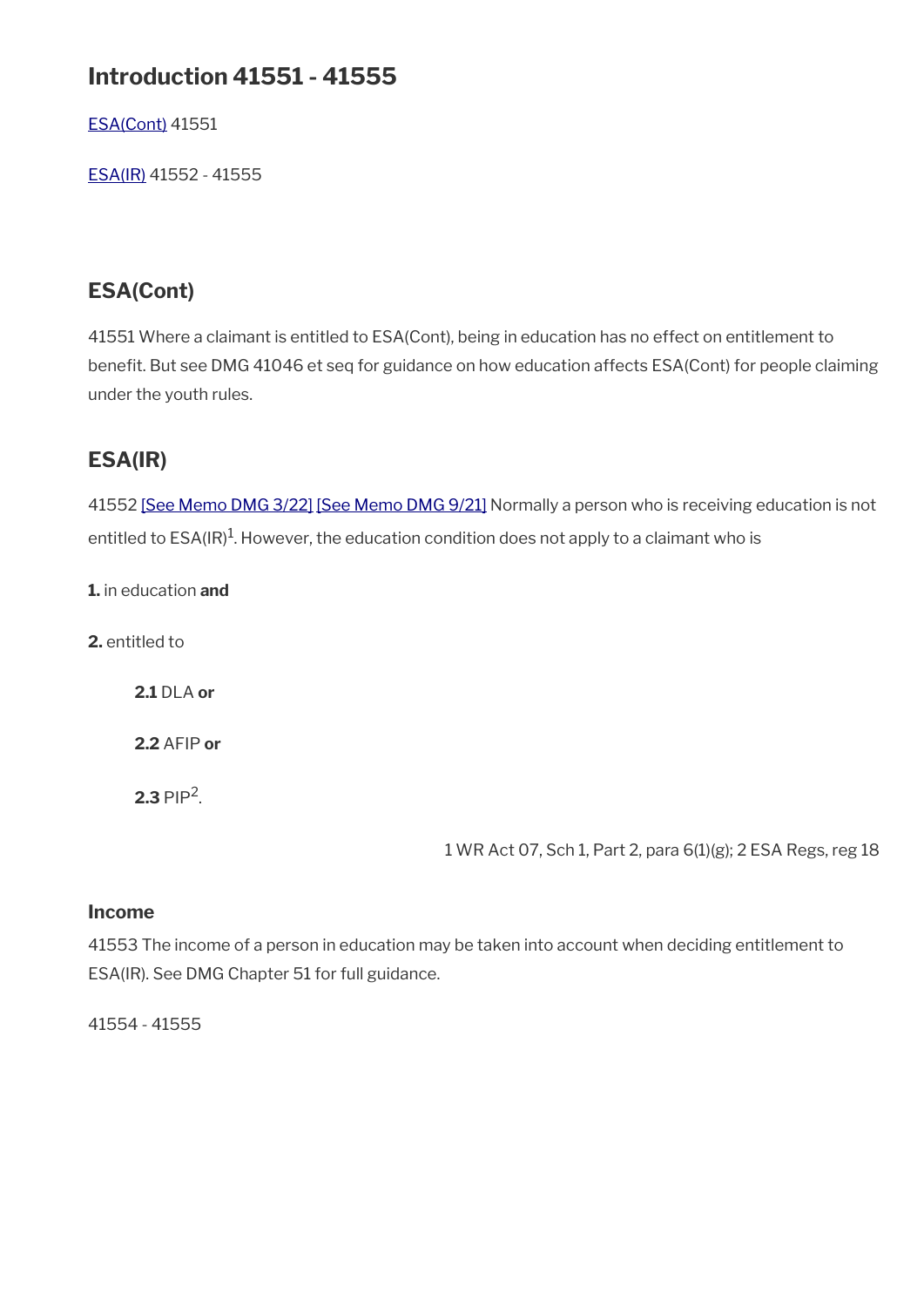## Introduction 41551 - 41555

[ESA(Cont)](#) 41551

[ESA(IR)](#) 41552 - 41555

## ESA(Cont)

41551 Where a claimant is entitled to ESA(Cont), being in education has no effect on entitlement to benefit. But see DMG 41046 et seq for guidance on how education affects ESA(Cont) for people claiming under the youth rules.

## ESA(IR)

41552 [See Memo DMG 3/22] [See Memo DMG 9/21] Normally a person who is receiving education is not entitled to ESA(IR)[1]. However, the education condition does not apply to a claimant who is

**1.** in education **and**

**2.** entitled to

> **2.1** DLA **or**
>
> **2.2** AFIP **or**
>
> **2.3** PIP[2].

1 WR Act 07, Sch 1, Part 2, para 6(1)(g); 2 ESA Regs, reg 18

### Income

41553 The income of a person in education may be taken into account when deciding entitlement to ESA(IR). See DMG Chapter 51 for full guidance.

41554 - 41555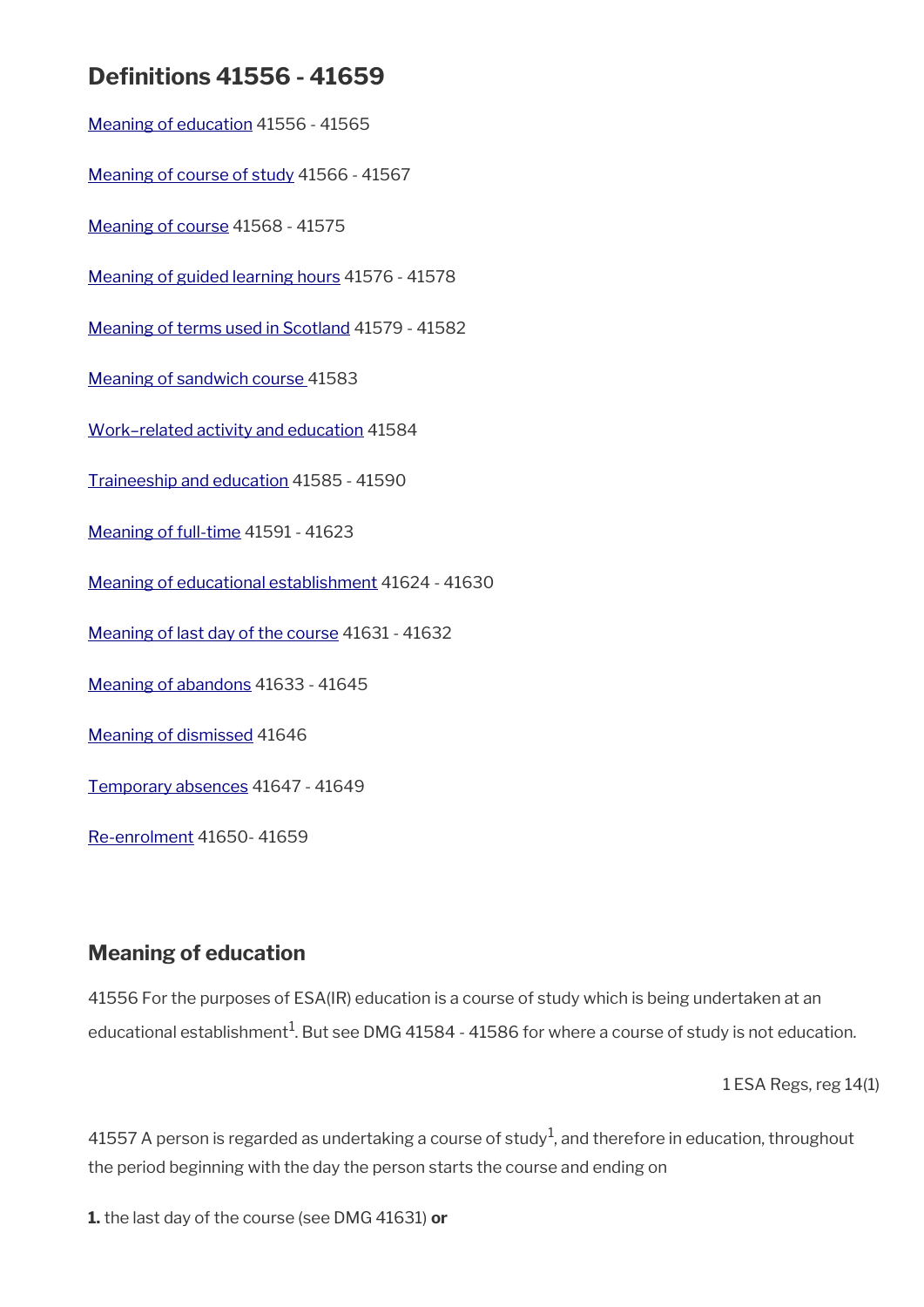## Definitions 41556 - 41659

Meaning of education 41556 - 41565

Meaning of course of study 41566 - 41567

Meaning of course 41568 - 41575

Meaning of guided learning hours 41576 - 41578

Meaning of terms used in Scotland 41579 - 41582

Meaning of sandwich course 41583

Work–related activity and education 41584

Traineeship and education 41585 - 41590

Meaning of full-time 41591 - 41623

Meaning of educational establishment 41624 - 41630

Meaning of last day of the course 41631 - 41632

Meaning of abandons 41633 - 41645

Meaning of dismissed 41646

Temporary absences 41647 - 41649

Re-enrolment 41650- 41659

### Meaning of education

41556 For the purposes of ESA(IR) education is a course of study which is being undertaken at an educational establishment[1]. But see DMG 41584 - 41586 for where a course of study is not education.

1 ESA Regs, reg 14(1)

41557 A person is regarded as undertaking a course of study[1], and therefore in education, throughout the period beginning with the day the person starts the course and ending on

**1.** the last day of the course (see DMG 41631) **or**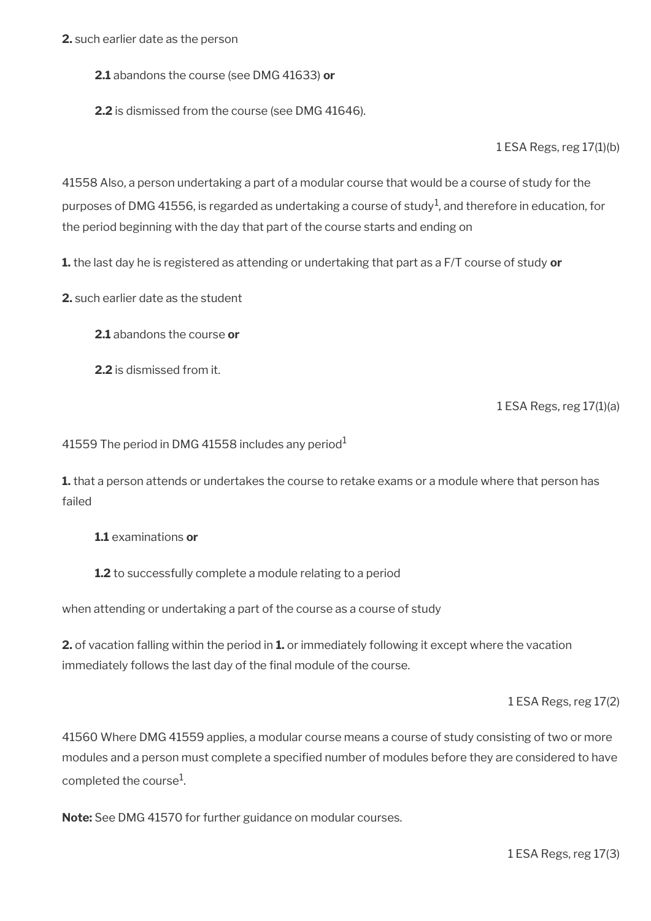**2.** such earlier date as the person

**2.1** abandons the course (see DMG 41633) **or**

**2.2** is dismissed from the course (see DMG 41646).

1 ESA Regs, reg 17(1)(b)

41558 Also, a person undertaking a part of a modular course that would be a course of study for the purposes of DMG 41556, is regarded as undertaking a course of study[1], and therefore in education, for the period beginning with the day that part of the course starts and ending on

**1.** the last day he is registered as attending or undertaking that part as a F/T course of study **or**

**2.** such earlier date as the student

**2.1** abandons the course **or**

**2.2** is dismissed from it.

1 ESA Regs, reg 17(1)(a)

41559 The period in DMG 41558 includes any period[1]

**1.** that a person attends or undertakes the course to retake exams or a module where that person has failed

**1.1** examinations **or**

**1.2** to successfully complete a module relating to a period

when attending or undertaking a part of the course as a course of study

**2.** of vacation falling within the period in **1.** or immediately following it except where the vacation immediately follows the last day of the final module of the course.

1 ESA Regs, reg 17(2)

41560 Where DMG 41559 applies, a modular course means a course of study consisting of two or more modules and a person must complete a specified number of modules before they are considered to have completed the course[1].

**Note:** See DMG 41570 for further guidance on modular courses.

1 ESA Regs, reg 17(3)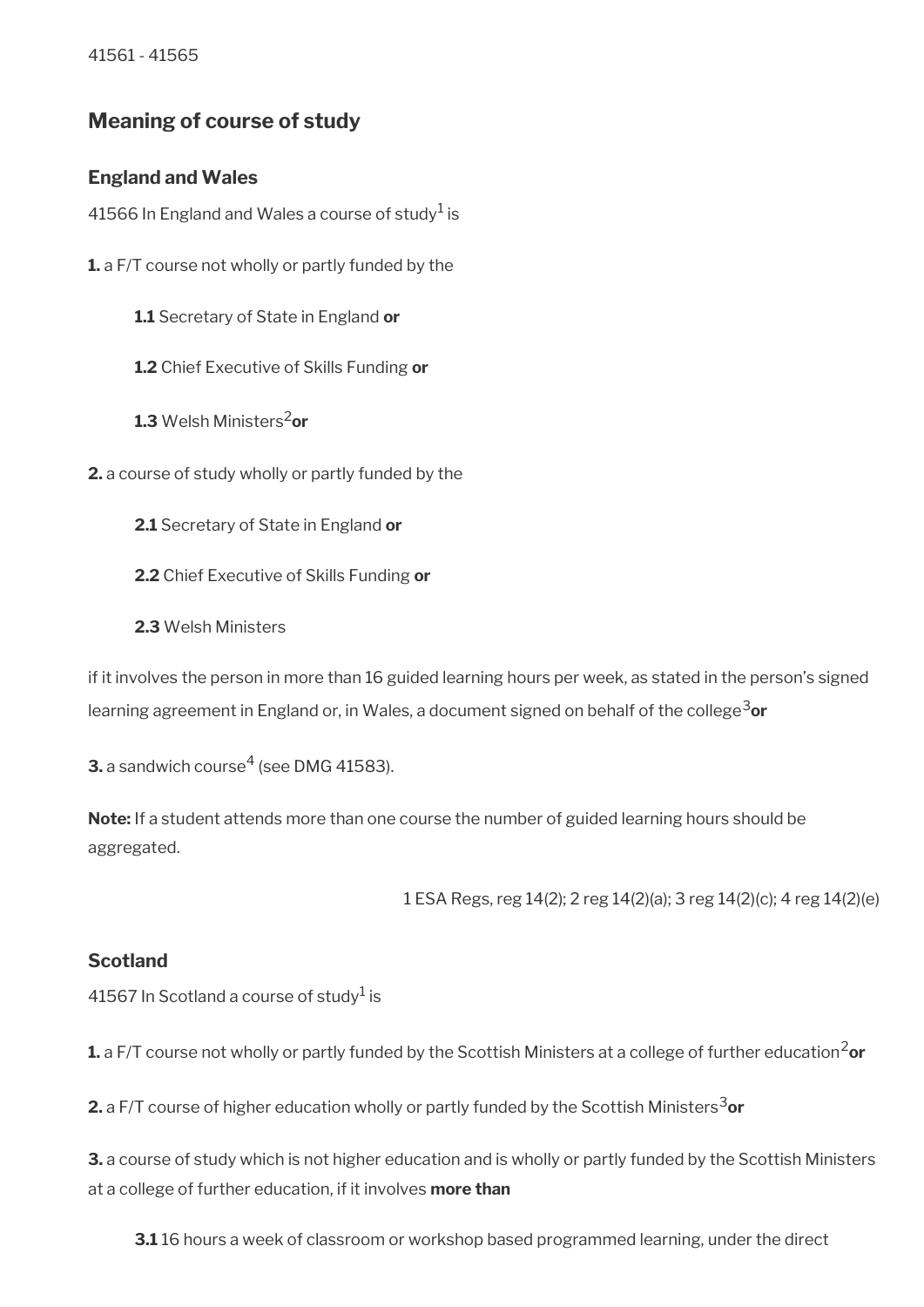41561 - 41565

## Meaning of course of study

### England and Wales

41566 In England and Wales a course of study[1] is

**1.** a F/T course not wholly or partly funded by the

> **1.1** Secretary of State in England **or**
>
> **1.2** Chief Executive of Skills Funding **or**
>
> **1.3** Welsh Ministers[2] **or**

**2.** a course of study wholly or partly funded by the

> **2.1** Secretary of State in England **or**
>
> **2.2** Chief Executive of Skills Funding **or**
>
> **2.3** Welsh Ministers

if it involves the person in more than 16 guided learning hours per week, as stated in the person's signed learning agreement in England or, in Wales, a document signed on behalf of the college[3] **or**

**3.** a sandwich course[4] (see DMG 41583).

**Note:** If a student attends more than one course the number of guided learning hours should be aggregated.

1 ESA Regs, reg 14(2); 2 reg 14(2)(a); 3 reg 14(2)(c); 4 reg 14(2)(e)

### Scotland

41567 In Scotland a course of study[1] is

**1.** a F/T course not wholly or partly funded by the Scottish Ministers at a college of further education[2] **or**

**2.** a F/T course of higher education wholly or partly funded by the Scottish Ministers[3] **or**

**3.** a course of study which is not higher education and is wholly or partly funded by the Scottish Ministers at a college of further education, if it involves **more than**

> **3.1** 16 hours a week of classroom or workshop based programmed learning, under the direct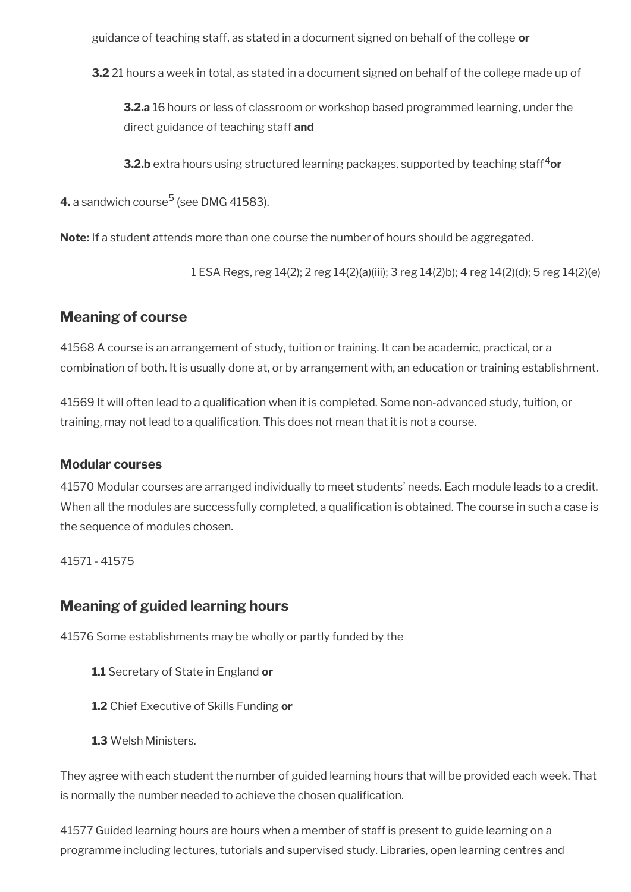guidance of teaching staff, as stated in a document signed on behalf of the college **or**

**3.2** 21 hours a week in total, as stated in a document signed on behalf of the college made up of

**3.2.a** 16 hours or less of classroom or workshop based programmed learning, under the direct guidance of teaching staff **and**

**3.2.b** extra hours using structured learning packages, supported by teaching staff[4] **or**

**4.** a sandwich course[5] (see DMG 41583).

**Note:** If a student attends more than one course the number of hours should be aggregated.

1 ESA Regs, reg 14(2); 2 reg 14(2)(a)(iii); 3 reg 14(2)b); 4 reg 14(2)(d); 5 reg 14(2)(e)

## Meaning of course

41568 A course is an arrangement of study, tuition or training. It can be academic, practical, or a combination of both. It is usually done at, or by arrangement with, an education or training establishment.

41569 It will often lead to a qualification when it is completed. Some non-advanced study, tuition, or training, may not lead to a qualification. This does not mean that it is not a course.

### Modular courses

41570 Modular courses are arranged individually to meet students' needs. Each module leads to a credit. When all the modules are successfully completed, a qualification is obtained. The course in such a case is the sequence of modules chosen.

41571 - 41575

## Meaning of guided learning hours

41576 Some establishments may be wholly or partly funded by the

**1.1** Secretary of State in England **or**

**1.2** Chief Executive of Skills Funding **or**

**1.3** Welsh Ministers.

They agree with each student the number of guided learning hours that will be provided each week. That is normally the number needed to achieve the chosen qualification.

41577 Guided learning hours are hours when a member of staff is present to guide learning on a programme including lectures, tutorials and supervised study. Libraries, open learning centres and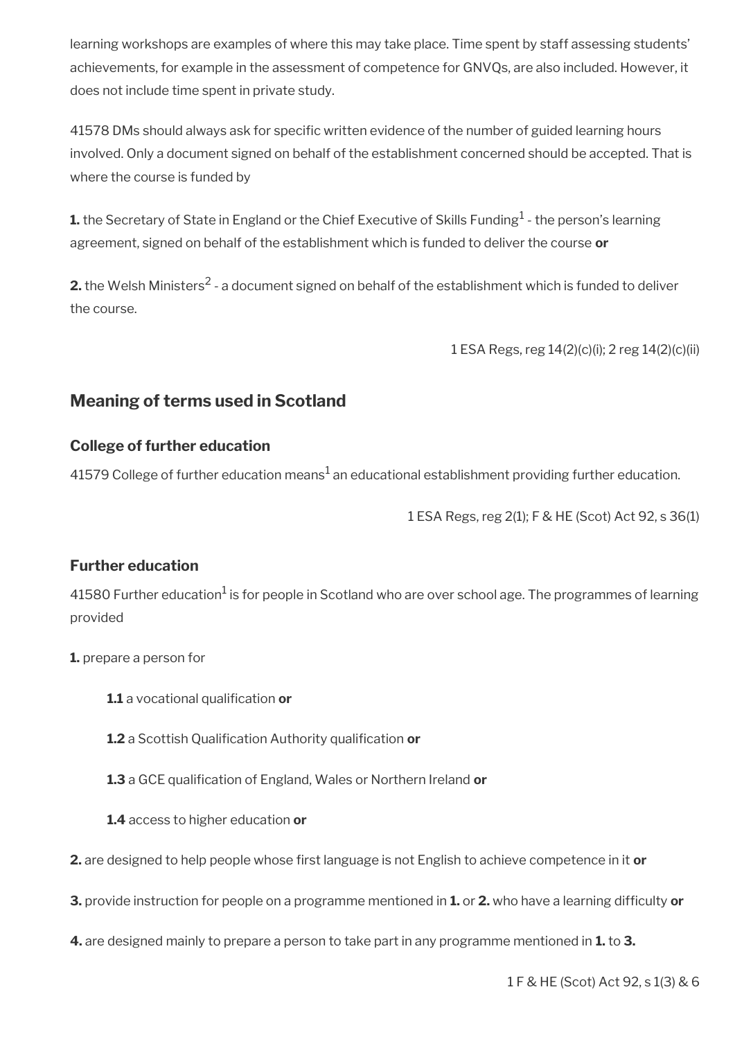learning workshops are examples of where this may take place. Time spent by staff assessing students' achievements, for example in the assessment of competence for GNVQs, are also included. However, it does not include time spent in private study.

41578 DMs should always ask for specific written evidence of the number of guided learning hours involved. Only a document signed on behalf of the establishment concerned should be accepted. That is where the course is funded by

**1.** the Secretary of State in England or the Chief Executive of Skills Funding[1] - the person's learning agreement, signed on behalf of the establishment which is funded to deliver the course **or**

**2.** the Welsh Ministers[2] - a document signed on behalf of the establishment which is funded to deliver the course.

1 ESA Regs, reg 14(2)(c)(i); 2 reg 14(2)(c)(ii)

## Meaning of terms used in Scotland

### College of further education

41579 College of further education means[1] an educational establishment providing further education.

1 ESA Regs, reg 2(1); F & HE (Scot) Act 92, s 36(1)

### Further education

41580 Further education[1] is for people in Scotland who are over school age. The programmes of learning provided

**1.** prepare a person for

> **1.1** a vocational qualification **or**
>
> **1.2** a Scottish Qualification Authority qualification **or**
>
> **1.3** a GCE qualification of England, Wales or Northern Ireland **or**
>
> **1.4** access to higher education **or**

**2.** are designed to help people whose first language is not English to achieve competence in it **or**

**3.** provide instruction for people on a programme mentioned in **1.** or **2.** who have a learning difficulty **or**

**4.** are designed mainly to prepare a person to take part in any programme mentioned in **1.** to **3.**

1 F & HE (Scot) Act 92, s 1(3) & 6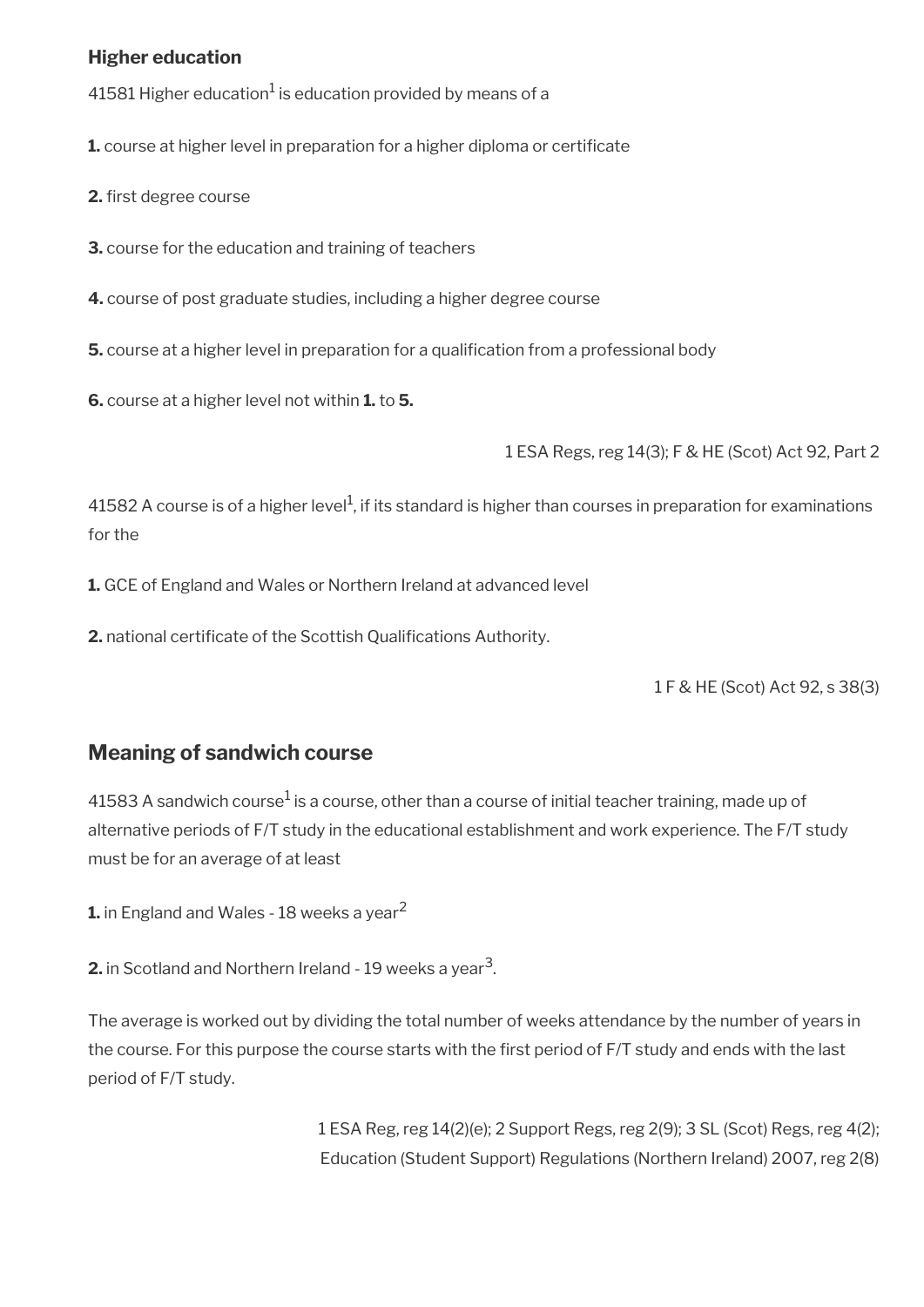### Higher education

41581 Higher education[1] is education provided by means of a

**1.** course at higher level in preparation for a higher diploma or certificate

**2.** first degree course

**3.** course for the education and training of teachers

**4.** course of post graduate studies, including a higher degree course

**5.** course at a higher level in preparation for a qualification from a professional body

**6.** course at a higher level not within **1.** to **5.**

1 ESA Regs, reg 14(3); F & HE (Scot) Act 92, Part 2

41582 A course is of a higher level[1], if its standard is higher than courses in preparation for examinations for the

**1.** GCE of England and Wales or Northern Ireland at advanced level

**2.** national certificate of the Scottish Qualifications Authority.

1 F & HE (Scot) Act 92, s 38(3)

## Meaning of sandwich course

41583 A sandwich course[1] is a course, other than a course of initial teacher training, made up of alternative periods of F/T study in the educational establishment and work experience. The F/T study must be for an average of at least

**1.** in England and Wales - 18 weeks a year[2]

**2.** in Scotland and Northern Ireland - 19 weeks a year[3].

The average is worked out by dividing the total number of weeks attendance by the number of years in the course. For this purpose the course starts with the first period of F/T study and ends with the last period of F/T study.

1 ESA Reg, reg 14(2)(e); 2 Support Regs, reg 2(9); 3 SL (Scot) Regs, reg 4(2); Education (Student Support) Regulations (Northern Ireland) 2007, reg 2(8)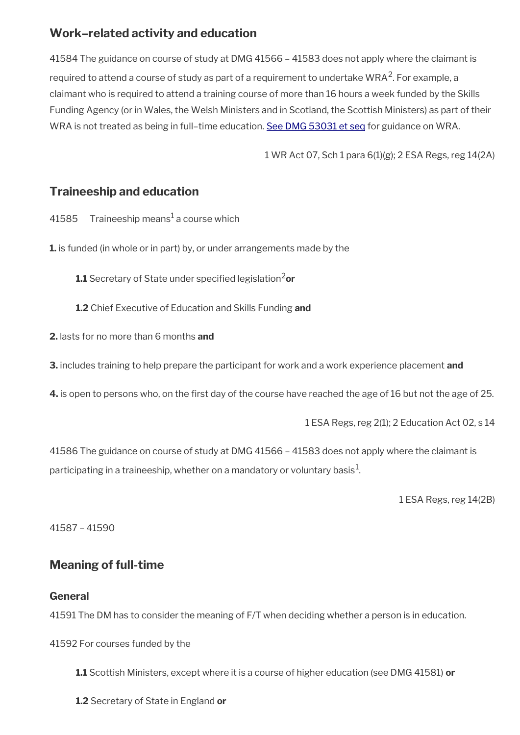## Work–related activity and education

41584 The guidance on course of study at DMG 41566 – 41583 does not apply where the claimant is required to attend a course of study as part of a requirement to undertake WRA[2]. For example, a claimant who is required to attend a training course of more than 16 hours a week funded by the Skills Funding Agency (or in Wales, the Welsh Ministers and in Scotland, the Scottish Ministers) as part of their WRA is not treated as being in full–time education. See DMG 53031 et seq for guidance on WRA.

1 WR Act 07, Sch 1 para 6(1)(g); 2 ESA Regs, reg 14(2A)

## Traineeship and education

41585 Traineeship means[1] a course which

**1.** is funded (in whole or in part) by, or under arrangements made by the

**1.1** Secretary of State under specified legislation[2] **or**

**1.2** Chief Executive of Education and Skills Funding **and**

**2.** lasts for no more than 6 months **and**

**3.** includes training to help prepare the participant for work and a work experience placement **and**

**4.** is open to persons who, on the first day of the course have reached the age of 16 but not the age of 25.

1 ESA Regs, reg 2(1); 2 Education Act 02, s 14

41586 The guidance on course of study at DMG 41566 – 41583 does not apply where the claimant is participating in a traineeship, whether on a mandatory or voluntary basis[1].

1 ESA Regs, reg 14(2B)

41587 – 41590

## Meaning of full-time

### General

41591 The DM has to consider the meaning of F/T when deciding whether a person is in education.

41592 For courses funded by the

**1.1** Scottish Ministers, except where it is a course of higher education (see DMG 41581) **or**

**1.2** Secretary of State in England **or**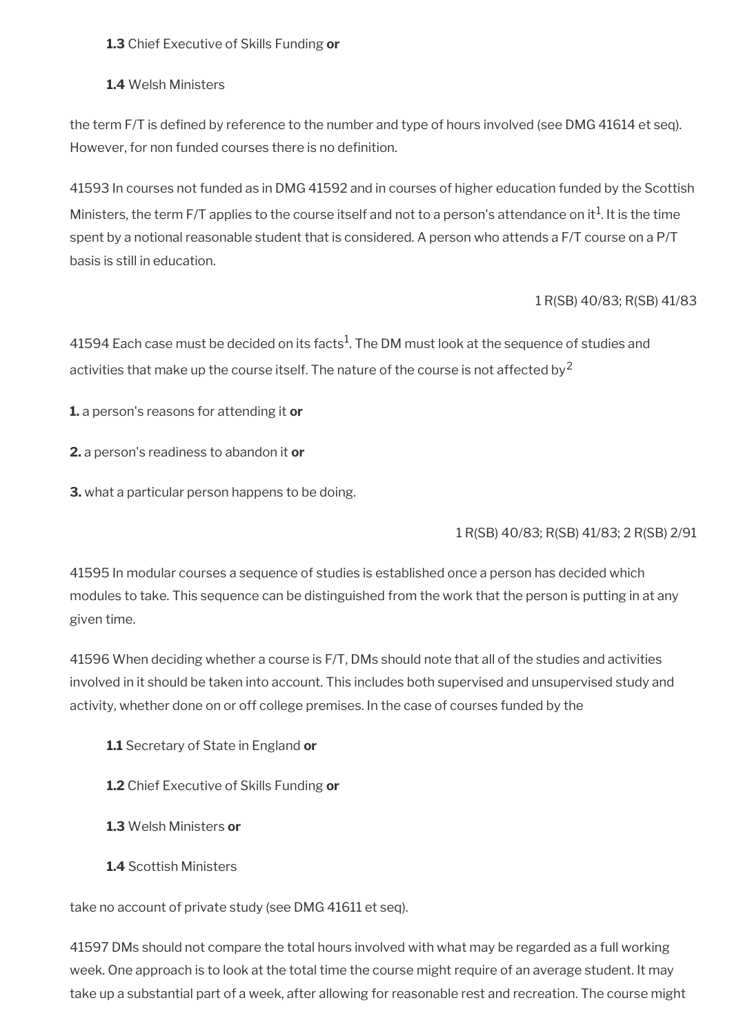**1.3** Chief Executive of Skills Funding **or**

**1.4** Welsh Ministers

the term F/T is defined by reference to the number and type of hours involved (see DMG 41614 et seq). However, for non funded courses there is no definition.

41593 In courses not funded as in DMG 41592 and in courses of higher education funded by the Scottish Ministers, the term F/T applies to the course itself and not to a person's attendance on it[1]. It is the time spent by a notional reasonable student that is considered. A person who attends a F/T course on a P/T basis is still in education.

1 R(SB) 40/83; R(SB) 41/83

41594 Each case must be decided on its facts[1]. The DM must look at the sequence of studies and activities that make up the course itself. The nature of the course is not affected by[2]

**1.** a person's reasons for attending it **or**

**2.** a person's readiness to abandon it **or**

**3.** what a particular person happens to be doing.

1 R(SB) 40/83; R(SB) 41/83; 2 R(SB) 2/91

41595 In modular courses a sequence of studies is established once a person has decided which modules to take. This sequence can be distinguished from the work that the person is putting in at any given time.

41596 When deciding whether a course is F/T, DMs should note that all of the studies and activities involved in it should be taken into account. This includes both supervised and unsupervised study and activity, whether done on or off college premises. In the case of courses funded by the

**1.1** Secretary of State in England **or**

**1.2** Chief Executive of Skills Funding **or**

**1.3** Welsh Ministers **or**

**1.4** Scottish Ministers

take no account of private study (see DMG 41611 et seq).

41597 DMs should not compare the total hours involved with what may be regarded as a full working week. One approach is to look at the total time the course might require of an average student. It may take up a substantial part of a week, after allowing for reasonable rest and recreation. The course might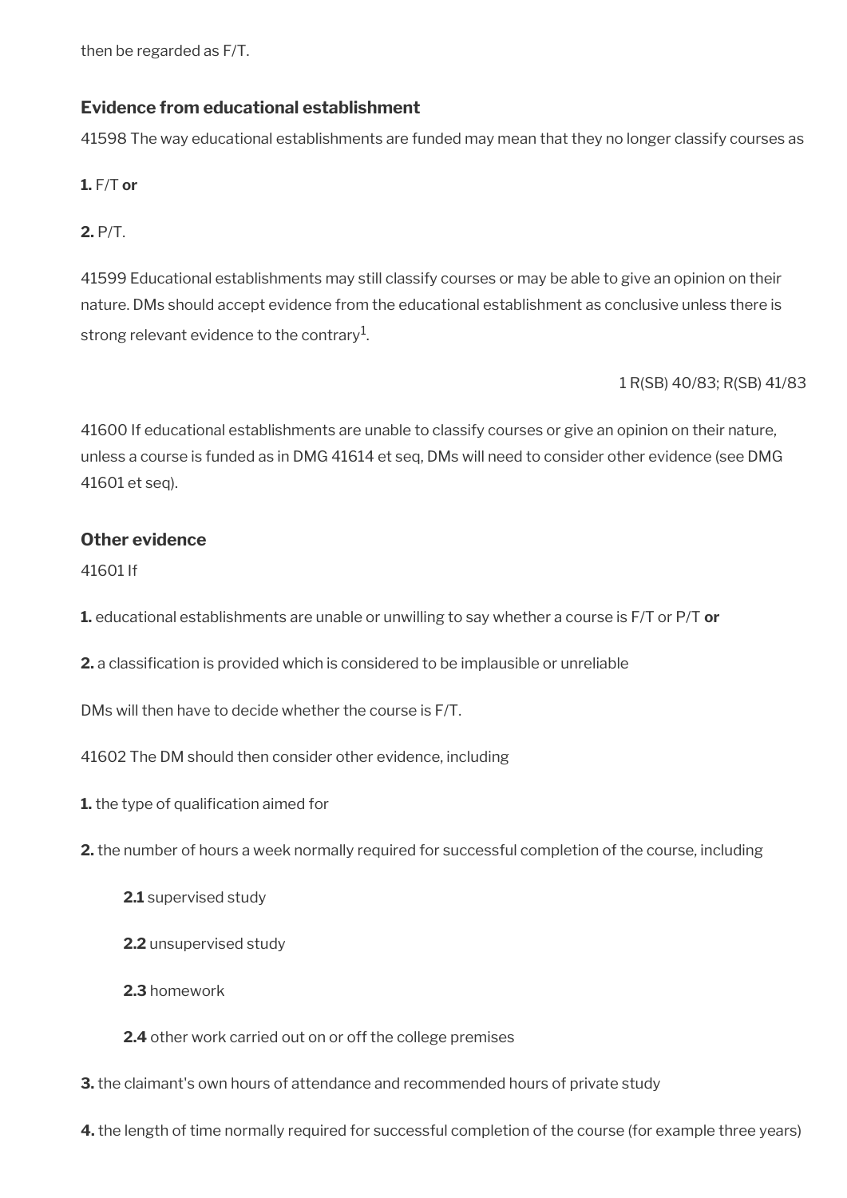then be regarded as F/T.

### Evidence from educational establishment

41598 The way educational establishments are funded may mean that they no longer classify courses as

**1.** F/T **or**

**2.** P/T.

41599 Educational establishments may still classify courses or may be able to give an opinion on their nature. DMs should accept evidence from the educational establishment as conclusive unless there is strong relevant evidence to the contrary[1].

1 R(SB) 40/83; R(SB) 41/83

41600 If educational establishments are unable to classify courses or give an opinion on their nature, unless a course is funded as in DMG 41614 et seq, DMs will need to consider other evidence (see DMG 41601 et seq).

### Other evidence

41601 If

**1.** educational establishments are unable or unwilling to say whether a course is F/T or P/T **or**

**2.** a classification is provided which is considered to be implausible or unreliable

DMs will then have to decide whether the course is F/T.

41602 The DM should then consider other evidence, including

**1.** the type of qualification aimed for

**2.** the number of hours a week normally required for successful completion of the course, including

> **2.1** supervised study
>
> **2.2** unsupervised study
>
> **2.3** homework
>
> **2.4** other work carried out on or off the college premises

**3.** the claimant's own hours of attendance and recommended hours of private study

**4.** the length of time normally required for successful completion of the course (for example three years)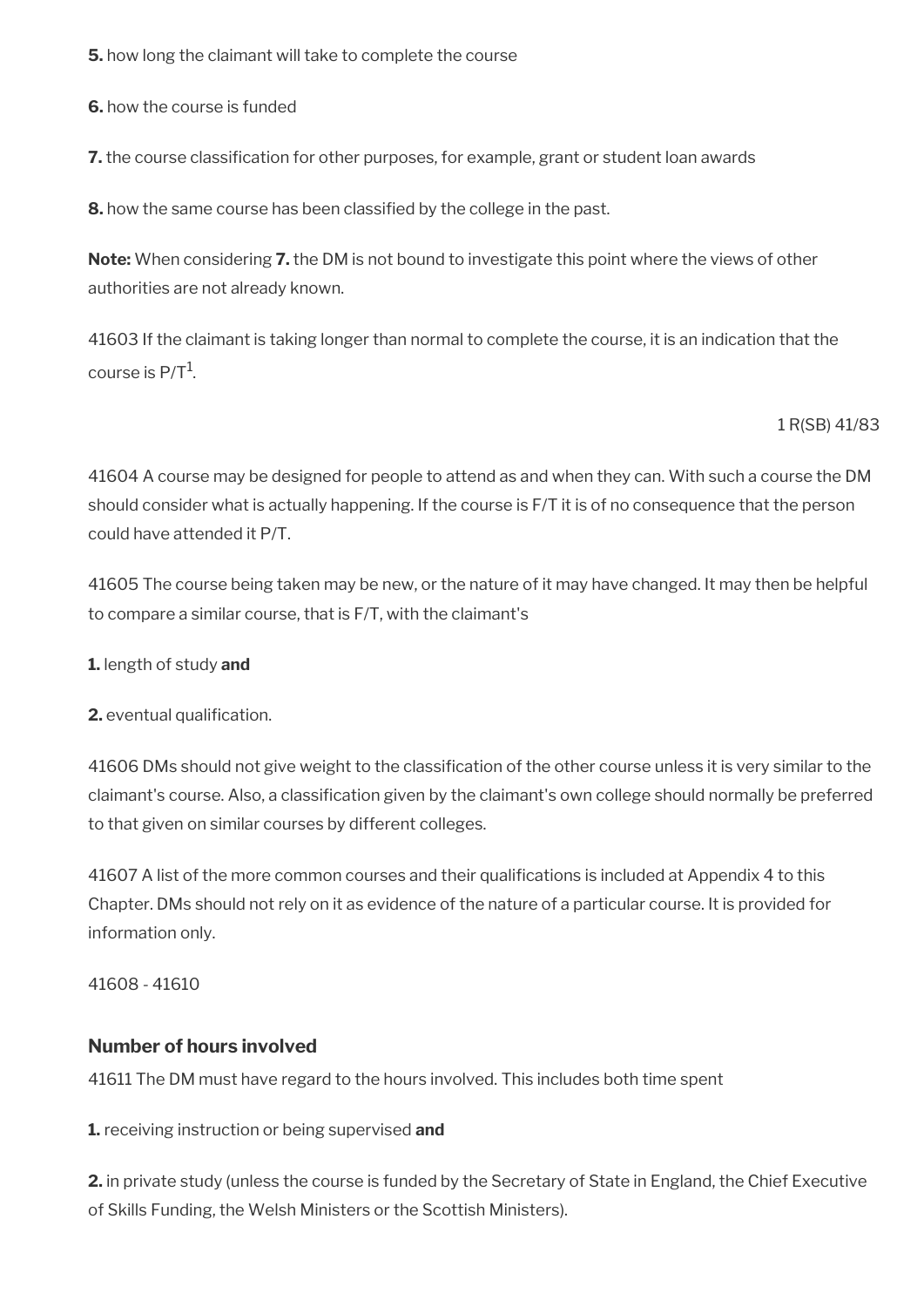**5.** how long the claimant will take to complete the course

**6.** how the course is funded

**7.** the course classification for other purposes, for example, grant or student loan awards

**8.** how the same course has been classified by the college in the past.

**Note:** When considering **7.** the DM is not bound to investigate this point where the views of other authorities are not already known.

41603 If the claimant is taking longer than normal to complete the course, it is an indication that the course is P/T[1].

1 R(SB) 41/83

41604 A course may be designed for people to attend as and when they can. With such a course the DM should consider what is actually happening. If the course is F/T it is of no consequence that the person could have attended it P/T.

41605 The course being taken may be new, or the nature of it may have changed. It may then be helpful to compare a similar course, that is F/T, with the claimant's

**1.** length of study **and**

**2.** eventual qualification.

41606 DMs should not give weight to the classification of the other course unless it is very similar to the claimant's course. Also, a classification given by the claimant's own college should normally be preferred to that given on similar courses by different colleges.

41607 A list of the more common courses and their qualifications is included at Appendix 4 to this Chapter. DMs should not rely on it as evidence of the nature of a particular course. It is provided for information only.

41608 - 41610

### Number of hours involved

41611 The DM must have regard to the hours involved. This includes both time spent

**1.** receiving instruction or being supervised **and**

**2.** in private study (unless the course is funded by the Secretary of State in England, the Chief Executive of Skills Funding, the Welsh Ministers or the Scottish Ministers).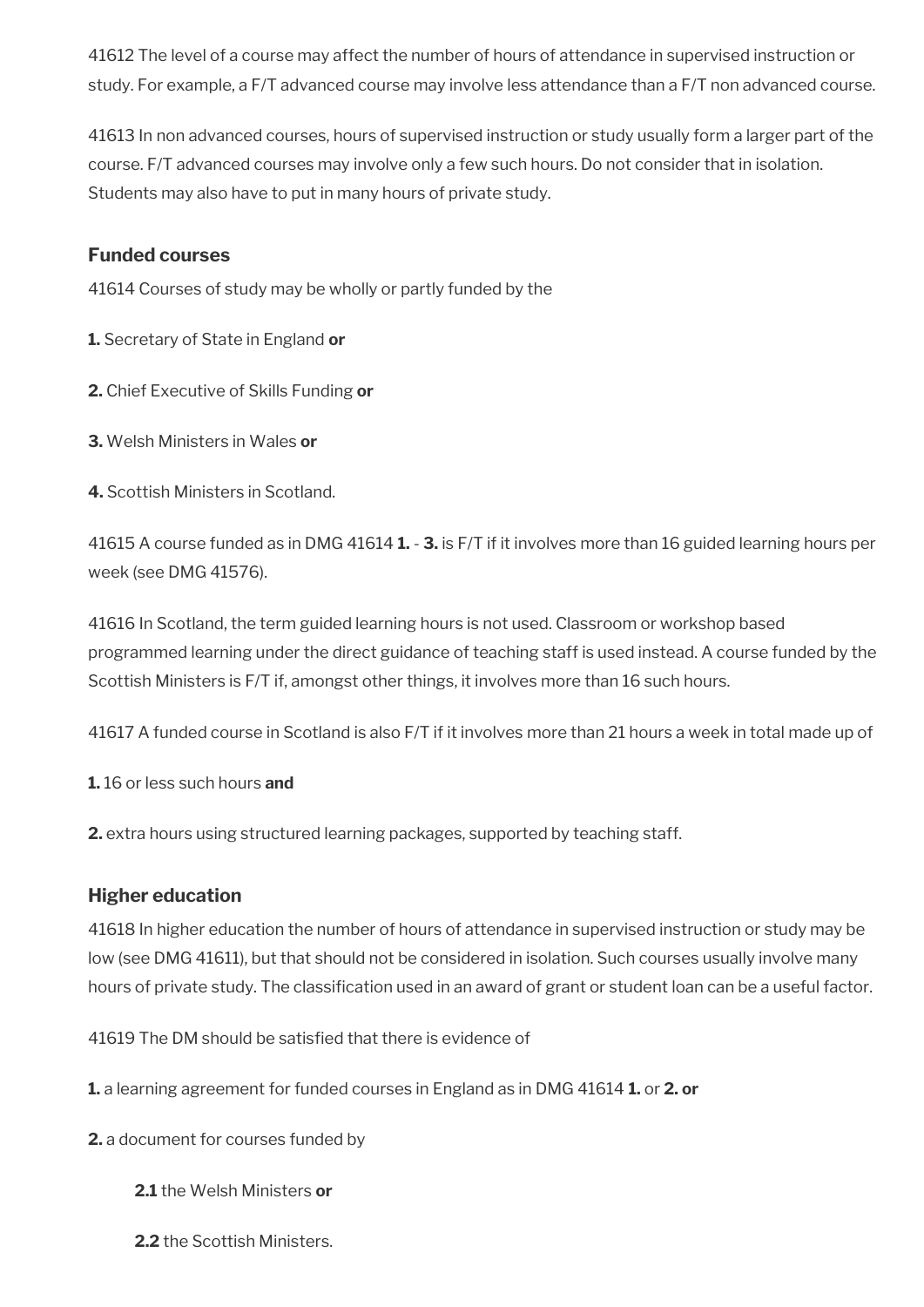41612 The level of a course may affect the number of hours of attendance in supervised instruction or study. For example, a F/T advanced course may involve less attendance than a F/T non advanced course.

41613 In non advanced courses, hours of supervised instruction or study usually form a larger part of the course. F/T advanced courses may involve only a few such hours. Do not consider that in isolation. Students may also have to put in many hours of private study.

### Funded courses

41614 Courses of study may be wholly or partly funded by the

**1.** Secretary of State in England **or**

**2.** Chief Executive of Skills Funding **or**

**3.** Welsh Ministers in Wales **or**

**4.** Scottish Ministers in Scotland.

41615 A course funded as in DMG 41614 **1.** - **3.** is F/T if it involves more than 16 guided learning hours per week (see DMG 41576).

41616 In Scotland, the term guided learning hours is not used. Classroom or workshop based programmed learning under the direct guidance of teaching staff is used instead. A course funded by the Scottish Ministers is F/T if, amongst other things, it involves more than 16 such hours.

41617 A funded course in Scotland is also F/T if it involves more than 21 hours a week in total made up of

**1.** 16 or less such hours **and**

**2.** extra hours using structured learning packages, supported by teaching staff.

### Higher education

41618 In higher education the number of hours of attendance in supervised instruction or study may be low (see DMG 41611), but that should not be considered in isolation. Such courses usually involve many hours of private study. The classification used in an award of grant or student loan can be a useful factor.

41619 The DM should be satisfied that there is evidence of

**1.** a learning agreement for funded courses in England as in DMG 41614 **1.** or **2. or**

**2.** a document for courses funded by

> **2.1** the Welsh Ministers **or**
>
> **2.2** the Scottish Ministers.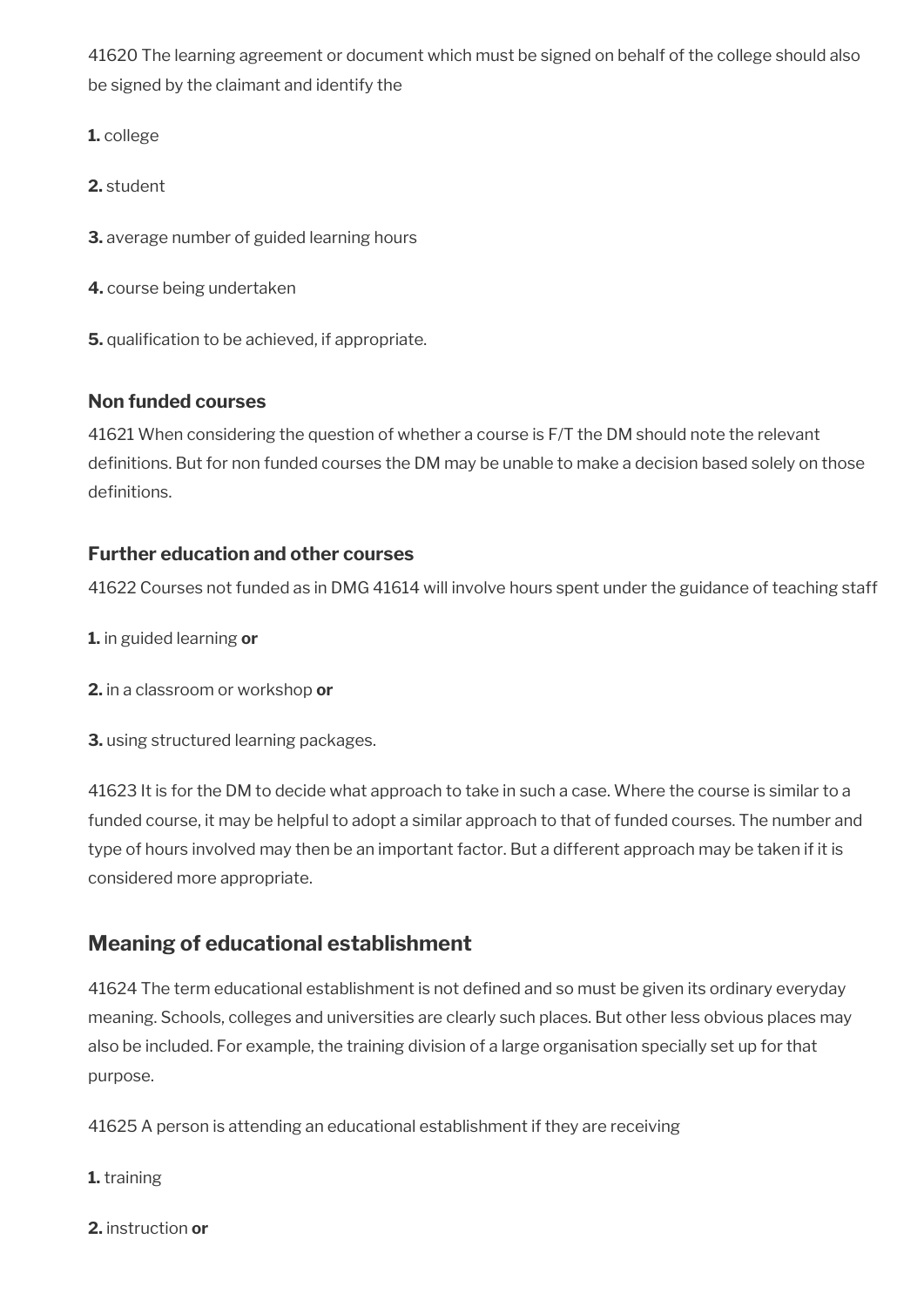41620 The learning agreement or document which must be signed on behalf of the college should also be signed by the claimant and identify the

**1.** college

**2.** student

**3.** average number of guided learning hours

**4.** course being undertaken

**5.** qualification to be achieved, if appropriate.

### Non funded courses

41621 When considering the question of whether a course is F/T the DM should note the relevant definitions. But for non funded courses the DM may be unable to make a decision based solely on those definitions.

### Further education and other courses

41622 Courses not funded as in DMG 41614 will involve hours spent under the guidance of teaching staff

**1.** in guided learning **or**

**2.** in a classroom or workshop **or**

**3.** using structured learning packages.

41623 It is for the DM to decide what approach to take in such a case. Where the course is similar to a funded course, it may be helpful to adopt a similar approach to that of funded courses. The number and type of hours involved may then be an important factor. But a different approach may be taken if it is considered more appropriate.

## Meaning of educational establishment

41624 The term educational establishment is not defined and so must be given its ordinary everyday meaning. Schools, colleges and universities are clearly such places. But other less obvious places may also be included. For example, the training division of a large organisation specially set up for that purpose.

41625 A person is attending an educational establishment if they are receiving

**1.** training

**2.** instruction **or**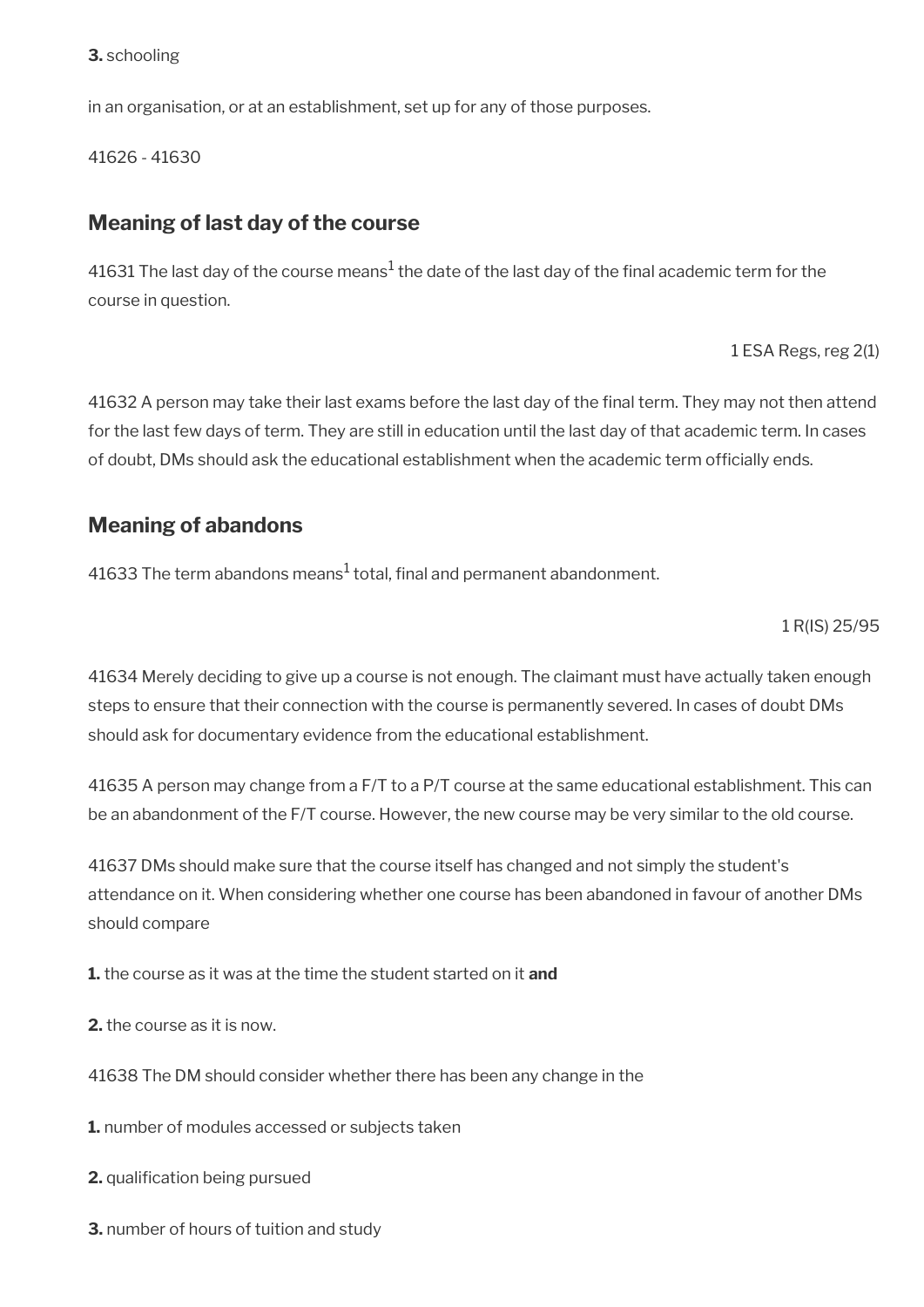**3.** schooling

in an organisation, or at an establishment, set up for any of those purposes.

41626 - 41630

## Meaning of last day of the course

41631 The last day of the course means[1] the date of the last day of the final academic term for the course in question.

1 ESA Regs, reg 2(1)

41632 A person may take their last exams before the last day of the final term. They may not then attend for the last few days of term. They are still in education until the last day of that academic term. In cases of doubt, DMs should ask the educational establishment when the academic term officially ends.

## Meaning of abandons

41633 The term abandons means[1] total, final and permanent abandonment.

1 R(IS) 25/95

41634 Merely deciding to give up a course is not enough. The claimant must have actually taken enough steps to ensure that their connection with the course is permanently severed. In cases of doubt DMs should ask for documentary evidence from the educational establishment.

41635 A person may change from a F/T to a P/T course at the same educational establishment. This can be an abandonment of the F/T course. However, the new course may be very similar to the old course.

41637 DMs should make sure that the course itself has changed and not simply the student's attendance on it. When considering whether one course has been abandoned in favour of another DMs should compare

**1.** the course as it was at the time the student started on it **and**

**2.** the course as it is now.

41638 The DM should consider whether there has been any change in the

**1.** number of modules accessed or subjects taken

**2.** qualification being pursued

**3.** number of hours of tuition and study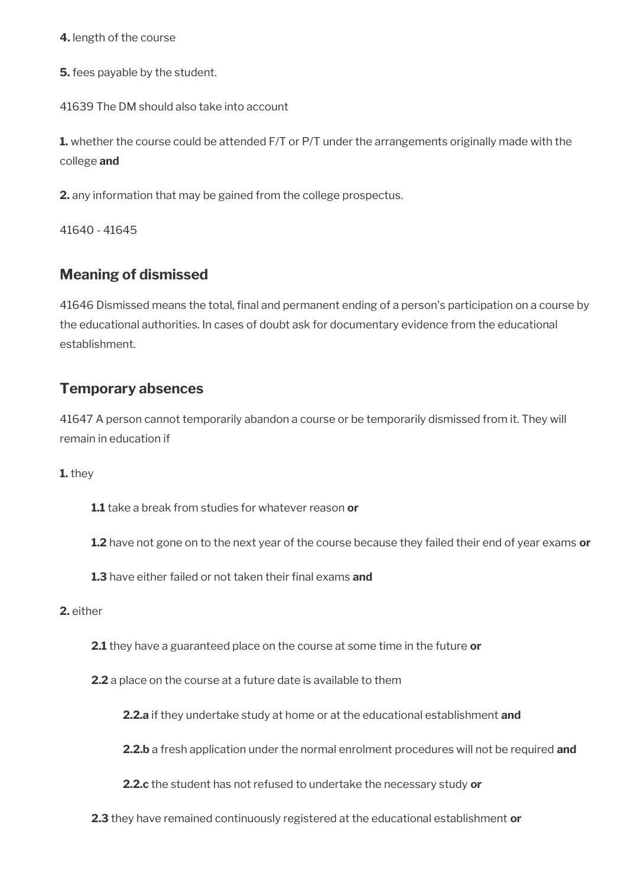**4.** length of the course

**5.** fees payable by the student.

41639 The DM should also take into account

**1.** whether the course could be attended F/T or P/T under the arrangements originally made with the college **and**

**2.** any information that may be gained from the college prospectus.

41640 - 41645

## Meaning of dismissed

41646 Dismissed means the total, final and permanent ending of a person's participation on a course by the educational authorities. In cases of doubt ask for documentary evidence from the educational establishment.

## Temporary absences

41647 A person cannot temporarily abandon a course or be temporarily dismissed from it. They will remain in education if

**1.** they

> **1.1** take a break from studies for whatever reason **or**
>
> **1.2** have not gone on to the next year of the course because they failed their end of year exams **or**
>
> **1.3** have either failed or not taken their final exams **and**

**2.** either

> **2.1** they have a guaranteed place on the course at some time in the future **or**
>
> **2.2** a place on the course at a future date is available to them
>
> > **2.2.a** if they undertake study at home or at the educational establishment **and**
> >
> > **2.2.b** a fresh application under the normal enrolment procedures will not be required **and**
> >
> > **2.2.c** the student has not refused to undertake the necessary study **or**
>
> **2.3** they have remained continuously registered at the educational establishment **or**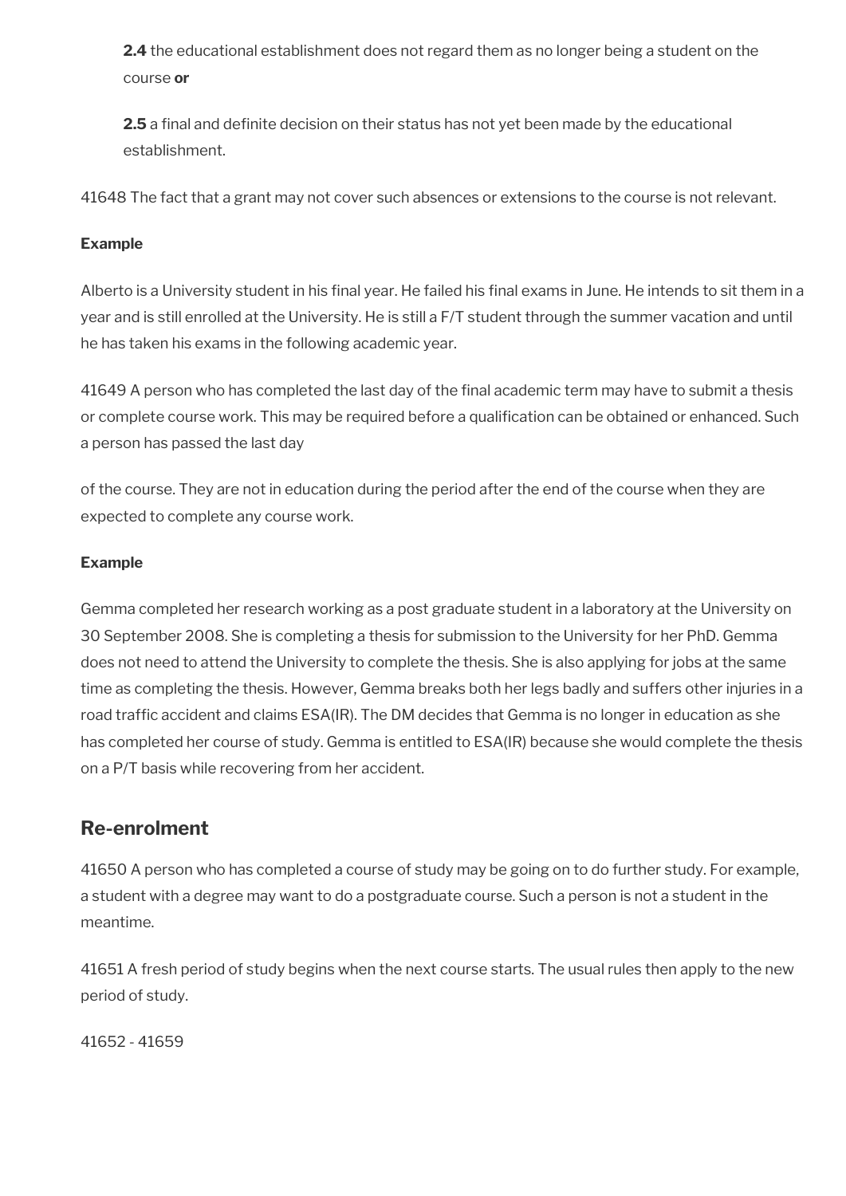**2.4** the educational establishment does not regard them as no longer being a student on the course **or**

**2.5** a final and definite decision on their status has not yet been made by the educational establishment.

41648 The fact that a grant may not cover such absences or extensions to the course is not relevant.

**Example**

Alberto is a University student in his final year. He failed his final exams in June. He intends to sit them in a year and is still enrolled at the University. He is still a F/T student through the summer vacation and until he has taken his exams in the following academic year.

41649 A person who has completed the last day of the final academic term may have to submit a thesis or complete course work. This may be required before a qualification can be obtained or enhanced. Such a person has passed the last day

of the course. They are not in education during the period after the end of the course when they are expected to complete any course work.

**Example**

Gemma completed her research working as a post graduate student in a laboratory at the University on 30 September 2008. She is completing a thesis for submission to the University for her PhD. Gemma does not need to attend the University to complete the thesis. She is also applying for jobs at the same time as completing the thesis. However, Gemma breaks both her legs badly and suffers other injuries in a road traffic accident and claims ESA(IR). The DM decides that Gemma is no longer in education as she has completed her course of study. Gemma is entitled to ESA(IR) because she would complete the thesis on a P/T basis while recovering from her accident.

## Re-enrolment

41650 A person who has completed a course of study may be going on to do further study. For example, a student with a degree may want to do a postgraduate course. Such a person is not a student in the meantime.

41651 A fresh period of study begins when the next course starts. The usual rules then apply to the new period of study.

41652 - 41659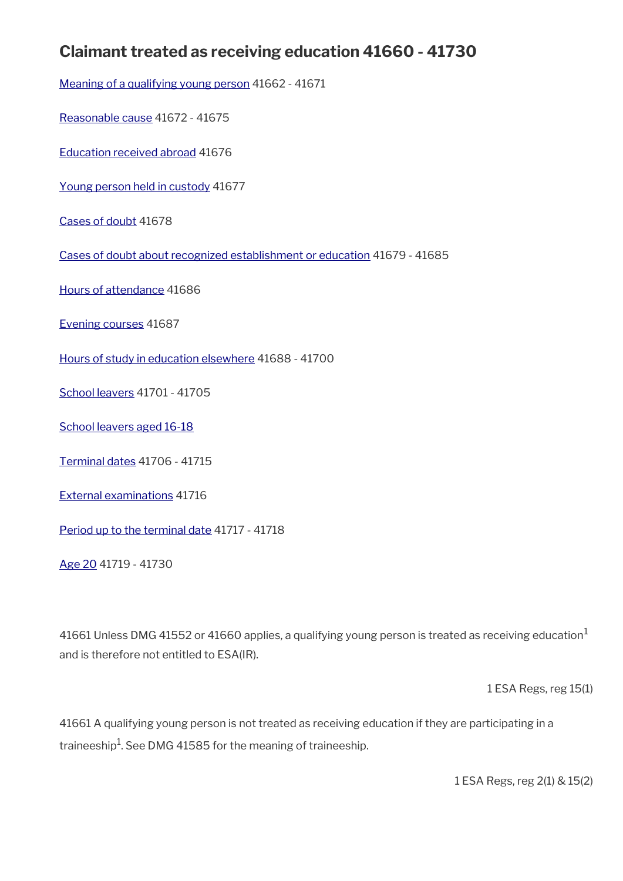## Claimant treated as receiving education 41660 - 41730

Meaning of a qualifying young person 41662 - 41671

Reasonable cause 41672 - 41675

Education received abroad 41676

Young person held in custody 41677

Cases of doubt 41678

Cases of doubt about recognized establishment or education 41679 - 41685

Hours of attendance 41686

Evening courses 41687

Hours of study in education elsewhere 41688 - 41700

School leavers 41701 - 41705

School leavers aged 16-18

Terminal dates 41706 - 41715

External examinations 41716

Period up to the terminal date 41717 - 41718

Age 20 41719 - 41730

41661 Unless DMG 41552 or 41660 applies, a qualifying young person is treated as receiving education[1] and is therefore not entitled to ESA(IR).

1 ESA Regs, reg 15(1)

41661 A qualifying young person is not treated as receiving education if they are participating in a traineeship[1]. See DMG 41585 for the meaning of traineeship.

1 ESA Regs, reg 2(1) & 15(2)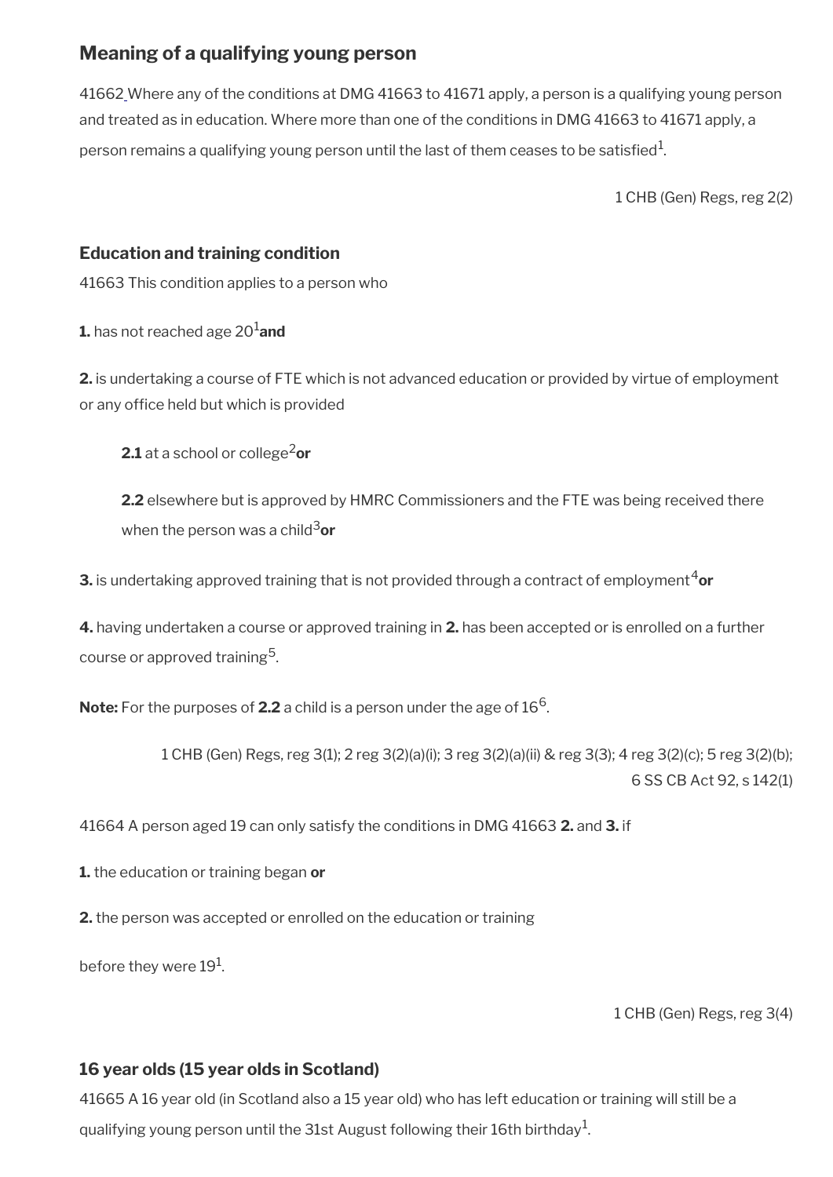## Meaning of a qualifying young person

41662 Where any of the conditions at DMG 41663 to 41671 apply, a person is a qualifying young person and treated as in education. Where more than one of the conditions in DMG 41663 to 41671 apply, a person remains a qualifying young person until the last of them ceases to be satisfied[1].

1 CHB (Gen) Regs, reg 2(2)

### Education and training condition

41663 This condition applies to a person who

**1.** has not reached age 20[1] **and**

**2.** is undertaking a course of FTE which is not advanced education or provided by virtue of employment or any office held but which is provided

**2.1** at a school or college[2] **or**

**2.2** elsewhere but is approved by HMRC Commissioners and the FTE was being received there when the person was a child[3] **or**

**3.** is undertaking approved training that is not provided through a contract of employment[4] **or**

**4.** having undertaken a course or approved training in **2.** has been accepted or is enrolled on a further course or approved training[5].

**Note:** For the purposes of **2.2** a child is a person under the age of 16[6].

1 CHB (Gen) Regs, reg 3(1); 2 reg 3(2)(a)(i); 3 reg 3(2)(a)(ii) & reg 3(3); 4 reg 3(2)(c); 5 reg 3(2)(b); 6 SS CB Act 92, s 142(1)

41664 A person aged 19 can only satisfy the conditions in DMG 41663 **2.** and **3.** if

**1.** the education or training began **or**

**2.** the person was accepted or enrolled on the education or training

before they were 19[1].

1 CHB (Gen) Regs, reg 3(4)

### 16 year olds (15 year olds in Scotland)

41665 A 16 year old (in Scotland also a 15 year old) who has left education or training will still be a qualifying young person until the 31st August following their 16th birthday[1].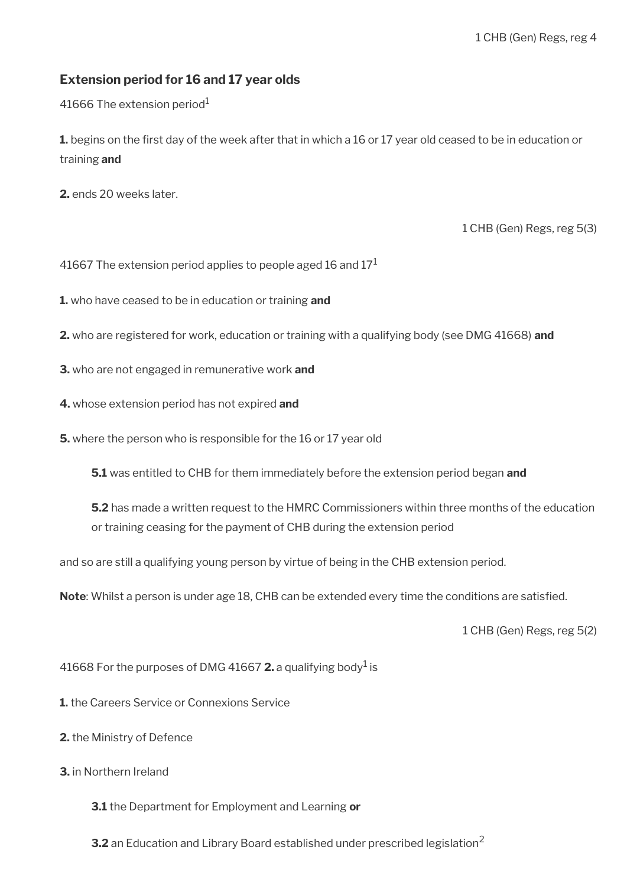1 CHB (Gen) Regs, reg 4

### Extension period for 16 and 17 year olds

41666 The extension period[1]

**1.** begins on the first day of the week after that in which a 16 or 17 year old ceased to be in education or training **and**

**2.** ends 20 weeks later.

1 CHB (Gen) Regs, reg 5(3)

41667 The extension period applies to people aged 16 and 17[1]

**1.** who have ceased to be in education or training **and**

**2.** who are registered for work, education or training with a qualifying body (see DMG 41668) **and**

**3.** who are not engaged in remunerative work **and**

**4.** whose extension period has not expired **and**

**5.** where the person who is responsible for the 16 or 17 year old

> **5.1** was entitled to CHB for them immediately before the extension period began **and**
>
> **5.2** has made a written request to the HMRC Commissioners within three months of the education or training ceasing for the payment of CHB during the extension period

and so are still a qualifying young person by virtue of being in the CHB extension period.

**Note**: Whilst a person is under age 18, CHB can be extended every time the conditions are satisfied.

1 CHB (Gen) Regs, reg 5(2)

41668 For the purposes of DMG 41667 **2.** a qualifying body[1] is

**1.** the Careers Service or Connexions Service

**2.** the Ministry of Defence

**3.** in Northern Ireland

> **3.1** the Department for Employment and Learning **or**
>
> **3.2** an Education and Library Board established under prescribed legislation[2]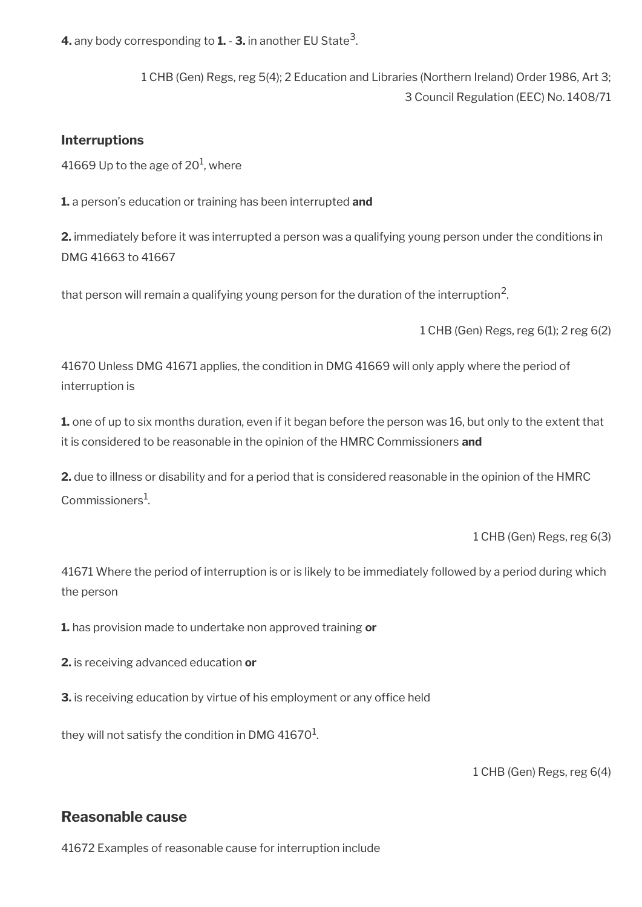**4.** any body corresponding to **1.** - **3.** in another EU State[3].

1 CHB (Gen) Regs, reg 5(4); 2 Education and Libraries (Northern Ireland) Order 1986, Art 3; 3 Council Regulation (EEC) No. 1408/71

### Interruptions

41669 Up to the age of 20[1], where

**1.** a person's education or training has been interrupted **and**

**2.** immediately before it was interrupted a person was a qualifying young person under the conditions in DMG 41663 to 41667

that person will remain a qualifying young person for the duration of the interruption[2].

1 CHB (Gen) Regs, reg 6(1); 2 reg 6(2)

41670 Unless DMG 41671 applies, the condition in DMG 41669 will only apply where the period of interruption is

**1.** one of up to six months duration, even if it began before the person was 16, but only to the extent that it is considered to be reasonable in the opinion of the HMRC Commissioners **and**

**2.** due to illness or disability and for a period that is considered reasonable in the opinion of the HMRC Commissioners[1].

1 CHB (Gen) Regs, reg 6(3)

41671 Where the period of interruption is or is likely to be immediately followed by a period during which the person

**1.** has provision made to undertake non approved training **or**

**2.** is receiving advanced education **or**

**3.** is receiving education by virtue of his employment or any office held

they will not satisfy the condition in DMG 41670[1].

1 CHB (Gen) Regs, reg 6(4)

## Reasonable cause

41672 Examples of reasonable cause for interruption include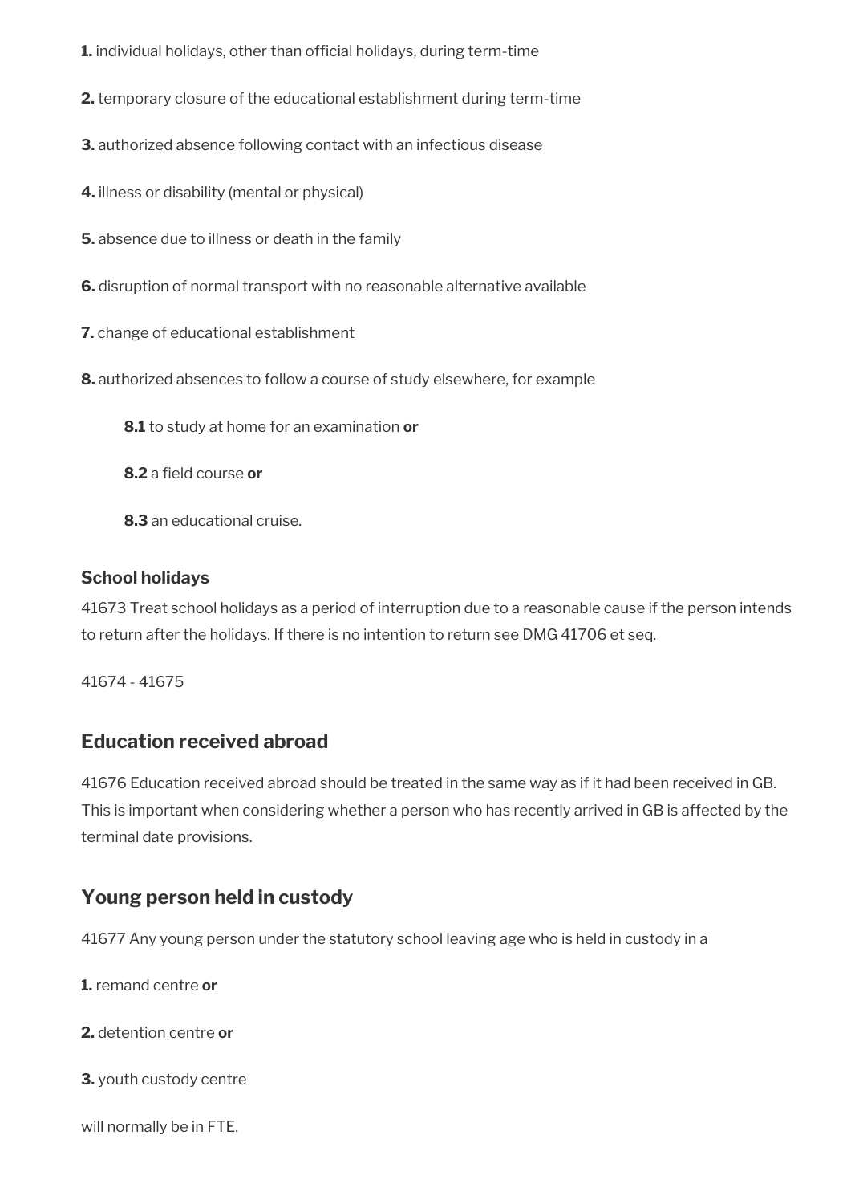**1.** individual holidays, other than official holidays, during term-time

**2.** temporary closure of the educational establishment during term-time

**3.** authorized absence following contact with an infectious disease

**4.** illness or disability (mental or physical)

**5.** absence due to illness or death in the family

**6.** disruption of normal transport with no reasonable alternative available

**7.** change of educational establishment

**8.** authorized absences to follow a course of study elsewhere, for example

> **8.1** to study at home for an examination **or**
>
> **8.2** a field course **or**
>
> **8.3** an educational cruise.

**School holidays**

41673 Treat school holidays as a period of interruption due to a reasonable cause if the person intends to return after the holidays. If there is no intention to return see DMG 41706 et seq.

41674 - 41675

## Education received abroad

41676 Education received abroad should be treated in the same way as if it had been received in GB. This is important when considering whether a person who has recently arrived in GB is affected by the terminal date provisions.

## Young person held in custody

41677 Any young person under the statutory school leaving age who is held in custody in a

**1.** remand centre **or**

**2.** detention centre **or**

**3.** youth custody centre

will normally be in FTE.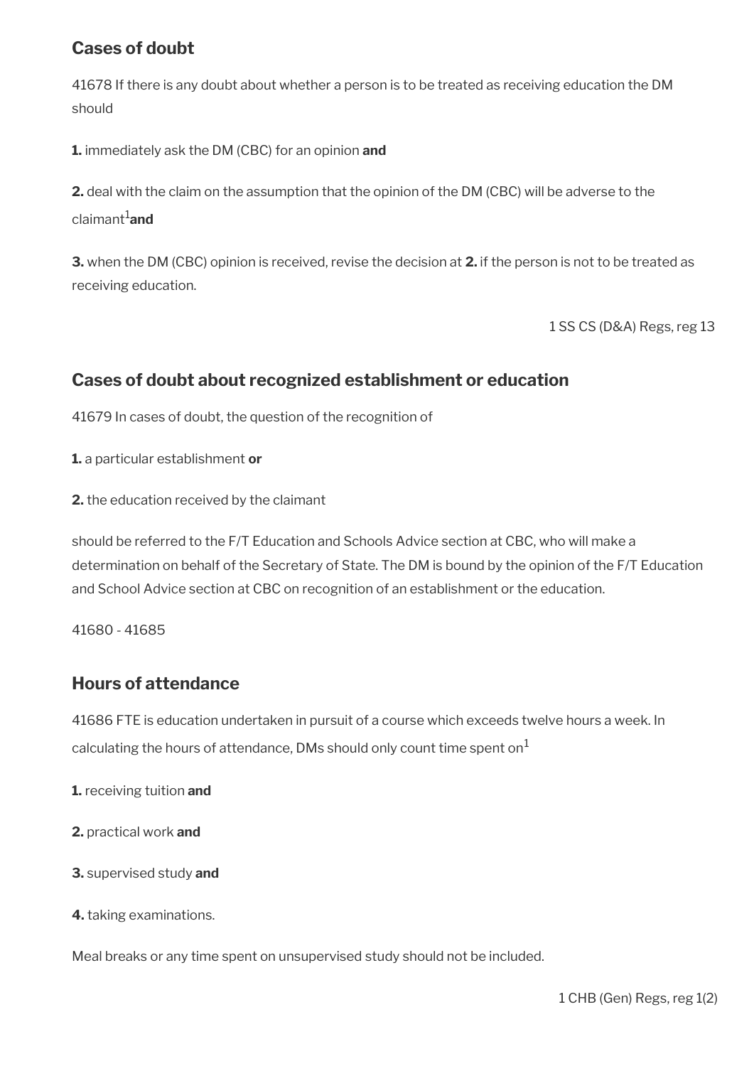## Cases of doubt

41678 If there is any doubt about whether a person is to be treated as receiving education the DM should

**1.** immediately ask the DM (CBC) for an opinion **and**

**2.** deal with the claim on the assumption that the opinion of the DM (CBC) will be adverse to the claimant[1] **and**

**3.** when the DM (CBC) opinion is received, revise the decision at **2.** if the person is not to be treated as receiving education.

1 SS CS (D&A) Regs, reg 13

## Cases of doubt about recognized establishment or education

41679 In cases of doubt, the question of the recognition of

**1.** a particular establishment **or**

**2.** the education received by the claimant

should be referred to the F/T Education and Schools Advice section at CBC, who will make a determination on behalf of the Secretary of State. The DM is bound by the opinion of the F/T Education and School Advice section at CBC on recognition of an establishment or the education.

41680 - 41685

## Hours of attendance

41686 FTE is education undertaken in pursuit of a course which exceeds twelve hours a week. In calculating the hours of attendance, DMs should only count time spent on[1]

**1.** receiving tuition **and**

**2.** practical work **and**

**3.** supervised study **and**

**4.** taking examinations.

Meal breaks or any time spent on unsupervised study should not be included.

1 CHB (Gen) Regs, reg 1(2)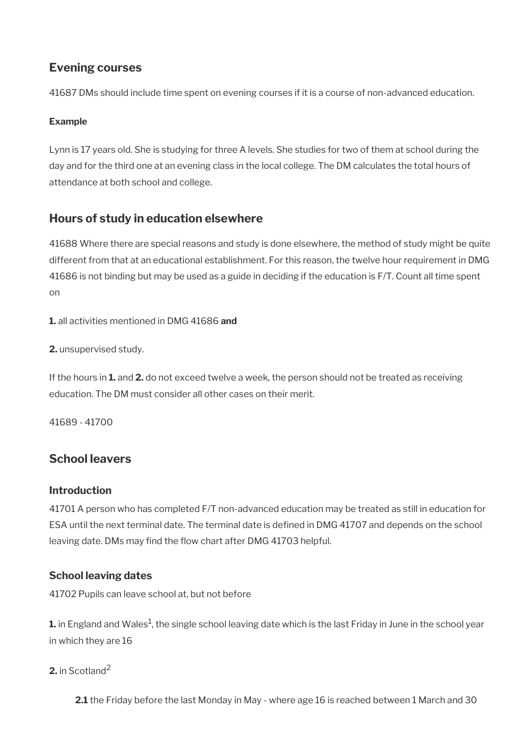## Evening courses

41687 DMs should include time spent on evening courses if it is a course of non-advanced education.

#### Example

Lynn is 17 years old. She is studying for three A levels. She studies for two of them at school during the day and for the third one at an evening class in the local college. The DM calculates the total hours of attendance at both school and college.

## Hours of study in education elsewhere

41688 Where there are special reasons and study is done elsewhere, the method of study might be quite different from that at an educational establishment. For this reason, the twelve hour requirement in DMG 41686 is not binding but may be used as a guide in deciding if the education is F/T. Count all time spent on

**1.** all activities mentioned in DMG 41686 **and**

**2.** unsupervised study.

If the hours in **1.** and **2.** do not exceed twelve a week, the person should not be treated as receiving education. The DM must consider all other cases on their merit.

41689 - 41700

## School leavers

### Introduction

41701 A person who has completed F/T non-advanced education may be treated as still in education for ESA until the next terminal date. The terminal date is defined in DMG 41707 and depends on the school leaving date. DMs may find the flow chart after DMG 41703 helpful.

### School leaving dates

41702 Pupils can leave school at, but not before

**1.** in England and Wales[1], the single school leaving date which is the last Friday in June in the school year in which they are 16

**2.** in Scotland[2]

**2.1** the Friday before the last Monday in May - where age 16 is reached between 1 March and 30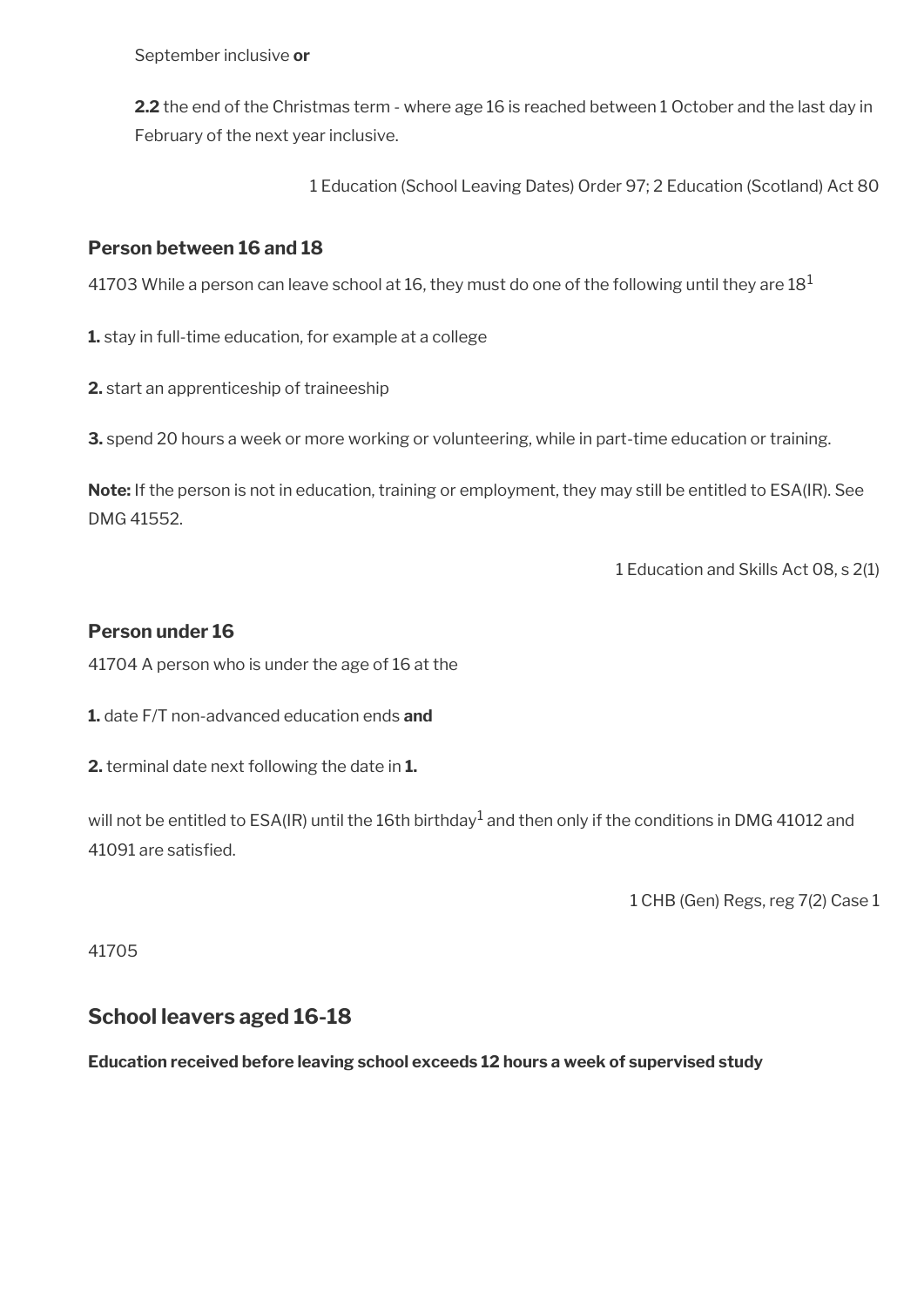September inclusive **or**

**2.2** the end of the Christmas term - where age 16 is reached between 1 October and the last day in February of the next year inclusive.

1 Education (School Leaving Dates) Order 97; 2 Education (Scotland) Act 80

### Person between 16 and 18

41703 While a person can leave school at 16, they must do one of the following until they are 18[1]

**1.** stay in full-time education, for example at a college

**2.** start an apprenticeship of traineeship

**3.** spend 20 hours a week or more working or volunteering, while in part-time education or training.

**Note:** If the person is not in education, training or employment, they may still be entitled to ESA(IR). See DMG 41552.

1 Education and Skills Act 08, s 2(1)

### Person under 16

41704 A person who is under the age of 16 at the

**1.** date F/T non-advanced education ends **and**

**2.** terminal date next following the date in **1.**

will not be entitled to ESA(IR) until the 16th birthday[1] and then only if the conditions in DMG 41012 and 41091 are satisfied.

1 CHB (Gen) Regs, reg 7(2) Case 1

41705

## School leavers aged 16-18

**Education received before leaving school exceeds 12 hours a week of supervised study**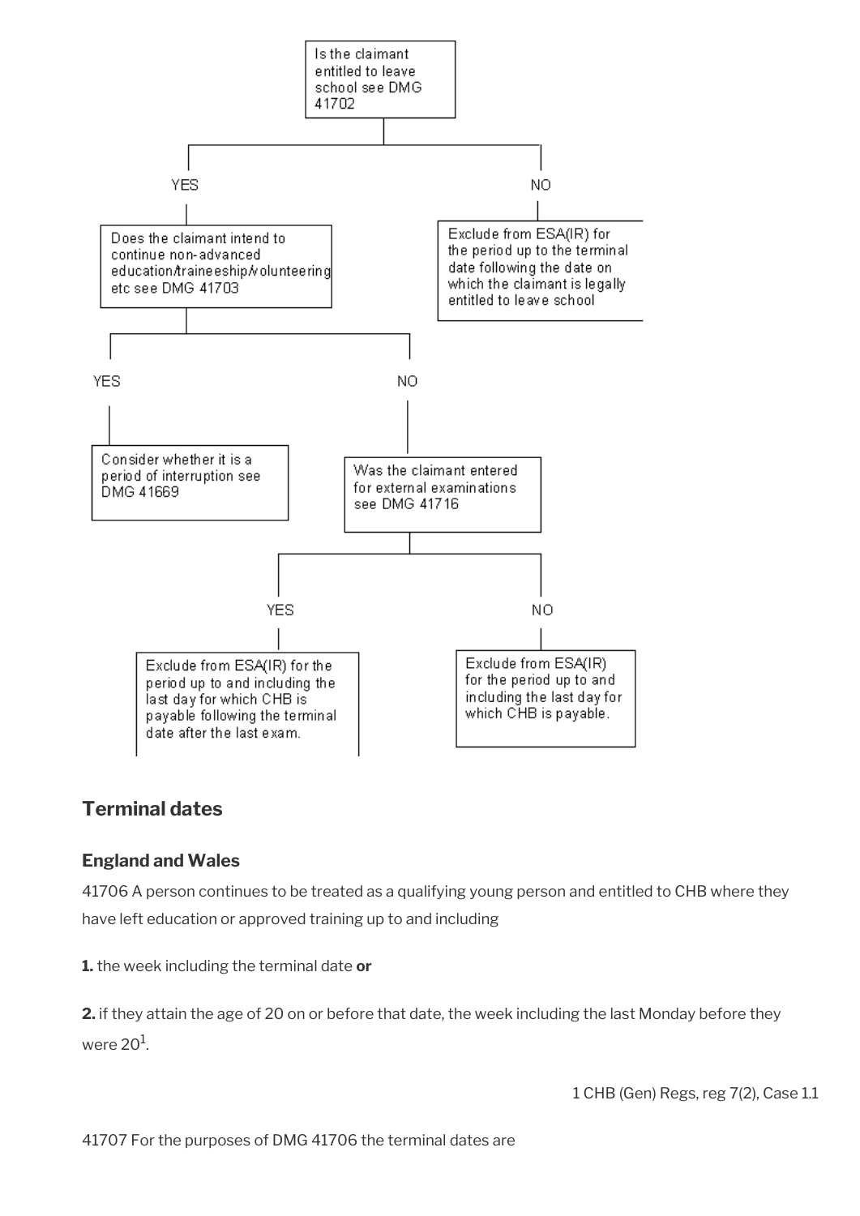Is the claimant entitled to leave school see DMG 41702

- **YES** → Does the claimant intend to continue non-advanced education/traineeship/volunteering etc see DMG 41703
  - **YES** → Consider whether it is a period of interruption see DMG 41669
  - **NO** → Was the claimant entered for external examinations see DMG 41716
    - **YES** → Exclude from ESA(IR) for the period up to and including the last day for which CHB is payable following the terminal date after the last exam.
    - **NO** → Exclude from ESA(IR) for the period up to and including the last day for which CHB is payable.
- **NO** → Exclude from ESA(IR) for the period up to the terminal date following the date on which the claimant is legally entitled to leave school

## Terminal dates

### England and Wales

41706 A person continues to be treated as a qualifying young person and entitled to CHB where they have left education or approved training up to and including

**1.** the week including the terminal date **or**

**2.** if they attain the age of 20 on or before that date, the week including the last Monday before they were 20[1].

1 CHB (Gen) Regs, reg 7(2), Case 1.1

41707 For the purposes of DMG 41706 the terminal dates are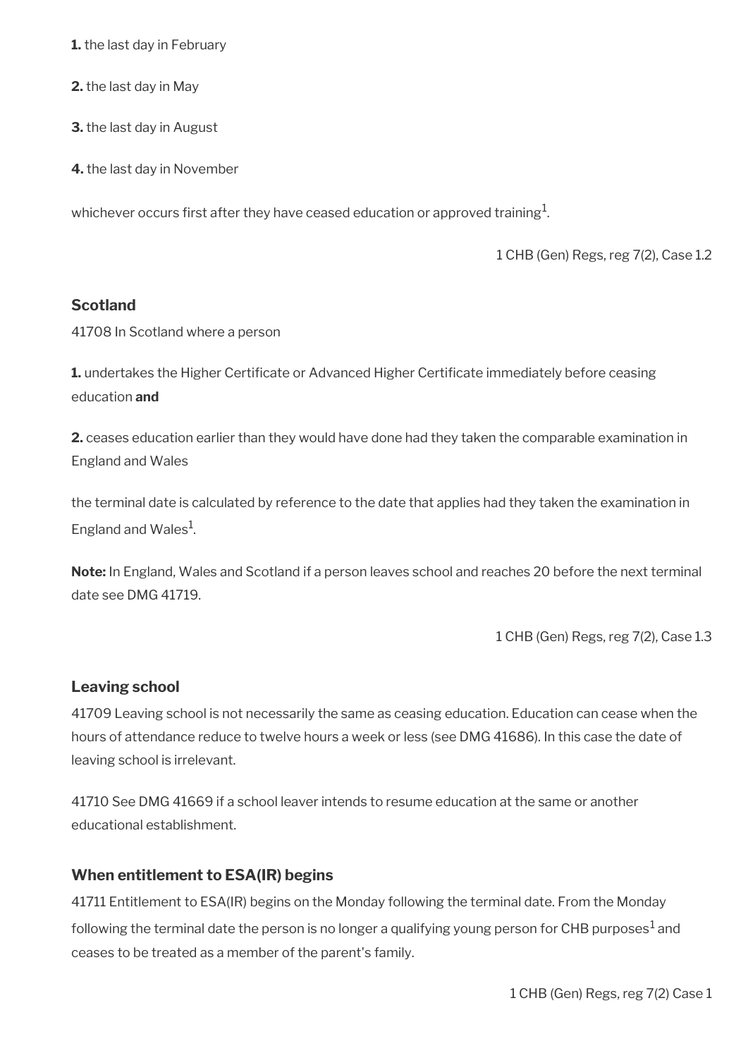**1.** the last day in February

**2.** the last day in May

**3.** the last day in August

**4.** the last day in November

whichever occurs first after they have ceased education or approved training[1].

1 CHB (Gen) Regs, reg 7(2), Case 1.2

### Scotland

41708 In Scotland where a person

**1.** undertakes the Higher Certificate or Advanced Higher Certificate immediately before ceasing education **and**

**2.** ceases education earlier than they would have done had they taken the comparable examination in England and Wales

the terminal date is calculated by reference to the date that applies had they taken the examination in England and Wales[1].

**Note:** In England, Wales and Scotland if a person leaves school and reaches 20 before the next terminal date see DMG 41719.

1 CHB (Gen) Regs, reg 7(2), Case 1.3

### Leaving school

41709 Leaving school is not necessarily the same as ceasing education. Education can cease when the hours of attendance reduce to twelve hours a week or less (see DMG 41686). In this case the date of leaving school is irrelevant.

41710 See DMG 41669 if a school leaver intends to resume education at the same or another educational establishment.

### When entitlement to ESA(IR) begins

41711 Entitlement to ESA(IR) begins on the Monday following the terminal date. From the Monday following the terminal date the person is no longer a qualifying young person for CHB purposes[1] and ceases to be treated as a member of the parent's family.

1 CHB (Gen) Regs, reg 7(2) Case 1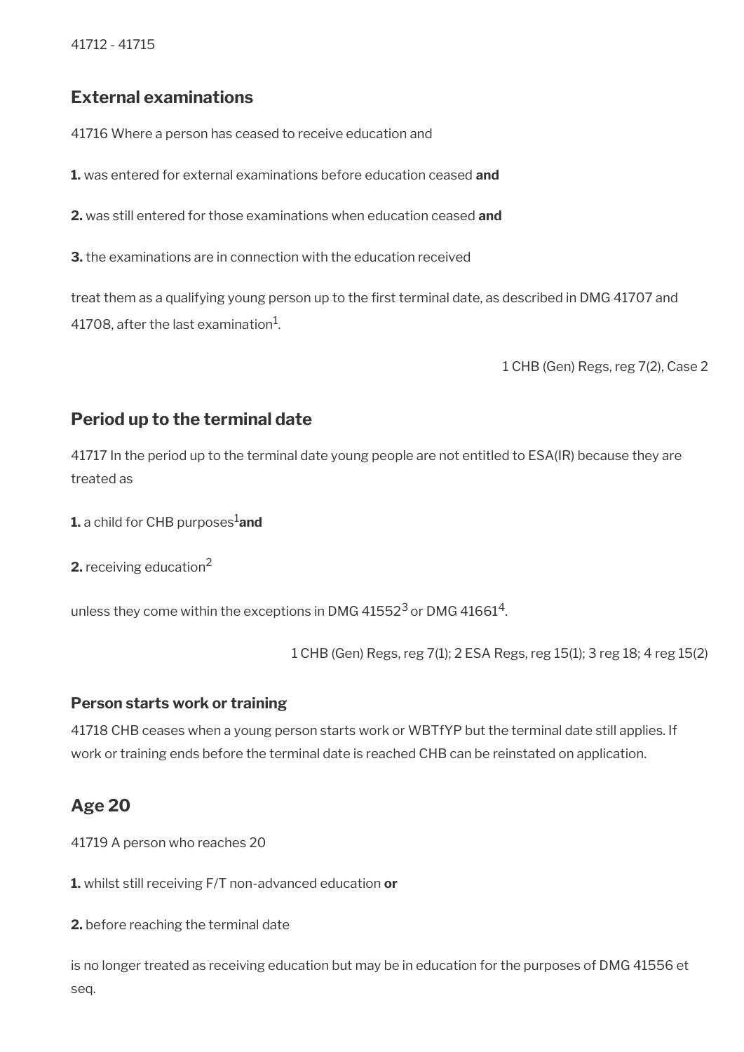41712 - 41715

## External examinations

41716 Where a person has ceased to receive education and

**1.** was entered for external examinations before education ceased **and**

**2.** was still entered for those examinations when education ceased **and**

**3.** the examinations are in connection with the education received

treat them as a qualifying young person up to the first terminal date, as described in DMG 41707 and 41708, after the last examination[1].

1 CHB (Gen) Regs, reg 7(2), Case 2

## Period up to the terminal date

41717 In the period up to the terminal date young people are not entitled to ESA(IR) because they are treated as

**1.** a child for CHB purposes[1] **and**

**2.** receiving education[2]

unless they come within the exceptions in DMG 41552[3] or DMG 41661[4].

1 CHB (Gen) Regs, reg 7(1); 2 ESA Regs, reg 15(1); 3 reg 18; 4 reg 15(2)

### Person starts work or training

41718 CHB ceases when a young person starts work or WBTfYP but the terminal date still applies. If work or training ends before the terminal date is reached CHB can be reinstated on application.

## Age 20

41719 A person who reaches 20

**1.** whilst still receiving F/T non-advanced education **or**

**2.** before reaching the terminal date

is no longer treated as receiving education but may be in education for the purposes of DMG 41556 et seq.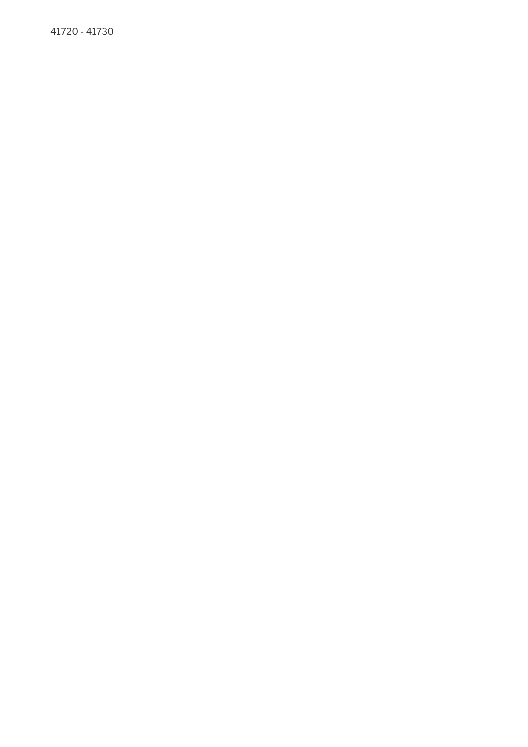41720 - 41730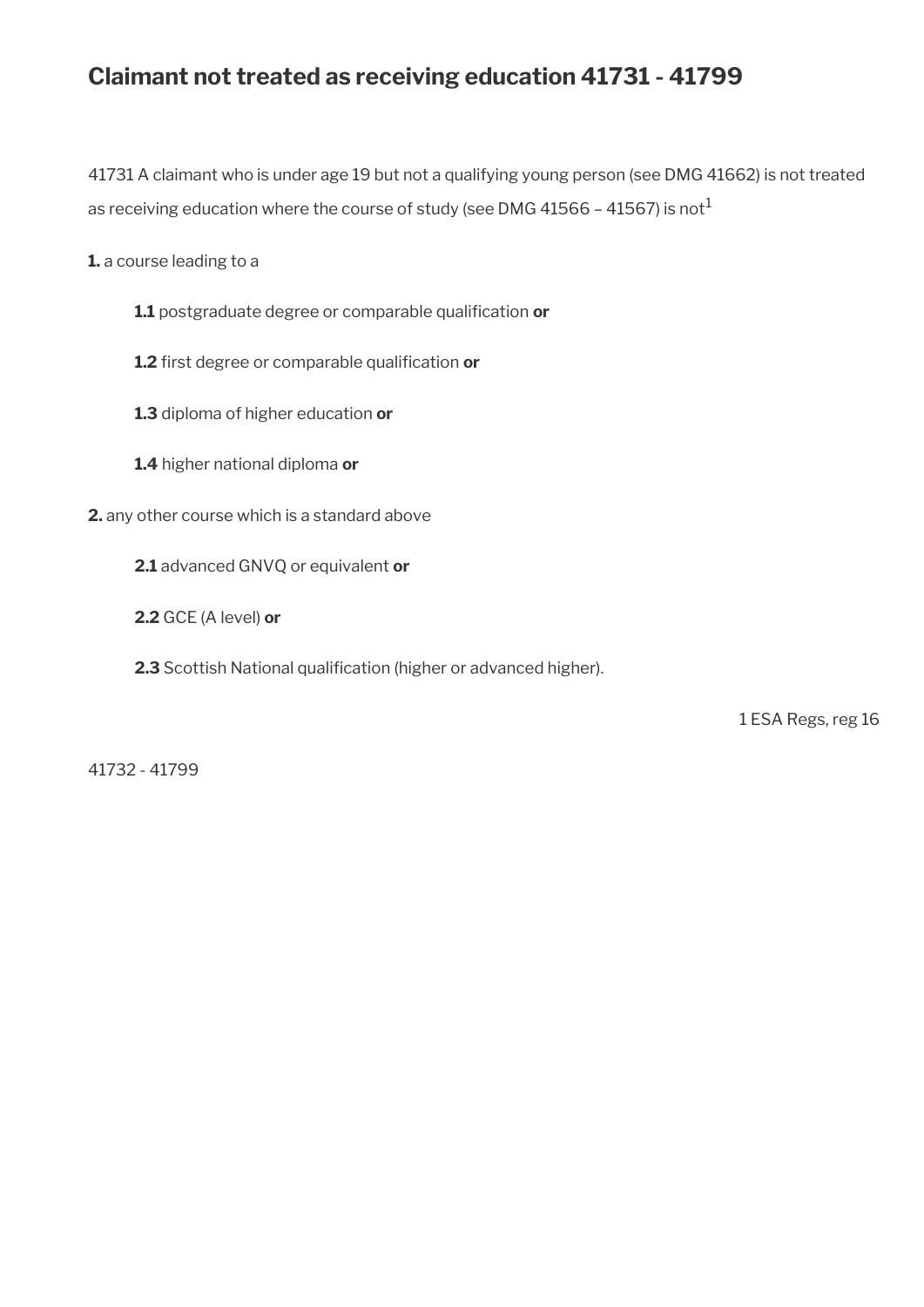## Claimant not treated as receiving education 41731 - 41799

41731 A claimant who is under age 19 but not a qualifying young person (see DMG 41662) is not treated as receiving education where the course of study (see DMG 41566 – 41567) is not[1]

**1.** a course leading to a

> **1.1** postgraduate degree or comparable qualification **or**
>
> **1.2** first degree or comparable qualification **or**
>
> **1.3** diploma of higher education **or**
>
> **1.4** higher national diploma **or**

**2.** any other course which is a standard above

> **2.1** advanced GNVQ or equivalent **or**
>
> **2.2** GCE (A level) **or**
>
> **2.3** Scottish National qualification (higher or advanced higher).

1 ESA Regs, reg 16

41732 - 41799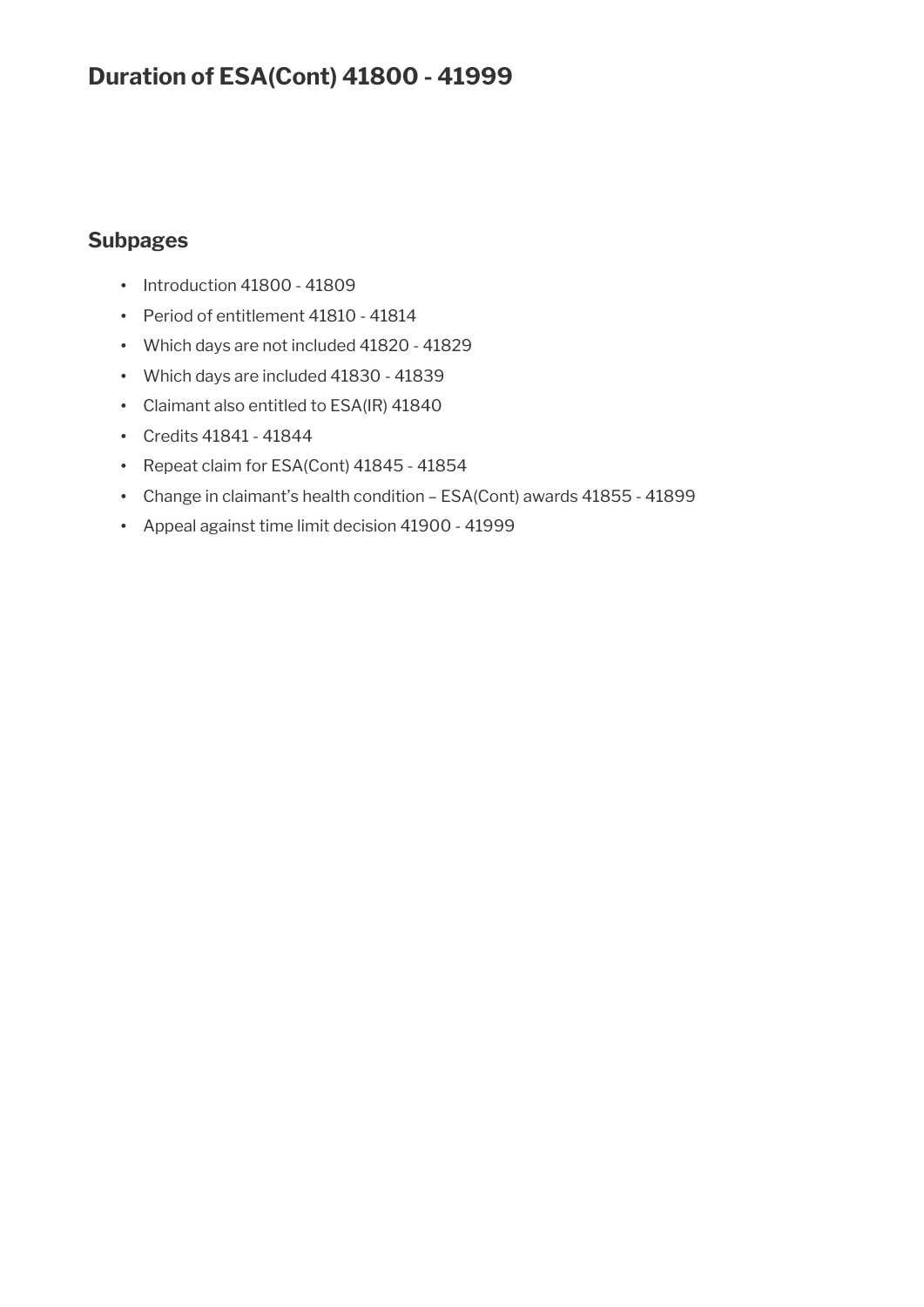# Duration of ESA(Cont) 41800 - 41999

## Subpages

- Introduction 41800 - 41809
- Period of entitlement 41810 - 41814
- Which days are not included 41820 - 41829
- Which days are included 41830 - 41839
- Claimant also entitled to ESA(IR) 41840
- Credits 41841 - 41844
- Repeat claim for ESA(Cont) 41845 - 41854
- Change in claimant's health condition – ESA(Cont) awards 41855 - 41899
- Appeal against time limit decision 41900 - 41999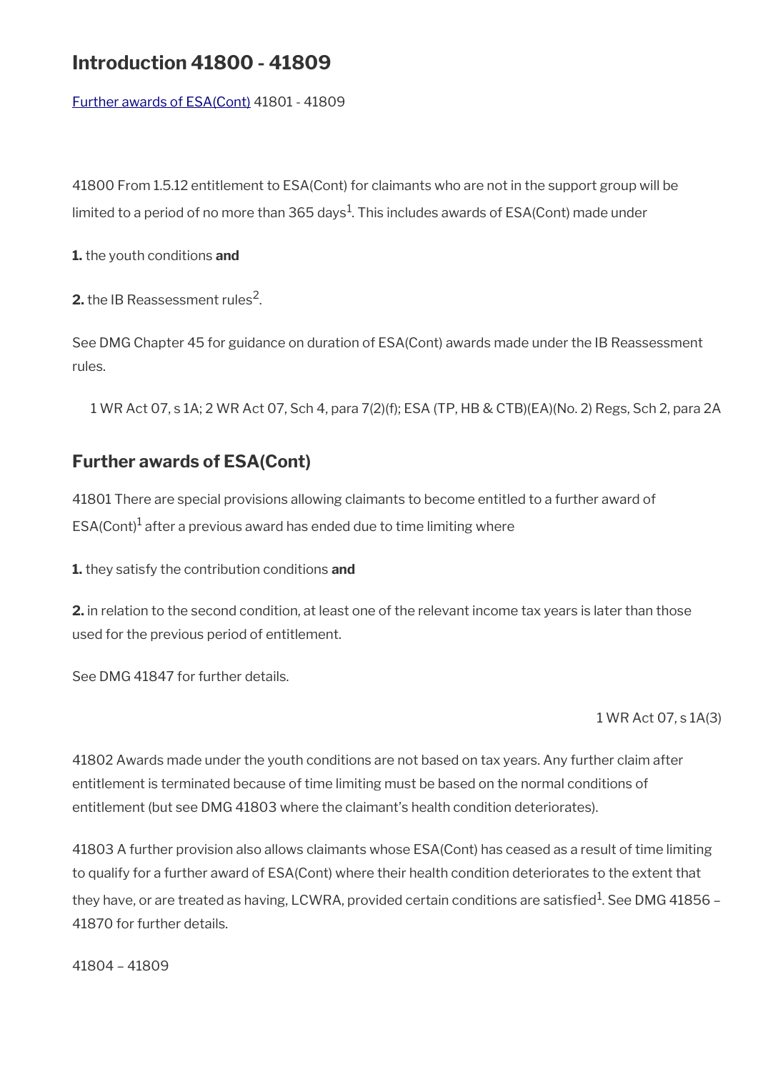# Introduction 41800 - 41809

Further awards of ESA(Cont) 41801 - 41809

41800 From 1.5.12 entitlement to ESA(Cont) for claimants who are not in the support group will be limited to a period of no more than 365 days[1]. This includes awards of ESA(Cont) made under

**1.** the youth conditions **and**

**2.** the IB Reassessment rules[2].

See DMG Chapter 45 for guidance on duration of ESA(Cont) awards made under the IB Reassessment rules.

1 WR Act 07, s 1A; 2 WR Act 07, Sch 4, para 7(2)(f); ESA (TP, HB & CTB)(EA)(No. 2) Regs, Sch 2, para 2A

## Further awards of ESA(Cont)

41801 There are special provisions allowing claimants to become entitled to a further award of ESA(Cont)[1] after a previous award has ended due to time limiting where

**1.** they satisfy the contribution conditions **and**

**2.** in relation to the second condition, at least one of the relevant income tax years is later than those used for the previous period of entitlement.

See DMG 41847 for further details.

1 WR Act 07, s 1A(3)

41802 Awards made under the youth conditions are not based on tax years. Any further claim after entitlement is terminated because of time limiting must be based on the normal conditions of entitlement (but see DMG 41803 where the claimant's health condition deteriorates).

41803 A further provision also allows claimants whose ESA(Cont) has ceased as a result of time limiting to qualify for a further award of ESA(Cont) where their health condition deteriorates to the extent that they have, or are treated as having, LCWRA, provided certain conditions are satisfied[1]. See DMG 41856 – 41870 for further details.

41804 – 41809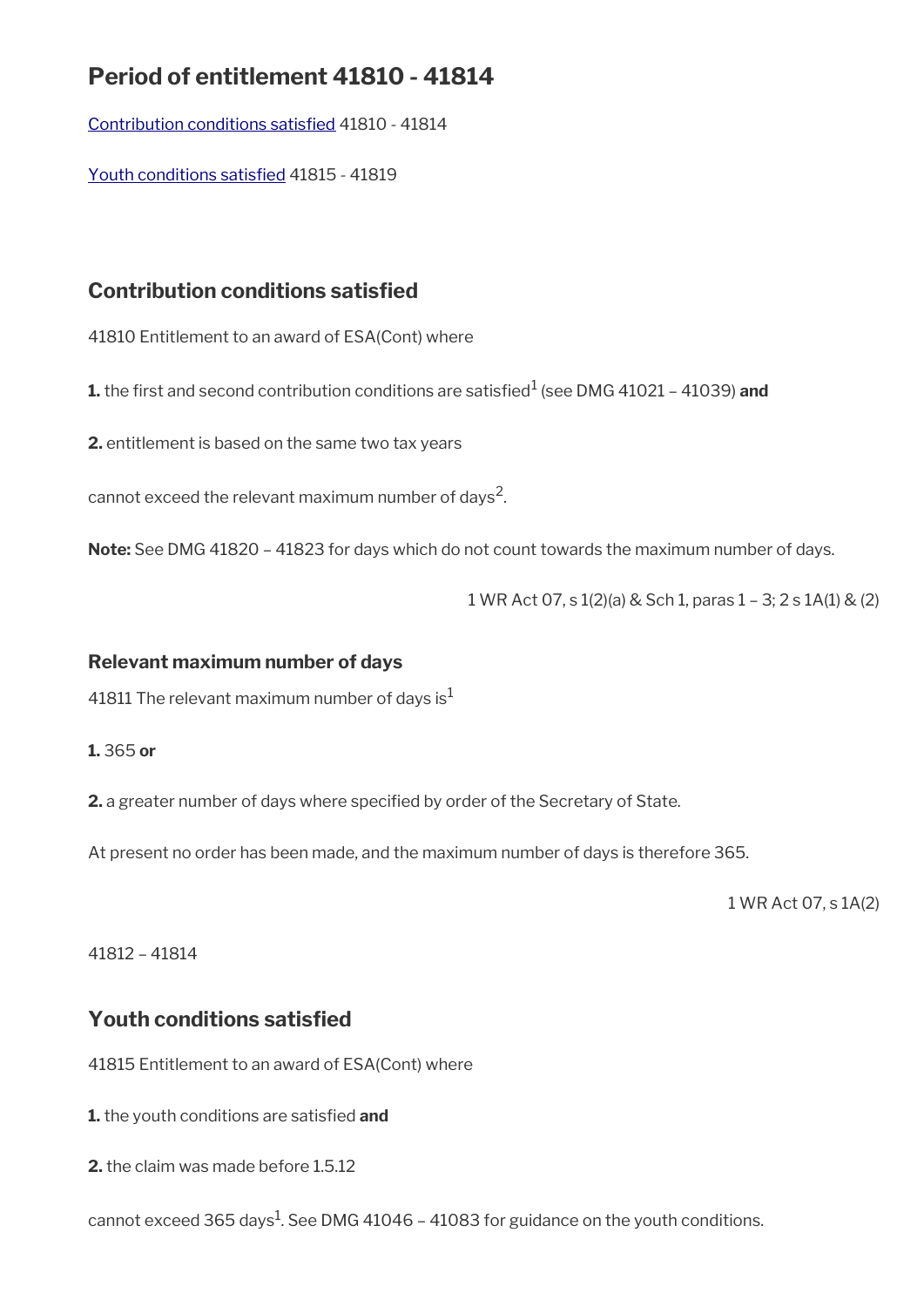# Period of entitlement 41810 - 41814

[Contribution conditions satisfied](#) 41810 - 41814

[Youth conditions satisfied](#) 41815 - 41819

## Contribution conditions satisfied

41810 Entitlement to an award of ESA(Cont) where

**1.** the first and second contribution conditions are satisfied[1] (see DMG 41021 – 41039) **and**

**2.** entitlement is based on the same two tax years

cannot exceed the relevant maximum number of days[2].

**Note:** See DMG 41820 – 41823 for days which do not count towards the maximum number of days.

1 WR Act 07, s 1(2)(a) & Sch 1, paras 1 – 3; 2 s 1A(1) & (2)

### Relevant maximum number of days

41811 The relevant maximum number of days is[1]

**1.** 365 **or**

**2.** a greater number of days where specified by order of the Secretary of State.

At present no order has been made, and the maximum number of days is therefore 365.

1 WR Act 07, s 1A(2)

41812 – 41814

## Youth conditions satisfied

41815 Entitlement to an award of ESA(Cont) where

**1.** the youth conditions are satisfied **and**

**2.** the claim was made before 1.5.12

cannot exceed 365 days[1]. See DMG 41046 – 41083 for guidance on the youth conditions.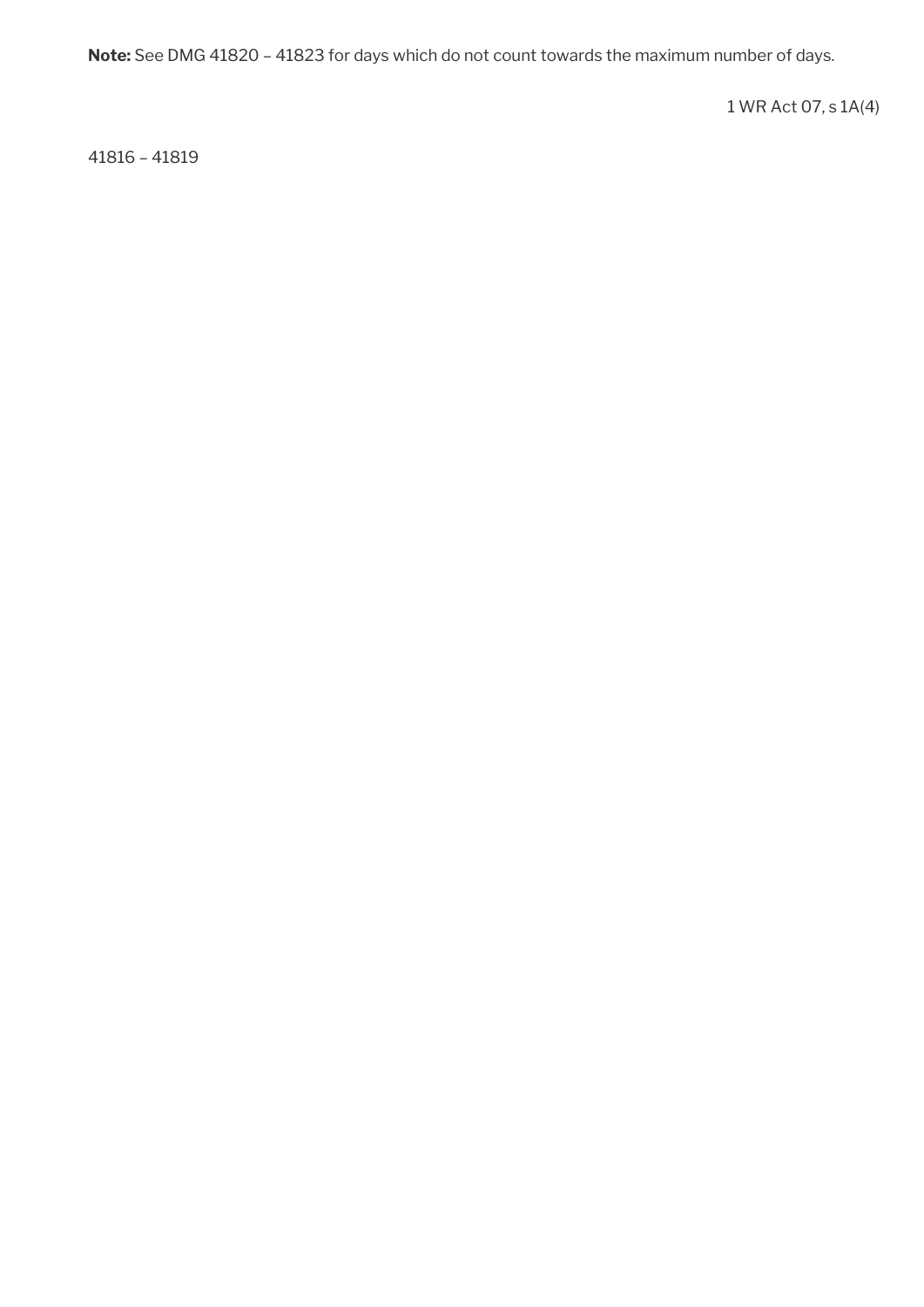**Note:** See DMG 41820 – 41823 for days which do not count towards the maximum number of days.

1 WR Act 07, s 1A(4)

41816 – 41819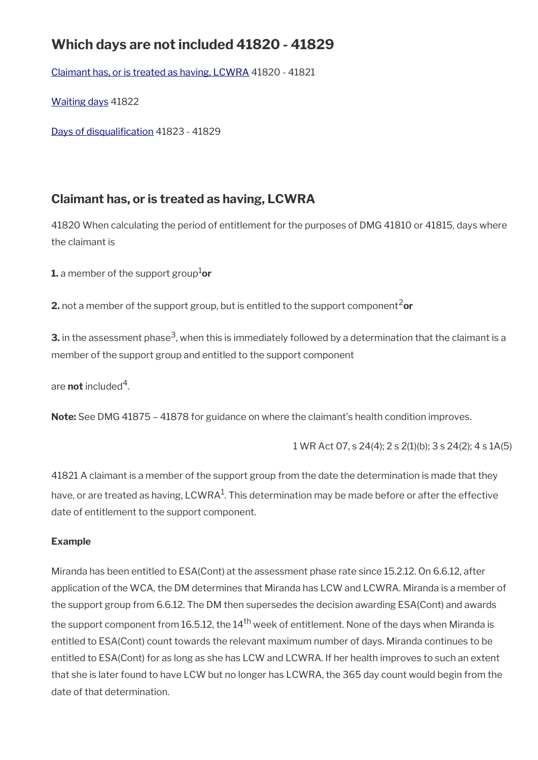## Which days are not included 41820 - 41829

Claimant has, or is treated as having, LCWRA 41820 - 41821

Waiting days 41822

Days of disqualification 41823 - 41829

## Claimant has, or is treated as having, LCWRA

41820 When calculating the period of entitlement for the purposes of DMG 41810 or 41815, days where the claimant is

**1.** a member of the support group[1] **or**

**2.** not a member of the support group, but is entitled to the support component[2] **or**

**3.** in the assessment phase[3], when this is immediately followed by a determination that the claimant is a member of the support group and entitled to the support component

are **not** included[4].

**Note:** See DMG 41875 – 41878 for guidance on where the claimant's health condition improves.

1 WR Act 07, s 24(4); 2 s 2(1)(b); 3 s 24(2); 4 s 1A(5)

41821 A claimant is a member of the support group from the date the determination is made that they have, or are treated as having, LCWRA[1]. This determination may be made before or after the effective date of entitlement to the support component.

**Example**

Miranda has been entitled to ESA(Cont) at the assessment phase rate since 15.2.12. On 6.6.12, after application of the WCA, the DM determines that Miranda has LCW and LCWRA. Miranda is a member of the support group from 6.6.12. The DM then supersedes the decision awarding ESA(Cont) and awards the support component from 16.5.12, the 14th week of entitlement. None of the days when Miranda is entitled to ESA(Cont) count towards the relevant maximum number of days. Miranda continues to be entitled to ESA(Cont) for as long as she has LCW and LCWRA. If her health improves to such an extent that she is later found to have LCW but no longer has LCWRA, the 365 day count would begin from the date of that determination.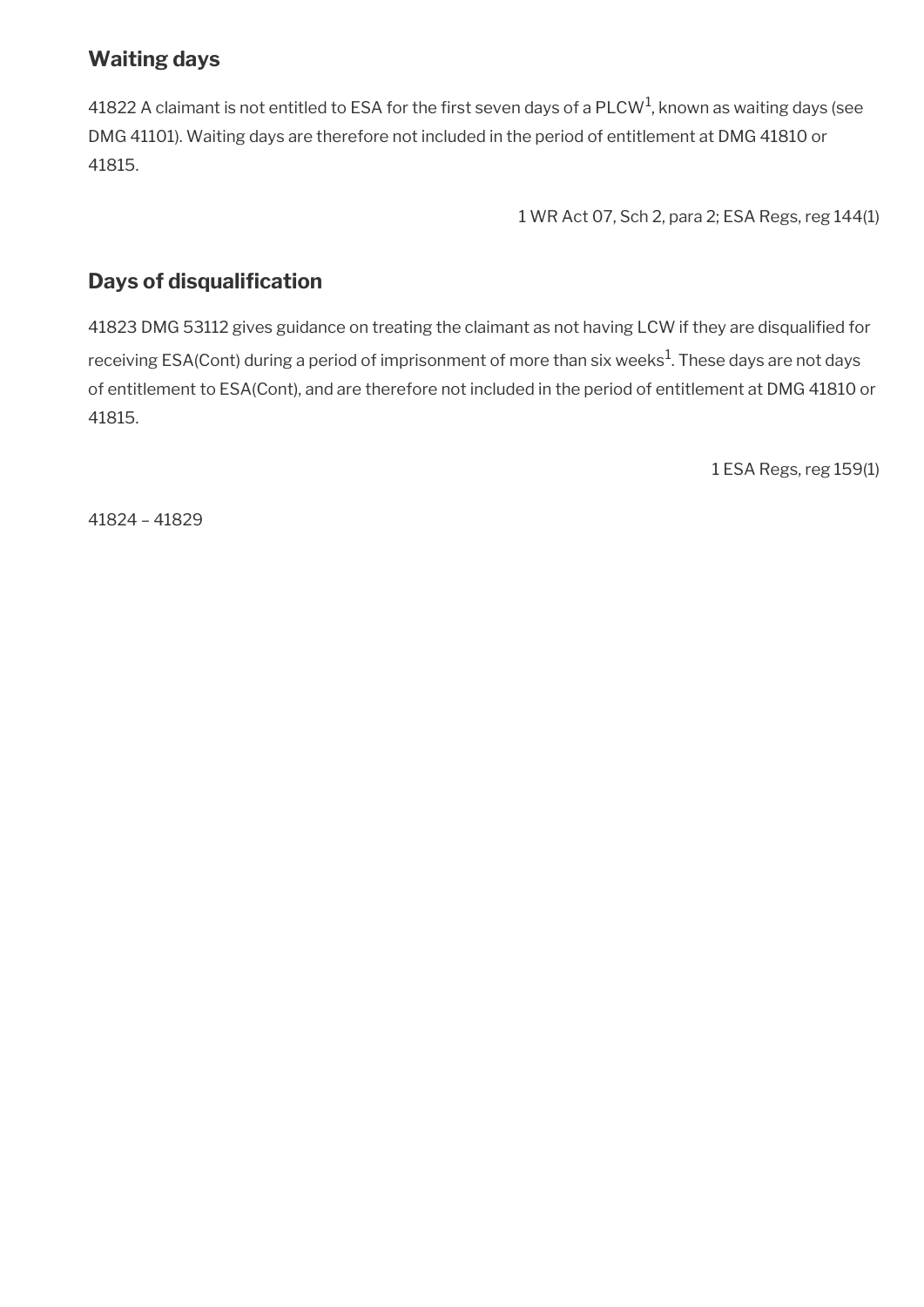## Waiting days

41822 A claimant is not entitled to ESA for the first seven days of a PLCW[1], known as waiting days (see DMG 41101). Waiting days are therefore not included in the period of entitlement at DMG 41810 or 41815.

1 WR Act 07, Sch 2, para 2; ESA Regs, reg 144(1)

## Days of disqualification

41823 DMG 53112 gives guidance on treating the claimant as not having LCW if they are disqualified for receiving ESA(Cont) during a period of imprisonment of more than six weeks[1]. These days are not days of entitlement to ESA(Cont), and are therefore not included in the period of entitlement at DMG 41810 or 41815.

1 ESA Regs, reg 159(1)

41824 – 41829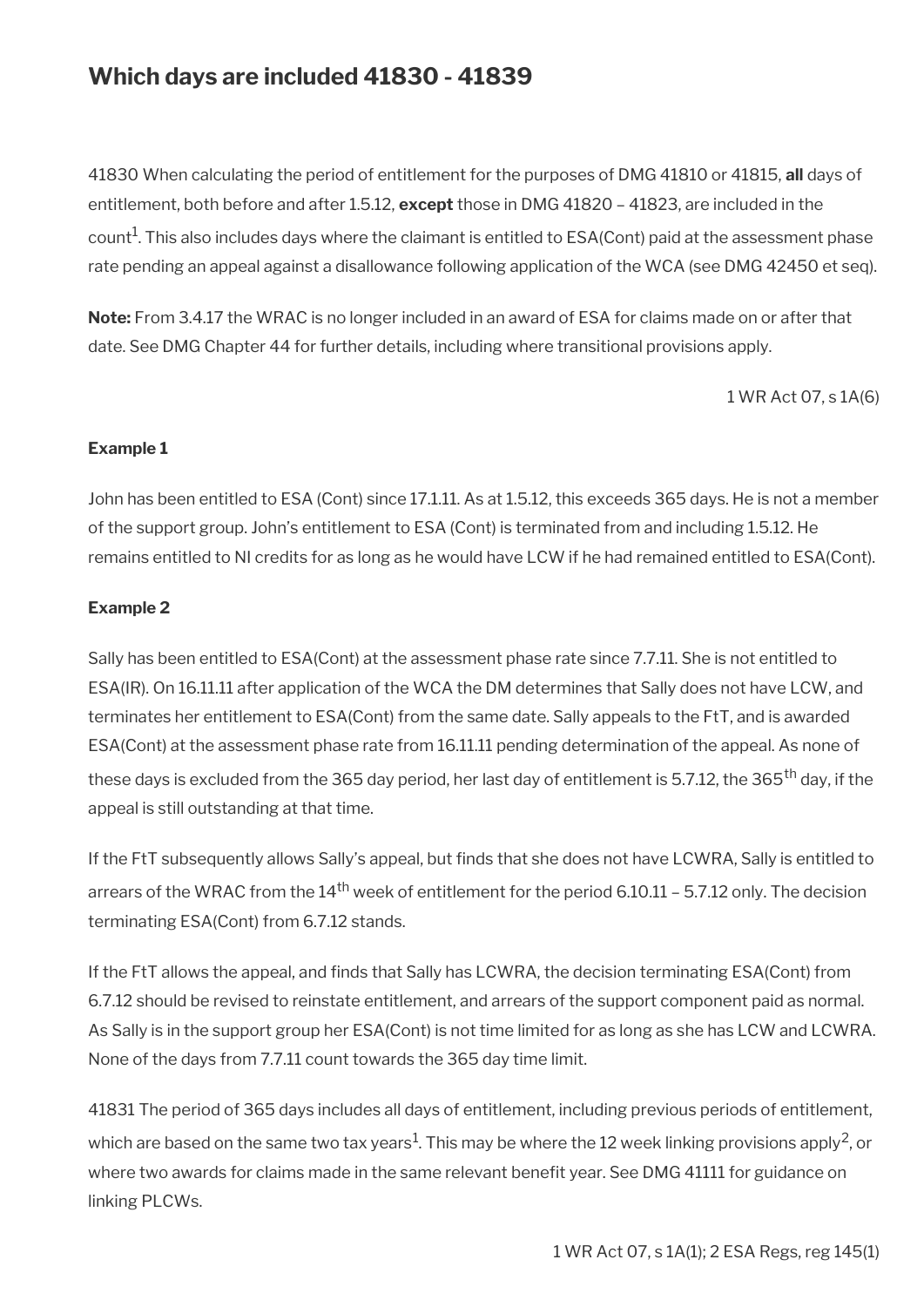## Which days are included 41830 - 41839

41830 When calculating the period of entitlement for the purposes of DMG 41810 or 41815, **all** days of entitlement, both before and after 1.5.12, **except** those in DMG 41820 – 41823, are included in the count[1]. This also includes days where the claimant is entitled to ESA(Cont) paid at the assessment phase rate pending an appeal against a disallowance following application of the WCA (see DMG 42450 et seq).

**Note:** From 3.4.17 the WRAC is no longer included in an award of ESA for claims made on or after that date. See DMG Chapter 44 for further details, including where transitional provisions apply.

1 WR Act 07, s 1A(6)

**Example 1**

John has been entitled to ESA (Cont) since 17.1.11. As at 1.5.12, this exceeds 365 days. He is not a member of the support group. John's entitlement to ESA (Cont) is terminated from and including 1.5.12. He remains entitled to NI credits for as long as he would have LCW if he had remained entitled to ESA(Cont).

**Example 2**

Sally has been entitled to ESA(Cont) at the assessment phase rate since 7.7.11. She is not entitled to ESA(IR). On 16.11.11 after application of the WCA the DM determines that Sally does not have LCW, and terminates her entitlement to ESA(Cont) from the same date. Sally appeals to the FtT, and is awarded ESA(Cont) at the assessment phase rate from 16.11.11 pending determination of the appeal. As none of these days is excluded from the 365 day period, her last day of entitlement is 5.7.12, the 365th day, if the appeal is still outstanding at that time.

If the FtT subsequently allows Sally's appeal, but finds that she does not have LCWRA, Sally is entitled to arrears of the WRAC from the 14th week of entitlement for the period 6.10.11 – 5.7.12 only. The decision terminating ESA(Cont) from 6.7.12 stands.

If the FtT allows the appeal, and finds that Sally has LCWRA, the decision terminating ESA(Cont) from 6.7.12 should be revised to reinstate entitlement, and arrears of the support component paid as normal. As Sally is in the support group her ESA(Cont) is not time limited for as long as she has LCW and LCWRA. None of the days from 7.7.11 count towards the 365 day time limit.

41831 The period of 365 days includes all days of entitlement, including previous periods of entitlement, which are based on the same two tax years[1]. This may be where the 12 week linking provisions apply[2], or where two awards for claims made in the same relevant benefit year. See DMG 41111 for guidance on linking PLCWs.

1 WR Act 07, s 1A(1); 2 ESA Regs, reg 145(1)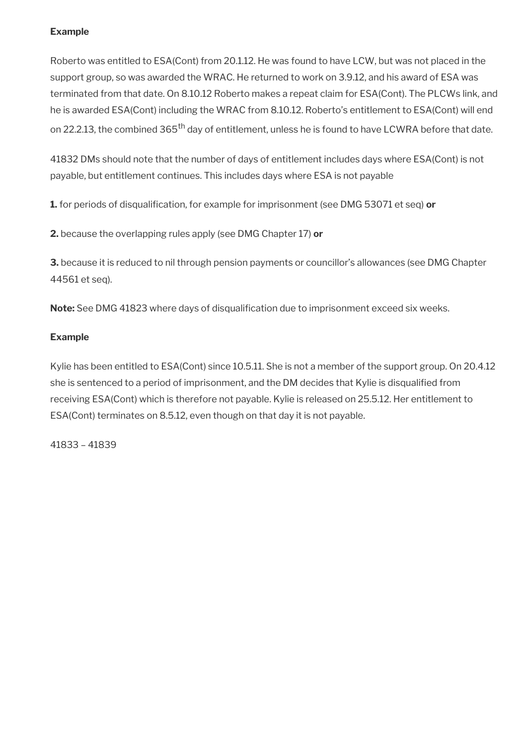**Example**

Roberto was entitled to ESA(Cont) from 20.1.12. He was found to have LCW, but was not placed in the support group, so was awarded the WRAC. He returned to work on 3.9.12, and his award of ESA was terminated from that date. On 8.10.12 Roberto makes a repeat claim for ESA(Cont). The PLCWs link, and he is awarded ESA(Cont) including the WRAC from 8.10.12. Roberto's entitlement to ESA(Cont) will end on 22.2.13, the combined 365th day of entitlement, unless he is found to have LCWRA before that date.

41832 DMs should note that the number of days of entitlement includes days where ESA(Cont) is not payable, but entitlement continues. This includes days where ESA is not payable

**1.** for periods of disqualification, for example for imprisonment (see DMG 53071 et seq) **or**

**2.** because the overlapping rules apply (see DMG Chapter 17) **or**

**3.** because it is reduced to nil through pension payments or councillor's allowances (see DMG Chapter 44561 et seq).

**Note:** See DMG 41823 where days of disqualification due to imprisonment exceed six weeks.

**Example**

Kylie has been entitled to ESA(Cont) since 10.5.11. She is not a member of the support group. On 20.4.12 she is sentenced to a period of imprisonment, and the DM decides that Kylie is disqualified from receiving ESA(Cont) which is therefore not payable. Kylie is released on 25.5.12. Her entitlement to ESA(Cont) terminates on 8.5.12, even though on that day it is not payable.

41833 – 41839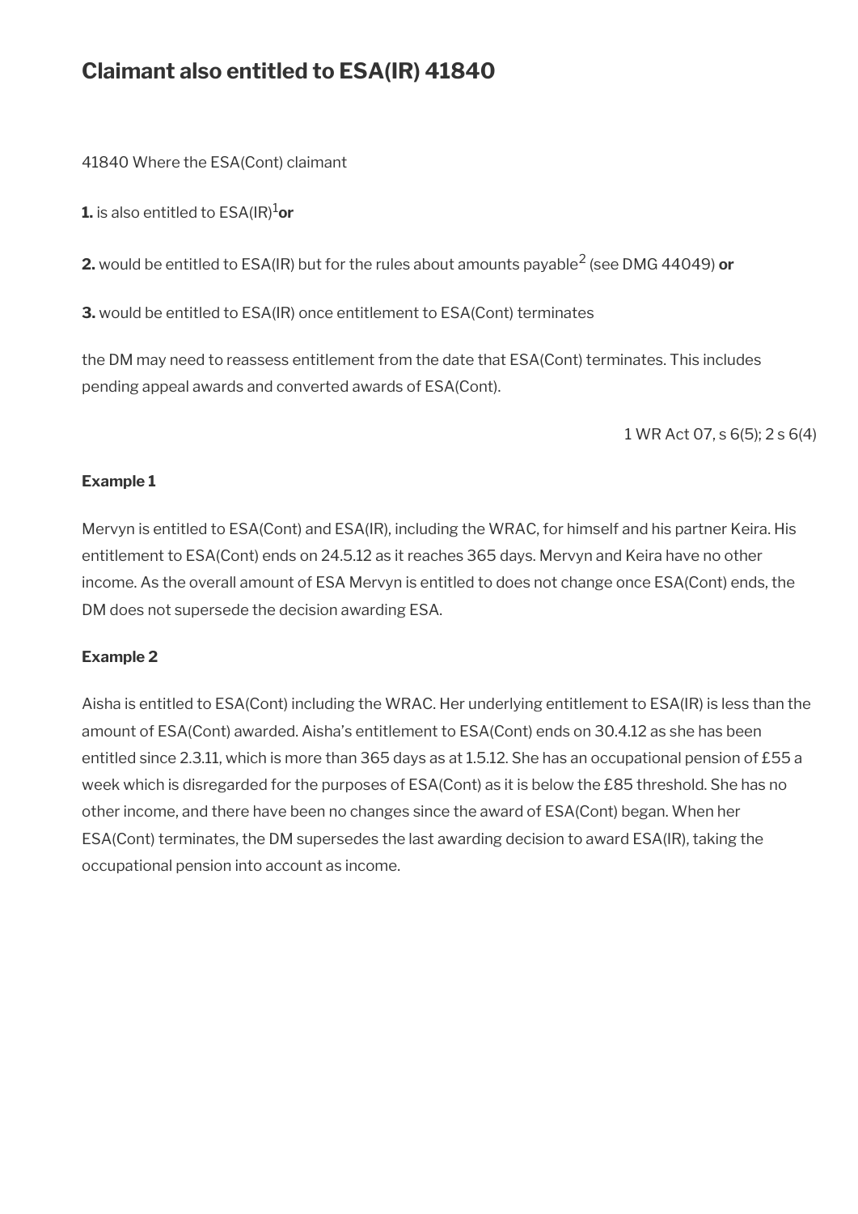## Claimant also entitled to ESA(IR) 41840

41840 Where the ESA(Cont) claimant

**1.** is also entitled to ESA(IR)[1] **or**

**2.** would be entitled to ESA(IR) but for the rules about amounts payable[2] (see DMG 44049) **or**

**3.** would be entitled to ESA(IR) once entitlement to ESA(Cont) terminates

the DM may need to reassess entitlement from the date that ESA(Cont) terminates. This includes pending appeal awards and converted awards of ESA(Cont).

1 WR Act 07, s 6(5); 2 s 6(4)

**Example 1**

Mervyn is entitled to ESA(Cont) and ESA(IR), including the WRAC, for himself and his partner Keira. His entitlement to ESA(Cont) ends on 24.5.12 as it reaches 365 days. Mervyn and Keira have no other income. As the overall amount of ESA Mervyn is entitled to does not change once ESA(Cont) ends, the DM does not supersede the decision awarding ESA.

**Example 2**

Aisha is entitled to ESA(Cont) including the WRAC. Her underlying entitlement to ESA(IR) is less than the amount of ESA(Cont) awarded. Aisha's entitlement to ESA(Cont) ends on 30.4.12 as she has been entitled since 2.3.11, which is more than 365 days as at 1.5.12. She has an occupational pension of £55 a week which is disregarded for the purposes of ESA(Cont) as it is below the £85 threshold. She has no other income, and there have been no changes since the award of ESA(Cont) began. When her ESA(Cont) terminates, the DM supersedes the last awarding decision to award ESA(IR), taking the occupational pension into account as income.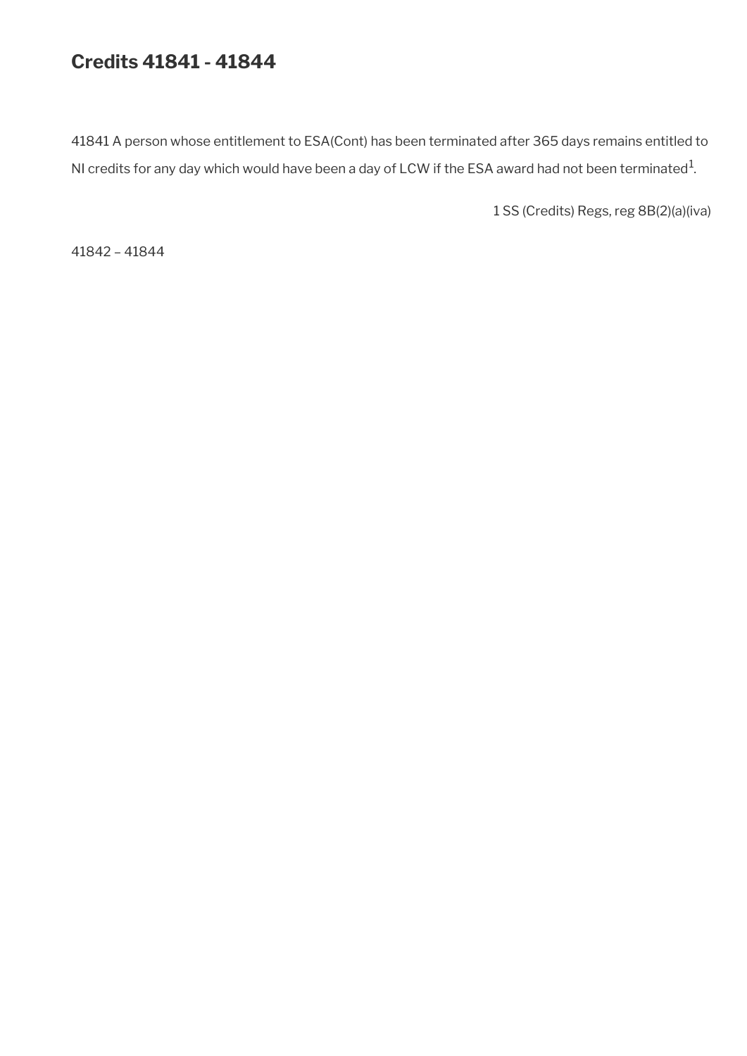## Credits 41841 - 41844

41841 A person whose entitlement to ESA(Cont) has been terminated after 365 days remains entitled to NI credits for any day which would have been a day of LCW if the ESA award had not been terminated[1].

1 SS (Credits) Regs, reg 8B(2)(a)(iva)

41842 – 41844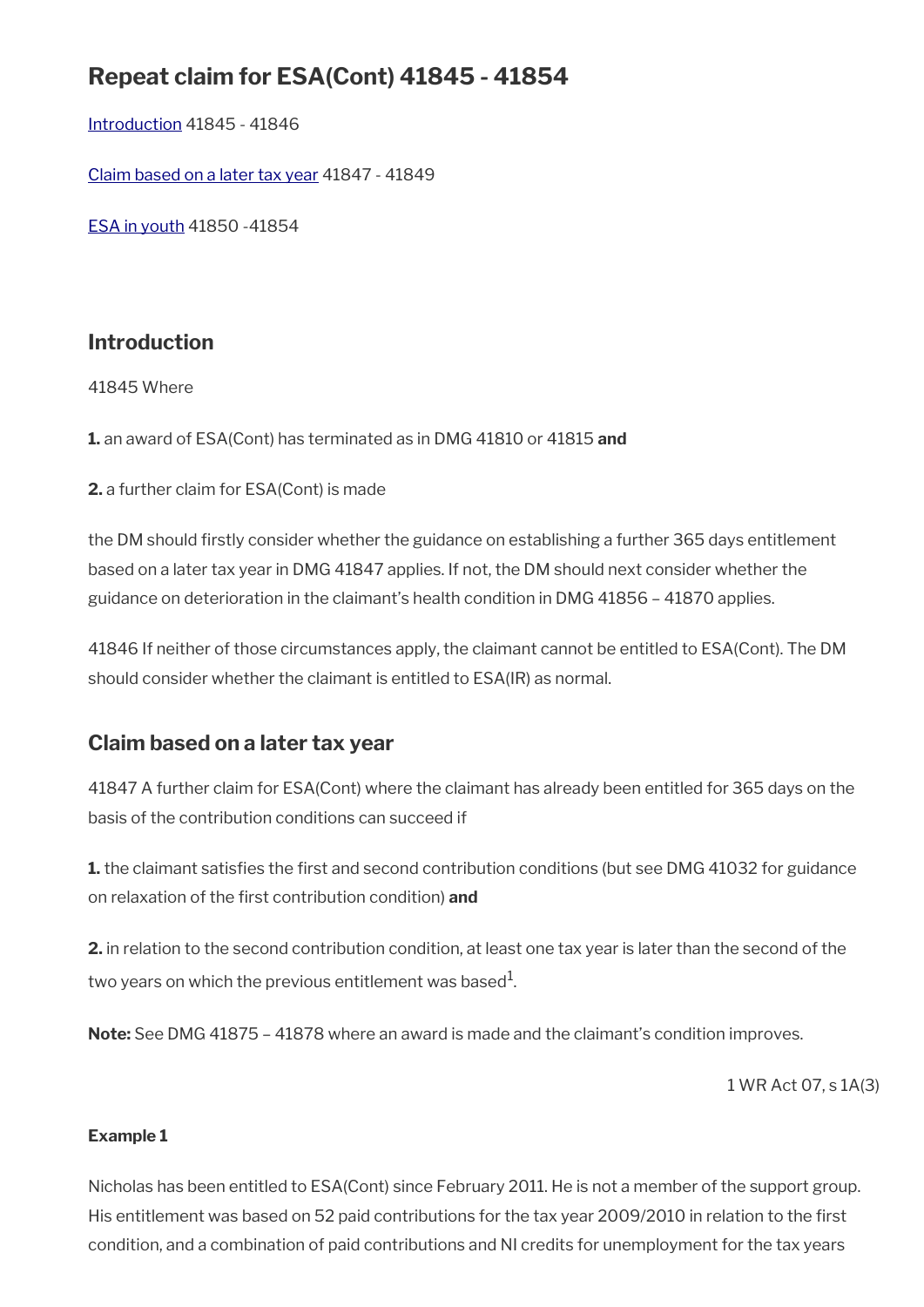# Repeat claim for ESA(Cont) 41845 - 41854

Introduction 41845 - 41846

Claim based on a later tax year 41847 - 41849

ESA in youth 41850 -41854

## Introduction

41845 Where

**1.** an award of ESA(Cont) has terminated as in DMG 41810 or 41815 **and**

**2.** a further claim for ESA(Cont) is made

the DM should firstly consider whether the guidance on establishing a further 365 days entitlement based on a later tax year in DMG 41847 applies. If not, the DM should next consider whether the guidance on deterioration in the claimant's health condition in DMG 41856 – 41870 applies.

41846 If neither of those circumstances apply, the claimant cannot be entitled to ESA(Cont). The DM should consider whether the claimant is entitled to ESA(IR) as normal.

## Claim based on a later tax year

41847 A further claim for ESA(Cont) where the claimant has already been entitled for 365 days on the basis of the contribution conditions can succeed if

**1.** the claimant satisfies the first and second contribution conditions (but see DMG 41032 for guidance on relaxation of the first contribution condition) **and**

**2.** in relation to the second contribution condition, at least one tax year is later than the second of the two years on which the previous entitlement was based[1].

**Note:** See DMG 41875 – 41878 where an award is made and the claimant's condition improves.

1 WR Act 07, s 1A(3)

**Example 1**

Nicholas has been entitled to ESA(Cont) since February 2011. He is not a member of the support group. His entitlement was based on 52 paid contributions for the tax year 2009/2010 in relation to the first condition, and a combination of paid contributions and NI credits for unemployment for the tax years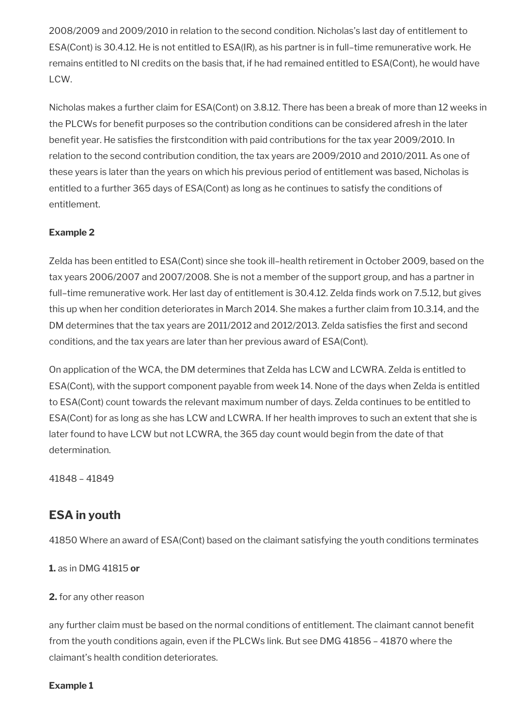2008/2009 and 2009/2010 in relation to the second condition. Nicholas's last day of entitlement to ESA(Cont) is 30.4.12. He is not entitled to ESA(IR), as his partner is in full–time remunerative work. He remains entitled to NI credits on the basis that, if he had remained entitled to ESA(Cont), he would have LCW.

Nicholas makes a further claim for ESA(Cont) on 3.8.12. There has been a break of more than 12 weeks in the PLCWs for benefit purposes so the contribution conditions can be considered afresh in the later benefit year. He satisfies the firstcondition with paid contributions for the tax year 2009/2010. In relation to the second contribution condition, the tax years are 2009/2010 and 2010/2011. As one of these years is later than the years on which his previous period of entitlement was based, Nicholas is entitled to a further 365 days of ESA(Cont) as long as he continues to satisfy the conditions of entitlement.

**Example 2**

Zelda has been entitled to ESA(Cont) since she took ill–health retirement in October 2009, based on the tax years 2006/2007 and 2007/2008. She is not a member of the support group, and has a partner in full–time remunerative work. Her last day of entitlement is 30.4.12. Zelda finds work on 7.5.12, but gives this up when her condition deteriorates in March 2014. She makes a further claim from 10.3.14, and the DM determines that the tax years are 2011/2012 and 2012/2013. Zelda satisfies the first and second conditions, and the tax years are later than her previous award of ESA(Cont).

On application of the WCA, the DM determines that Zelda has LCW and LCWRA. Zelda is entitled to ESA(Cont), with the support component payable from week 14. None of the days when Zelda is entitled to ESA(Cont) count towards the relevant maximum number of days. Zelda continues to be entitled to ESA(Cont) for as long as she has LCW and LCWRA. If her health improves to such an extent that she is later found to have LCW but not LCWRA, the 365 day count would begin from the date of that determination.

41848 – 41849

## ESA in youth

41850 Where an award of ESA(Cont) based on the claimant satisfying the youth conditions terminates

**1.** as in DMG 41815 **or**

**2.** for any other reason

any further claim must be based on the normal conditions of entitlement. The claimant cannot benefit from the youth conditions again, even if the PLCWs link. But see DMG 41856 – 41870 where the claimant's health condition deteriorates.

**Example 1**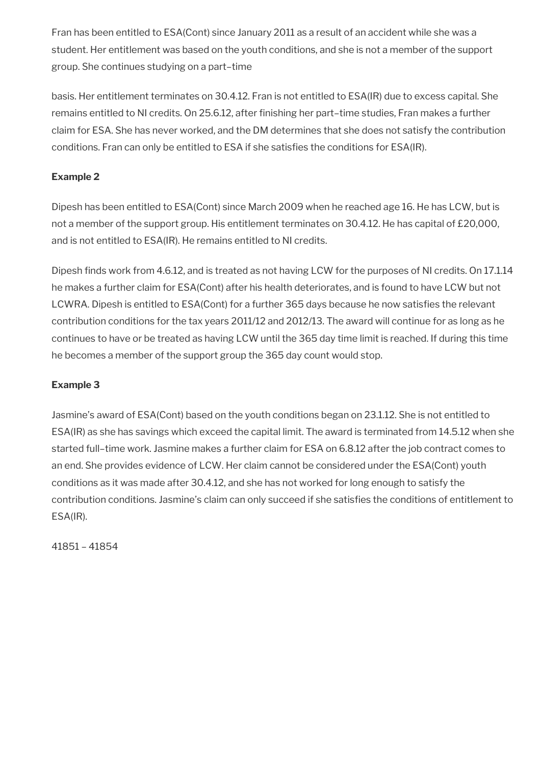Fran has been entitled to ESA(Cont) since January 2011 as a result of an accident while she was a student. Her entitlement was based on the youth conditions, and she is not a member of the support group. She continues studying on a part–time

basis. Her entitlement terminates on 30.4.12. Fran is not entitled to ESA(IR) due to excess capital. She remains entitled to NI credits. On 25.6.12, after finishing her part–time studies, Fran makes a further claim for ESA. She has never worked, and the DM determines that she does not satisfy the contribution conditions. Fran can only be entitled to ESA if she satisfies the conditions for ESA(IR).

**Example 2**

Dipesh has been entitled to ESA(Cont) since March 2009 when he reached age 16. He has LCW, but is not a member of the support group. His entitlement terminates on 30.4.12. He has capital of £20,000, and is not entitled to ESA(IR). He remains entitled to NI credits.

Dipesh finds work from 4.6.12, and is treated as not having LCW for the purposes of NI credits. On 17.1.14 he makes a further claim for ESA(Cont) after his health deteriorates, and is found to have LCW but not LCWRA. Dipesh is entitled to ESA(Cont) for a further 365 days because he now satisfies the relevant contribution conditions for the tax years 2011/12 and 2012/13. The award will continue for as long as he continues to have or be treated as having LCW until the 365 day time limit is reached. If during this time he becomes a member of the support group the 365 day count would stop.

**Example 3**

Jasmine's award of ESA(Cont) based on the youth conditions began on 23.1.12. She is not entitled to ESA(IR) as she has savings which exceed the capital limit. The award is terminated from 14.5.12 when she started full–time work. Jasmine makes a further claim for ESA on 6.8.12 after the job contract comes to an end. She provides evidence of LCW. Her claim cannot be considered under the ESA(Cont) youth conditions as it was made after 30.4.12, and she has not worked for long enough to satisfy the contribution conditions. Jasmine's claim can only succeed if she satisfies the conditions of entitlement to ESA(IR).

41851 – 41854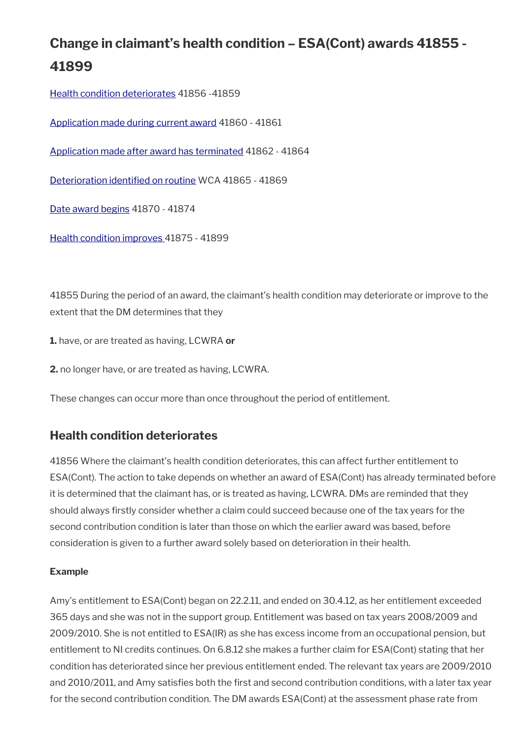## Change in claimant's health condition – ESA(Cont) awards 41855 - 41899

Health condition deteriorates 41856 -41859

Application made during current award 41860 - 41861

Application made after award has terminated 41862 - 41864

Deterioration identified on routine WCA 41865 - 41869

Date award begins 41870 - 41874

Health condition improves 41875 - 41899

41855 During the period of an award, the claimant's health condition may deteriorate or improve to the extent that the DM determines that they

**1.** have, or are treated as having, LCWRA **or**

**2.** no longer have, or are treated as having, LCWRA.

These changes can occur more than once throughout the period of entitlement.

### Health condition deteriorates

41856 Where the claimant's health condition deteriorates, this can affect further entitlement to ESA(Cont). The action to take depends on whether an award of ESA(Cont) has already terminated before it is determined that the claimant has, or is treated as having, LCWRA. DMs are reminded that they should always firstly consider whether a claim could succeed because one of the tax years for the second contribution condition is later than those on which the earlier award was based, before consideration is given to a further award solely based on deterioration in their health.

**Example**

Amy's entitlement to ESA(Cont) began on 22.2.11, and ended on 30.4.12, as her entitlement exceeded 365 days and she was not in the support group. Entitlement was based on tax years 2008/2009 and 2009/2010. She is not entitled to ESA(IR) as she has excess income from an occupational pension, but entitlement to NI credits continues. On 6.8.12 she makes a further claim for ESA(Cont) stating that her condition has deteriorated since her previous entitlement ended. The relevant tax years are 2009/2010 and 2010/2011, and Amy satisfies both the first and second contribution conditions, with a later tax year for the second contribution condition. The DM awards ESA(Cont) at the assessment phase rate from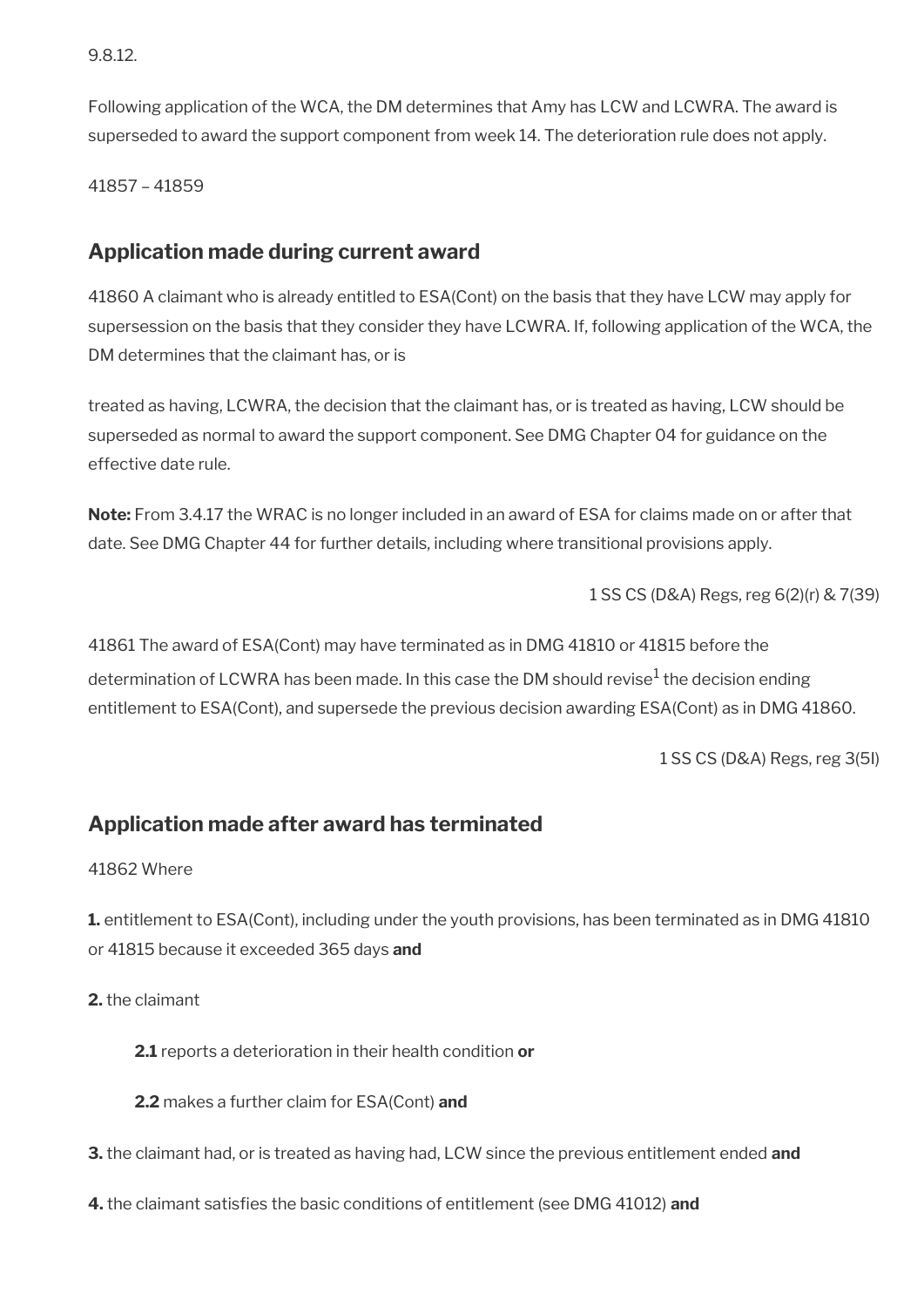9.8.12.

Following application of the WCA, the DM determines that Amy has LCW and LCWRA. The award is superseded to award the support component from week 14. The deterioration rule does not apply.

41857 – 41859

## Application made during current award

41860 A claimant who is already entitled to ESA(Cont) on the basis that they have LCW may apply for supersession on the basis that they consider they have LCWRA. If, following application of the WCA, the DM determines that the claimant has, or is

treated as having, LCWRA, the decision that the claimant has, or is treated as having, LCW should be superseded as normal to award the support component. See DMG Chapter 04 for guidance on the effective date rule.

**Note:** From 3.4.17 the WRAC is no longer included in an award of ESA for claims made on or after that date. See DMG Chapter 44 for further details, including where transitional provisions apply.

1 SS CS (D&A) Regs, reg 6(2)(r) & 7(39)

41861 The award of ESA(Cont) may have terminated as in DMG 41810 or 41815 before the determination of LCWRA has been made. In this case the DM should revise[1] the decision ending entitlement to ESA(Cont), and supersede the previous decision awarding ESA(Cont) as in DMG 41860.

1 SS CS (D&A) Regs, reg 3(5I)

## Application made after award has terminated

41862 Where

**1.** entitlement to ESA(Cont), including under the youth provisions, has been terminated as in DMG 41810 or 41815 because it exceeded 365 days **and**

**2.** the claimant

**2.1** reports a deterioration in their health condition **or**

**2.2** makes a further claim for ESA(Cont) **and**

**3.** the claimant had, or is treated as having had, LCW since the previous entitlement ended **and**

**4.** the claimant satisfies the basic conditions of entitlement (see DMG 41012) **and**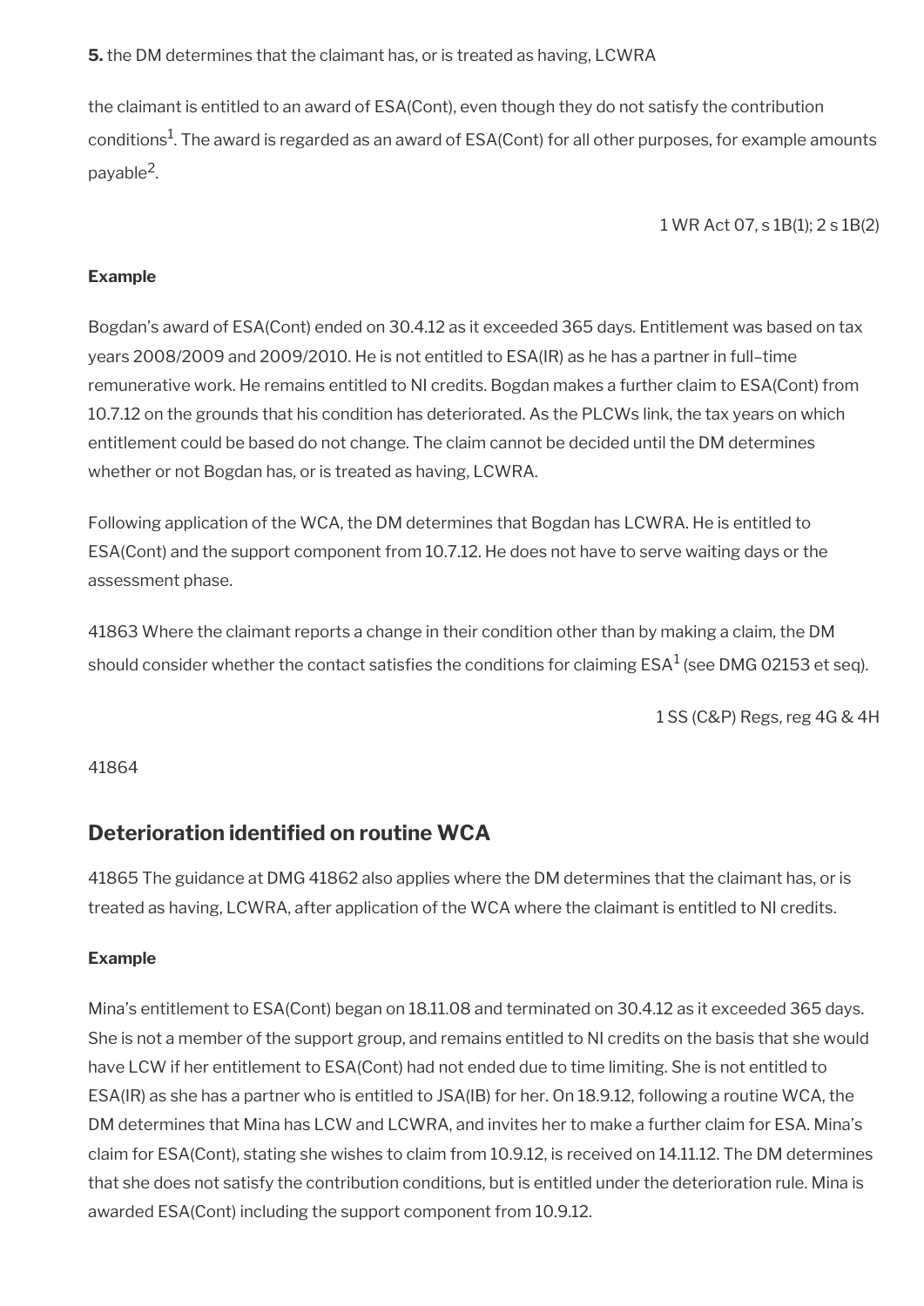**5.** the DM determines that the claimant has, or is treated as having, LCWRA

the claimant is entitled to an award of ESA(Cont), even though they do not satisfy the contribution conditions[1]. The award is regarded as an award of ESA(Cont) for all other purposes, for example amounts payable[2].

1 WR Act 07, s 1B(1); 2 s 1B(2)

**Example**

Bogdan's award of ESA(Cont) ended on 30.4.12 as it exceeded 365 days. Entitlement was based on tax years 2008/2009 and 2009/2010. He is not entitled to ESA(IR) as he has a partner in full–time remunerative work. He remains entitled to NI credits. Bogdan makes a further claim to ESA(Cont) from 10.7.12 on the grounds that his condition has deteriorated. As the PLCWs link, the tax years on which entitlement could be based do not change. The claim cannot be decided until the DM determines whether or not Bogdan has, or is treated as having, LCWRA.

Following application of the WCA, the DM determines that Bogdan has LCWRA. He is entitled to ESA(Cont) and the support component from 10.7.12. He does not have to serve waiting days or the assessment phase.

41863 Where the claimant reports a change in their condition other than by making a claim, the DM should consider whether the contact satisfies the conditions for claiming ESA[1] (see DMG 02153 et seq).

1 SS (C&P) Regs, reg 4G & 4H

41864

## Deterioration identified on routine WCA

41865 The guidance at DMG 41862 also applies where the DM determines that the claimant has, or is treated as having, LCWRA, after application of the WCA where the claimant is entitled to NI credits.

**Example**

Mina's entitlement to ESA(Cont) began on 18.11.08 and terminated on 30.4.12 as it exceeded 365 days. She is not a member of the support group, and remains entitled to NI credits on the basis that she would have LCW if her entitlement to ESA(Cont) had not ended due to time limiting. She is not entitled to ESA(IR) as she has a partner who is entitled to JSA(IB) for her. On 18.9.12, following a routine WCA, the DM determines that Mina has LCW and LCWRA, and invites her to make a further claim for ESA. Mina's claim for ESA(Cont), stating she wishes to claim from 10.9.12, is received on 14.11.12. The DM determines that she does not satisfy the contribution conditions, but is entitled under the deterioration rule. Mina is awarded ESA(Cont) including the support component from 10.9.12.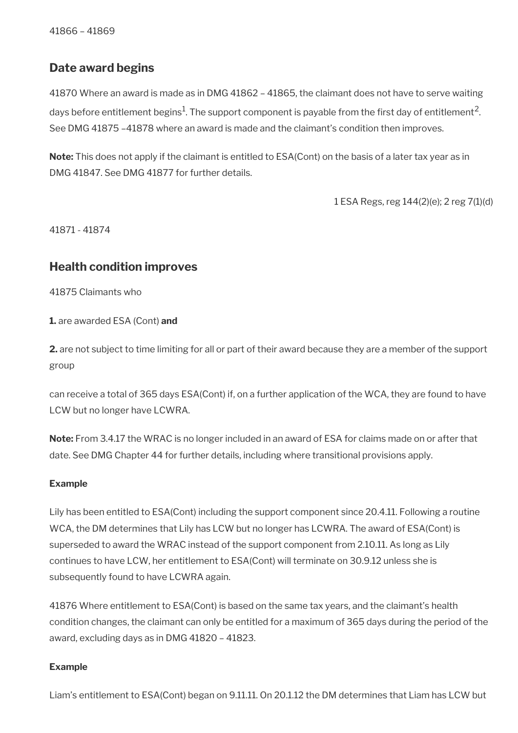41866 – 41869

## Date award begins

41870 Where an award is made as in DMG 41862 – 41865, the claimant does not have to serve waiting days before entitlement begins[1]. The support component is payable from the first day of entitlement[2]. See DMG 41875 –41878 where an award is made and the claimant's condition then improves.

**Note:** This does not apply if the claimant is entitled to ESA(Cont) on the basis of a later tax year as in DMG 41847. See DMG 41877 for further details.

1 ESA Regs, reg 144(2)(e); 2 reg 7(1)(d)

41871 - 41874

## Health condition improves

41875 Claimants who

**1.** are awarded ESA (Cont) **and**

**2.** are not subject to time limiting for all or part of their award because they are a member of the support group

can receive a total of 365 days ESA(Cont) if, on a further application of the WCA, they are found to have LCW but no longer have LCWRA.

**Note:** From 3.4.17 the WRAC is no longer included in an award of ESA for claims made on or after that date. See DMG Chapter 44 for further details, including where transitional provisions apply.

**Example**

Lily has been entitled to ESA(Cont) including the support component since 20.4.11. Following a routine WCA, the DM determines that Lily has LCW but no longer has LCWRA. The award of ESA(Cont) is superseded to award the WRAC instead of the support component from 2.10.11. As long as Lily continues to have LCW, her entitlement to ESA(Cont) will terminate on 30.9.12 unless she is subsequently found to have LCWRA again.

41876 Where entitlement to ESA(Cont) is based on the same tax years, and the claimant's health condition changes, the claimant can only be entitled for a maximum of 365 days during the period of the award, excluding days as in DMG 41820 – 41823.

**Example**

Liam's entitlement to ESA(Cont) began on 9.11.11. On 20.1.12 the DM determines that Liam has LCW but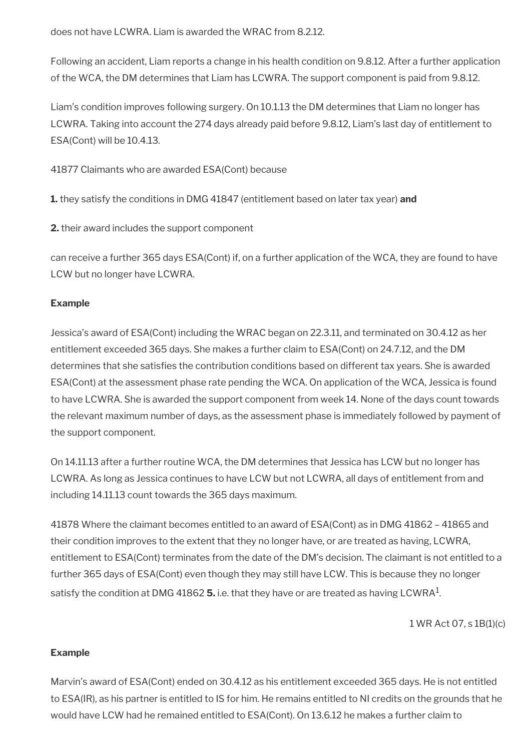does not have LCWRA. Liam is awarded the WRAC from 8.2.12.

Following an accident, Liam reports a change in his health condition on 9.8.12. After a further application of the WCA, the DM determines that Liam has LCWRA. The support component is paid from 9.8.12.

Liam's condition improves following surgery. On 10.1.13 the DM determines that Liam no longer has LCWRA. Taking into account the 274 days already paid before 9.8.12, Liam's last day of entitlement to ESA(Cont) will be 10.4.13.

41877 Claimants who are awarded ESA(Cont) because

**1.** they satisfy the conditions in DMG 41847 (entitlement based on later tax year) **and**

**2.** their award includes the support component

can receive a further 365 days ESA(Cont) if, on a further application of the WCA, they are found to have LCW but no longer have LCWRA.

**Example**

Jessica's award of ESA(Cont) including the WRAC began on 22.3.11, and terminated on 30.4.12 as her entitlement exceeded 365 days. She makes a further claim to ESA(Cont) on 24.7.12, and the DM determines that she satisfies the contribution conditions based on different tax years. She is awarded ESA(Cont) at the assessment phase rate pending the WCA. On application of the WCA, Jessica is found to have LCWRA. She is awarded the support component from week 14. None of the days count towards the relevant maximum number of days, as the assessment phase is immediately followed by payment of the support component.

On 14.11.13 after a further routine WCA, the DM determines that Jessica has LCW but no longer has LCWRA. As long as Jessica continues to have LCW but not LCWRA, all days of entitlement from and including 14.11.13 count towards the 365 days maximum.

41878 Where the claimant becomes entitled to an award of ESA(Cont) as in DMG 41862 – 41865 and their condition improves to the extent that they no longer have, or are treated as having, LCWRA, entitlement to ESA(Cont) terminates from the date of the DM's decision. The claimant is not entitled to a further 365 days of ESA(Cont) even though they may still have LCW. This is because they no longer satisfy the condition at DMG 41862 **5.** i.e. that they have or are treated as having LCWRA[1].

1 WR Act 07, s 1B(1)(c)

**Example**

Marvin's award of ESA(Cont) ended on 30.4.12 as his entitlement exceeded 365 days. He is not entitled to ESA(IR), as his partner is entitled to IS for him. He remains entitled to NI credits on the grounds that he would have LCW had he remained entitled to ESA(Cont). On 13.6.12 he makes a further claim to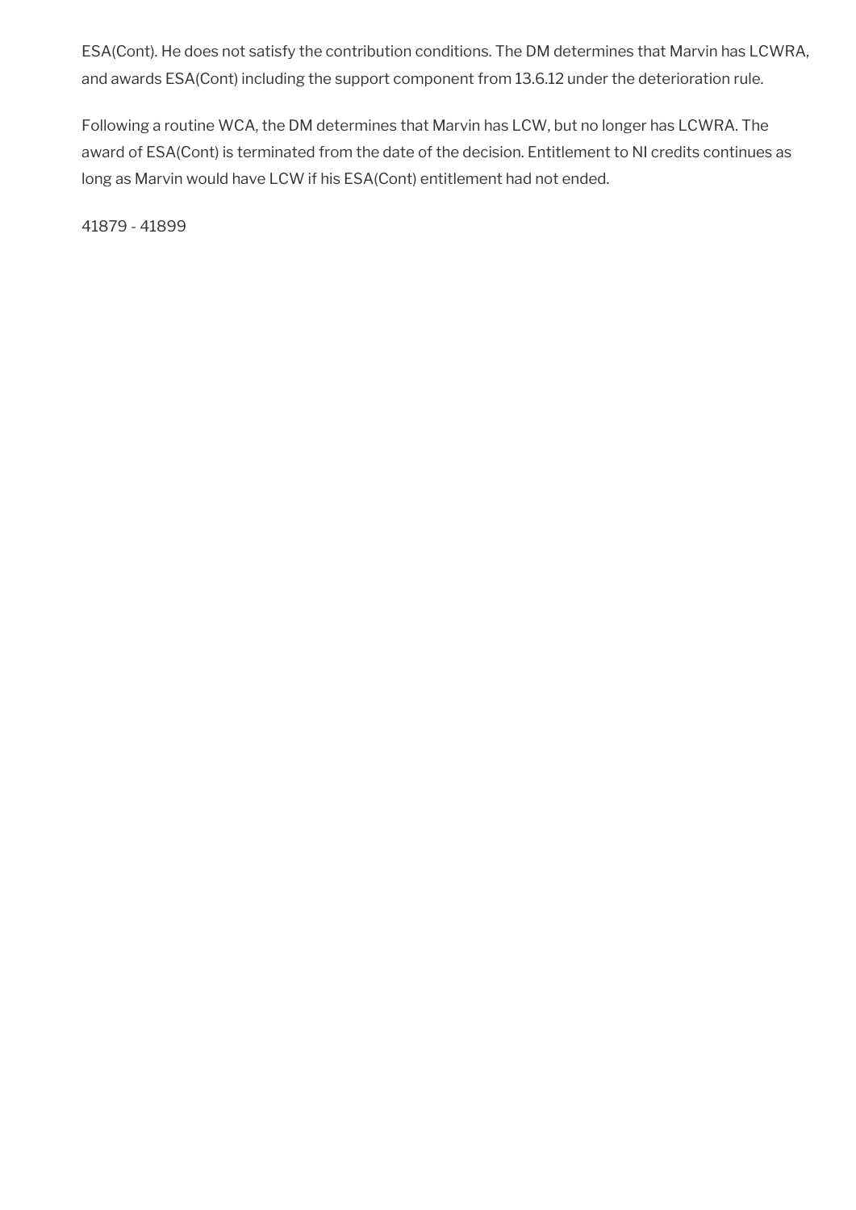ESA(Cont). He does not satisfy the contribution conditions. The DM determines that Marvin has LCWRA, and awards ESA(Cont) including the support component from 13.6.12 under the deterioration rule.

Following a routine WCA, the DM determines that Marvin has LCW, but no longer has LCWRA. The award of ESA(Cont) is terminated from the date of the decision. Entitlement to NI credits continues as long as Marvin would have LCW if his ESA(Cont) entitlement had not ended.

41879 - 41899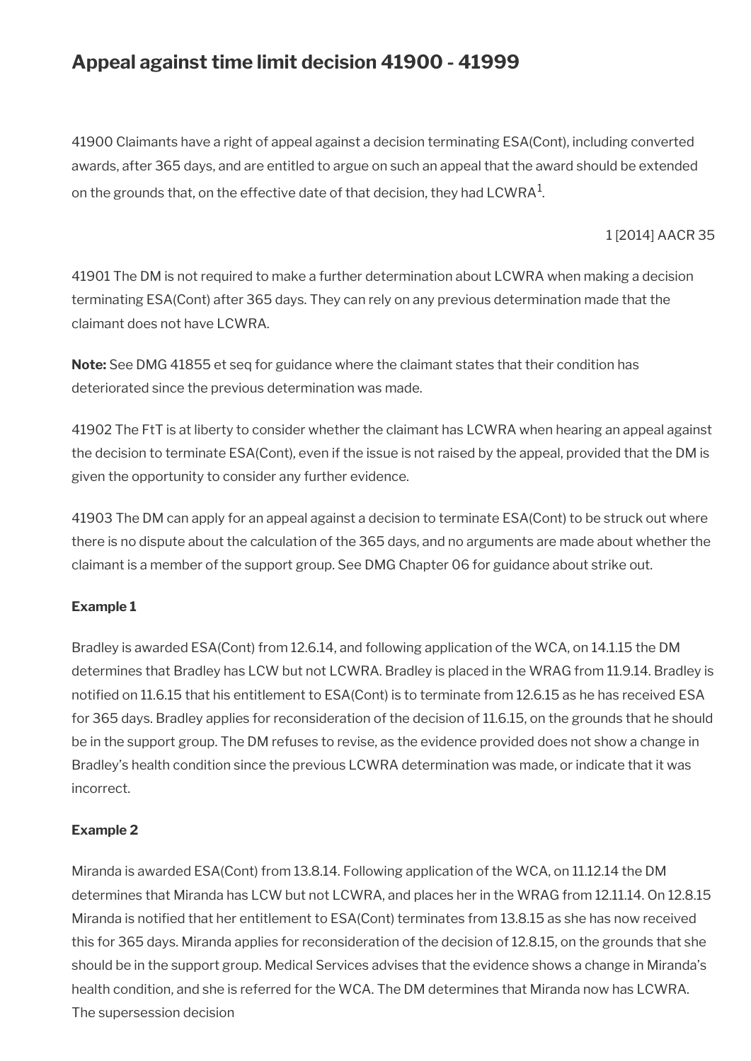## Appeal against time limit decision 41900 - 41999

41900 Claimants have a right of appeal against a decision terminating ESA(Cont), including converted awards, after 365 days, and are entitled to argue on such an appeal that the award should be extended on the grounds that, on the effective date of that decision, they had LCWRA[1].

1 [2014] AACR 35

41901 The DM is not required to make a further determination about LCWRA when making a decision terminating ESA(Cont) after 365 days. They can rely on any previous determination made that the claimant does not have LCWRA.

**Note:** See DMG 41855 et seq for guidance where the claimant states that their condition has deteriorated since the previous determination was made.

41902 The FtT is at liberty to consider whether the claimant has LCWRA when hearing an appeal against the decision to terminate ESA(Cont), even if the issue is not raised by the appeal, provided that the DM is given the opportunity to consider any further evidence.

41903 The DM can apply for an appeal against a decision to terminate ESA(Cont) to be struck out where there is no dispute about the calculation of the 365 days, and no arguments are made about whether the claimant is a member of the support group. See DMG Chapter 06 for guidance about strike out.

**Example 1**

Bradley is awarded ESA(Cont) from 12.6.14, and following application of the WCA, on 14.1.15 the DM determines that Bradley has LCW but not LCWRA. Bradley is placed in the WRAG from 11.9.14. Bradley is notified on 11.6.15 that his entitlement to ESA(Cont) is to terminate from 12.6.15 as he has received ESA for 365 days. Bradley applies for reconsideration of the decision of 11.6.15, on the grounds that he should be in the support group. The DM refuses to revise, as the evidence provided does not show a change in Bradley's health condition since the previous LCWRA determination was made, or indicate that it was incorrect.

**Example 2**

Miranda is awarded ESA(Cont) from 13.8.14. Following application of the WCA, on 11.12.14 the DM determines that Miranda has LCW but not LCWRA, and places her in the WRAG from 12.11.14. On 12.8.15 Miranda is notified that her entitlement to ESA(Cont) terminates from 13.8.15 as she has now received this for 365 days. Miranda applies for reconsideration of the decision of 12.8.15, on the grounds that she should be in the support group. Medical Services advises that the evidence shows a change in Miranda's health condition, and she is referred for the WCA. The DM determines that Miranda now has LCWRA. The supersession decision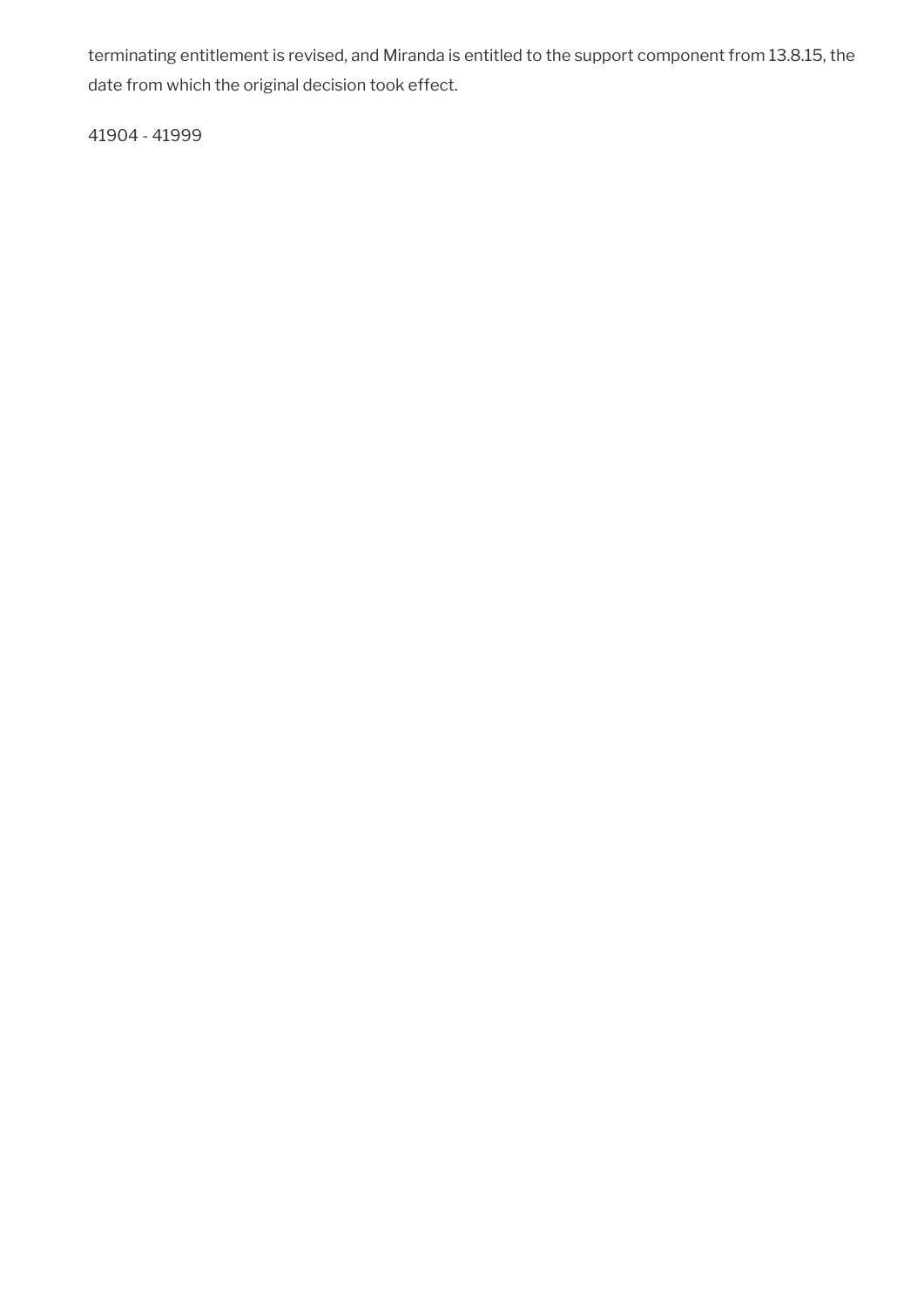terminating entitlement is revised, and Miranda is entitled to the support component from 13.8.15, the date from which the original decision took effect.

41904 - 41999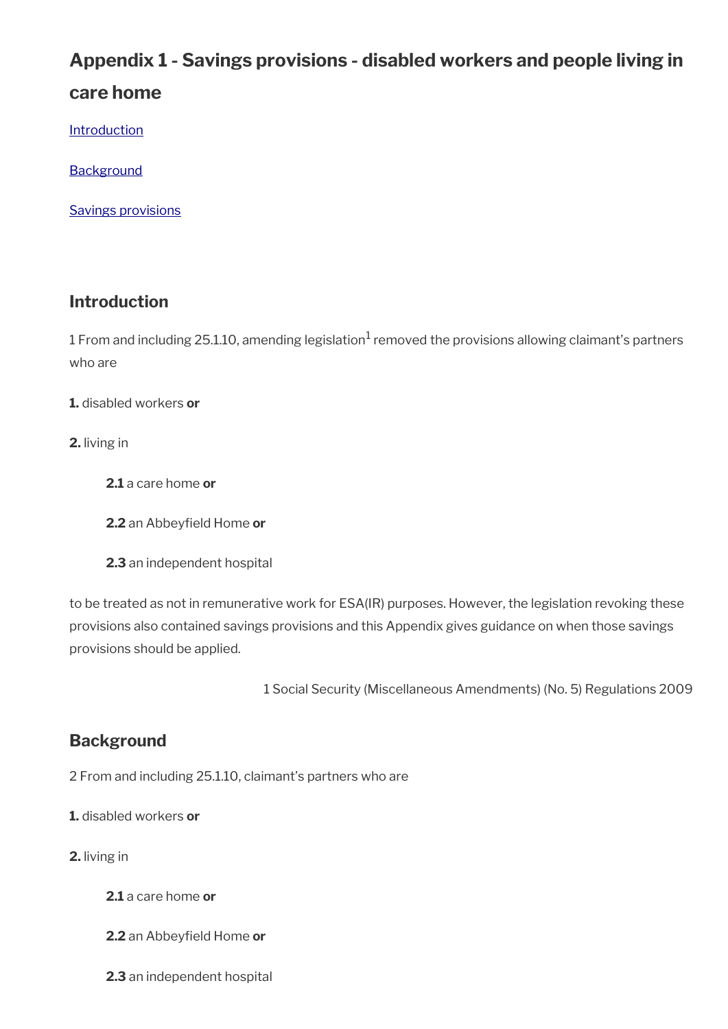# Appendix 1 - Savings provisions - disabled workers and people living in care home

Introduction

Background

Savings provisions

## Introduction

1 From and including 25.1.10, amending legislation[1] removed the provisions allowing claimant's partners who are

**1.** disabled workers **or**

**2.** living in

> **2.1** a care home **or**
>
> **2.2** an Abbeyfield Home **or**
>
> **2.3** an independent hospital

to be treated as not in remunerative work for ESA(IR) purposes. However, the legislation revoking these provisions also contained savings provisions and this Appendix gives guidance on when those savings provisions should be applied.

1 Social Security (Miscellaneous Amendments) (No. 5) Regulations 2009

## Background

2 From and including 25.1.10, claimant's partners who are

**1.** disabled workers **or**

**2.** living in

> **2.1** a care home **or**
>
> **2.2** an Abbeyfield Home **or**
>
> **2.3** an independent hospital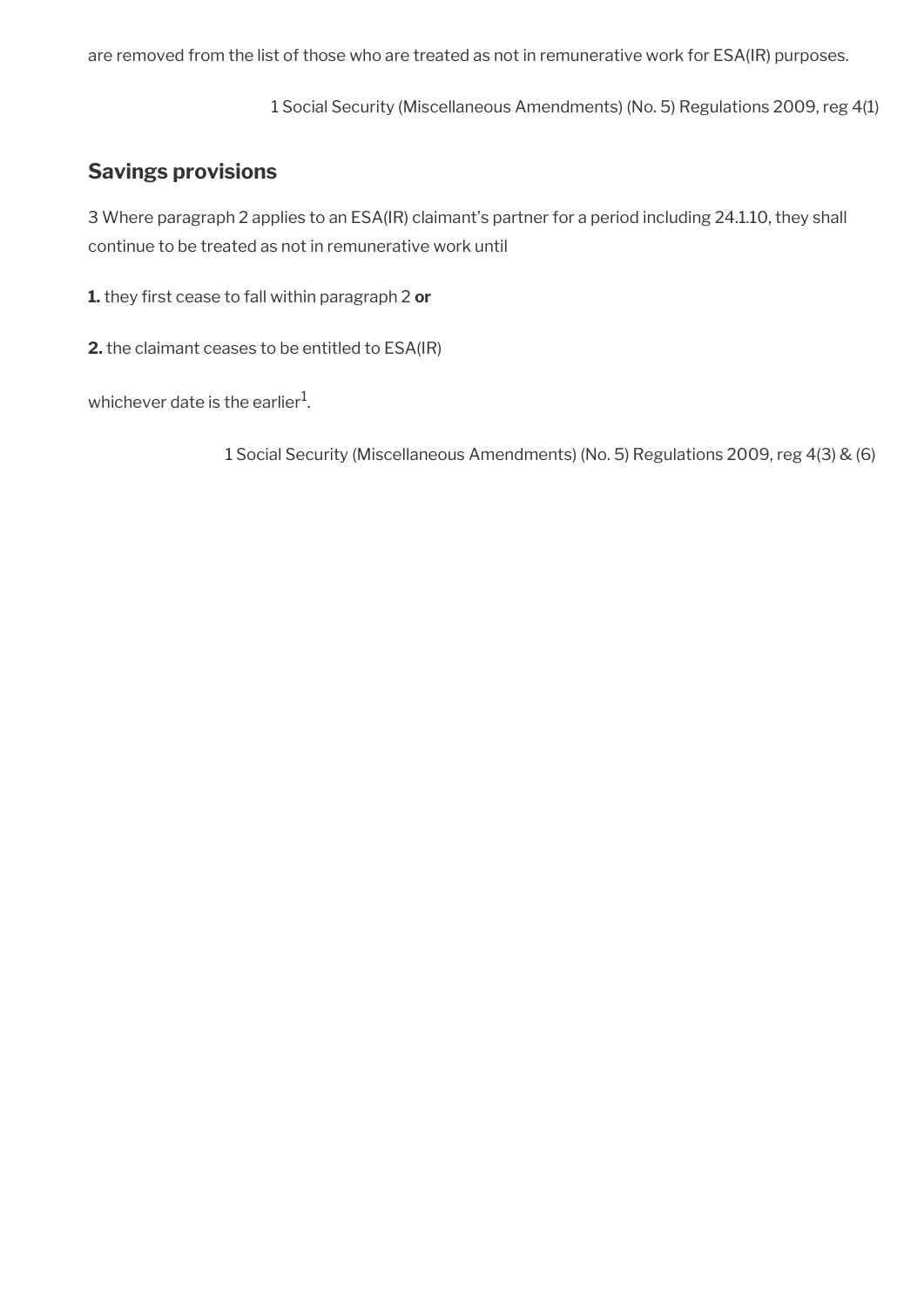are removed from the list of those who are treated as not in remunerative work for ESA(IR) purposes.

1 Social Security (Miscellaneous Amendments) (No. 5) Regulations 2009, reg 4(1)

## Savings provisions

3 Where paragraph 2 applies to an ESA(IR) claimant's partner for a period including 24.1.10, they shall continue to be treated as not in remunerative work until

**1.** they first cease to fall within paragraph 2 **or**

**2.** the claimant ceases to be entitled to ESA(IR)

whichever date is the earlier[1].

1 Social Security (Miscellaneous Amendments) (No. 5) Regulations 2009, reg 4(3) & (6)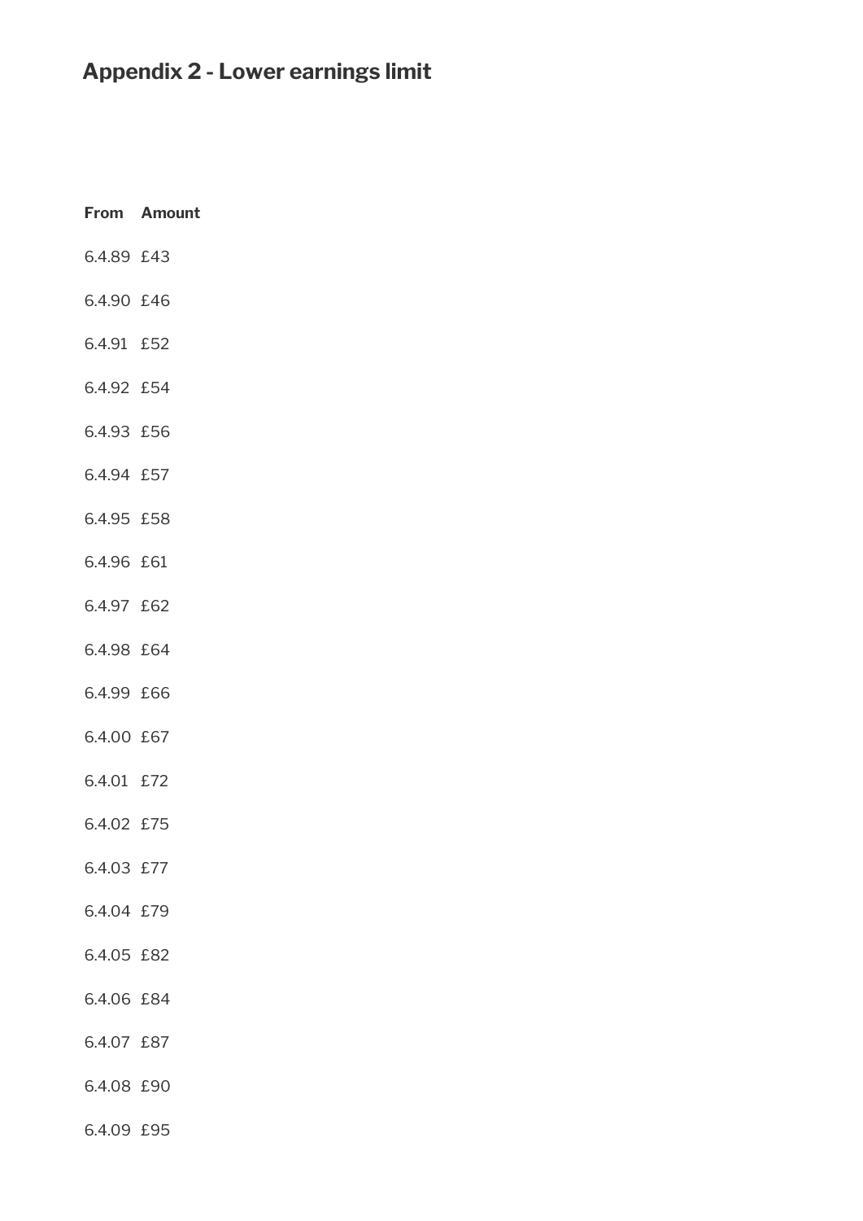## Appendix 2 - Lower earnings limit

| From | Amount |
| --- | --- |
| 6.4.89 | £43 |
| 6.4.90 | £46 |
| 6.4.91 | £52 |
| 6.4.92 | £54 |
| 6.4.93 | £56 |
| 6.4.94 | £57 |
| 6.4.95 | £58 |
| 6.4.96 | £61 |
| 6.4.97 | £62 |
| 6.4.98 | £64 |
| 6.4.99 | £66 |
| 6.4.00 | £67 |
| 6.4.01 | £72 |
| 6.4.02 | £75 |
| 6.4.03 | £77 |
| 6.4.04 | £79 |
| 6.4.05 | £82 |
| 6.4.06 | £84 |
| 6.4.07 | £87 |
| 6.4.08 | £90 |
| 6.4.09 | £95 |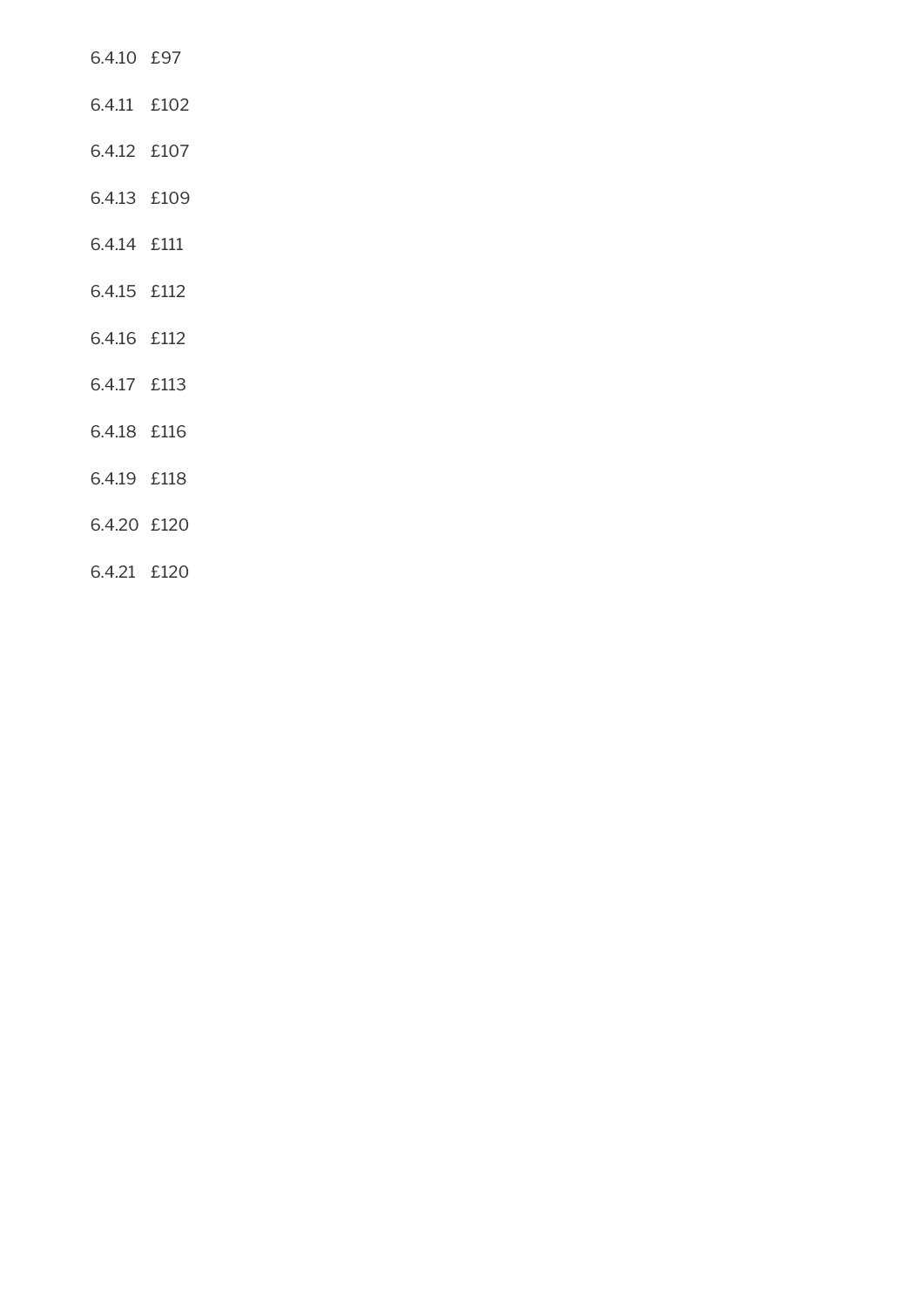6.4.10 £97

6.4.11 £102

6.4.12 £107

6.4.13 £109

6.4.14 £111

6.4.15 £112

6.4.16 £112

6.4.17 £113

6.4.18 £116

6.4.19 £118

6.4.20 £120

6.4.21 £120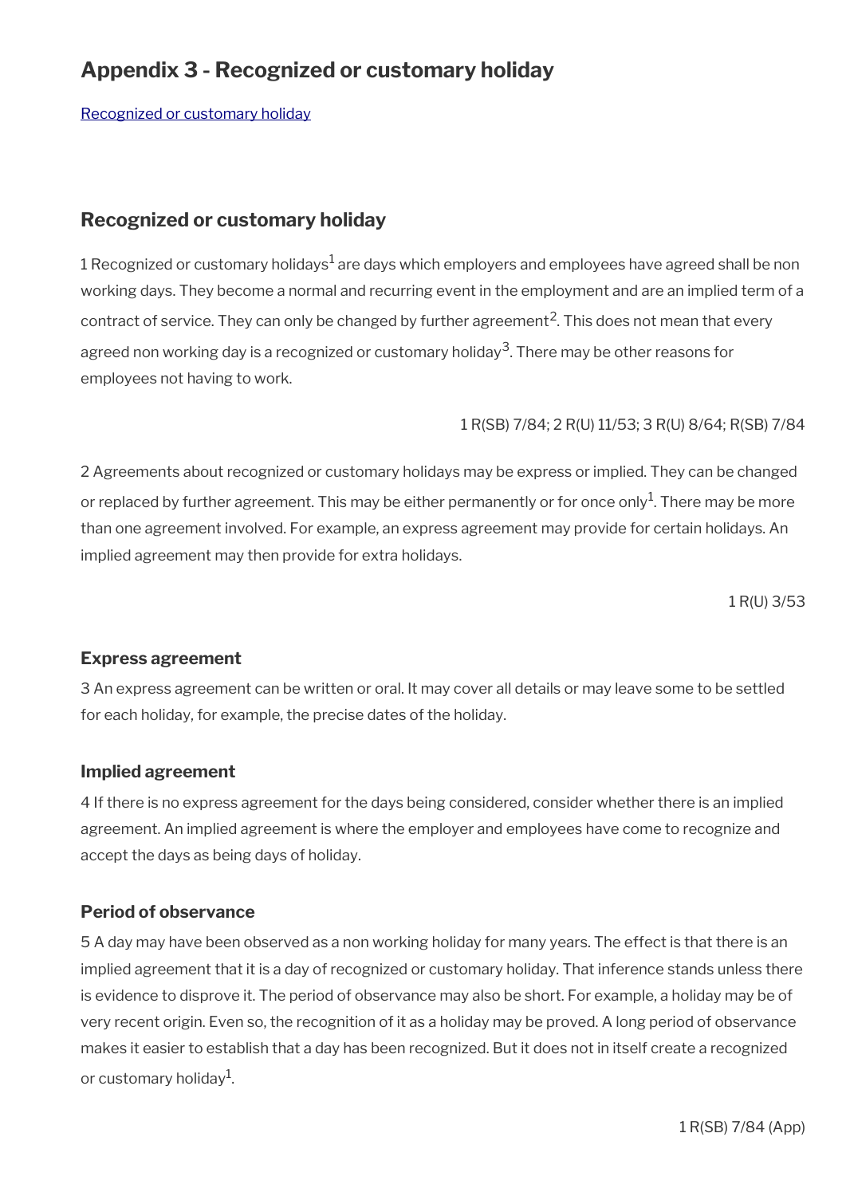# Appendix 3 - Recognized or customary holiday

[Recognized or customary holiday](#)

## Recognized or customary holiday

1 Recognized or customary holidays[1] are days which employers and employees have agreed shall be non working days. They become a normal and recurring event in the employment and are an implied term of a contract of service. They can only be changed by further agreement[2]. This does not mean that every agreed non working day is a recognized or customary holiday[3]. There may be other reasons for employees not having to work.

1 R(SB) 7/84; 2 R(U) 11/53; 3 R(U) 8/64; R(SB) 7/84

2 Agreements about recognized or customary holidays may be express or implied. They can be changed or replaced by further agreement. This may be either permanently or for once only[1]. There may be more than one agreement involved. For example, an express agreement may provide for certain holidays. An implied agreement may then provide for extra holidays.

1 R(U) 3/53

### Express agreement

3 An express agreement can be written or oral. It may cover all details or may leave some to be settled for each holiday, for example, the precise dates of the holiday.

### Implied agreement

4 If there is no express agreement for the days being considered, consider whether there is an implied agreement. An implied agreement is where the employer and employees have come to recognize and accept the days as being days of holiday.

### Period of observance

5 A day may have been observed as a non working holiday for many years. The effect is that there is an implied agreement that it is a day of recognized or customary holiday. That inference stands unless there is evidence to disprove it. The period of observance may also be short. For example, a holiday may be of very recent origin. Even so, the recognition of it as a holiday may be proved. A long period of observance makes it easier to establish that a day has been recognized. But it does not in itself create a recognized or customary holiday[1].

1 R(SB) 7/84 (App)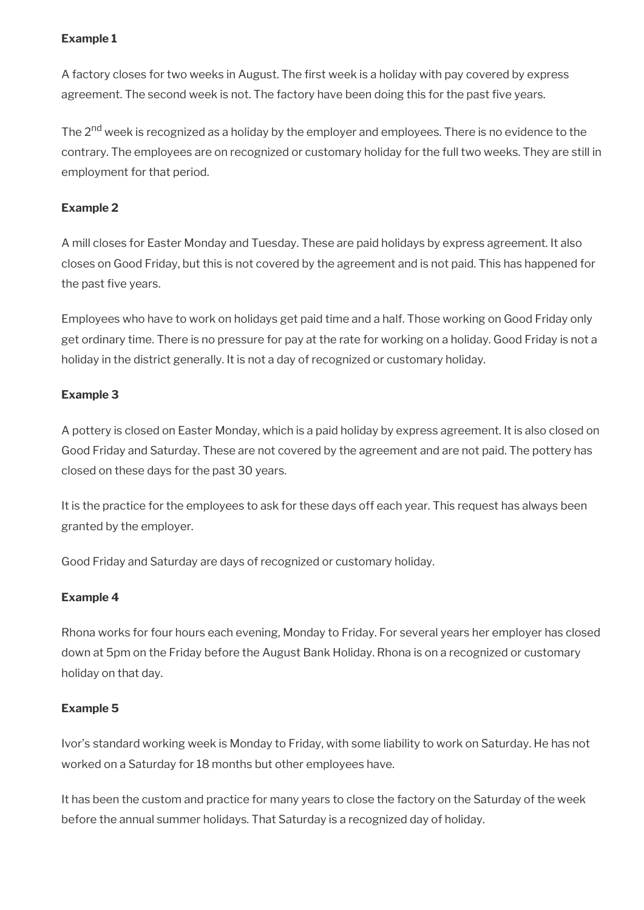**Example 1**

A factory closes for two weeks in August. The first week is a holiday with pay covered by express agreement. The second week is not. The factory have been doing this for the past five years.

The 2nd week is recognized as a holiday by the employer and employees. There is no evidence to the contrary. The employees are on recognized or customary holiday for the full two weeks. They are still in employment for that period.

**Example 2**

A mill closes for Easter Monday and Tuesday. These are paid holidays by express agreement. It also closes on Good Friday, but this is not covered by the agreement and is not paid. This has happened for the past five years.

Employees who have to work on holidays get paid time and a half. Those working on Good Friday only get ordinary time. There is no pressure for pay at the rate for working on a holiday. Good Friday is not a holiday in the district generally. It is not a day of recognized or customary holiday.

**Example 3**

A pottery is closed on Easter Monday, which is a paid holiday by express agreement. It is also closed on Good Friday and Saturday. These are not covered by the agreement and are not paid. The pottery has closed on these days for the past 30 years.

It is the practice for the employees to ask for these days off each year. This request has always been granted by the employer.

Good Friday and Saturday are days of recognized or customary holiday.

**Example 4**

Rhona works for four hours each evening, Monday to Friday. For several years her employer has closed down at 5pm on the Friday before the August Bank Holiday. Rhona is on a recognized or customary holiday on that day.

**Example 5**

Ivor's standard working week is Monday to Friday, with some liability to work on Saturday. He has not worked on a Saturday for 18 months but other employees have.

It has been the custom and practice for many years to close the factory on the Saturday of the week before the annual summer holidays. That Saturday is a recognized day of holiday.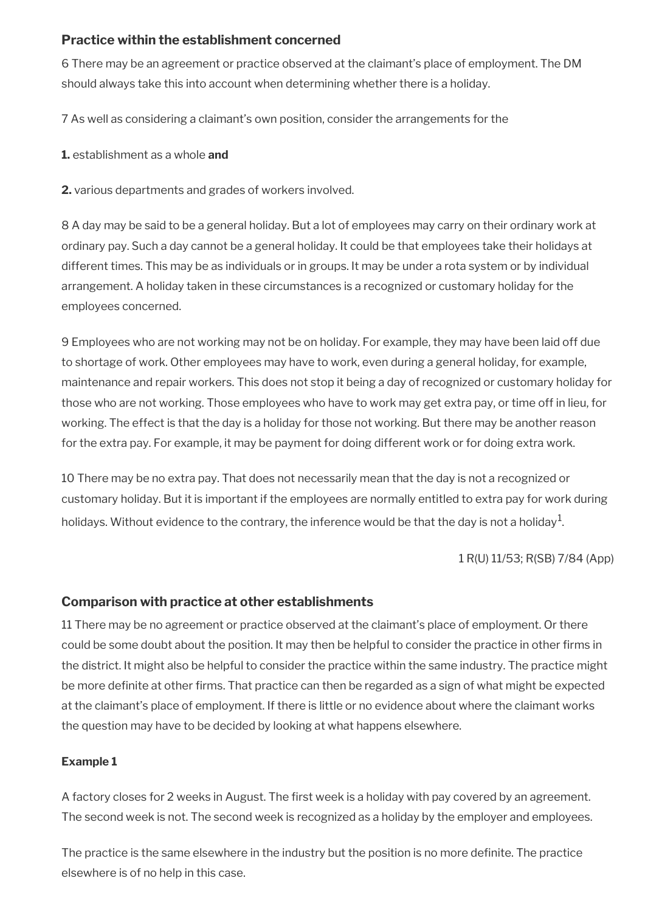### Practice within the establishment concerned

6 There may be an agreement or practice observed at the claimant's place of employment. The DM should always take this into account when determining whether there is a holiday.

7 As well as considering a claimant's own position, consider the arrangements for the

**1.** establishment as a whole **and**

**2.** various departments and grades of workers involved.

8 A day may be said to be a general holiday. But a lot of employees may carry on their ordinary work at ordinary pay. Such a day cannot be a general holiday. It could be that employees take their holidays at different times. This may be as individuals or in groups. It may be under a rota system or by individual arrangement. A holiday taken in these circumstances is a recognized or customary holiday for the employees concerned.

9 Employees who are not working may not be on holiday. For example, they may have been laid off due to shortage of work. Other employees may have to work, even during a general holiday, for example, maintenance and repair workers. This does not stop it being a day of recognized or customary holiday for those who are not working. Those employees who have to work may get extra pay, or time off in lieu, for working. The effect is that the day is a holiday for those not working. But there may be another reason for the extra pay. For example, it may be payment for doing different work or for doing extra work.

10 There may be no extra pay. That does not necessarily mean that the day is not a recognized or customary holiday. But it is important if the employees are normally entitled to extra pay for work during holidays. Without evidence to the contrary, the inference would be that the day is not a holiday[1].

1 R(U) 11/53; R(SB) 7/84 (App)

### Comparison with practice at other establishments

11 There may be no agreement or practice observed at the claimant's place of employment. Or there could be some doubt about the position. It may then be helpful to consider the practice in other firms in the district. It might also be helpful to consider the practice within the same industry. The practice might be more definite at other firms. That practice can then be regarded as a sign of what might be expected at the claimant's place of employment. If there is little or no evidence about where the claimant works the question may have to be decided by looking at what happens elsewhere.

#### Example 1

A factory closes for 2 weeks in August. The first week is a holiday with pay covered by an agreement. The second week is not. The second week is recognized as a holiday by the employer and employees.

The practice is the same elsewhere in the industry but the position is no more definite. The practice elsewhere is of no help in this case.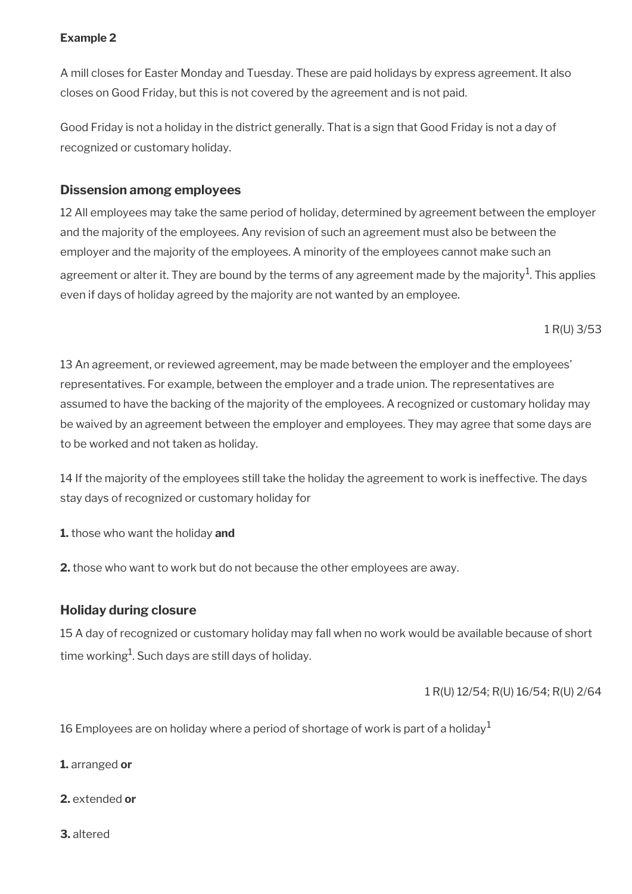**Example 2**

A mill closes for Easter Monday and Tuesday. These are paid holidays by express agreement. It also closes on Good Friday, but this is not covered by the agreement and is not paid.

Good Friday is not a holiday in the district generally. That is a sign that Good Friday is not a day of recognized or customary holiday.

### Dissension among employees

12 All employees may take the same period of holiday, determined by agreement between the employer and the majority of the employees. Any revision of such an agreement must also be between the employer and the majority of the employees. A minority of the employees cannot make such an agreement or alter it. They are bound by the terms of any agreement made by the majority[1]. This applies even if days of holiday agreed by the majority are not wanted by an employee.

1 R(U) 3/53

13 An agreement, or reviewed agreement, may be made between the employer and the employees' representatives. For example, between the employer and a trade union. The representatives are assumed to have the backing of the majority of the employees. A recognized or customary holiday may be waived by an agreement between the employer and employees. They may agree that some days are to be worked and not taken as holiday.

14 If the majority of the employees still take the holiday the agreement to work is ineffective. The days stay days of recognized or customary holiday for

**1.** those who want the holiday **and**

**2.** those who want to work but do not because the other employees are away.

### Holiday during closure

15 A day of recognized or customary holiday may fall when no work would be available because of short time working[1]. Such days are still days of holiday.

1 R(U) 12/54; R(U) 16/54; R(U) 2/64

16 Employees are on holiday where a period of shortage of work is part of a holiday[1]

**1.** arranged **or**

**2.** extended **or**

**3.** altered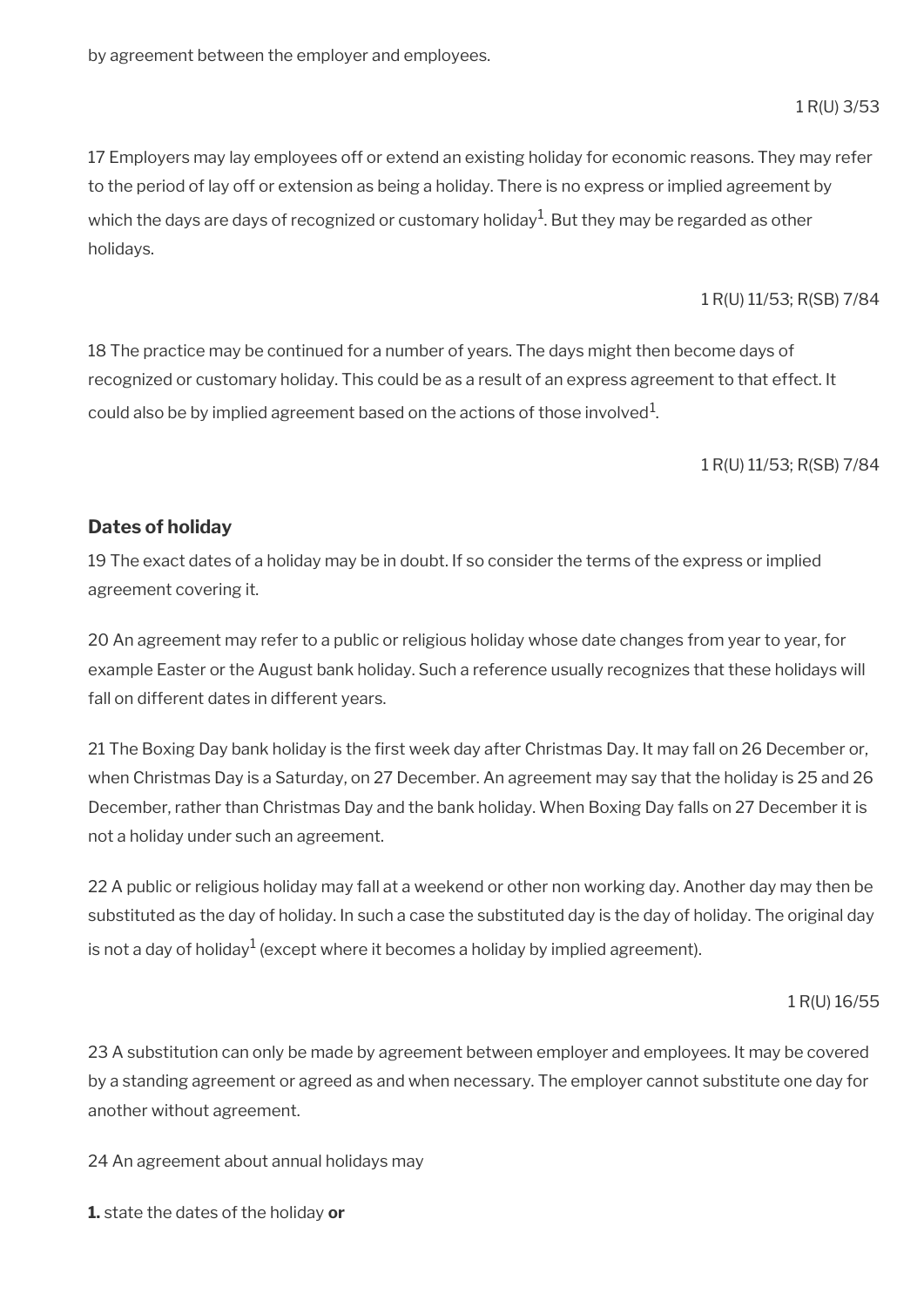by agreement between the employer and employees.

1 R(U) 3/53

17 Employers may lay employees off or extend an existing holiday for economic reasons. They may refer to the period of lay off or extension as being a holiday. There is no express or implied agreement by which the days are days of recognized or customary holiday[1]. But they may be regarded as other holidays.

1 R(U) 11/53; R(SB) 7/84

18 The practice may be continued for a number of years. The days might then become days of recognized or customary holiday. This could be as a result of an express agreement to that effect. It could also be by implied agreement based on the actions of those involved[1].

1 R(U) 11/53; R(SB) 7/84

### Dates of holiday

19 The exact dates of a holiday may be in doubt. If so consider the terms of the express or implied agreement covering it.

20 An agreement may refer to a public or religious holiday whose date changes from year to year, for example Easter or the August bank holiday. Such a reference usually recognizes that these holidays will fall on different dates in different years.

21 The Boxing Day bank holiday is the first week day after Christmas Day. It may fall on 26 December or, when Christmas Day is a Saturday, on 27 December. An agreement may say that the holiday is 25 and 26 December, rather than Christmas Day and the bank holiday. When Boxing Day falls on 27 December it is not a holiday under such an agreement.

22 A public or religious holiday may fall at a weekend or other non working day. Another day may then be substituted as the day of holiday. In such a case the substituted day is the day of holiday. The original day is not a day of holiday[1] (except where it becomes a holiday by implied agreement).

1 R(U) 16/55

23 A substitution can only be made by agreement between employer and employees. It may be covered by a standing agreement or agreed as and when necessary. The employer cannot substitute one day for another without agreement.

24 An agreement about annual holidays may

**1.** state the dates of the holiday **or**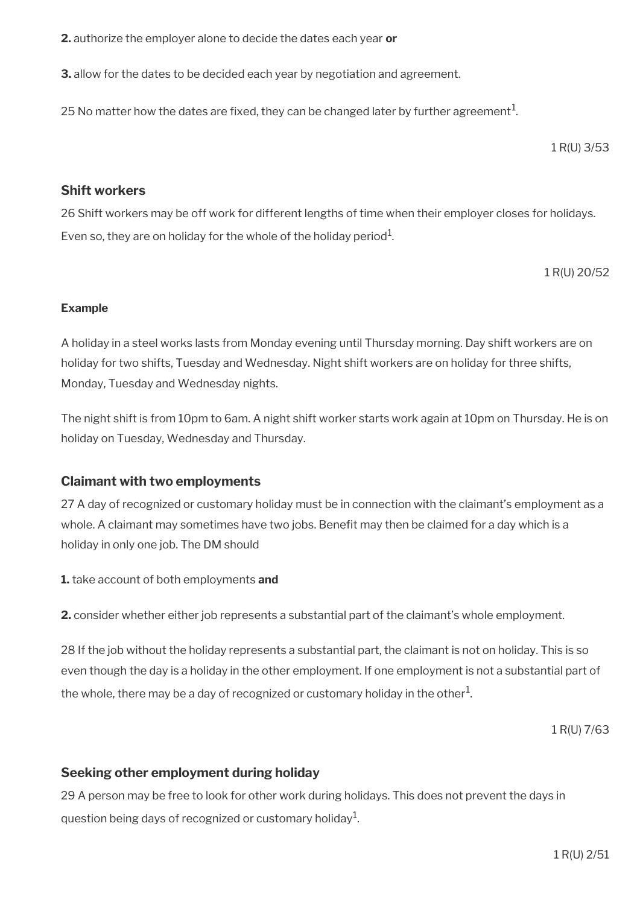**2.** authorize the employer alone to decide the dates each year **or**

**3.** allow for the dates to be decided each year by negotiation and agreement.

25 No matter how the dates are fixed, they can be changed later by further agreement[1].

1 R(U) 3/53

### Shift workers

26 Shift workers may be off work for different lengths of time when their employer closes for holidays. Even so, they are on holiday for the whole of the holiday period[1].

1 R(U) 20/52

#### Example

A holiday in a steel works lasts from Monday evening until Thursday morning. Day shift workers are on holiday for two shifts, Tuesday and Wednesday. Night shift workers are on holiday for three shifts, Monday, Tuesday and Wednesday nights.

The night shift is from 10pm to 6am. A night shift worker starts work again at 10pm on Thursday. He is on holiday on Tuesday, Wednesday and Thursday.

### Claimant with two employments

27 A day of recognized or customary holiday must be in connection with the claimant's employment as a whole. A claimant may sometimes have two jobs. Benefit may then be claimed for a day which is a holiday in only one job. The DM should

**1.** take account of both employments **and**

**2.** consider whether either job represents a substantial part of the claimant's whole employment.

28 If the job without the holiday represents a substantial part, the claimant is not on holiday. This is so even though the day is a holiday in the other employment. If one employment is not a substantial part of the whole, there may be a day of recognized or customary holiday in the other[1].

1 R(U) 7/63

### Seeking other employment during holiday

29 A person may be free to look for other work during holidays. This does not prevent the days in question being days of recognized or customary holiday[1].

1 R(U) 2/51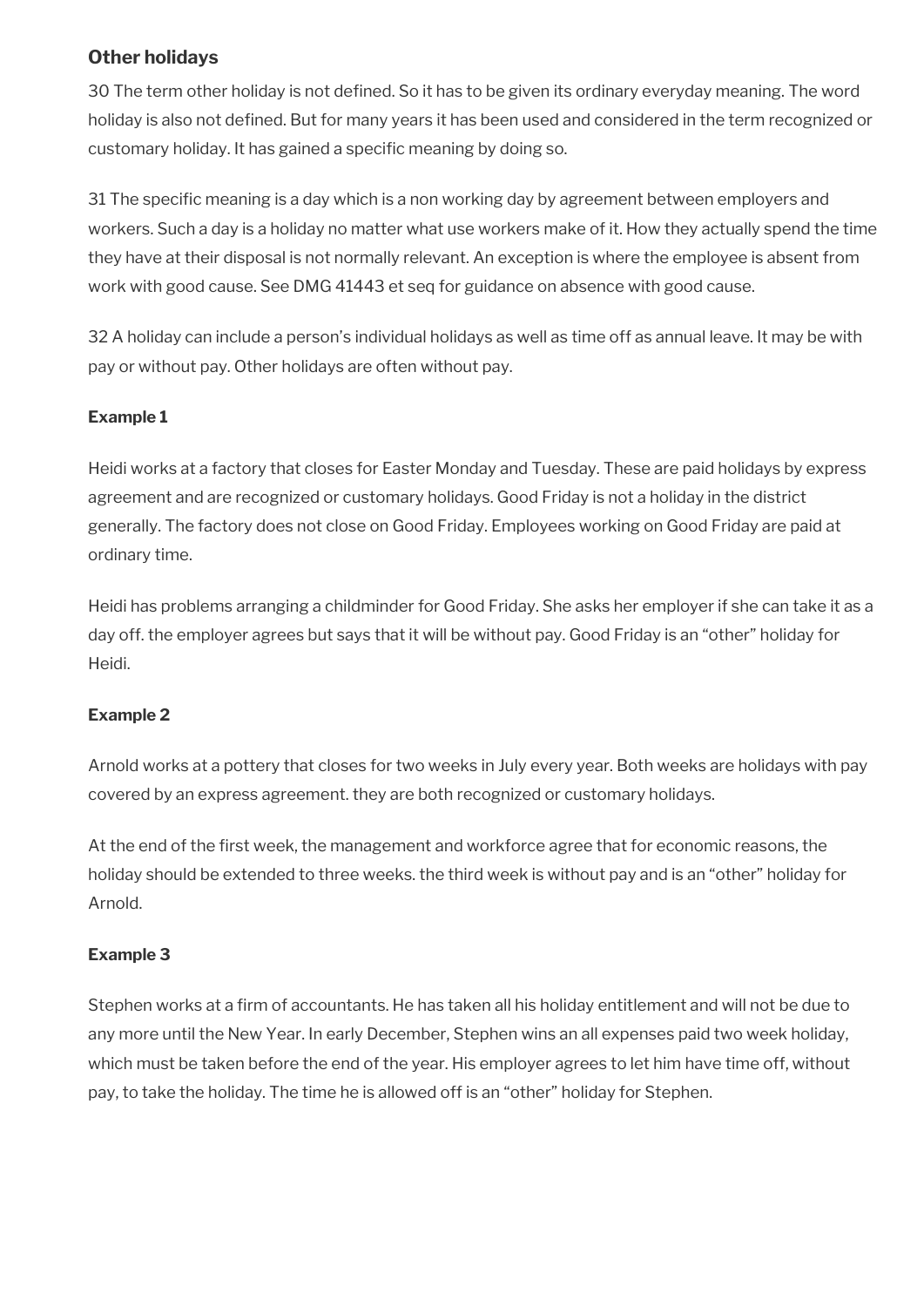## Other holidays

30 The term other holiday is not defined. So it has to be given its ordinary everyday meaning. The word holiday is also not defined. But for many years it has been used and considered in the term recognized or customary holiday. It has gained a specific meaning by doing so.

31 The specific meaning is a day which is a non working day by agreement between employers and workers. Such a day is a holiday no matter what use workers make of it. How they actually spend the time they have at their disposal is not normally relevant. An exception is where the employee is absent from work with good cause. See DMG 41443 et seq for guidance on absence with good cause.

32 A holiday can include a person's individual holidays as well as time off as annual leave. It may be with pay or without pay. Other holidays are often without pay.

**Example 1**

Heidi works at a factory that closes for Easter Monday and Tuesday. These are paid holidays by express agreement and are recognized or customary holidays. Good Friday is not a holiday in the district generally. The factory does not close on Good Friday. Employees working on Good Friday are paid at ordinary time.

Heidi has problems arranging a childminder for Good Friday. She asks her employer if she can take it as a day off. the employer agrees but says that it will be without pay. Good Friday is an "other" holiday for Heidi.

**Example 2**

Arnold works at a pottery that closes for two weeks in July every year. Both weeks are holidays with pay covered by an express agreement. they are both recognized or customary holidays.

At the end of the first week, the management and workforce agree that for economic reasons, the holiday should be extended to three weeks. the third week is without pay and is an "other" holiday for Arnold.

**Example 3**

Stephen works at a firm of accountants. He has taken all his holiday entitlement and will not be due to any more until the New Year. In early December, Stephen wins an all expenses paid two week holiday, which must be taken before the end of the year. His employer agrees to let him have time off, without pay, to take the holiday. The time he is allowed off is an "other" holiday for Stephen.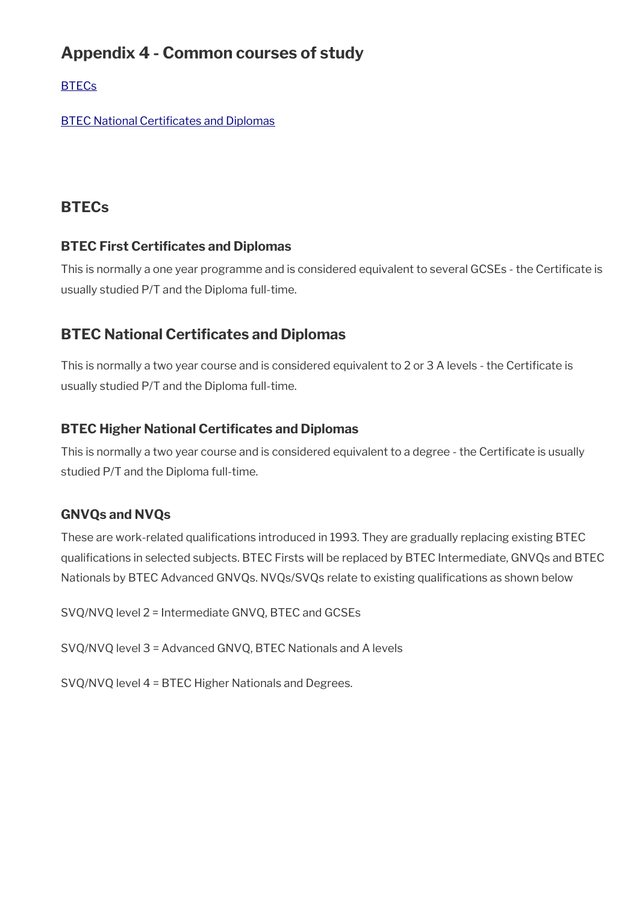# Appendix 4 - Common courses of study

[BTECs]()

[BTEC National Certificates and Diplomas]()

## BTECs

### BTEC First Certificates and Diplomas

This is normally a one year programme and is considered equivalent to several GCSEs - the Certificate is usually studied P/T and the Diploma full-time.

## BTEC National Certificates and Diplomas

This is normally a two year course and is considered equivalent to 2 or 3 A levels - the Certificate is usually studied P/T and the Diploma full-time.

### BTEC Higher National Certificates and Diplomas

This is normally a two year course and is considered equivalent to a degree - the Certificate is usually studied P/T and the Diploma full-time.

### GNVQs and NVQs

These are work-related qualifications introduced in 1993. They are gradually replacing existing BTEC qualifications in selected subjects. BTEC Firsts will be replaced by BTEC Intermediate, GNVQs and BTEC Nationals by BTEC Advanced GNVQs. NVQs/SVQs relate to existing qualifications as shown below

SVQ/NVQ level 2 = Intermediate GNVQ, BTEC and GCSEs

SVQ/NVQ level 3 = Advanced GNVQ, BTEC Nationals and A levels

SVQ/NVQ level 4 = BTEC Higher Nationals and Degrees.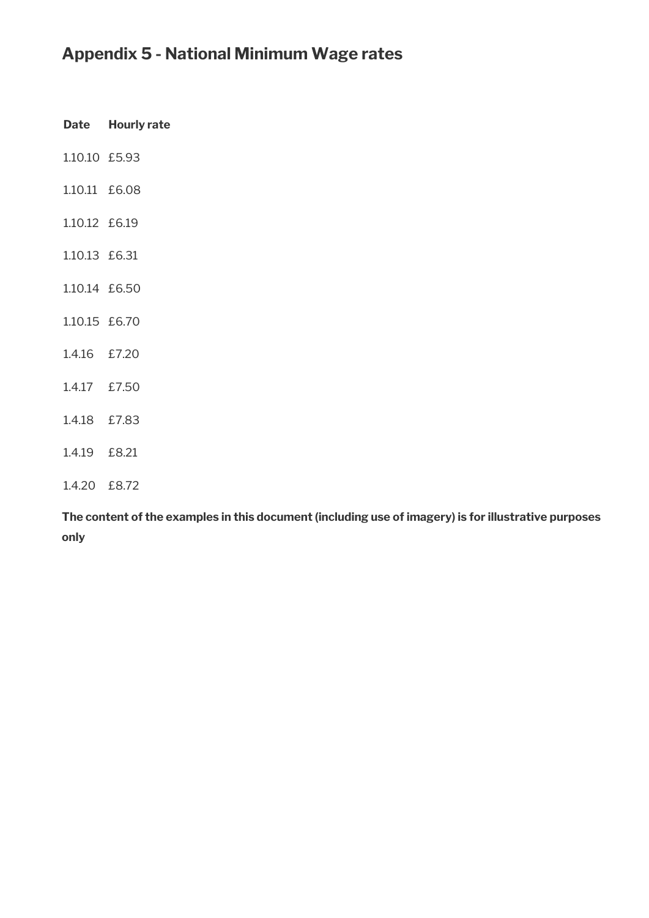## Appendix 5 - National Minimum Wage rates

| Date | Hourly rate |
| --- | --- |
| 1.10.10 | £5.93 |
| 1.10.11 | £6.08 |
| 1.10.12 | £6.19 |
| 1.10.13 | £6.31 |
| 1.10.14 | £6.50 |
| 1.10.15 | £6.70 |
| 1.4.16 | £7.20 |
| 1.4.17 | £7.50 |
| 1.4.18 | £7.83 |
| 1.4.19 | £8.21 |
| 1.4.20 | £8.72 |

**The content of the examples in this document (including use of imagery) is for illustrative purposes only**